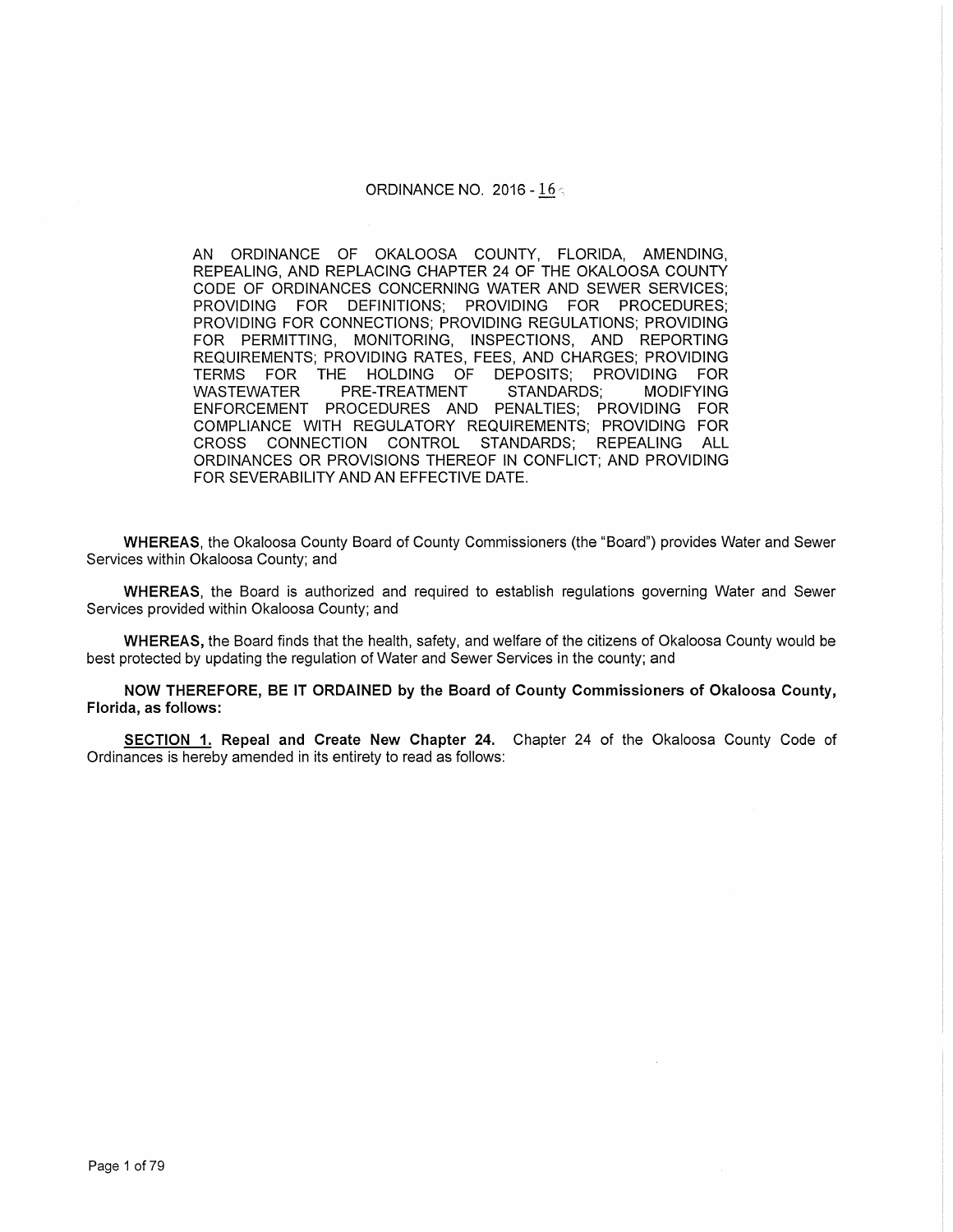# ORDINANCE NO. 2016 - 16

AN ORDINANCE OF OKALOOSA COUNTY, FLORIDA, AMENDING, REPEALING, AND REPLACING CHAPTER 24 OF THE OKALOOSA COUNTY CODE OF ORDINANCES CONCERNING WATER AND SEWER SERVICES; PROVIDING FOR DEFINITIONS; PROVIDING FOR PROCEDURES; PROVIDING FOR CONNECTIONS; PROVIDING REGULATIONS; PROVIDING FOR PERMITTING, MONITORING, INSPECTIONS, AND REPORTING REQUIREMENTS; PROVIDING RATES, FEES, AND CHARGES; PROVIDING TERMS FOR THE HOLDING OF DEPOSITS; PROVIDING FOR WASTEWATER PRE-TREATMENT STANDARDS; MODIFYING ENFORCEMENT PROCEDURES AND PENALTIES; PROVIDING FOR COMPLIANCE WITH REGULATORY REQUIREMENTS; PROVIDING FOR CROSS CONNECTION CONTROL STANDARDS; REPEALING ALL ORDINANCES OR PROVISIONS THEREOF IN CONFLICT; AND PROVIDING FOR SEVERABILITY AND AN EFFECTIVE DATE.

**WHEREAS**, the Okaloosa County Board of County Commissioners (the "Board") provides Water and Sewer Services within Okaloosa County; and

**WHEREAS**, the Board is authorized and required to establish regulations governing Water and Sewer Services provided within Okaloosa County; and

**WHEREAS,** the Board finds that the health, safety, and welfare of the citizens of Okaloosa County would be best protected by updating the regulation of Water and Sewer Services in the county; and

**NOW THEREFORE, BE IT ORDAINED by the Board of County Commissioners of Okaloosa County, Florida, as follows:**

**SECTION 1. Repeal and Create New Chapter 24.** Chapter 24 of the Okaloosa County Code of Ordinances is hereby amended in its entirety to read as follows: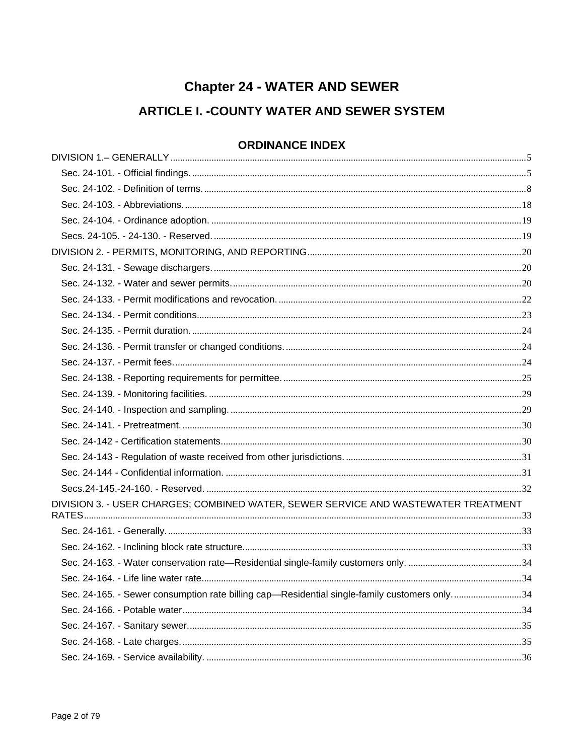# Chapter 24 - WATER AND SEWER

## ARTICLE I. -COUNTY WATER AND SEWER SYSTEM

### ORDINANCE INDEX

DIVISION 1.– GENERALLY ........ 5

- Sec. 24-101. - Official findings. ........ 5
- Sec. 24-102. - Definition of terms. ........ 8
- Sec. 24-103. - Abbreviations. ........ 18
- Sec. 24-104. - Ordinance adoption. ........ 19
- Secs. 24-105. - 24-130. - Reserved. ........ 19

DIVISION 2. - PERMITS, MONITORING, AND REPORTING ........ 20

- Sec. 24-131. - Sewage dischargers. ........ 20
- Sec. 24-132. - Water and sewer permits. ........ 20
- Sec. 24-133. - Permit modifications and revocation. ........ 22
- Sec. 24-134. - Permit conditions ........ 23
- Sec. 24-135. - Permit duration. ........ 24
- Sec. 24-136. - Permit transfer or changed conditions. ........ 24
- Sec. 24-137. - Permit fees. ........ 24
- Sec. 24-138. - Reporting requirements for permittee. ........ 25
- Sec. 24-139. - Monitoring facilities. ........ 29
- Sec. 24-140. - Inspection and sampling. ........ 29
- Sec. 24-141. - Pretreatment. ........ 30
- Sec. 24-142 - Certification statements. ........ 30
- Sec. 24-143 - Regulation of waste received from other jurisdictions. ........ 31
- Sec. 24-144 - Confidential information. ........ 31
- Secs.24-145.-24-160. - Reserved. ........ 32

DIVISION 3. - USER CHARGES; COMBINED WATER, SEWER SERVICE AND WASTEWATER TREATMENT RATES ........ 33

- Sec. 24-161. - Generally. ........ 33
- Sec. 24-162. - Inclining block rate structure ........ 33
- Sec. 24-163. - Water conservation rate—Residential single-family customers only. ........ 34
- Sec. 24-164. - Life line water rate ........ 34
- Sec. 24-165. - Sewer consumption rate billing cap—Residential single-family customers only. ........ 34
- Sec. 24-166. - Potable water. ........ 34
- Sec. 24-167. - Sanitary sewer. ........ 35
- Sec. 24-168. - Late charges. ........ 35
- Sec. 24-169. - Service availability. ........ 36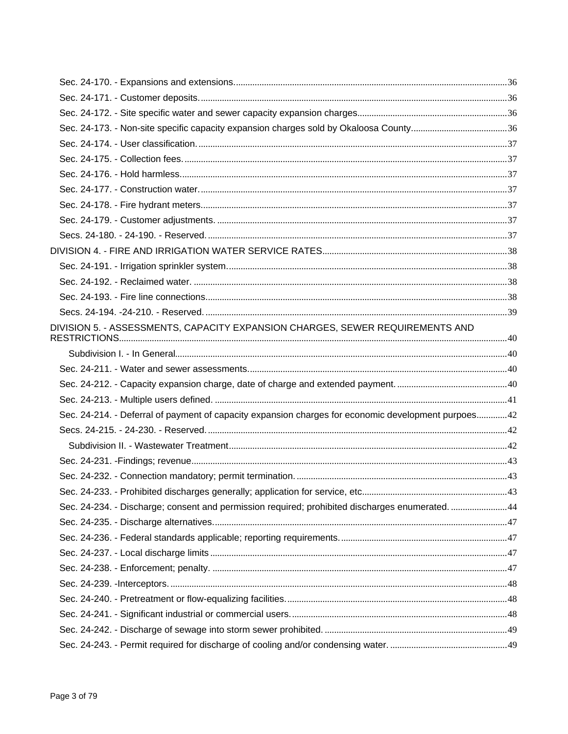Sec. 24-170. - Expansions and extensions. 36
Sec. 24-171. - Customer deposits. 36
Sec. 24-172. - Site specific water and sewer capacity expansion charges. 36
Sec. 24-173. - Non-site specific capacity expansion charges sold by Okaloosa County. 36
Sec. 24-174. - User classification. 37
Sec. 24-175. - Collection fees. 37
Sec. 24-176. - Hold harmless. 37
Sec. 24-177. - Construction water. 37
Sec. 24-178. - Fire hydrant meters. 37
Sec. 24-179. - Customer adjustments. 37
Secs. 24-180. - 24-190. - Reserved. 37
DIVISION 4. - FIRE AND IRRIGATION WATER SERVICE RATES 38
Sec. 24-191. - Irrigation sprinkler system. 38
Sec. 24-192. - Reclaimed water. 38
Sec. 24-193. - Fire line connections. 38
Secs. 24-194. -24-210. - Reserved. 39
DIVISION 5. - ASSESSMENTS, CAPACITY EXPANSION CHARGES, SEWER REQUIREMENTS AND RESTRICTIONS 40
Subdivision I. - In General 40
Sec. 24-211. - Water and sewer assessments. 40
Sec. 24-212. - Capacity expansion charge, date of charge and extended payment. 40
Sec. 24-213. - Multiple users defined. 41
Sec. 24-214. - Deferral of payment of capacity expansion charges for economic development purpoes 42
Secs. 24-215. - 24-230. - Reserved. 42
Subdivision II. - Wastewater Treatment 42
Sec. 24-231. -Findings; revenue 43
Sec. 24-232. - Connection mandatory; permit termination. 43
Sec. 24-233. - Prohibited discharges generally; application for service, etc. 43
Sec. 24-234. - Discharge; consent and permission required; prohibited discharges enumerated. 44
Sec. 24-235. - Discharge alternatives. 47
Sec. 24-236. - Federal standards applicable; reporting requirements. 47
Sec. 24-237. - Local discharge limits 47
Sec. 24-238. - Enforcement; penalty. 47
Sec. 24-239. -Interceptors. 48
Sec. 24-240. - Pretreatment or flow-equalizing facilities. 48
Sec. 24-241. - Significant industrial or commercial users. 48
Sec. 24-242. - Discharge of sewage into storm sewer prohibited. 49
Sec. 24-243. - Permit required for discharge of cooling and/or condensing water. 49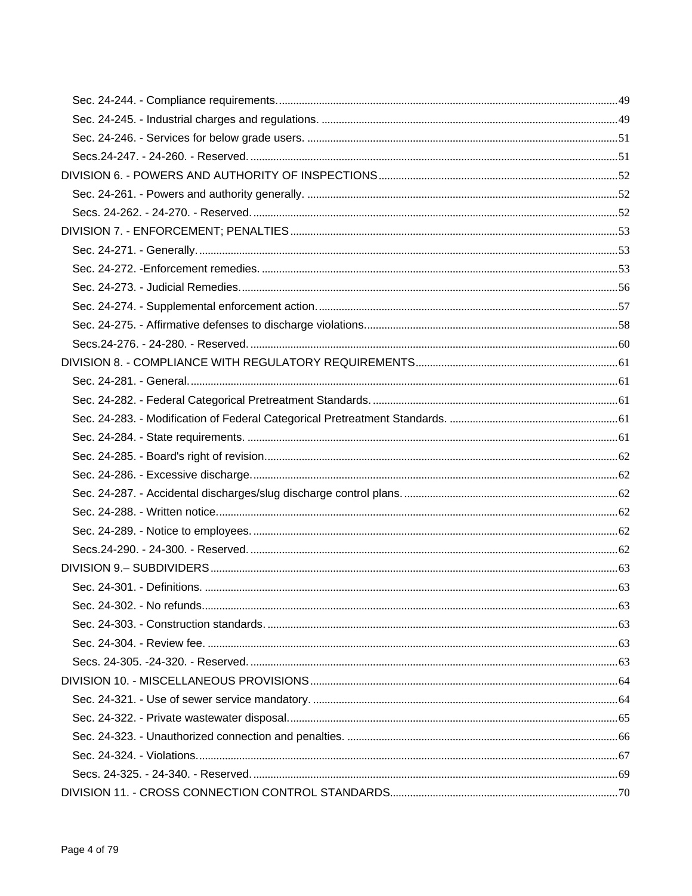Sec. 24-244. - Compliance requirements. 49

Sec. 24-245. - Industrial charges and regulations. 49

Sec. 24-246. - Services for below grade users. 51

Secs.24-247. - 24-260. - Reserved. 51

DIVISION 6. - POWERS AND AUTHORITY OF INSPECTIONS 52

Sec. 24-261. - Powers and authority generally. 52

Secs. 24-262. - 24-270. - Reserved. 52

DIVISION 7. - ENFORCEMENT; PENALTIES 53

Sec. 24-271. - Generally. 53

Sec. 24-272. -Enforcement remedies. 53

Sec. 24-273. - Judicial Remedies. 56

Sec. 24-274. - Supplemental enforcement action. 57

Sec. 24-275. - Affirmative defenses to discharge violations. 58

Secs.24-276. - 24-280. - Reserved. 60

DIVISION 8. - COMPLIANCE WITH REGULATORY REQUIREMENTS 61

Sec. 24-281. - General. 61

Sec. 24-282. - Federal Categorical Pretreatment Standards. 61

Sec. 24-283. - Modification of Federal Categorical Pretreatment Standards. 61

Sec. 24-284. - State requirements. 61

Sec. 24-285. - Board's right of revision. 62

Sec. 24-286. - Excessive discharge. 62

Sec. 24-287. - Accidental discharges/slug discharge control plans. 62

Sec. 24-288. - Written notice. 62

Sec. 24-289. - Notice to employees. 62

Secs.24-290. - 24-300. - Reserved. 62

DIVISION 9.– SUBDIVIDERS 63

Sec. 24-301. - Definitions. 63

Sec. 24-302. - No refunds. 63

Sec. 24-303. - Construction standards. 63

Sec. 24-304. - Review fee. 63

Secs. 24-305. -24-320. - Reserved. 63

DIVISION 10. - MISCELLANEOUS PROVISIONS 64

Sec. 24-321. - Use of sewer service mandatory. 64

Sec. 24-322. - Private wastewater disposal. 65

Sec. 24-323. - Unauthorized connection and penalties. 66

Sec. 24-324. - Violations. 67

Secs. 24-325. - 24-340. - Reserved. 69

DIVISION 11. - CROSS CONNECTION CONTROL STANDARDS 70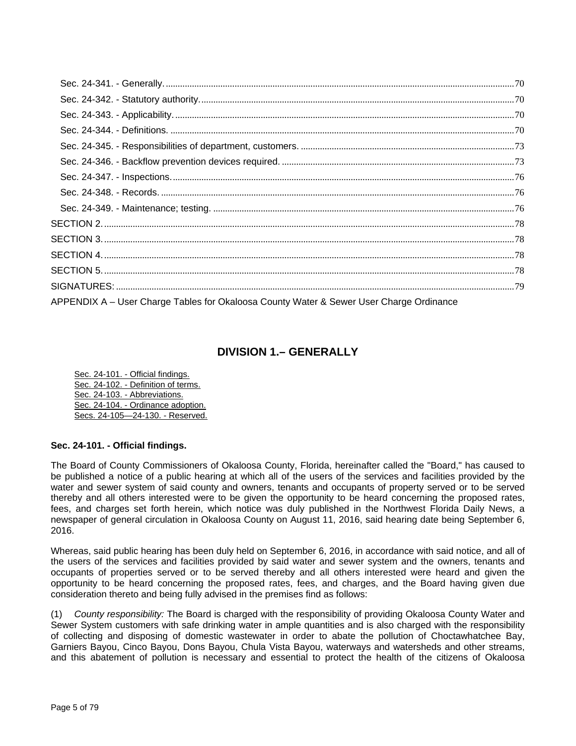Sec. 24-341. - Generally. .......... 70
Sec. 24-342. - Statutory authority. .......... 70
Sec. 24-343. - Applicability. .......... 70
Sec. 24-344. - Definitions. .......... 70
Sec. 24-345. - Responsibilities of department, customers. .......... 73
Sec. 24-346. - Backflow prevention devices required. .......... 73
Sec. 24-347. - Inspections. .......... 76
Sec. 24-348. - Records. .......... 76
Sec. 24-349. - Maintenance; testing. .......... 76
SECTION 2. .......... 78
SECTION 3. .......... 78
SECTION 4. .......... 78
SECTION 5. .......... 78
SIGNATURES: .......... 79
APPENDIX A – User Charge Tables for Okaloosa County Water & Sewer User Charge Ordinance

## DIVISION 1.– GENERALLY

Sec. 24-101. - Official findings.
Sec. 24-102. - Definition of terms.
Sec. 24-103. - Abbreviations.
Sec. 24-104. - Ordinance adoption.
Secs. 24-105—24-130. - Reserved.

**Sec. 24-101. - Official findings.**

The Board of County Commissioners of Okaloosa County, Florida, hereinafter called the "Board," has caused to be published a notice of a public hearing at which all of the users of the services and facilities provided by the water and sewer system of said county and owners, tenants and occupants of property served or to be served thereby and all others interested were to be given the opportunity to be heard concerning the proposed rates, fees, and charges set forth herein, which notice was duly published in the Northwest Florida Daily News, a newspaper of general circulation in Okaloosa County on August 11, 2016, said hearing date being September 6, 2016.

Whereas, said public hearing has been duly held on September 6, 2016, in accordance with said notice, and all of the users of the services and facilities provided by said water and sewer system and the owners, tenants and occupants of properties served or to be served thereby and all others interested were heard and given the opportunity to be heard concerning the proposed rates, fees, and charges, and the Board having given due consideration thereto and being fully advised in the premises find as follows:

(1) *County responsibility:* The Board is charged with the responsibility of providing Okaloosa County Water and Sewer System customers with safe drinking water in ample quantities and is also charged with the responsibility of collecting and disposing of domestic wastewater in order to abate the pollution of Choctawhatchee Bay, Garniers Bayou, Cinco Bayou, Dons Bayou, Chula Vista Bayou, waterways and watersheds and other streams, and this abatement of pollution is necessary and essential to protect the health of the citizens of Okaloosa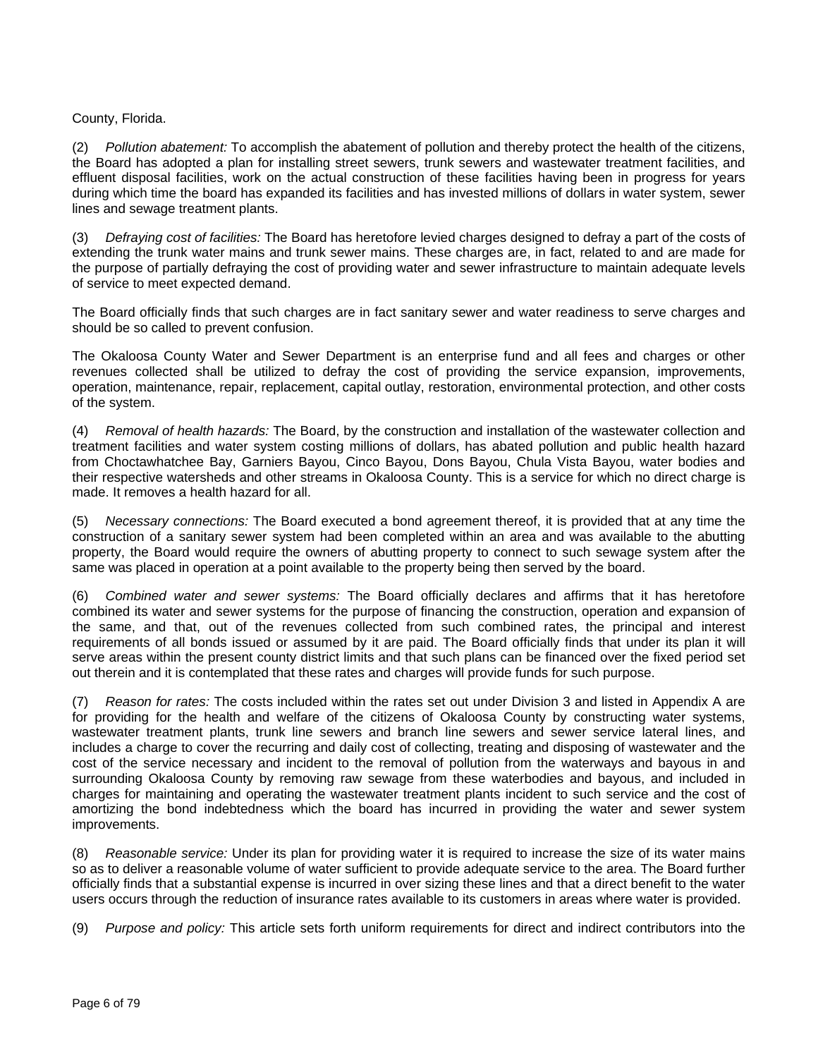County, Florida.

(2) *Pollution abatement:* To accomplish the abatement of pollution and thereby protect the health of the citizens, the Board has adopted a plan for installing street sewers, trunk sewers and wastewater treatment facilities, and effluent disposal facilities, work on the actual construction of these facilities having been in progress for years during which time the board has expanded its facilities and has invested millions of dollars in water system, sewer lines and sewage treatment plants.

(3) *Defraying cost of facilities:* The Board has heretofore levied charges designed to defray a part of the costs of extending the trunk water mains and trunk sewer mains. These charges are, in fact, related to and are made for the purpose of partially defraying the cost of providing water and sewer infrastructure to maintain adequate levels of service to meet expected demand.

The Board officially finds that such charges are in fact sanitary sewer and water readiness to serve charges and should be so called to prevent confusion.

The Okaloosa County Water and Sewer Department is an enterprise fund and all fees and charges or other revenues collected shall be utilized to defray the cost of providing the service expansion, improvements, operation, maintenance, repair, replacement, capital outlay, restoration, environmental protection, and other costs of the system.

(4) *Removal of health hazards:* The Board, by the construction and installation of the wastewater collection and treatment facilities and water system costing millions of dollars, has abated pollution and public health hazard from Choctawhatchee Bay, Garniers Bayou, Cinco Bayou, Dons Bayou, Chula Vista Bayou, water bodies and their respective watersheds and other streams in Okaloosa County. This is a service for which no direct charge is made. It removes a health hazard for all.

(5) *Necessary connections:* The Board executed a bond agreement thereof, it is provided that at any time the construction of a sanitary sewer system had been completed within an area and was available to the abutting property, the Board would require the owners of abutting property to connect to such sewage system after the same was placed in operation at a point available to the property being then served by the board.

(6) *Combined water and sewer systems:* The Board officially declares and affirms that it has heretofore combined its water and sewer systems for the purpose of financing the construction, operation and expansion of the same, and that, out of the revenues collected from such combined rates, the principal and interest requirements of all bonds issued or assumed by it are paid. The Board officially finds that under its plan it will serve areas within the present county district limits and that such plans can be financed over the fixed period set out therein and it is contemplated that these rates and charges will provide funds for such purpose.

(7) *Reason for rates:* The costs included within the rates set out under Division 3 and listed in Appendix A are for providing for the health and welfare of the citizens of Okaloosa County by constructing water systems, wastewater treatment plants, trunk line sewers and branch line sewers and sewer service lateral lines, and includes a charge to cover the recurring and daily cost of collecting, treating and disposing of wastewater and the cost of the service necessary and incident to the removal of pollution from the waterways and bayous in and surrounding Okaloosa County by removing raw sewage from these waterbodies and bayous, and included in charges for maintaining and operating the wastewater treatment plants incident to such service and the cost of amortizing the bond indebtedness which the board has incurred in providing the water and sewer system improvements.

(8) *Reasonable service:* Under its plan for providing water it is required to increase the size of its water mains so as to deliver a reasonable volume of water sufficient to provide adequate service to the area. The Board further officially finds that a substantial expense is incurred in over sizing these lines and that a direct benefit to the water users occurs through the reduction of insurance rates available to its customers in areas where water is provided.

(9) *Purpose and policy:* This article sets forth uniform requirements for direct and indirect contributors into the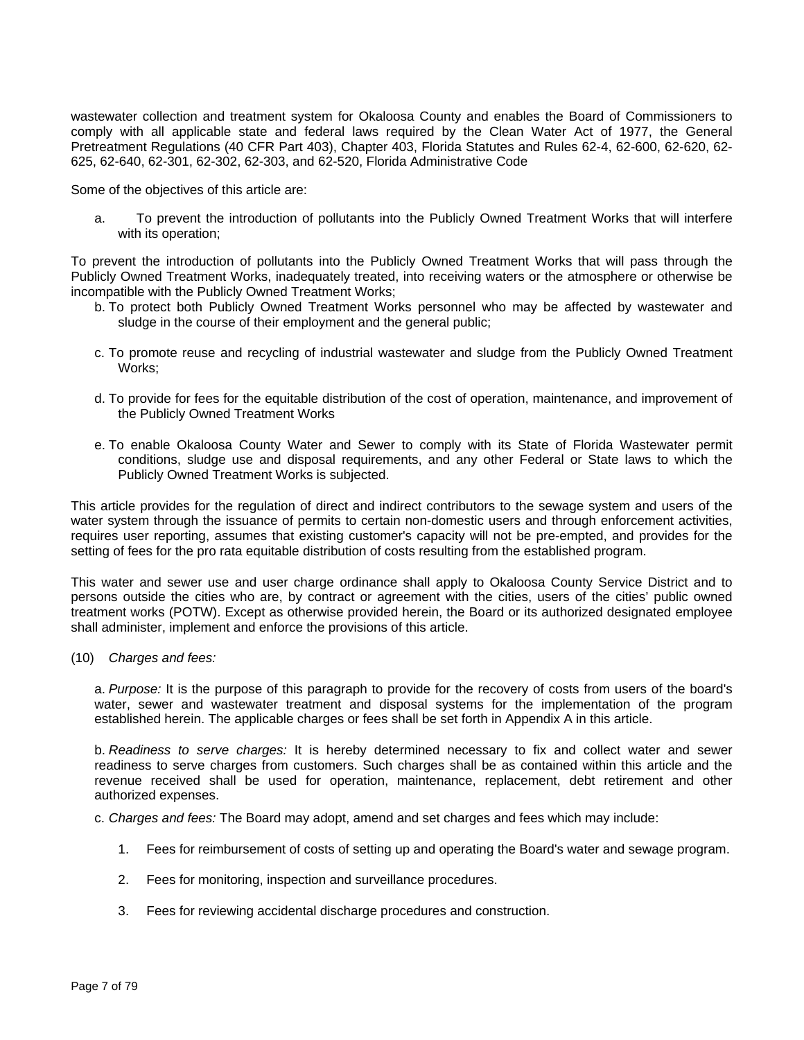wastewater collection and treatment system for Okaloosa County and enables the Board of Commissioners to comply with all applicable state and federal laws required by the Clean Water Act of 1977, the General Pretreatment Regulations (40 CFR Part 403), Chapter 403, Florida Statutes and Rules 62-4, 62-600, 62-620, 62-625, 62-640, 62-301, 62-302, 62-303, and 62-520, Florida Administrative Code

Some of the objectives of this article are:

a. To prevent the introduction of pollutants into the Publicly Owned Treatment Works that will interfere with its operation;

To prevent the introduction of pollutants into the Publicly Owned Treatment Works that will pass through the Publicly Owned Treatment Works, inadequately treated, into receiving waters or the atmosphere or otherwise be incompatible with the Publicly Owned Treatment Works;

b. To protect both Publicly Owned Treatment Works personnel who may be affected by wastewater and sludge in the course of their employment and the general public;

c. To promote reuse and recycling of industrial wastewater and sludge from the Publicly Owned Treatment Works;

d. To provide for fees for the equitable distribution of the cost of operation, maintenance, and improvement of the Publicly Owned Treatment Works

e. To enable Okaloosa County Water and Sewer to comply with its State of Florida Wastewater permit conditions, sludge use and disposal requirements, and any other Federal or State laws to which the Publicly Owned Treatment Works is subjected.

This article provides for the regulation of direct and indirect contributors to the sewage system and users of the water system through the issuance of permits to certain non-domestic users and through enforcement activities, requires user reporting, assumes that existing customer's capacity will not be pre-empted, and provides for the setting of fees for the pro rata equitable distribution of costs resulting from the established program.

This water and sewer use and user charge ordinance shall apply to Okaloosa County Service District and to persons outside the cities who are, by contract or agreement with the cities, users of the cities' public owned treatment works (POTW). Except as otherwise provided herein, the Board or its authorized designated employee shall administer, implement and enforce the provisions of this article.

(10) *Charges and fees:*

a. *Purpose:* It is the purpose of this paragraph to provide for the recovery of costs from users of the board's water, sewer and wastewater treatment and disposal systems for the implementation of the program established herein. The applicable charges or fees shall be set forth in Appendix A in this article.

b. *Readiness to serve charges:* It is hereby determined necessary to fix and collect water and sewer readiness to serve charges from customers. Such charges shall be as contained within this article and the revenue received shall be used for operation, maintenance, replacement, debt retirement and other authorized expenses.

c. *Charges and fees:* The Board may adopt, amend and set charges and fees which may include:

1. Fees for reimbursement of costs of setting up and operating the Board's water and sewage program.
2. Fees for monitoring, inspection and surveillance procedures.
3. Fees for reviewing accidental discharge procedures and construction.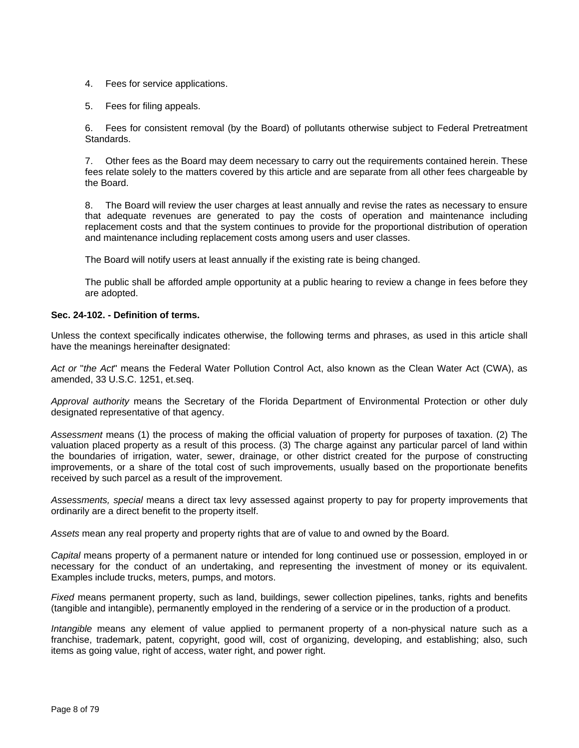4. Fees for service applications.

5. Fees for filing appeals.

6. Fees for consistent removal (by the Board) of pollutants otherwise subject to Federal Pretreatment Standards.

7. Other fees as the Board may deem necessary to carry out the requirements contained herein. These fees relate solely to the matters covered by this article and are separate from all other fees chargeable by the Board.

8. The Board will review the user charges at least annually and revise the rates as necessary to ensure that adequate revenues are generated to pay the costs of operation and maintenance including replacement costs and that the system continues to provide for the proportional distribution of operation and maintenance including replacement costs among users and user classes.

The Board will notify users at least annually if the existing rate is being changed.

The public shall be afforded ample opportunity at a public hearing to review a change in fees before they are adopted.

**Sec. 24-102. - Definition of terms.**

Unless the context specifically indicates otherwise, the following terms and phrases, as used in this article shall have the meanings hereinafter designated:

*Act or* "*the Act*" means the Federal Water Pollution Control Act, also known as the Clean Water Act (CWA), as amended, 33 U.S.C. 1251, et.seq.

*Approval authority* means the Secretary of the Florida Department of Environmental Protection or other duly designated representative of that agency.

*Assessment* means (1) the process of making the official valuation of property for purposes of taxation. (2) The valuation placed property as a result of this process. (3) The charge against any particular parcel of land within the boundaries of irrigation, water, sewer, drainage, or other district created for the purpose of constructing improvements, or a share of the total cost of such improvements, usually based on the proportionate benefits received by such parcel as a result of the improvement.

*Assessments, special* means a direct tax levy assessed against property to pay for property improvements that ordinarily are a direct benefit to the property itself.

*Assets* mean any real property and property rights that are of value to and owned by the Board.

*Capital* means property of a permanent nature or intended for long continued use or possession, employed in or necessary for the conduct of an undertaking, and representing the investment of money or its equivalent. Examples include trucks, meters, pumps, and motors.

*Fixed* means permanent property, such as land, buildings, sewer collection pipelines, tanks, rights and benefits (tangible and intangible), permanently employed in the rendering of a service or in the production of a product.

*Intangible* means any element of value applied to permanent property of a non-physical nature such as a franchise, trademark, patent, copyright, good will, cost of organizing, developing, and establishing; also, such items as going value, right of access, water right, and power right.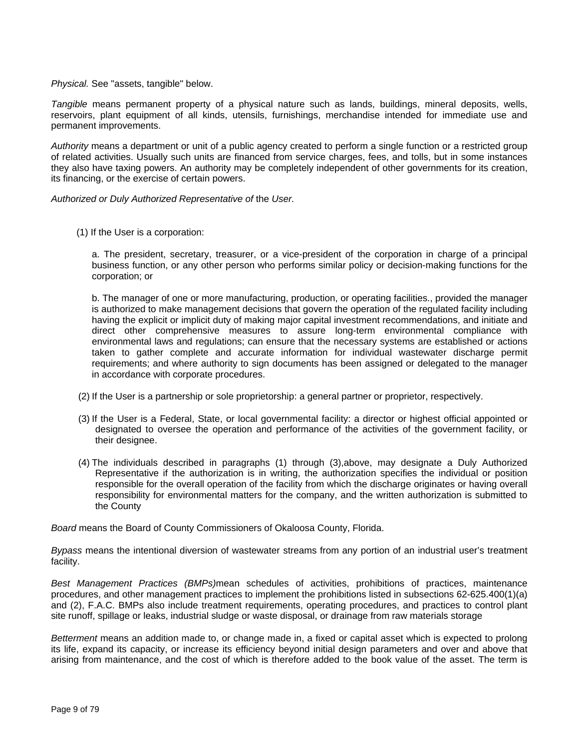*Physical.* See "assets, tangible" below.

*Tangible* means permanent property of a physical nature such as lands, buildings, mineral deposits, wells, reservoirs, plant equipment of all kinds, utensils, furnishings, merchandise intended for immediate use and permanent improvements.

*Authority* means a department or unit of a public agency created to perform a single function or a restricted group of related activities. Usually such units are financed from service charges, fees, and tolls, but in some instances they also have taxing powers. An authority may be completely independent of other governments for its creation, its financing, or the exercise of certain powers.

*Authorized or Duly Authorized Representative of* the *User.*

(1) If the User is a corporation:

a. The president, secretary, treasurer, or a vice-president of the corporation in charge of a principal business function, or any other person who performs similar policy or decision-making functions for the corporation; or

b. The manager of one or more manufacturing, production, or operating facilities., provided the manager is authorized to make management decisions that govern the operation of the regulated facility including having the explicit or implicit duty of making major capital investment recommendations, and initiate and direct other comprehensive measures to assure long-term environmental compliance with environmental laws and regulations; can ensure that the necessary systems are established or actions taken to gather complete and accurate information for individual wastewater discharge permit requirements; and where authority to sign documents has been assigned or delegated to the manager in accordance with corporate procedures.

(2) If the User is a partnership or sole proprietorship: a general partner or proprietor, respectively.

(3) If the User is a Federal, State, or local governmental facility: a director or highest official appointed or designated to oversee the operation and performance of the activities of the government facility, or their designee.

(4) The individuals described in paragraphs (1) through (3),above, may designate a Duly Authorized Representative if the authorization is in writing, the authorization specifies the individual or position responsible for the overall operation of the facility from which the discharge originates or having overall responsibility for environmental matters for the company, and the written authorization is submitted to the County

*Board* means the Board of County Commissioners of Okaloosa County, Florida.

*Bypass* means the intentional diversion of wastewater streams from any portion of an industrial user's treatment facility.

*Best Management Practices (BMPs)*mean schedules of activities, prohibitions of practices, maintenance procedures, and other management practices to implement the prohibitions listed in subsections 62-625.400(1)(a) and (2), F.A.C. BMPs also include treatment requirements, operating procedures, and practices to control plant site runoff, spillage or leaks, industrial sludge or waste disposal, or drainage from raw materials storage

*Betterment* means an addition made to, or change made in, a fixed or capital asset which is expected to prolong its life, expand its capacity, or increase its efficiency beyond initial design parameters and over and above that arising from maintenance, and the cost of which is therefore added to the book value of the asset. The term is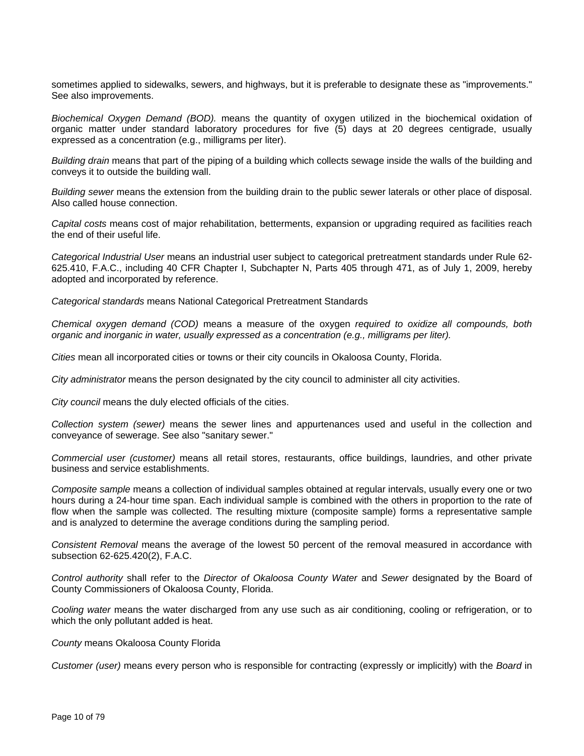sometimes applied to sidewalks, sewers, and highways, but it is preferable to designate these as "improvements." See also improvements.

*Biochemical Oxygen Demand (BOD).* means the quantity of oxygen utilized in the biochemical oxidation of organic matter under standard laboratory procedures for five (5) days at 20 degrees centigrade, usually expressed as a concentration (e.g., milligrams per liter).

*Building drain* means that part of the piping of a building which collects sewage inside the walls of the building and conveys it to outside the building wall.

*Building sewer* means the extension from the building drain to the public sewer laterals or other place of disposal. Also called house connection.

*Capital costs* means cost of major rehabilitation, betterments, expansion or upgrading required as facilities reach the end of their useful life.

*Categorical Industrial User* means an industrial user subject to categorical pretreatment standards under Rule 62-625.410, F.A.C., including 40 CFR Chapter I, Subchapter N, Parts 405 through 471, as of July 1, 2009, hereby adopted and incorporated by reference.

*Categorical standards* means National Categorical Pretreatment Standards

*Chemical oxygen demand (COD)* means a measure of the oxygen *required to oxidize all compounds, both organic and inorganic in water, usually expressed as a concentration (e.g., milligrams per liter).*

*Cities* mean all incorporated cities or towns or their city councils in Okaloosa County, Florida.

*City administrator* means the person designated by the city council to administer all city activities.

*City council* means the duly elected officials of the cities.

*Collection system (sewer)* means the sewer lines and appurtenances used and useful in the collection and conveyance of sewerage. See also "sanitary sewer."

*Commercial user (customer)* means all retail stores, restaurants, office buildings, laundries, and other private business and service establishments.

*Composite sample* means a collection of individual samples obtained at regular intervals, usually every one or two hours during a 24-hour time span. Each individual sample is combined with the others in proportion to the rate of flow when the sample was collected. The resulting mixture (composite sample) forms a representative sample and is analyzed to determine the average conditions during the sampling period.

*Consistent Removal* means the average of the lowest 50 percent of the removal measured in accordance with subsection 62-625.420(2), F.A.C.

*Control authority* shall refer to the *Director of Okaloosa County Water* and *Sewer* designated by the Board of County Commissioners of Okaloosa County, Florida.

*Cooling water* means the water discharged from any use such as air conditioning, cooling or refrigeration, or to which the only pollutant added is heat.

*County* means Okaloosa County Florida

*Customer (user)* means every person who is responsible for contracting (expressly or implicitly) with the *Board* in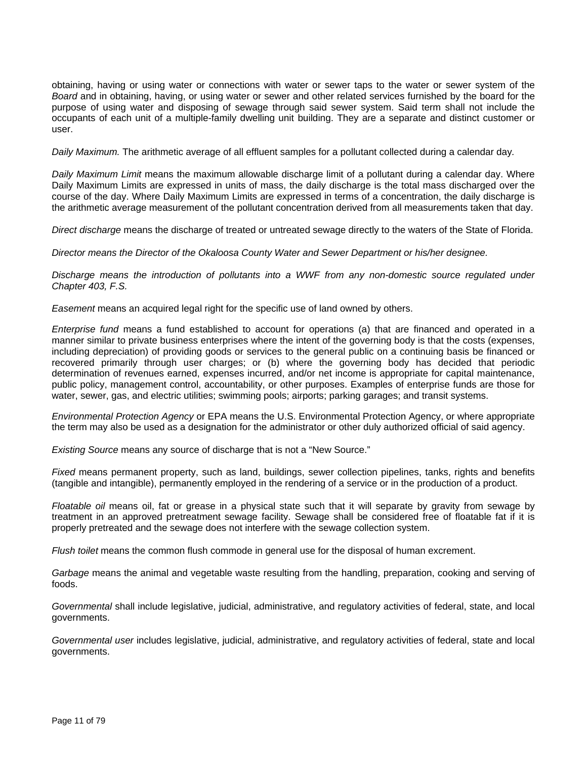obtaining, having or using water or connections with water or sewer taps to the water or sewer system of the *Board* and in obtaining, having, or using water or sewer and other related services furnished by the board for the purpose of using water and disposing of sewage through said sewer system. Said term shall not include the occupants of each unit of a multiple-family dwelling unit building. They are a separate and distinct customer or user.

*Daily Maximum.* The arithmetic average of all effluent samples for a pollutant collected during a calendar day.

*Daily Maximum Limit* means the maximum allowable discharge limit of a pollutant during a calendar day. Where Daily Maximum Limits are expressed in units of mass, the daily discharge is the total mass discharged over the course of the day. Where Daily Maximum Limits are expressed in terms of a concentration, the daily discharge is the arithmetic average measurement of the pollutant concentration derived from all measurements taken that day.

*Direct discharge* means the discharge of treated or untreated sewage directly to the waters of the State of Florida.

*Director means the Director of the Okaloosa County Water and Sewer Department or his/her designee.*

*Discharge means the introduction of pollutants into a WWF from any non-domestic source regulated under Chapter 403, F.S.*

*Easement* means an acquired legal right for the specific use of land owned by others.

*Enterprise fund* means a fund established to account for operations (a) that are financed and operated in a manner similar to private business enterprises where the intent of the governing body is that the costs (expenses, including depreciation) of providing goods or services to the general public on a continuing basis be financed or recovered primarily through user charges; or (b) where the governing body has decided that periodic determination of revenues earned, expenses incurred, and/or net income is appropriate for capital maintenance, public policy, management control, accountability, or other purposes. Examples of enterprise funds are those for water, sewer, gas, and electric utilities; swimming pools; airports; parking garages; and transit systems.

*Environmental Protection Agency* or EPA means the U.S. Environmental Protection Agency, or where appropriate the term may also be used as a designation for the administrator or other duly authorized official of said agency.

*Existing Source* means any source of discharge that is not a "New Source."

*Fixed* means permanent property, such as land, buildings, sewer collection pipelines, tanks, rights and benefits (tangible and intangible), permanently employed in the rendering of a service or in the production of a product.

*Floatable oil* means oil, fat or grease in a physical state such that it will separate by gravity from sewage by treatment in an approved pretreatment sewage facility. Sewage shall be considered free of floatable fat if it is properly pretreated and the sewage does not interfere with the sewage collection system.

*Flush toilet* means the common flush commode in general use for the disposal of human excrement.

*Garbage* means the animal and vegetable waste resulting from the handling, preparation, cooking and serving of foods.

*Governmental* shall include legislative, judicial, administrative, and regulatory activities of federal, state, and local governments.

*Governmental user* includes legislative, judicial, administrative, and regulatory activities of federal, state and local governments.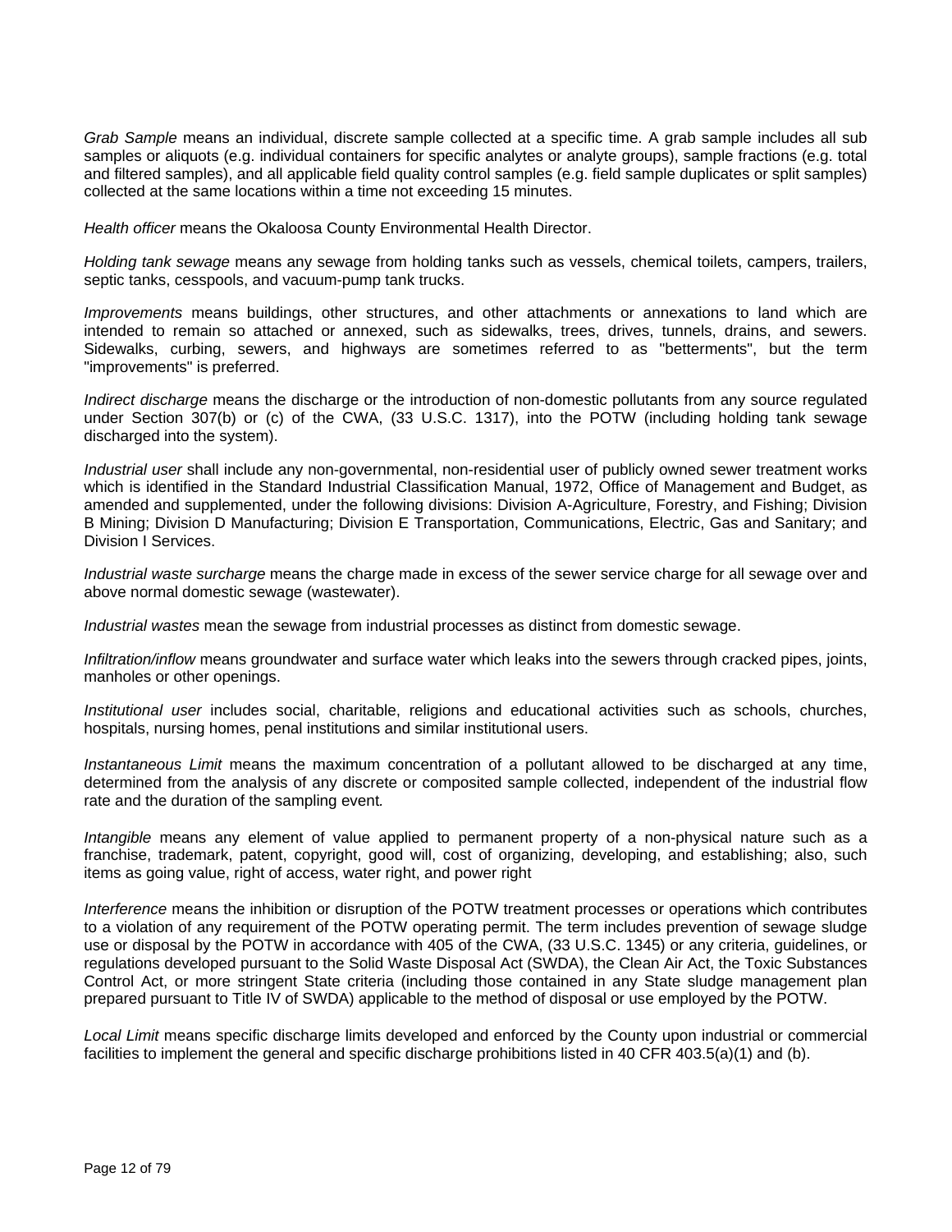*Grab Sample* means an individual, discrete sample collected at a specific time. A grab sample includes all sub samples or aliquots (e.g. individual containers for specific analytes or analyte groups), sample fractions (e.g. total and filtered samples), and all applicable field quality control samples (e.g. field sample duplicates or split samples) collected at the same locations within a time not exceeding 15 minutes.

*Health officer* means the Okaloosa County Environmental Health Director.

*Holding tank sewage* means any sewage from holding tanks such as vessels, chemical toilets, campers, trailers, septic tanks, cesspools, and vacuum-pump tank trucks.

*Improvements* means buildings, other structures, and other attachments or annexations to land which are intended to remain so attached or annexed, such as sidewalks, trees, drives, tunnels, drains, and sewers. Sidewalks, curbing, sewers, and highways are sometimes referred to as "betterments", but the term "improvements" is preferred.

*Indirect discharge* means the discharge or the introduction of non-domestic pollutants from any source regulated under Section 307(b) or (c) of the CWA, (33 U.S.C. 1317), into the POTW (including holding tank sewage discharged into the system).

*Industrial user* shall include any non-governmental, non-residential user of publicly owned sewer treatment works which is identified in the Standard Industrial Classification Manual, 1972, Office of Management and Budget, as amended and supplemented, under the following divisions: Division A-Agriculture, Forestry, and Fishing; Division B Mining; Division D Manufacturing; Division E Transportation, Communications, Electric, Gas and Sanitary; and Division I Services.

*Industrial waste surcharge* means the charge made in excess of the sewer service charge for all sewage over and above normal domestic sewage (wastewater).

*Industrial wastes* mean the sewage from industrial processes as distinct from domestic sewage.

*Infiltration/inflow* means groundwater and surface water which leaks into the sewers through cracked pipes, joints, manholes or other openings.

*Institutional user* includes social, charitable, religions and educational activities such as schools, churches, hospitals, nursing homes, penal institutions and similar institutional users.

*Instantaneous Limit* means the maximum concentration of a pollutant allowed to be discharged at any time, determined from the analysis of any discrete or composited sample collected, independent of the industrial flow rate and the duration of the sampling event.

*Intangible* means any element of value applied to permanent property of a non-physical nature such as a franchise, trademark, patent, copyright, good will, cost of organizing, developing, and establishing; also, such items as going value, right of access, water right, and power right

*Interference* means the inhibition or disruption of the POTW treatment processes or operations which contributes to a violation of any requirement of the POTW operating permit. The term includes prevention of sewage sludge use or disposal by the POTW in accordance with 405 of the CWA, (33 U.S.C. 1345) or any criteria, guidelines, or regulations developed pursuant to the Solid Waste Disposal Act (SWDA), the Clean Air Act, the Toxic Substances Control Act, or more stringent State criteria (including those contained in any State sludge management plan prepared pursuant to Title IV of SWDA) applicable to the method of disposal or use employed by the POTW.

*Local Limit* means specific discharge limits developed and enforced by the County upon industrial or commercial facilities to implement the general and specific discharge prohibitions listed in 40 CFR 403.5(a)(1) and (b).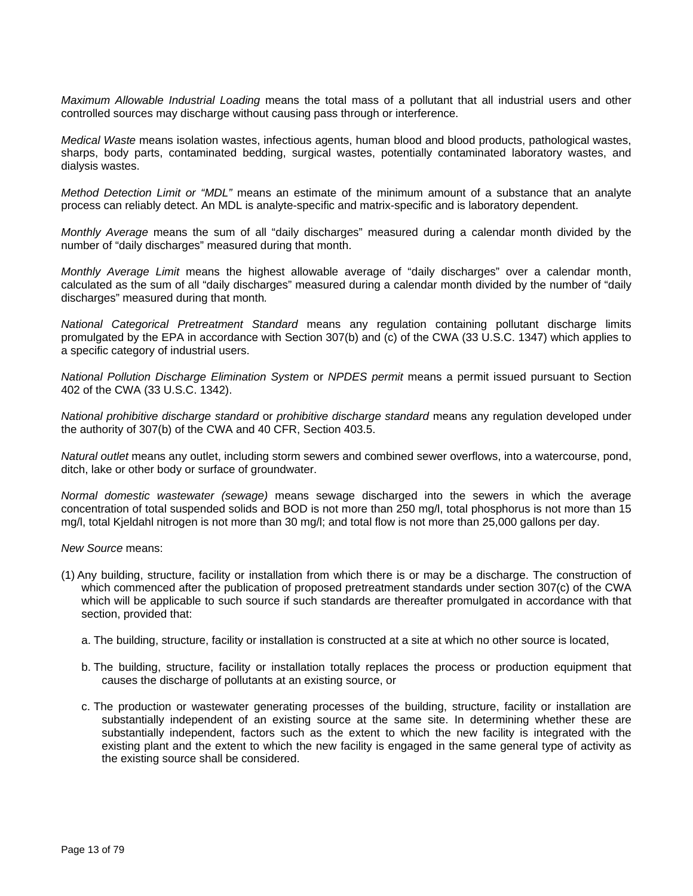*Maximum Allowable Industrial Loading* means the total mass of a pollutant that all industrial users and other controlled sources may discharge without causing pass through or interference.

*Medical Waste* means isolation wastes, infectious agents, human blood and blood products, pathological wastes, sharps, body parts, contaminated bedding, surgical wastes, potentially contaminated laboratory wastes, and dialysis wastes.

*Method Detection Limit or "MDL"* means an estimate of the minimum amount of a substance that an analyte process can reliably detect. An MDL is analyte-specific and matrix-specific and is laboratory dependent.

*Monthly Average* means the sum of all "daily discharges" measured during a calendar month divided by the number of "daily discharges" measured during that month.

*Monthly Average Limit* means the highest allowable average of "daily discharges" over a calendar month, calculated as the sum of all "daily discharges" measured during a calendar month divided by the number of "daily discharges" measured during that month.

*National Categorical Pretreatment Standard* means any regulation containing pollutant discharge limits promulgated by the EPA in accordance with Section 307(b) and (c) of the CWA (33 U.S.C. 1347) which applies to a specific category of industrial users.

*National Pollution Discharge Elimination System* or *NPDES permit* means a permit issued pursuant to Section 402 of the CWA (33 U.S.C. 1342).

*National prohibitive discharge standard* or *prohibitive discharge standard* means any regulation developed under the authority of 307(b) of the CWA and 40 CFR, Section 403.5.

*Natural outlet* means any outlet, including storm sewers and combined sewer overflows, into a watercourse, pond, ditch, lake or other body or surface of groundwater.

*Normal domestic wastewater (sewage)* means sewage discharged into the sewers in which the average concentration of total suspended solids and BOD is not more than 250 mg/l, total phosphorus is not more than 15 mg/l, total Kjeldahl nitrogen is not more than 30 mg/l; and total flow is not more than 25,000 gallons per day.

*New Source* means:

(1) Any building, structure, facility or installation from which there is or may be a discharge. The construction of which commenced after the publication of proposed pretreatment standards under section 307(c) of the CWA which will be applicable to such source if such standards are thereafter promulgated in accordance with that section, provided that:

   a. The building, structure, facility or installation is constructed at a site at which no other source is located,

   b. The building, structure, facility or installation totally replaces the process or production equipment that causes the discharge of pollutants at an existing source, or

   c. The production or wastewater generating processes of the building, structure, facility or installation are substantially independent of an existing source at the same site. In determining whether these are substantially independent, factors such as the extent to which the new facility is integrated with the existing plant and the extent to which the new facility is engaged in the same general type of activity as the existing source shall be considered.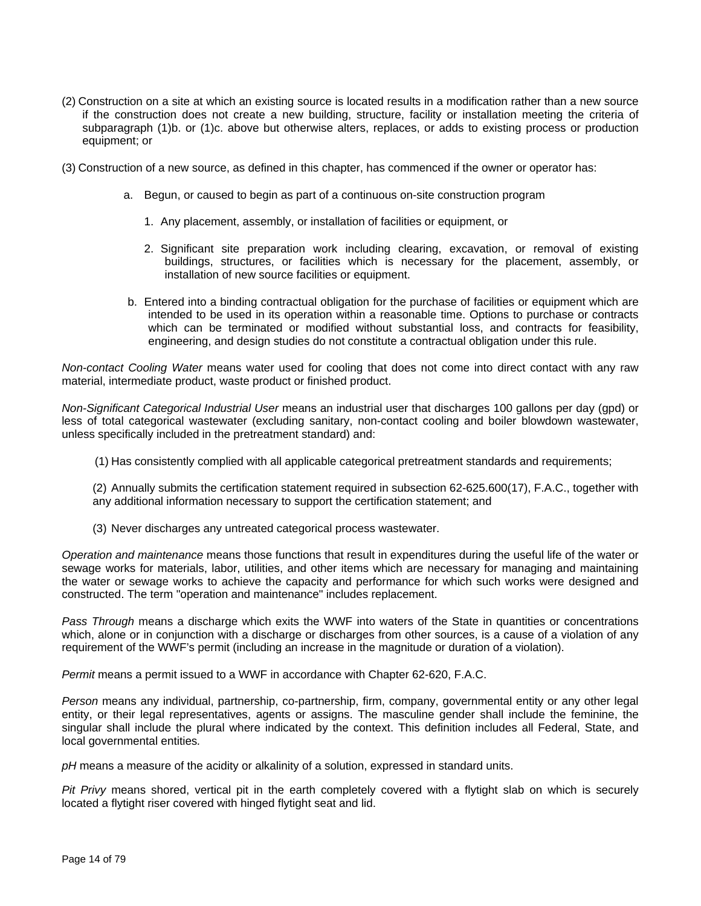(2) Construction on a site at which an existing source is located results in a modification rather than a new source if the construction does not create a new building, structure, facility or installation meeting the criteria of subparagraph (1)b. or (1)c. above but otherwise alters, replaces, or adds to existing process or production equipment; or

(3) Construction of a new source, as defined in this chapter, has commenced if the owner or operator has:

a. Begun, or caused to begin as part of a continuous on-site construction program

1. Any placement, assembly, or installation of facilities or equipment, or

2. Significant site preparation work including clearing, excavation, or removal of existing buildings, structures, or facilities which is necessary for the placement, assembly, or installation of new source facilities or equipment.

b. Entered into a binding contractual obligation for the purchase of facilities or equipment which are intended to be used in its operation within a reasonable time. Options to purchase or contracts which can be terminated or modified without substantial loss, and contracts for feasibility, engineering, and design studies do not constitute a contractual obligation under this rule.

*Non-contact Cooling Water* means water used for cooling that does not come into direct contact with any raw material, intermediate product, waste product or finished product.

*Non-Significant Categorical Industrial User* means an industrial user that discharges 100 gallons per day (gpd) or less of total categorical wastewater (excluding sanitary, non-contact cooling and boiler blowdown wastewater, unless specifically included in the pretreatment standard) and:

(1) Has consistently complied with all applicable categorical pretreatment standards and requirements;

(2) Annually submits the certification statement required in subsection 62-625.600(17), F.A.C., together with any additional information necessary to support the certification statement; and

(3) Never discharges any untreated categorical process wastewater.

*Operation and maintenance* means those functions that result in expenditures during the useful life of the water or sewage works for materials, labor, utilities, and other items which are necessary for managing and maintaining the water or sewage works to achieve the capacity and performance for which such works were designed and constructed. The term "operation and maintenance" includes replacement.

*Pass Through* means a discharge which exits the WWF into waters of the State in quantities or concentrations which, alone or in conjunction with a discharge or discharges from other sources, is a cause of a violation of any requirement of the WWF's permit (including an increase in the magnitude or duration of a violation).

*Permit* means a permit issued to a WWF in accordance with Chapter 62-620, F.A.C.

*Person* means any individual, partnership, co-partnership, firm, company, governmental entity or any other legal entity, or their legal representatives, agents or assigns. The masculine gender shall include the feminine, the singular shall include the plural where indicated by the context. This definition includes all Federal, State, and local governmental entities.

*pH* means a measure of the acidity or alkalinity of a solution, expressed in standard units.

*Pit Privy* means shored, vertical pit in the earth completely covered with a flytight slab on which is securely located a flytight riser covered with hinged flytight seat and lid.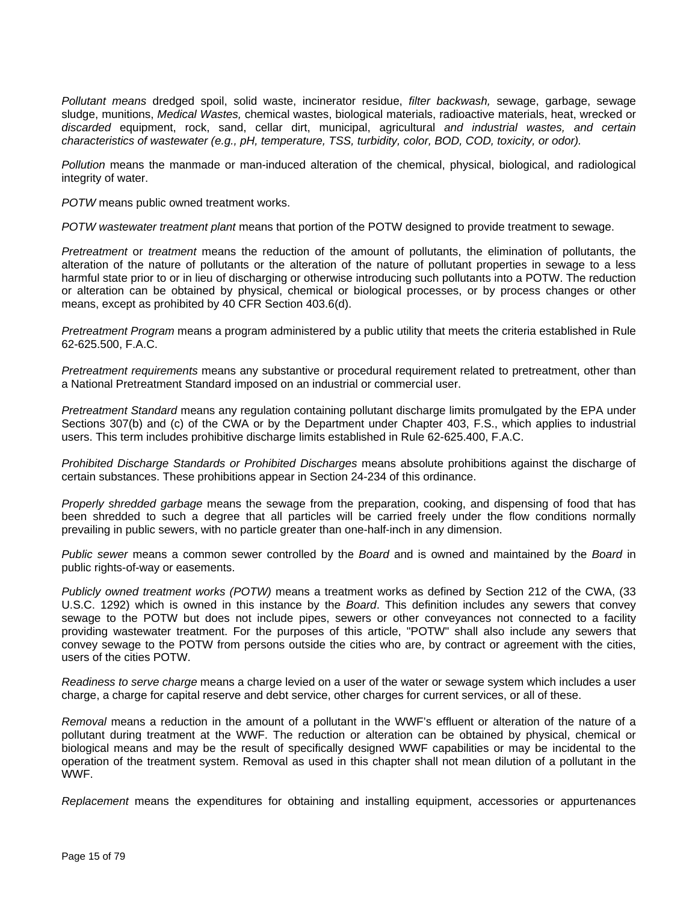*Pollutant means* dredged spoil, solid waste, incinerator residue, *filter backwash,* sewage, garbage, sewage sludge, munitions, *Medical Wastes,* chemical wastes, biological materials, radioactive materials, heat, wrecked or *discarded* equipment, rock, sand, cellar dirt, municipal, agricultural *and industrial wastes, and certain characteristics of wastewater (e.g., pH, temperature, TSS, turbidity, color, BOD, COD, toxicity, or odor).*

*Pollution* means the manmade or man-induced alteration of the chemical, physical, biological, and radiological integrity of water.

*POTW* means public owned treatment works.

*POTW wastewater treatment plant* means that portion of the POTW designed to provide treatment to sewage.

*Pretreatment* or *treatment* means the reduction of the amount of pollutants, the elimination of pollutants, the alteration of the nature of pollutants or the alteration of the nature of pollutant properties in sewage to a less harmful state prior to or in lieu of discharging or otherwise introducing such pollutants into a POTW. The reduction or alteration can be obtained by physical, chemical or biological processes, or by process changes or other means, except as prohibited by 40 CFR Section 403.6(d).

*Pretreatment Program* means a program administered by a public utility that meets the criteria established in Rule 62-625.500, F.A.C.

*Pretreatment requirements* means any substantive or procedural requirement related to pretreatment, other than a National Pretreatment Standard imposed on an industrial or commercial user.

*Pretreatment Standard* means any regulation containing pollutant discharge limits promulgated by the EPA under Sections 307(b) and (c) of the CWA or by the Department under Chapter 403, F.S., which applies to industrial users. This term includes prohibitive discharge limits established in Rule 62-625.400, F.A.C.

*Prohibited Discharge Standards or Prohibited Discharges* means absolute prohibitions against the discharge of certain substances. These prohibitions appear in Section 24-234 of this ordinance.

*Properly shredded garbage* means the sewage from the preparation, cooking, and dispensing of food that has been shredded to such a degree that all particles will be carried freely under the flow conditions normally prevailing in public sewers, with no particle greater than one-half-inch in any dimension.

*Public sewer* means a common sewer controlled by the *Board* and is owned and maintained by the *Board* in public rights-of-way or easements.

*Publicly owned treatment works (POTW)* means a treatment works as defined by Section 212 of the CWA, (33 U.S.C. 1292) which is owned in this instance by the *Board*. This definition includes any sewers that convey sewage to the POTW but does not include pipes, sewers or other conveyances not connected to a facility providing wastewater treatment. For the purposes of this article, "POTW" shall also include any sewers that convey sewage to the POTW from persons outside the cities who are, by contract or agreement with the cities, users of the cities POTW.

*Readiness to serve charge* means a charge levied on a user of the water or sewage system which includes a user charge, a charge for capital reserve and debt service, other charges for current services, or all of these.

*Removal* means a reduction in the amount of a pollutant in the WWF's effluent or alteration of the nature of a pollutant during treatment at the WWF. The reduction or alteration can be obtained by physical, chemical or biological means and may be the result of specifically designed WWF capabilities or may be incidental to the operation of the treatment system. Removal as used in this chapter shall not mean dilution of a pollutant in the WWF.

*Replacement* means the expenditures for obtaining and installing equipment, accessories or appurtenances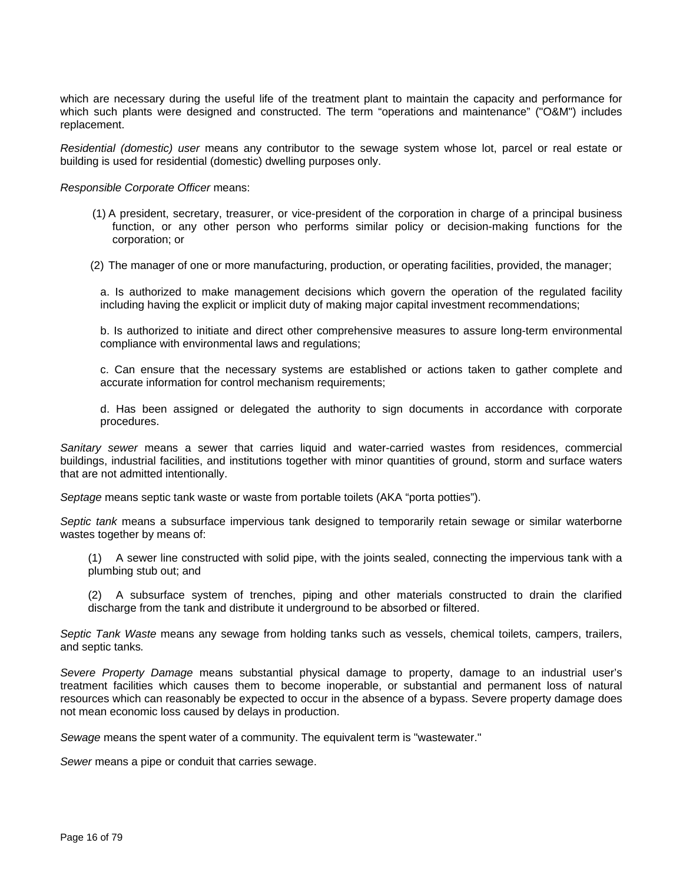which are necessary during the useful life of the treatment plant to maintain the capacity and performance for which such plants were designed and constructed. The term "operations and maintenance" ("O&M") includes replacement.

*Residential (domestic) user* means any contributor to the sewage system whose lot, parcel or real estate or building is used for residential (domestic) dwelling purposes only.

*Responsible Corporate Officer* means:

(1) A president, secretary, treasurer, or vice-president of the corporation in charge of a principal business function, or any other person who performs similar policy or decision-making functions for the corporation; or

(2) The manager of one or more manufacturing, production, or operating facilities, provided, the manager;

a. Is authorized to make management decisions which govern the operation of the regulated facility including having the explicit or implicit duty of making major capital investment recommendations;

b. Is authorized to initiate and direct other comprehensive measures to assure long-term environmental compliance with environmental laws and regulations;

c. Can ensure that the necessary systems are established or actions taken to gather complete and accurate information for control mechanism requirements;

d. Has been assigned or delegated the authority to sign documents in accordance with corporate procedures.

*Sanitary sewer* means a sewer that carries liquid and water-carried wastes from residences, commercial buildings, industrial facilities, and institutions together with minor quantities of ground, storm and surface waters that are not admitted intentionally.

*Septage* means septic tank waste or waste from portable toilets (AKA "porta potties").

*Septic tank* means a subsurface impervious tank designed to temporarily retain sewage or similar waterborne wastes together by means of:

(1) A sewer line constructed with solid pipe, with the joints sealed, connecting the impervious tank with a plumbing stub out; and

(2) A subsurface system of trenches, piping and other materials constructed to drain the clarified discharge from the tank and distribute it underground to be absorbed or filtered.

*Septic Tank Waste* means any sewage from holding tanks such as vessels, chemical toilets, campers, trailers, and septic tanks.

*Severe Property Damage* means substantial physical damage to property, damage to an industrial user's treatment facilities which causes them to become inoperable, or substantial and permanent loss of natural resources which can reasonably be expected to occur in the absence of a bypass. Severe property damage does not mean economic loss caused by delays in production.

*Sewage* means the spent water of a community. The equivalent term is "wastewater."

*Sewer* means a pipe or conduit that carries sewage.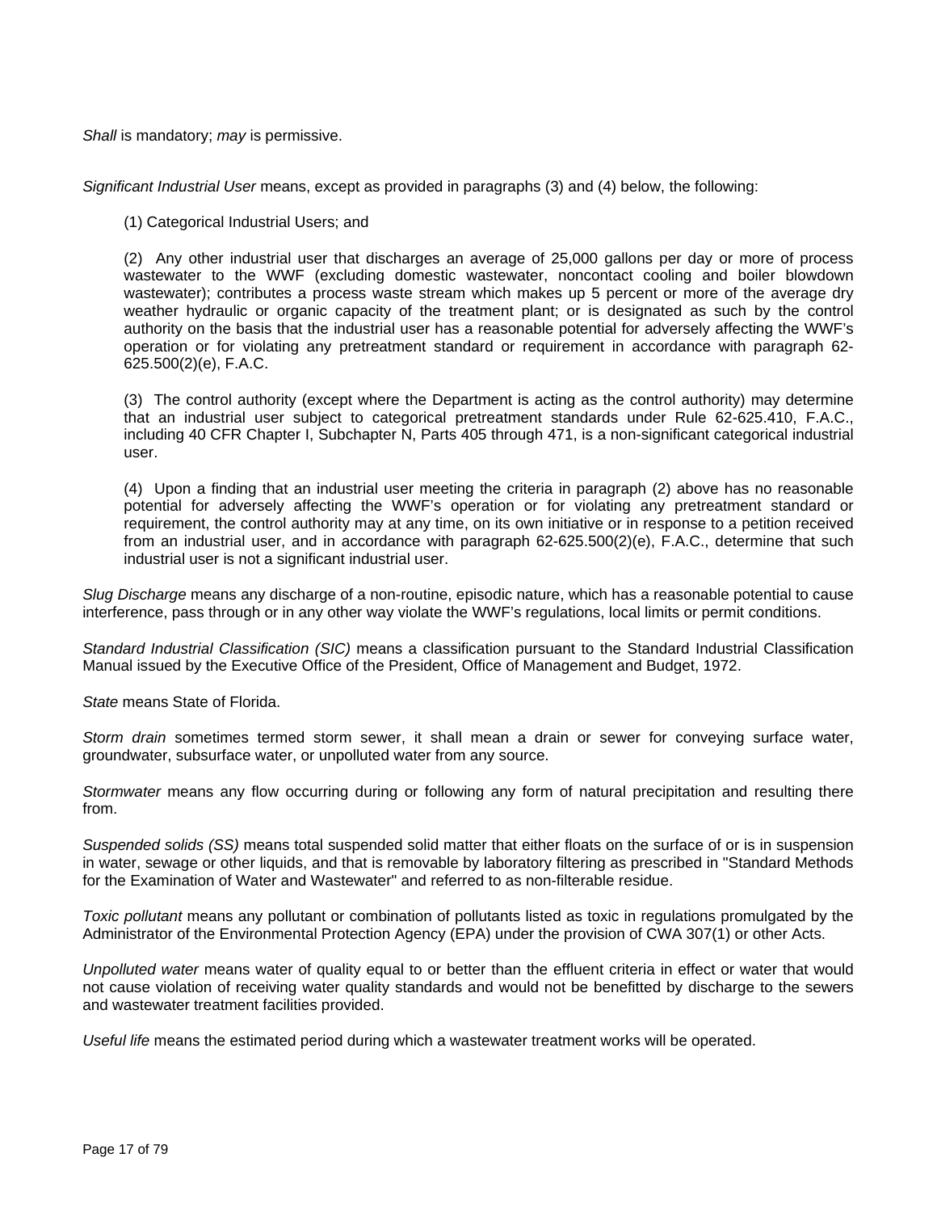*Shall* is mandatory; *may* is permissive.

*Significant Industrial User* means, except as provided in paragraphs (3) and (4) below, the following:

(1) Categorical Industrial Users; and

(2) Any other industrial user that discharges an average of 25,000 gallons per day or more of process wastewater to the WWF (excluding domestic wastewater, noncontact cooling and boiler blowdown wastewater); contributes a process waste stream which makes up 5 percent or more of the average dry weather hydraulic or organic capacity of the treatment plant; or is designated as such by the control authority on the basis that the industrial user has a reasonable potential for adversely affecting the WWF's operation or for violating any pretreatment standard or requirement in accordance with paragraph 62-625.500(2)(e), F.A.C.

(3) The control authority (except where the Department is acting as the control authority) may determine that an industrial user subject to categorical pretreatment standards under Rule 62-625.410, F.A.C., including 40 CFR Chapter I, Subchapter N, Parts 405 through 471, is a non-significant categorical industrial user.

(4) Upon a finding that an industrial user meeting the criteria in paragraph (2) above has no reasonable potential for adversely affecting the WWF's operation or for violating any pretreatment standard or requirement, the control authority may at any time, on its own initiative or in response to a petition received from an industrial user, and in accordance with paragraph 62-625.500(2)(e), F.A.C., determine that such industrial user is not a significant industrial user.

*Slug Discharge* means any discharge of a non-routine, episodic nature, which has a reasonable potential to cause interference, pass through or in any other way violate the WWF's regulations, local limits or permit conditions.

*Standard Industrial Classification (SIC)* means a classification pursuant to the Standard Industrial Classification Manual issued by the Executive Office of the President, Office of Management and Budget, 1972.

*State* means State of Florida.

*Storm drain* sometimes termed storm sewer, it shall mean a drain or sewer for conveying surface water, groundwater, subsurface water, or unpolluted water from any source.

*Stormwater* means any flow occurring during or following any form of natural precipitation and resulting there from.

*Suspended solids (SS)* means total suspended solid matter that either floats on the surface of or is in suspension in water, sewage or other liquids, and that is removable by laboratory filtering as prescribed in "Standard Methods for the Examination of Water and Wastewater" and referred to as non-filterable residue.

*Toxic pollutant* means any pollutant or combination of pollutants listed as toxic in regulations promulgated by the Administrator of the Environmental Protection Agency (EPA) under the provision of CWA 307(1) or other Acts.

*Unpolluted water* means water of quality equal to or better than the effluent criteria in effect or water that would not cause violation of receiving water quality standards and would not be benefitted by discharge to the sewers and wastewater treatment facilities provided.

*Useful life* means the estimated period during which a wastewater treatment works will be operated.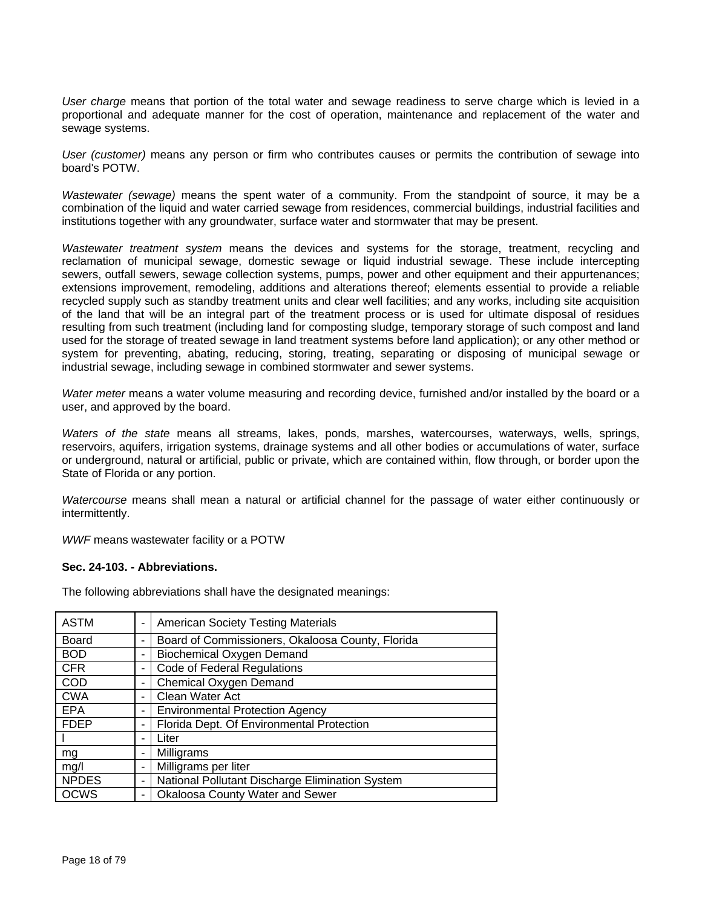*User charge* means that portion of the total water and sewage readiness to serve charge which is levied in a proportional and adequate manner for the cost of operation, maintenance and replacement of the water and sewage systems.

*User (customer)* means any person or firm who contributes causes or permits the contribution of sewage into board's POTW.

*Wastewater (sewage)* means the spent water of a community. From the standpoint of source, it may be a combination of the liquid and water carried sewage from residences, commercial buildings, industrial facilities and institutions together with any groundwater, surface water and stormwater that may be present.

*Wastewater treatment system* means the devices and systems for the storage, treatment, recycling and reclamation of municipal sewage, domestic sewage or liquid industrial sewage. These include intercepting sewers, outfall sewers, sewage collection systems, pumps, power and other equipment and their appurtenances; extensions improvement, remodeling, additions and alterations thereof; elements essential to provide a reliable recycled supply such as standby treatment units and clear well facilities; and any works, including site acquisition of the land that will be an integral part of the treatment process or is used for ultimate disposal of residues resulting from such treatment (including land for composting sludge, temporary storage of such compost and land used for the storage of treated sewage in land treatment systems before land application); or any other method or system for preventing, abating, reducing, storing, treating, separating or disposing of municipal sewage or industrial sewage, including sewage in combined stormwater and sewer systems.

*Water meter* means a water volume measuring and recording device, furnished and/or installed by the board or a user, and approved by the board.

*Waters of the state* means all streams, lakes, ponds, marshes, watercourses, waterways, wells, springs, reservoirs, aquifers, irrigation systems, drainage systems and all other bodies or accumulations of water, surface or underground, natural or artificial, public or private, which are contained within, flow through, or border upon the State of Florida or any portion.

*Watercourse* means shall mean a natural or artificial channel for the passage of water either continuously or intermittently.

*WWF* means wastewater facility or a POTW

**Sec. 24-103. - Abbreviations.**

The following abbreviations shall have the designated meanings:

| | | |
|---|---|---|
| ASTM | - | American Society Testing Materials |
| Board | - | Board of Commissioners, Okaloosa County, Florida |
| BOD | - | Biochemical Oxygen Demand |
| CFR | - | Code of Federal Regulations |
| COD | - | Chemical Oxygen Demand |
| CWA | - | Clean Water Act |
| EPA | - | Environmental Protection Agency |
| FDEP | - | Florida Dept. Of Environmental Protection |
| l | - | Liter |
| mg | - | Milligrams |
| mg/l | - | Milligrams per liter |
| NPDES | - | National Pollutant Discharge Elimination System |
| OCWS | - | Okaloosa County Water and Sewer |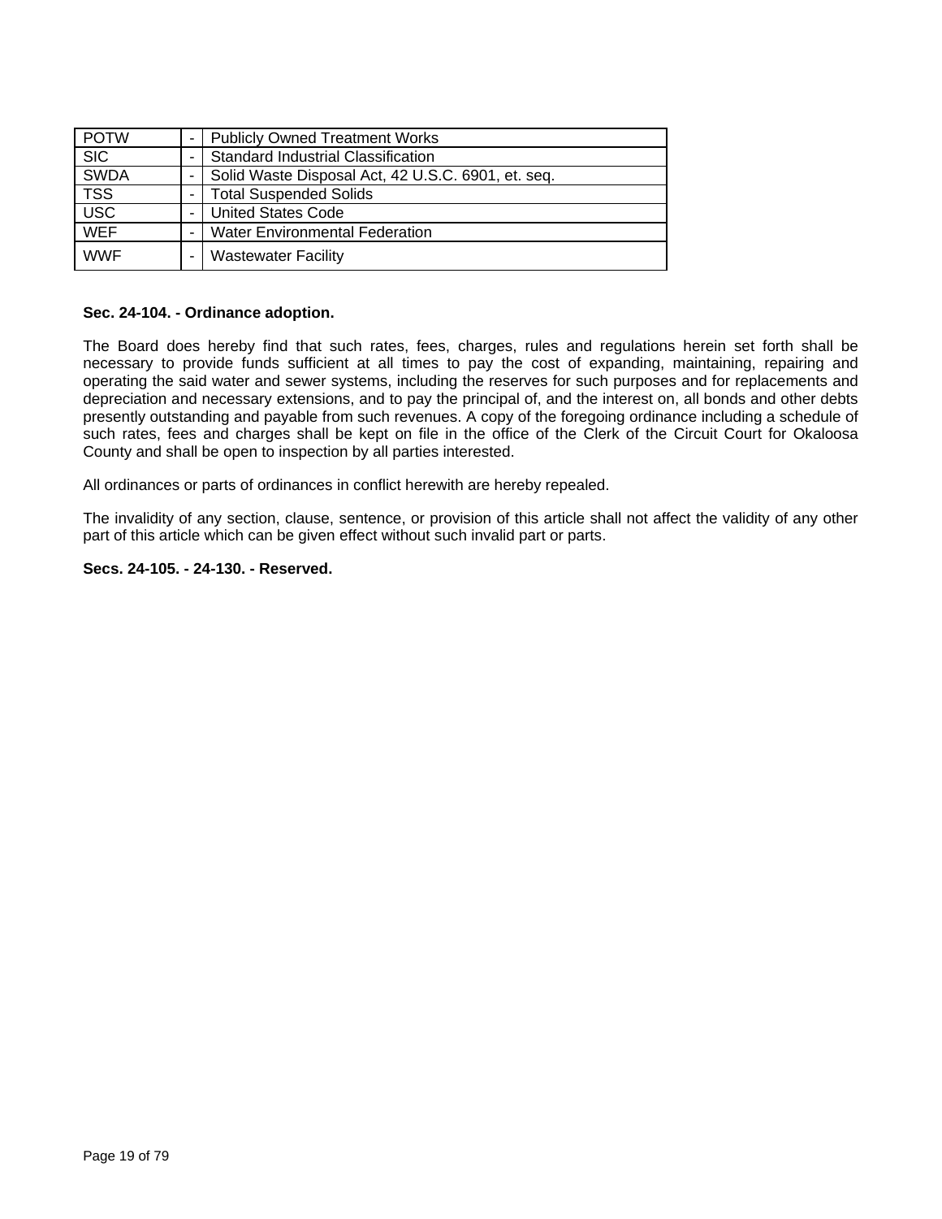| | | |
|---|---|---|
| POTW | - | Publicly Owned Treatment Works |
| SIC | - | Standard Industrial Classification |
| SWDA | - | Solid Waste Disposal Act, 42 U.S.C. 6901, et. seq. |
| TSS | - | Total Suspended Solids |
| USC | - | United States Code |
| WEF | - | Water Environmental Federation |
| WWF | - | Wastewater Facility |

**Sec. 24-104. - Ordinance adoption.**

The Board does hereby find that such rates, fees, charges, rules and regulations herein set forth shall be necessary to provide funds sufficient at all times to pay the cost of expanding, maintaining, repairing and operating the said water and sewer systems, including the reserves for such purposes and for replacements and depreciation and necessary extensions, and to pay the principal of, and the interest on, all bonds and other debts presently outstanding and payable from such revenues. A copy of the foregoing ordinance including a schedule of such rates, fees and charges shall be kept on file in the office of the Clerk of the Circuit Court for Okaloosa County and shall be open to inspection by all parties interested.

All ordinances or parts of ordinances in conflict herewith are hereby repealed.

The invalidity of any section, clause, sentence, or provision of this article shall not affect the validity of any other part of this article which can be given effect without such invalid part or parts.

**Secs. 24-105. - 24-130. - Reserved.**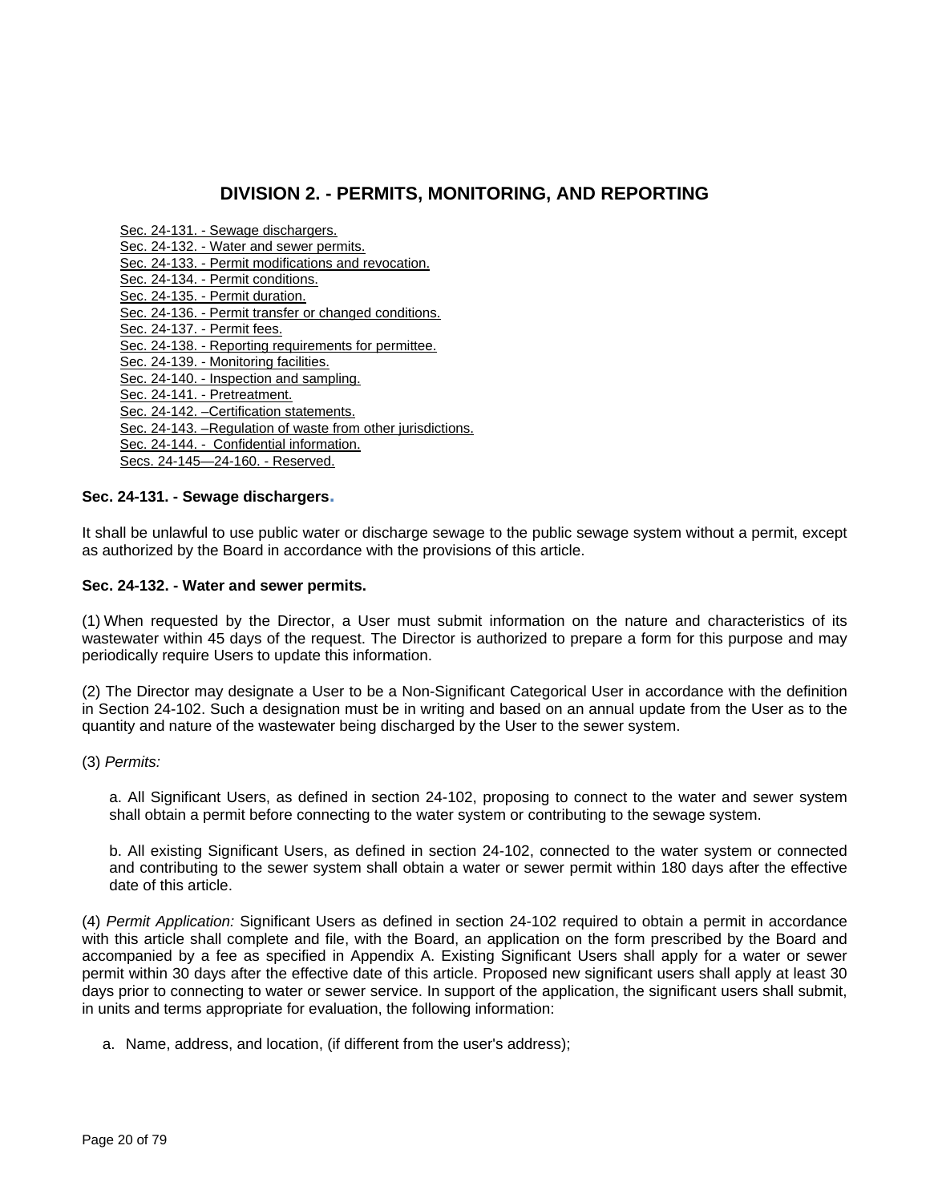# DIVISION 2. - PERMITS, MONITORING, AND REPORTING

Sec. 24-131. - Sewage dischargers.
Sec. 24-132. - Water and sewer permits.
Sec. 24-133. - Permit modifications and revocation.
Sec. 24-134. - Permit conditions.
Sec. 24-135. - Permit duration.
Sec. 24-136. - Permit transfer or changed conditions.
Sec. 24-137. - Permit fees.
Sec. 24-138. - Reporting requirements for permittee.
Sec. 24-139. - Monitoring facilities.
Sec. 24-140. - Inspection and sampling.
Sec. 24-141. - Pretreatment.
Sec. 24-142. –Certification statements.
Sec. 24-143. –Regulation of waste from other jurisdictions.
Sec. 24-144. - Confidential information.
Secs. 24-145—24-160. - Reserved.

**Sec. 24-131. - Sewage dischargers.**

It shall be unlawful to use public water or discharge sewage to the public sewage system without a permit, except as authorized by the Board in accordance with the provisions of this article.

**Sec. 24-132. - Water and sewer permits.**

(1) When requested by the Director, a User must submit information on the nature and characteristics of its wastewater within 45 days of the request. The Director is authorized to prepare a form for this purpose and may periodically require Users to update this information.

(2) The Director may designate a User to be a Non-Significant Categorical User in accordance with the definition in Section 24-102. Such a designation must be in writing and based on an annual update from the User as to the quantity and nature of the wastewater being discharged by the User to the sewer system.

(3) *Permits:*

a. All Significant Users, as defined in section 24-102, proposing to connect to the water and sewer system shall obtain a permit before connecting to the water system or contributing to the sewage system.

b. All existing Significant Users, as defined in section 24-102, connected to the water system or connected and contributing to the sewer system shall obtain a water or sewer permit within 180 days after the effective date of this article.

(4) *Permit Application:* Significant Users as defined in section 24-102 required to obtain a permit in accordance with this article shall complete and file, with the Board, an application on the form prescribed by the Board and accompanied by a fee as specified in Appendix A. Existing Significant Users shall apply for a water or sewer permit within 30 days after the effective date of this article. Proposed new significant users shall apply at least 30 days prior to connecting to water or sewer service. In support of the application, the significant users shall submit, in units and terms appropriate for evaluation, the following information:

a. Name, address, and location, (if different from the user's address);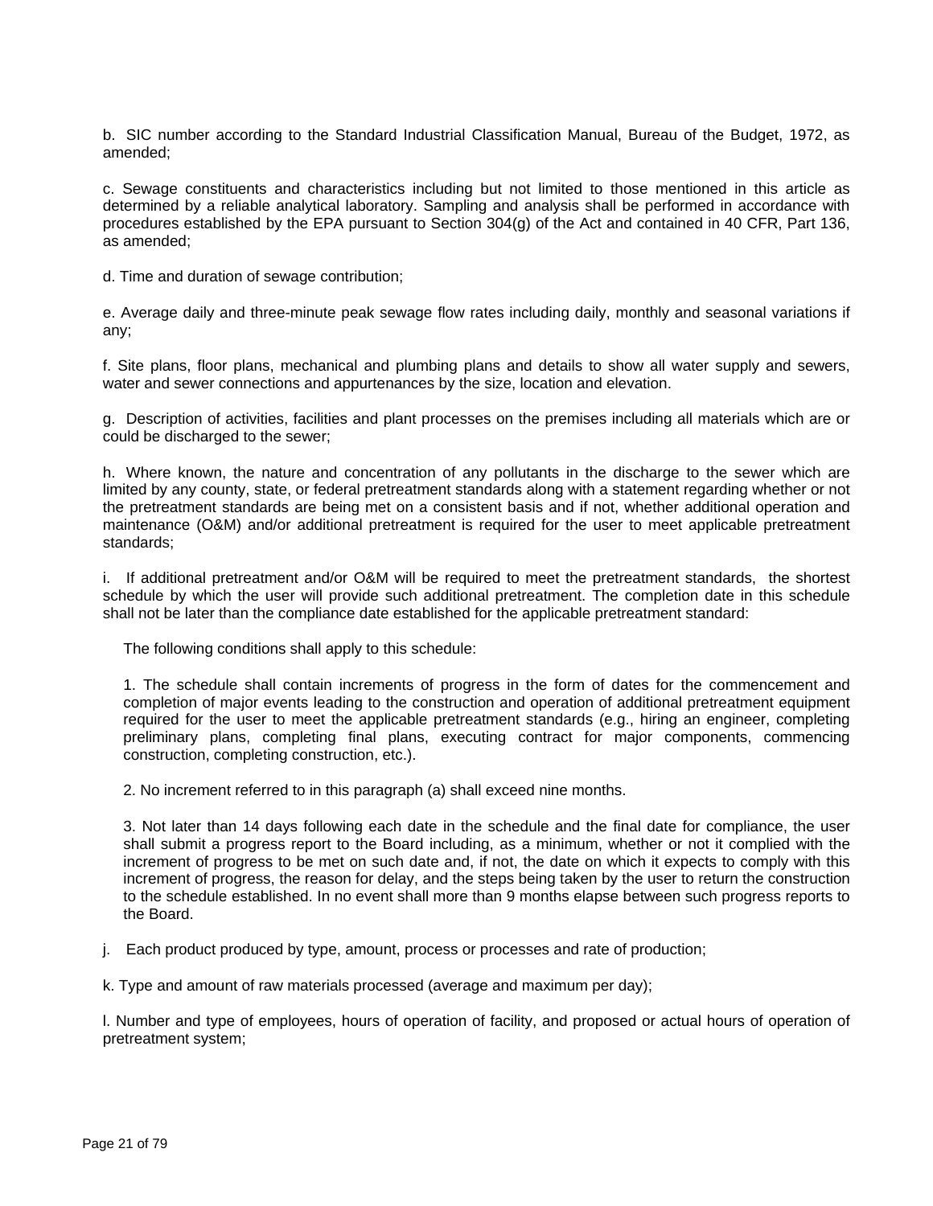b. SIC number according to the Standard Industrial Classification Manual, Bureau of the Budget, 1972, as amended;

c. Sewage constituents and characteristics including but not limited to those mentioned in this article as determined by a reliable analytical laboratory. Sampling and analysis shall be performed in accordance with procedures established by the EPA pursuant to Section 304(g) of the Act and contained in 40 CFR, Part 136, as amended;

d. Time and duration of sewage contribution;

e. Average daily and three-minute peak sewage flow rates including daily, monthly and seasonal variations if any;

f. Site plans, floor plans, mechanical and plumbing plans and details to show all water supply and sewers, water and sewer connections and appurtenances by the size, location and elevation.

g. Description of activities, facilities and plant processes on the premises including all materials which are or could be discharged to the sewer;

h. Where known, the nature and concentration of any pollutants in the discharge to the sewer which are limited by any county, state, or federal pretreatment standards along with a statement regarding whether or not the pretreatment standards are being met on a consistent basis and if not, whether additional operation and maintenance (O&M) and/or additional pretreatment is required for the user to meet applicable pretreatment standards;

i. If additional pretreatment and/or O&M will be required to meet the pretreatment standards, the shortest schedule by which the user will provide such additional pretreatment. The completion date in this schedule shall not be later than the compliance date established for the applicable pretreatment standard:

The following conditions shall apply to this schedule:

1. The schedule shall contain increments of progress in the form of dates for the commencement and completion of major events leading to the construction and operation of additional pretreatment equipment required for the user to meet the applicable pretreatment standards (e.g., hiring an engineer, completing preliminary plans, completing final plans, executing contract for major components, commencing construction, completing construction, etc.).

2. No increment referred to in this paragraph (a) shall exceed nine months.

3. Not later than 14 days following each date in the schedule and the final date for compliance, the user shall submit a progress report to the Board including, as a minimum, whether or not it complied with the increment of progress to be met on such date and, if not, the date on which it expects to comply with this increment of progress, the reason for delay, and the steps being taken by the user to return the construction to the schedule established. In no event shall more than 9 months elapse between such progress reports to the Board.

j. Each product produced by type, amount, process or processes and rate of production;

k. Type and amount of raw materials processed (average and maximum per day);

l. Number and type of employees, hours of operation of facility, and proposed or actual hours of operation of pretreatment system;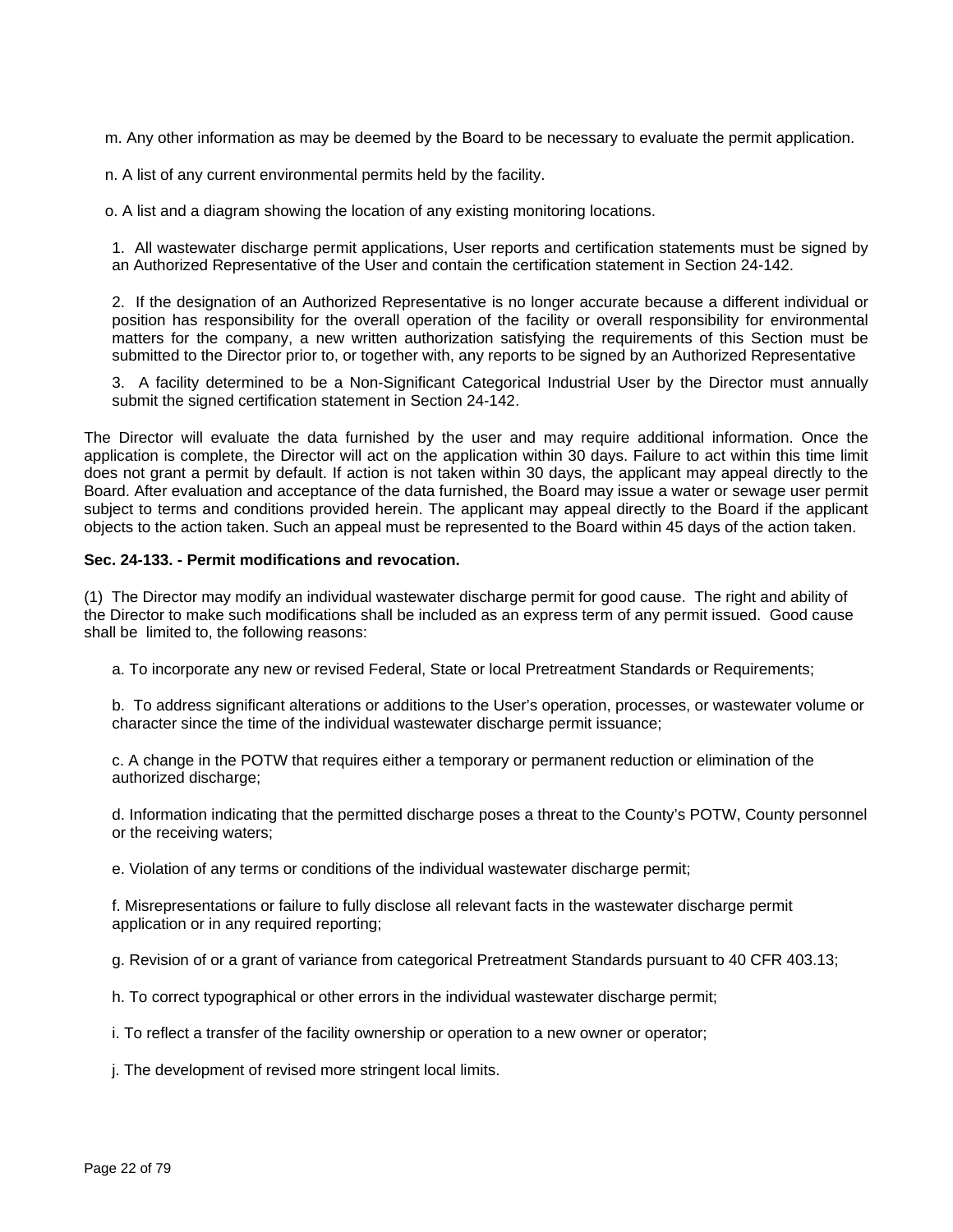m. Any other information as may be deemed by the Board to be necessary to evaluate the permit application.

n. A list of any current environmental permits held by the facility.

o. A list and a diagram showing the location of any existing monitoring locations.

1. All wastewater discharge permit applications, User reports and certification statements must be signed by an Authorized Representative of the User and contain the certification statement in Section 24-142.

2. If the designation of an Authorized Representative is no longer accurate because a different individual or position has responsibility for the overall operation of the facility or overall responsibility for environmental matters for the company, a new written authorization satisfying the requirements of this Section must be submitted to the Director prior to, or together with, any reports to be signed by an Authorized Representative

3. A facility determined to be a Non-Significant Categorical Industrial User by the Director must annually submit the signed certification statement in Section 24-142.

The Director will evaluate the data furnished by the user and may require additional information. Once the application is complete, the Director will act on the application within 30 days. Failure to act within this time limit does not grant a permit by default. If action is not taken within 30 days, the applicant may appeal directly to the Board. After evaluation and acceptance of the data furnished, the Board may issue a water or sewage user permit subject to terms and conditions provided herein. The applicant may appeal directly to the Board if the applicant objects to the action taken. Such an appeal must be represented to the Board within 45 days of the action taken.

**Sec. 24-133. - Permit modifications and revocation.**

(1) The Director may modify an individual wastewater discharge permit for good cause. The right and ability of the Director to make such modifications shall be included as an express term of any permit issued. Good cause shall be limited to, the following reasons:

a. To incorporate any new or revised Federal, State or local Pretreatment Standards or Requirements;

b. To address significant alterations or additions to the User's operation, processes, or wastewater volume or character since the time of the individual wastewater discharge permit issuance;

c. A change in the POTW that requires either a temporary or permanent reduction or elimination of the authorized discharge;

d. Information indicating that the permitted discharge poses a threat to the County's POTW, County personnel or the receiving waters;

e. Violation of any terms or conditions of the individual wastewater discharge permit;

f. Misrepresentations or failure to fully disclose all relevant facts in the wastewater discharge permit application or in any required reporting;

g. Revision of or a grant of variance from categorical Pretreatment Standards pursuant to 40 CFR 403.13;

h. To correct typographical or other errors in the individual wastewater discharge permit;

i. To reflect a transfer of the facility ownership or operation to a new owner or operator;

j. The development of revised more stringent local limits.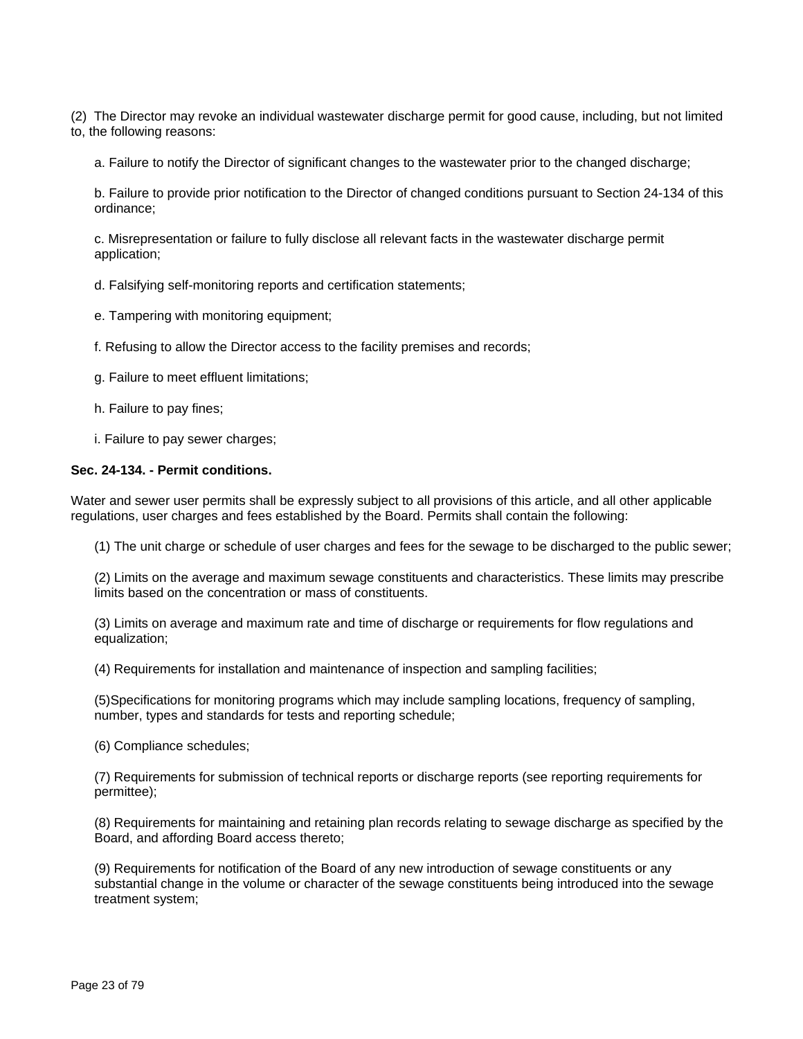(2) The Director may revoke an individual wastewater discharge permit for good cause, including, but not limited to, the following reasons:

a. Failure to notify the Director of significant changes to the wastewater prior to the changed discharge;

b. Failure to provide prior notification to the Director of changed conditions pursuant to Section 24-134 of this ordinance;

c. Misrepresentation or failure to fully disclose all relevant facts in the wastewater discharge permit application;

d. Falsifying self-monitoring reports and certification statements;

e. Tampering with monitoring equipment;

f. Refusing to allow the Director access to the facility premises and records;

g. Failure to meet effluent limitations;

h. Failure to pay fines;

i. Failure to pay sewer charges;

**Sec. 24-134. - Permit conditions.**

Water and sewer user permits shall be expressly subject to all provisions of this article, and all other applicable regulations, user charges and fees established by the Board. Permits shall contain the following:

(1) The unit charge or schedule of user charges and fees for the sewage to be discharged to the public sewer;

(2) Limits on the average and maximum sewage constituents and characteristics. These limits may prescribe limits based on the concentration or mass of constituents.

(3) Limits on average and maximum rate and time of discharge or requirements for flow regulations and equalization;

(4) Requirements for installation and maintenance of inspection and sampling facilities;

(5)Specifications for monitoring programs which may include sampling locations, frequency of sampling, number, types and standards for tests and reporting schedule;

(6) Compliance schedules;

(7) Requirements for submission of technical reports or discharge reports (see reporting requirements for permittee);

(8) Requirements for maintaining and retaining plan records relating to sewage discharge as specified by the Board, and affording Board access thereto;

(9) Requirements for notification of the Board of any new introduction of sewage constituents or any substantial change in the volume or character of the sewage constituents being introduced into the sewage treatment system;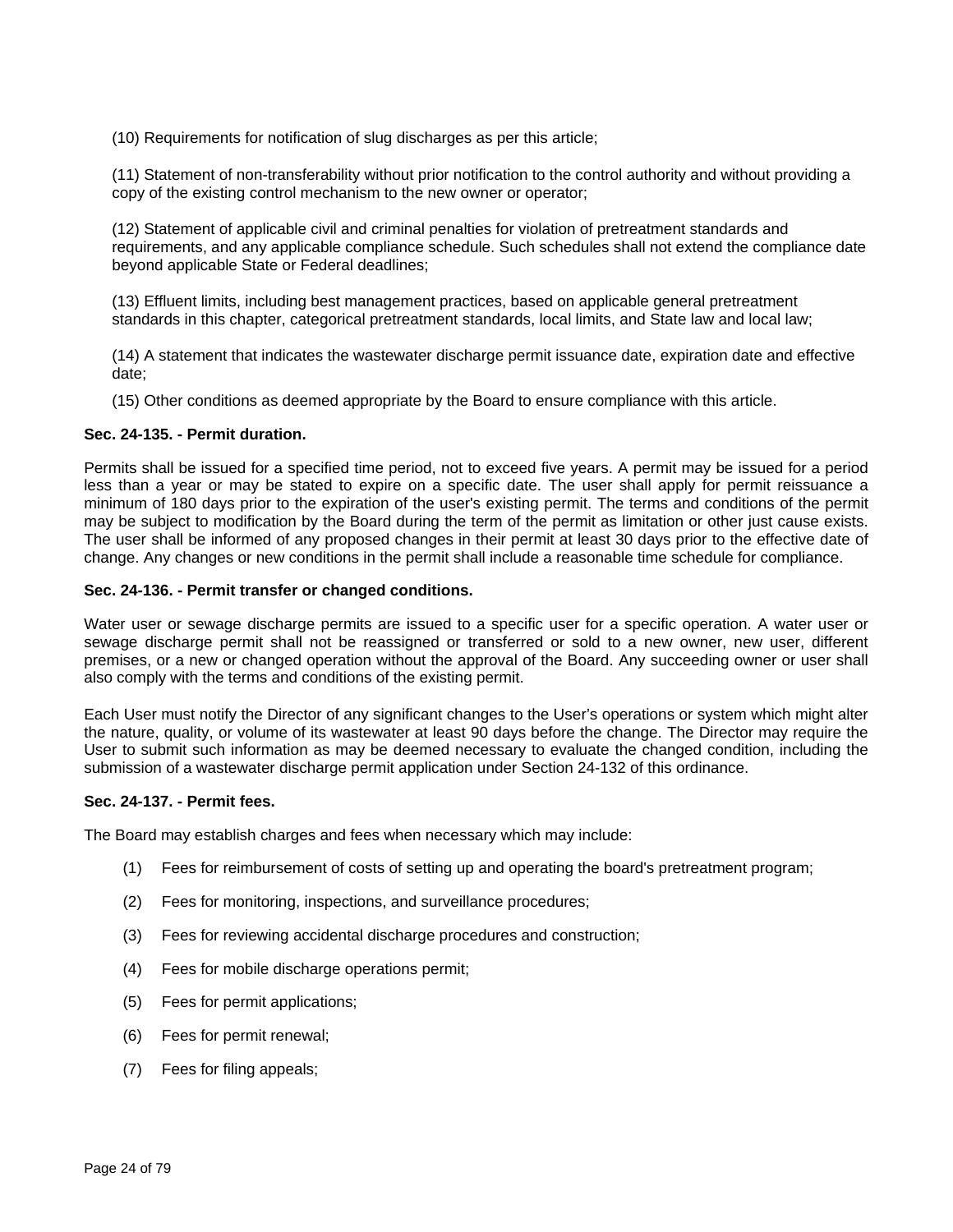(10) Requirements for notification of slug discharges as per this article;

(11) Statement of non-transferability without prior notification to the control authority and without providing a copy of the existing control mechanism to the new owner or operator;

(12) Statement of applicable civil and criminal penalties for violation of pretreatment standards and requirements, and any applicable compliance schedule. Such schedules shall not extend the compliance date beyond applicable State or Federal deadlines;

(13) Effluent limits, including best management practices, based on applicable general pretreatment standards in this chapter, categorical pretreatment standards, local limits, and State law and local law;

(14) A statement that indicates the wastewater discharge permit issuance date, expiration date and effective date;

(15) Other conditions as deemed appropriate by the Board to ensure compliance with this article.

**Sec. 24-135. - Permit duration.**

Permits shall be issued for a specified time period, not to exceed five years. A permit may be issued for a period less than a year or may be stated to expire on a specific date. The user shall apply for permit reissuance a minimum of 180 days prior to the expiration of the user's existing permit. The terms and conditions of the permit may be subject to modification by the Board during the term of the permit as limitation or other just cause exists. The user shall be informed of any proposed changes in their permit at least 30 days prior to the effective date of change. Any changes or new conditions in the permit shall include a reasonable time schedule for compliance.

**Sec. 24-136. - Permit transfer or changed conditions.**

Water user or sewage discharge permits are issued to a specific user for a specific operation. A water user or sewage discharge permit shall not be reassigned or transferred or sold to a new owner, new user, different premises, or a new or changed operation without the approval of the Board. Any succeeding owner or user shall also comply with the terms and conditions of the existing permit.

Each User must notify the Director of any significant changes to the User's operations or system which might alter the nature, quality, or volume of its wastewater at least 90 days before the change. The Director may require the User to submit such information as may be deemed necessary to evaluate the changed condition, including the submission of a wastewater discharge permit application under Section 24-132 of this ordinance.

**Sec. 24-137. - Permit fees.**

The Board may establish charges and fees when necessary which may include:

(1) Fees for reimbursement of costs of setting up and operating the board's pretreatment program;

(2) Fees for monitoring, inspections, and surveillance procedures;

(3) Fees for reviewing accidental discharge procedures and construction;

(4) Fees for mobile discharge operations permit;

(5) Fees for permit applications;

(6) Fees for permit renewal;

(7) Fees for filing appeals;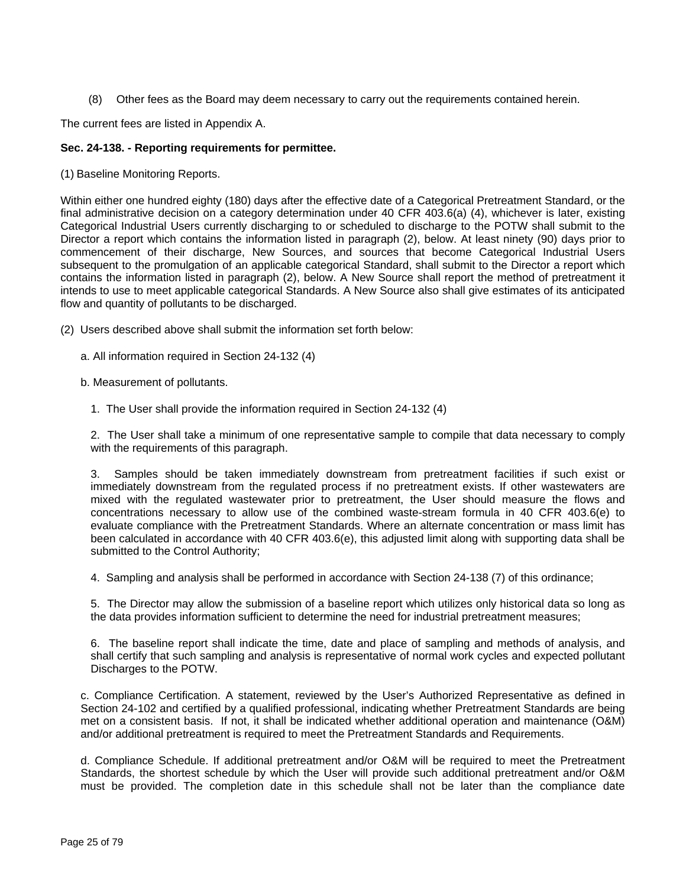(8) Other fees as the Board may deem necessary to carry out the requirements contained herein.

The current fees are listed in Appendix A.

**Sec. 24-138. - Reporting requirements for permittee.**

(1) Baseline Monitoring Reports.

Within either one hundred eighty (180) days after the effective date of a Categorical Pretreatment Standard, or the final administrative decision on a category determination under 40 CFR 403.6(a) (4), whichever is later, existing Categorical Industrial Users currently discharging to or scheduled to discharge to the POTW shall submit to the Director a report which contains the information listed in paragraph (2), below. At least ninety (90) days prior to commencement of their discharge, New Sources, and sources that become Categorical Industrial Users subsequent to the promulgation of an applicable categorical Standard, shall submit to the Director a report which contains the information listed in paragraph (2), below. A New Source shall report the method of pretreatment it intends to use to meet applicable categorical Standards. A New Source also shall give estimates of its anticipated flow and quantity of pollutants to be discharged.

(2) Users described above shall submit the information set forth below:

a. All information required in Section 24-132 (4)

b. Measurement of pollutants.

1. The User shall provide the information required in Section 24-132 (4)

2. The User shall take a minimum of one representative sample to compile that data necessary to comply with the requirements of this paragraph.

3. Samples should be taken immediately downstream from pretreatment facilities if such exist or immediately downstream from the regulated process if no pretreatment exists. If other wastewaters are mixed with the regulated wastewater prior to pretreatment, the User should measure the flows and concentrations necessary to allow use of the combined waste-stream formula in 40 CFR 403.6(e) to evaluate compliance with the Pretreatment Standards. Where an alternate concentration or mass limit has been calculated in accordance with 40 CFR 403.6(e), this adjusted limit along with supporting data shall be submitted to the Control Authority;

4. Sampling and analysis shall be performed in accordance with Section 24-138 (7) of this ordinance;

5. The Director may allow the submission of a baseline report which utilizes only historical data so long as the data provides information sufficient to determine the need for industrial pretreatment measures;

6. The baseline report shall indicate the time, date and place of sampling and methods of analysis, and shall certify that such sampling and analysis is representative of normal work cycles and expected pollutant Discharges to the POTW.

c. Compliance Certification. A statement, reviewed by the User's Authorized Representative as defined in Section 24-102 and certified by a qualified professional, indicating whether Pretreatment Standards are being met on a consistent basis. If not, it shall be indicated whether additional operation and maintenance (O&M) and/or additional pretreatment is required to meet the Pretreatment Standards and Requirements.

d. Compliance Schedule. If additional pretreatment and/or O&M will be required to meet the Pretreatment Standards, the shortest schedule by which the User will provide such additional pretreatment and/or O&M must be provided. The completion date in this schedule shall not be later than the compliance date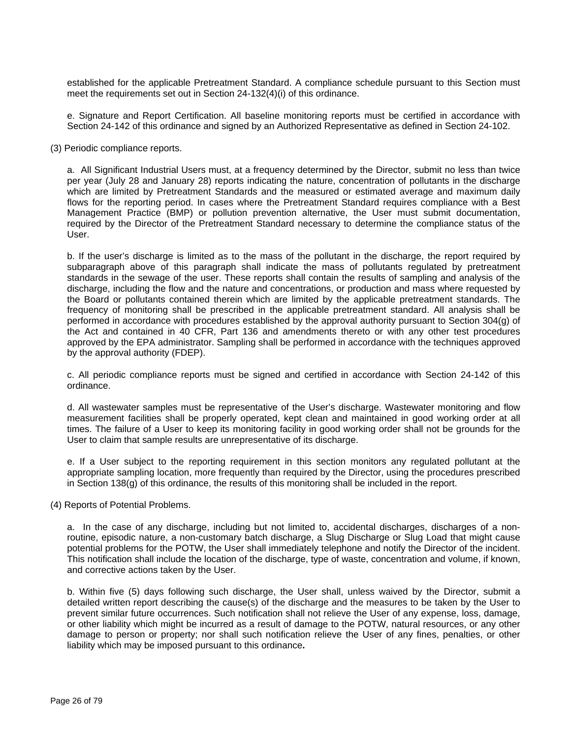established for the applicable Pretreatment Standard. A compliance schedule pursuant to this Section must meet the requirements set out in Section 24-132(4)(i) of this ordinance.

e. Signature and Report Certification. All baseline monitoring reports must be certified in accordance with Section 24-142 of this ordinance and signed by an Authorized Representative as defined in Section 24-102.

(3) Periodic compliance reports.

a. All Significant Industrial Users must, at a frequency determined by the Director, submit no less than twice per year (July 28 and January 28) reports indicating the nature, concentration of pollutants in the discharge which are limited by Pretreatment Standards and the measured or estimated average and maximum daily flows for the reporting period. In cases where the Pretreatment Standard requires compliance with a Best Management Practice (BMP) or pollution prevention alternative, the User must submit documentation, required by the Director of the Pretreatment Standard necessary to determine the compliance status of the User.

b. If the user's discharge is limited as to the mass of the pollutant in the discharge, the report required by subparagraph above of this paragraph shall indicate the mass of pollutants regulated by pretreatment standards in the sewage of the user. These reports shall contain the results of sampling and analysis of the discharge, including the flow and the nature and concentrations, or production and mass where requested by the Board or pollutants contained therein which are limited by the applicable pretreatment standards. The frequency of monitoring shall be prescribed in the applicable pretreatment standard. All analysis shall be performed in accordance with procedures established by the approval authority pursuant to Section 304(g) of the Act and contained in 40 CFR, Part 136 and amendments thereto or with any other test procedures approved by the EPA administrator. Sampling shall be performed in accordance with the techniques approved by the approval authority (FDEP).

c. All periodic compliance reports must be signed and certified in accordance with Section 24-142 of this ordinance.

d. All wastewater samples must be representative of the User's discharge. Wastewater monitoring and flow measurement facilities shall be properly operated, kept clean and maintained in good working order at all times. The failure of a User to keep its monitoring facility in good working order shall not be grounds for the User to claim that sample results are unrepresentative of its discharge.

e. If a User subject to the reporting requirement in this section monitors any regulated pollutant at the appropriate sampling location, more frequently than required by the Director, using the procedures prescribed in Section 138(g) of this ordinance, the results of this monitoring shall be included in the report.

(4) Reports of Potential Problems.

a. In the case of any discharge, including but not limited to, accidental discharges, discharges of a non-routine, episodic nature, a non-customary batch discharge, a Slug Discharge or Slug Load that might cause potential problems for the POTW, the User shall immediately telephone and notify the Director of the incident. This notification shall include the location of the discharge, type of waste, concentration and volume, if known, and corrective actions taken by the User.

b. Within five (5) days following such discharge, the User shall, unless waived by the Director, submit a detailed written report describing the cause(s) of the discharge and the measures to be taken by the User to prevent similar future occurrences. Such notification shall not relieve the User of any expense, loss, damage, or other liability which might be incurred as a result of damage to the POTW, natural resources, or any other damage to person or property; nor shall such notification relieve the User of any fines, penalties, or other liability which may be imposed pursuant to this ordinance**.**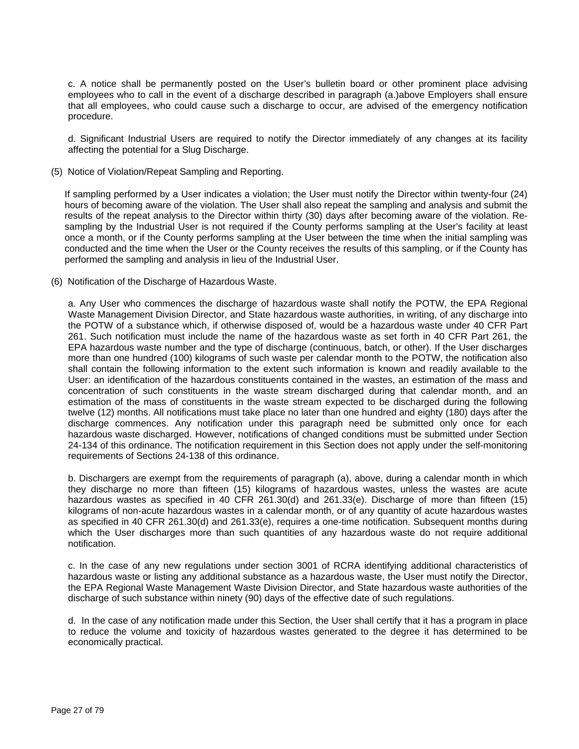c. A notice shall be permanently posted on the User's bulletin board or other prominent place advising employees who to call in the event of a discharge described in paragraph (a.)above Employers shall ensure that all employees, who could cause such a discharge to occur, are advised of the emergency notification procedure.

d. Significant Industrial Users are required to notify the Director immediately of any changes at its facility affecting the potential for a Slug Discharge.

(5) Notice of Violation/Repeat Sampling and Reporting.

If sampling performed by a User indicates a violation; the User must notify the Director within twenty-four (24) hours of becoming aware of the violation. The User shall also repeat the sampling and analysis and submit the results of the repeat analysis to the Director within thirty (30) days after becoming aware of the violation. Re-sampling by the Industrial User is not required if the County performs sampling at the User's facility at least once a month, or if the County performs sampling at the User between the time when the initial sampling was conducted and the time when the User or the County receives the results of this sampling, or if the County has performed the sampling and analysis in lieu of the Industrial User.

(6) Notification of the Discharge of Hazardous Waste.

a. Any User who commences the discharge of hazardous waste shall notify the POTW, the EPA Regional Waste Management Division Director, and State hazardous waste authorities, in writing, of any discharge into the POTW of a substance which, if otherwise disposed of, would be a hazardous waste under 40 CFR Part 261. Such notification must include the name of the hazardous waste as set forth in 40 CFR Part 261, the EPA hazardous waste number and the type of discharge (continuous, batch, or other). If the User discharges more than one hundred (100) kilograms of such waste per calendar month to the POTW, the notification also shall contain the following information to the extent such information is known and readily available to the User: an identification of the hazardous constituents contained in the wastes, an estimation of the mass and concentration of such constituents in the waste stream discharged during that calendar month, and an estimation of the mass of constituents in the waste stream expected to be discharged during the following twelve (12) months. All notifications must take place no later than one hundred and eighty (180) days after the discharge commences. Any notification under this paragraph need be submitted only once for each hazardous waste discharged. However, notifications of changed conditions must be submitted under Section 24-134 of this ordinance. The notification requirement in this Section does not apply under the self-monitoring requirements of Sections 24-138 of this ordinance.

b. Dischargers are exempt from the requirements of paragraph (a), above, during a calendar month in which they discharge no more than fifteen (15) kilograms of hazardous wastes, unless the wastes are acute hazardous wastes as specified in 40 CFR 261.30(d) and 261.33(e). Discharge of more than fifteen (15) kilograms of non-acute hazardous wastes in a calendar month, or of any quantity of acute hazardous wastes as specified in 40 CFR 261.30(d) and 261.33(e), requires a one-time notification. Subsequent months during which the User discharges more than such quantities of any hazardous waste do not require additional notification.

c. In the case of any new regulations under section 3001 of RCRA identifying additional characteristics of hazardous waste or listing any additional substance as a hazardous waste, the User must notify the Director, the EPA Regional Waste Management Waste Division Director, and State hazardous waste authorities of the discharge of such substance within ninety (90) days of the effective date of such regulations.

d. In the case of any notification made under this Section, the User shall certify that it has a program in place to reduce the volume and toxicity of hazardous wastes generated to the degree it has determined to be economically practical.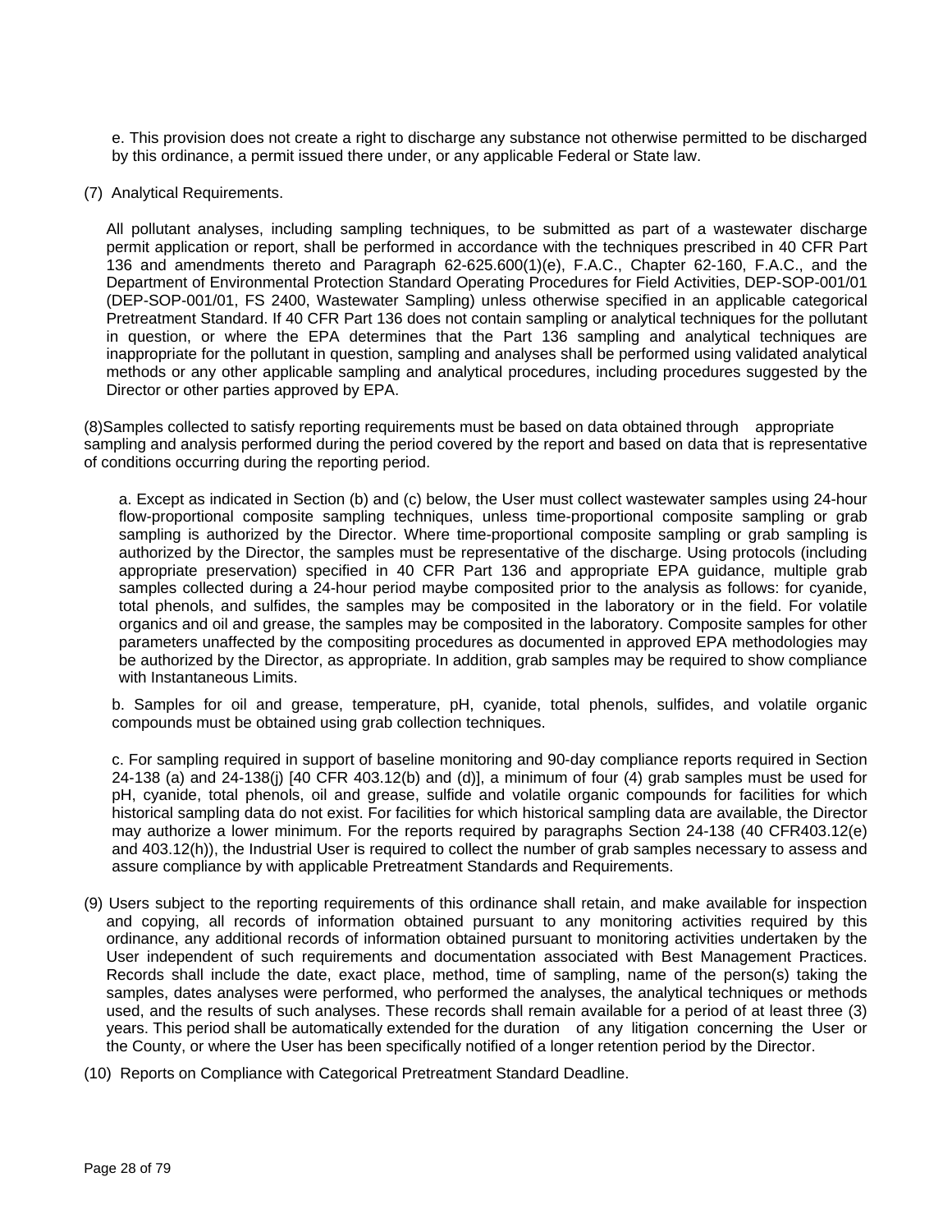e. This provision does not create a right to discharge any substance not otherwise permitted to be discharged by this ordinance, a permit issued there under, or any applicable Federal or State law.

(7) Analytical Requirements.

All pollutant analyses, including sampling techniques, to be submitted as part of a wastewater discharge permit application or report, shall be performed in accordance with the techniques prescribed in 40 CFR Part 136 and amendments thereto and Paragraph 62-625.600(1)(e), F.A.C., Chapter 62-160, F.A.C., and the Department of Environmental Protection Standard Operating Procedures for Field Activities, DEP-SOP-001/01 (DEP-SOP-001/01, FS 2400, Wastewater Sampling) unless otherwise specified in an applicable categorical Pretreatment Standard. If 40 CFR Part 136 does not contain sampling or analytical techniques for the pollutant in question, or where the EPA determines that the Part 136 sampling and analytical techniques are inappropriate for the pollutant in question, sampling and analyses shall be performed using validated analytical methods or any other applicable sampling and analytical procedures, including procedures suggested by the Director or other parties approved by EPA.

(8)Samples collected to satisfy reporting requirements must be based on data obtained through appropriate sampling and analysis performed during the period covered by the report and based on data that is representative of conditions occurring during the reporting period.

a. Except as indicated in Section (b) and (c) below, the User must collect wastewater samples using 24-hour flow-proportional composite sampling techniques, unless time-proportional composite sampling or grab sampling is authorized by the Director. Where time-proportional composite sampling or grab sampling is authorized by the Director, the samples must be representative of the discharge. Using protocols (including appropriate preservation) specified in 40 CFR Part 136 and appropriate EPA guidance, multiple grab samples collected during a 24-hour period maybe composited prior to the analysis as follows: for cyanide, total phenols, and sulfides, the samples may be composited in the laboratory or in the field. For volatile organics and oil and grease, the samples may be composited in the laboratory. Composite samples for other parameters unaffected by the compositing procedures as documented in approved EPA methodologies may be authorized by the Director, as appropriate. In addition, grab samples may be required to show compliance with Instantaneous Limits.

b. Samples for oil and grease, temperature, pH, cyanide, total phenols, sulfides, and volatile organic compounds must be obtained using grab collection techniques.

c. For sampling required in support of baseline monitoring and 90-day compliance reports required in Section 24-138 (a) and 24-138(j) [40 CFR 403.12(b) and (d)], a minimum of four (4) grab samples must be used for pH, cyanide, total phenols, oil and grease, sulfide and volatile organic compounds for facilities for which historical sampling data do not exist. For facilities for which historical sampling data are available, the Director may authorize a lower minimum. For the reports required by paragraphs Section 24-138 (40 CFR403.12(e) and 403.12(h)), the Industrial User is required to collect the number of grab samples necessary to assess and assure compliance by with applicable Pretreatment Standards and Requirements.

(9) Users subject to the reporting requirements of this ordinance shall retain, and make available for inspection and copying, all records of information obtained pursuant to any monitoring activities required by this ordinance, any additional records of information obtained pursuant to monitoring activities undertaken by the User independent of such requirements and documentation associated with Best Management Practices. Records shall include the date, exact place, method, time of sampling, name of the person(s) taking the samples, dates analyses were performed, who performed the analyses, the analytical techniques or methods used, and the results of such analyses. These records shall remain available for a period of at least three (3) years. This period shall be automatically extended for the duration of any litigation concerning the User or the County, or where the User has been specifically notified of a longer retention period by the Director.

(10) Reports on Compliance with Categorical Pretreatment Standard Deadline.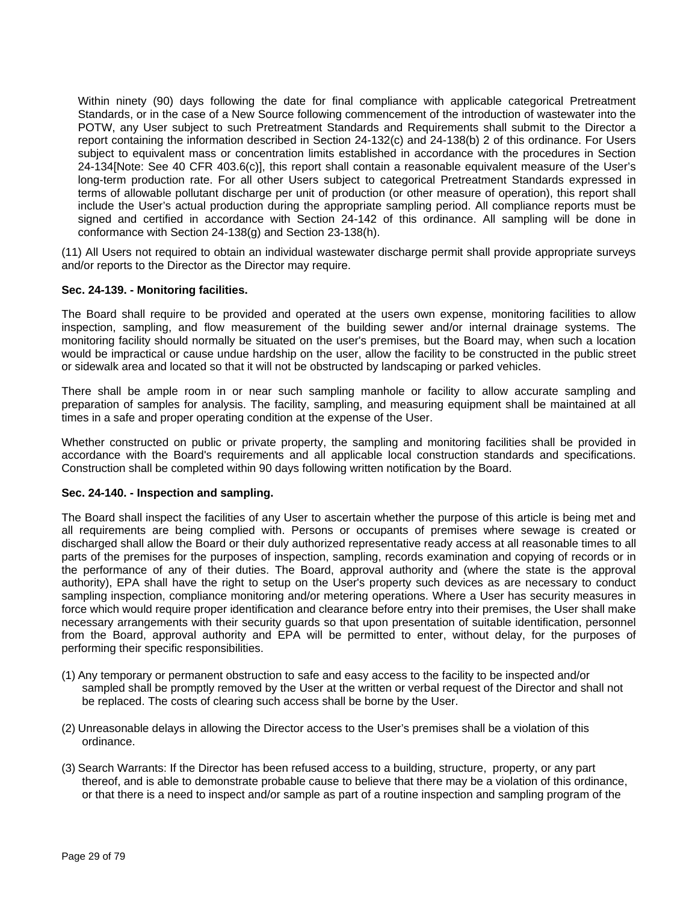Within ninety (90) days following the date for final compliance with applicable categorical Pretreatment Standards, or in the case of a New Source following commencement of the introduction of wastewater into the POTW, any User subject to such Pretreatment Standards and Requirements shall submit to the Director a report containing the information described in Section 24-132(c) and 24-138(b) 2 of this ordinance. For Users subject to equivalent mass or concentration limits established in accordance with the procedures in Section 24-134[Note: See 40 CFR 403.6(c)], this report shall contain a reasonable equivalent measure of the User's long-term production rate. For all other Users subject to categorical Pretreatment Standards expressed in terms of allowable pollutant discharge per unit of production (or other measure of operation), this report shall include the User's actual production during the appropriate sampling period. All compliance reports must be signed and certified in accordance with Section 24-142 of this ordinance. All sampling will be done in conformance with Section 24-138(g) and Section 23-138(h).

(11) All Users not required to obtain an individual wastewater discharge permit shall provide appropriate surveys and/or reports to the Director as the Director may require.

**Sec. 24-139. - Monitoring facilities.**

The Board shall require to be provided and operated at the users own expense, monitoring facilities to allow inspection, sampling, and flow measurement of the building sewer and/or internal drainage systems. The monitoring facility should normally be situated on the user's premises, but the Board may, when such a location would be impractical or cause undue hardship on the user, allow the facility to be constructed in the public street or sidewalk area and located so that it will not be obstructed by landscaping or parked vehicles.

There shall be ample room in or near such sampling manhole or facility to allow accurate sampling and preparation of samples for analysis. The facility, sampling, and measuring equipment shall be maintained at all times in a safe and proper operating condition at the expense of the User.

Whether constructed on public or private property, the sampling and monitoring facilities shall be provided in accordance with the Board's requirements and all applicable local construction standards and specifications. Construction shall be completed within 90 days following written notification by the Board.

**Sec. 24-140. - Inspection and sampling.**

The Board shall inspect the facilities of any User to ascertain whether the purpose of this article is being met and all requirements are being complied with. Persons or occupants of premises where sewage is created or discharged shall allow the Board or their duly authorized representative ready access at all reasonable times to all parts of the premises for the purposes of inspection, sampling, records examination and copying of records or in the performance of any of their duties. The Board, approval authority and (where the state is the approval authority), EPA shall have the right to setup on the User's property such devices as are necessary to conduct sampling inspection, compliance monitoring and/or metering operations. Where a User has security measures in force which would require proper identification and clearance before entry into their premises, the User shall make necessary arrangements with their security guards so that upon presentation of suitable identification, personnel from the Board, approval authority and EPA will be permitted to enter, without delay, for the purposes of performing their specific responsibilities.

(1) Any temporary or permanent obstruction to safe and easy access to the facility to be inspected and/or sampled shall be promptly removed by the User at the written or verbal request of the Director and shall not be replaced. The costs of clearing such access shall be borne by the User.

(2) Unreasonable delays in allowing the Director access to the User's premises shall be a violation of this ordinance.

(3) Search Warrants: If the Director has been refused access to a building, structure, property, or any part thereof, and is able to demonstrate probable cause to believe that there may be a violation of this ordinance, or that there is a need to inspect and/or sample as part of a routine inspection and sampling program of the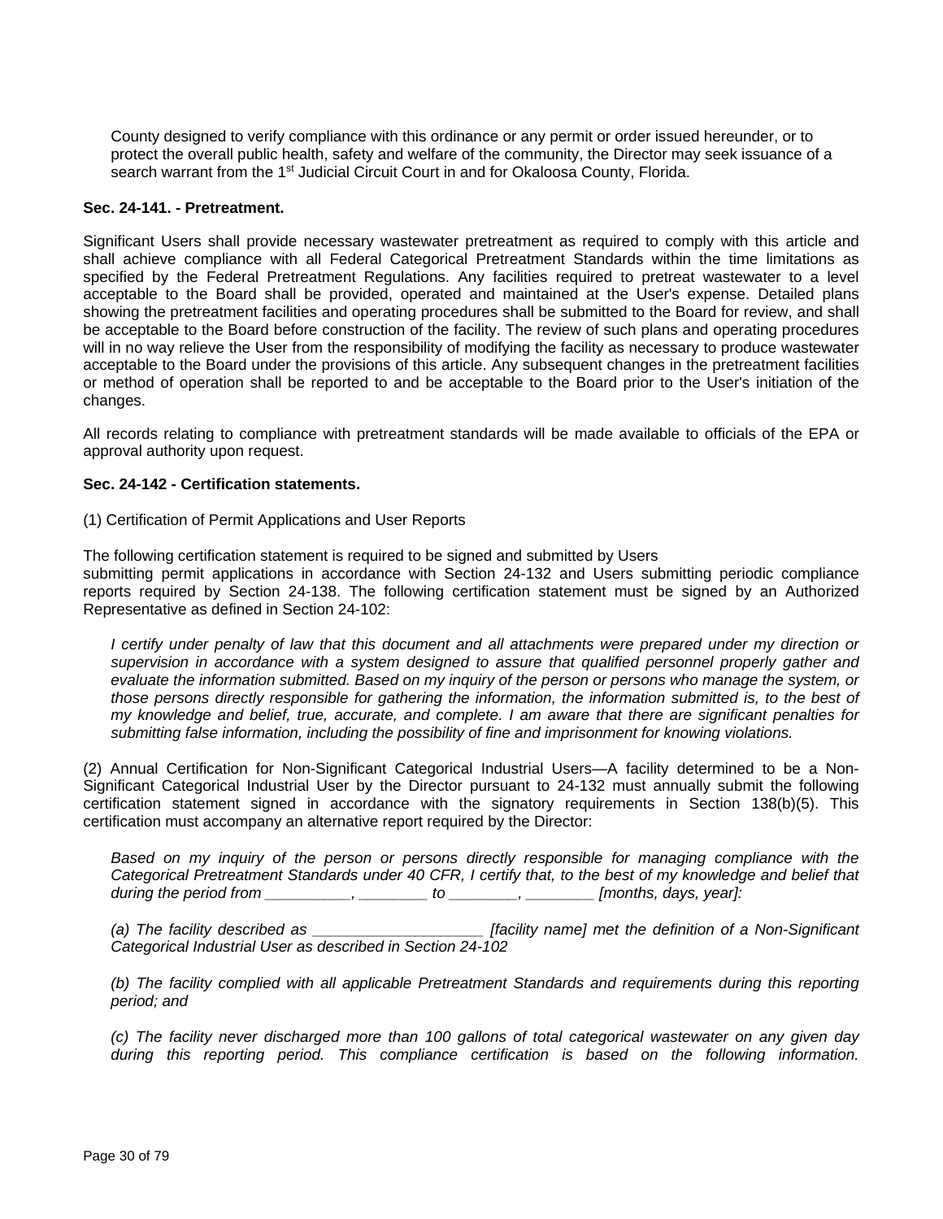County designed to verify compliance with this ordinance or any permit or order issued hereunder, or to protect the overall public health, safety and welfare of the community, the Director may seek issuance of a search warrant from the 1st Judicial Circuit Court in and for Okaloosa County, Florida.

**Sec. 24-141. - Pretreatment.**

Significant Users shall provide necessary wastewater pretreatment as required to comply with this article and shall achieve compliance with all Federal Categorical Pretreatment Standards within the time limitations as specified by the Federal Pretreatment Regulations. Any facilities required to pretreat wastewater to a level acceptable to the Board shall be provided, operated and maintained at the User's expense. Detailed plans showing the pretreatment facilities and operating procedures shall be submitted to the Board for review, and shall be acceptable to the Board before construction of the facility. The review of such plans and operating procedures will in no way relieve the User from the responsibility of modifying the facility as necessary to produce wastewater acceptable to the Board under the provisions of this article. Any subsequent changes in the pretreatment facilities or method of operation shall be reported to and be acceptable to the Board prior to the User's initiation of the changes.

All records relating to compliance with pretreatment standards will be made available to officials of the EPA or approval authority upon request.

**Sec. 24-142 - Certification statements.**

(1) Certification of Permit Applications and User Reports

The following certification statement is required to be signed and submitted by Users submitting permit applications in accordance with Section 24-132 and Users submitting periodic compliance reports required by Section 24-138. The following certification statement must be signed by an Authorized Representative as defined in Section 24-102:

*I certify under penalty of law that this document and all attachments were prepared under my direction or supervision in accordance with a system designed to assure that qualified personnel properly gather and evaluate the information submitted. Based on my inquiry of the person or persons who manage the system, or those persons directly responsible for gathering the information, the information submitted is, to the best of my knowledge and belief, true, accurate, and complete. I am aware that there are significant penalties for submitting false information, including the possibility of fine and imprisonment for knowing violations.*

(2) Annual Certification for Non-Significant Categorical Industrial Users—A facility determined to be a Non-Significant Categorical Industrial User by the Director pursuant to 24-132 must annually submit the following certification statement signed in accordance with the signatory requirements in Section 138(b)(5). This certification must accompany an alternative report required by the Director:

*Based on my inquiry of the person or persons directly responsible for managing compliance with the Categorical Pretreatment Standards under 40 CFR, I certify that, to the best of my knowledge and belief that during the period from __________, ________ to ________, ________ [months, days, year]:*

*(a) The facility described as ____________________ [facility name] met the definition of a Non-Significant Categorical Industrial User as described in Section 24-102*

*(b) The facility complied with all applicable Pretreatment Standards and requirements during this reporting period; and*

*(c) The facility never discharged more than 100 gallons of total categorical wastewater on any given day during this reporting period. This compliance certification is based on the following information.*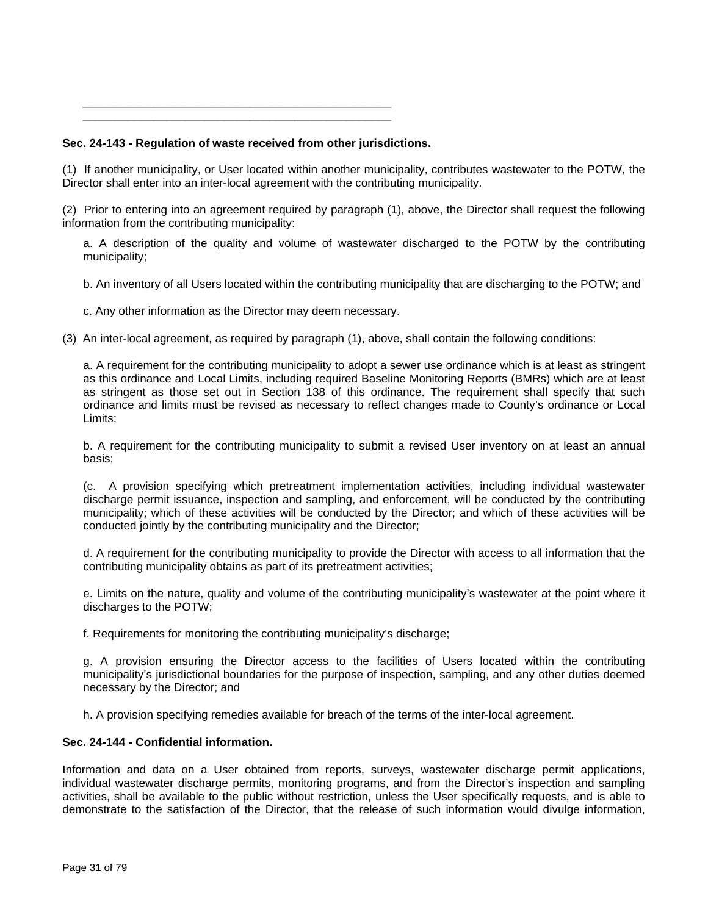\_\_\_\_\_\_\_\_\_\_\_\_\_\_\_\_\_\_\_\_\_\_\_\_\_\_\_\_\_\_\_\_\_\_\_\_\_\_\_\_\_\_\_\_\_\_\_\_\_\_

\_\_\_\_\_\_\_\_\_\_\_\_\_\_\_\_\_\_\_\_\_\_\_\_\_\_\_\_\_\_\_\_\_\_\_\_\_\_\_\_\_\_\_\_\_\_\_\_\_\_

**Sec. 24-143 - Regulation of waste received from other jurisdictions.**

(1) If another municipality, or User located within another municipality, contributes wastewater to the POTW, the Director shall enter into an inter-local agreement with the contributing municipality.

(2) Prior to entering into an agreement required by paragraph (1), above, the Director shall request the following information from the contributing municipality:

a. A description of the quality and volume of wastewater discharged to the POTW by the contributing municipality;

b. An inventory of all Users located within the contributing municipality that are discharging to the POTW; and

c. Any other information as the Director may deem necessary.

(3) An inter-local agreement, as required by paragraph (1), above, shall contain the following conditions:

a. A requirement for the contributing municipality to adopt a sewer use ordinance which is at least as stringent as this ordinance and Local Limits, including required Baseline Monitoring Reports (BMRs) which are at least as stringent as those set out in Section 138 of this ordinance. The requirement shall specify that such ordinance and limits must be revised as necessary to reflect changes made to County's ordinance or Local Limits;

b. A requirement for the contributing municipality to submit a revised User inventory on at least an annual basis;

(c. A provision specifying which pretreatment implementation activities, including individual wastewater discharge permit issuance, inspection and sampling, and enforcement, will be conducted by the contributing municipality; which of these activities will be conducted by the Director; and which of these activities will be conducted jointly by the contributing municipality and the Director;

d. A requirement for the contributing municipality to provide the Director with access to all information that the contributing municipality obtains as part of its pretreatment activities;

e. Limits on the nature, quality and volume of the contributing municipality's wastewater at the point where it discharges to the POTW;

f. Requirements for monitoring the contributing municipality's discharge;

g. A provision ensuring the Director access to the facilities of Users located within the contributing municipality's jurisdictional boundaries for the purpose of inspection, sampling, and any other duties deemed necessary by the Director; and

h. A provision specifying remedies available for breach of the terms of the inter-local agreement.

**Sec. 24-144 - Confidential information.**

Information and data on a User obtained from reports, surveys, wastewater discharge permit applications, individual wastewater discharge permits, monitoring programs, and from the Director's inspection and sampling activities, shall be available to the public without restriction, unless the User specifically requests, and is able to demonstrate to the satisfaction of the Director, that the release of such information would divulge information,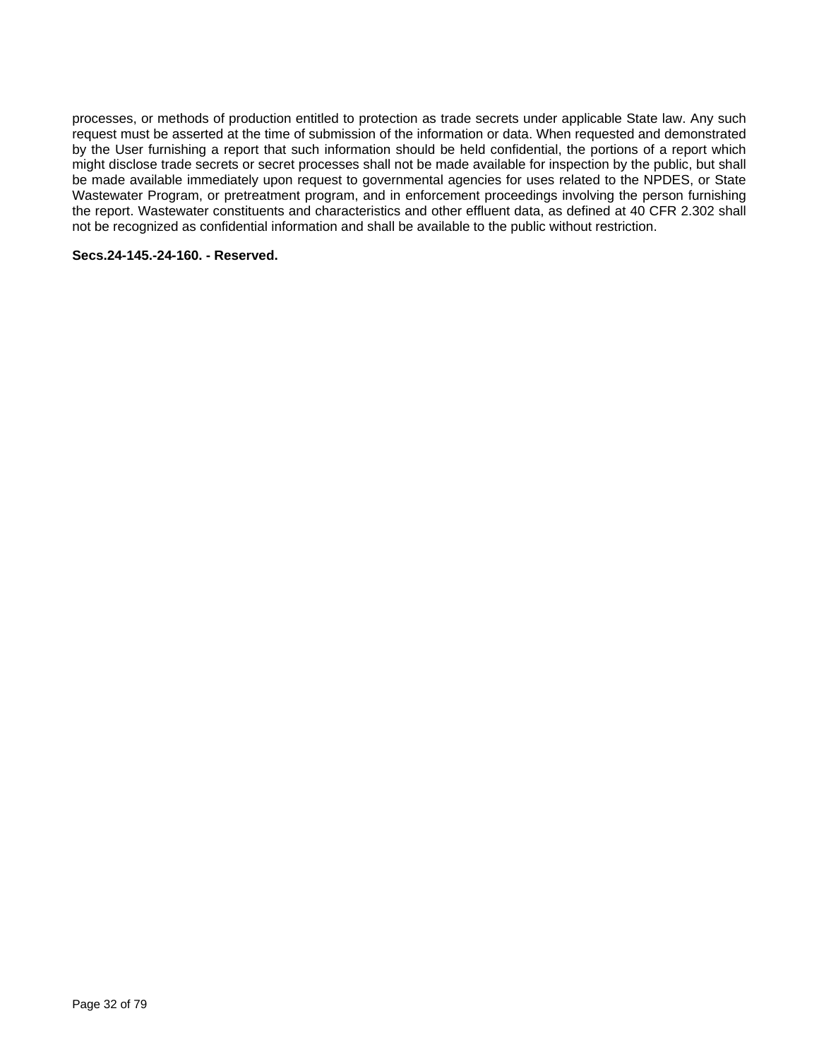processes, or methods of production entitled to protection as trade secrets under applicable State law. Any such request must be asserted at the time of submission of the information or data. When requested and demonstrated by the User furnishing a report that such information should be held confidential, the portions of a report which might disclose trade secrets or secret processes shall not be made available for inspection by the public, but shall be made available immediately upon request to governmental agencies for uses related to the NPDES, or State Wastewater Program, or pretreatment program, and in enforcement proceedings involving the person furnishing the report. Wastewater constituents and characteristics and other effluent data, as defined at 40 CFR 2.302 shall not be recognized as confidential information and shall be available to the public without restriction.

**Secs.24-145.-24-160. - Reserved.**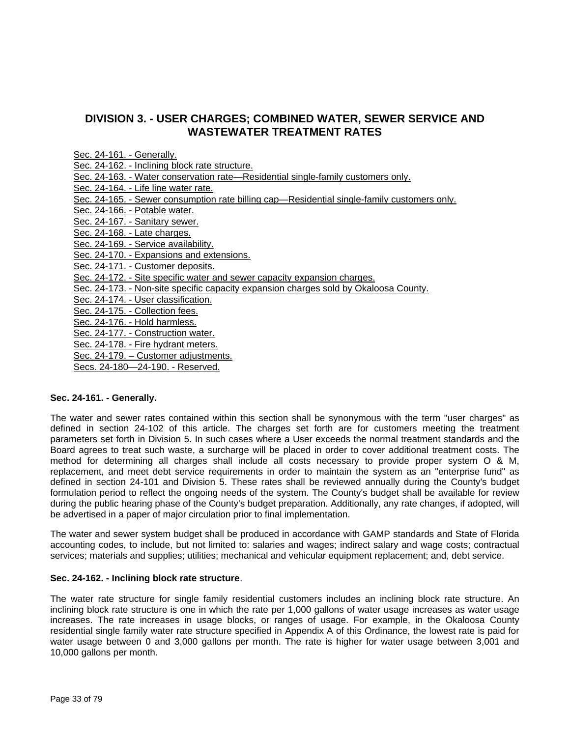# DIVISION 3. - USER CHARGES; COMBINED WATER, SEWER SERVICE AND WASTEWATER TREATMENT RATES

- Sec. 24-161. - Generally.
- Sec. 24-162. - Inclining block rate structure.
- Sec. 24-163. - Water conservation rate—Residential single-family customers only.
- Sec. 24-164. - Life line water rate.
- Sec. 24-165. - Sewer consumption rate billing cap—Residential single-family customers only.
- Sec. 24-166. - Potable water.
- Sec. 24-167. - Sanitary sewer.
- Sec. 24-168. - Late charges.
- Sec. 24-169. - Service availability.
- Sec. 24-170. - Expansions and extensions.
- Sec. 24-171. - Customer deposits.
- Sec. 24-172. - Site specific water and sewer capacity expansion charges.
- Sec. 24-173. - Non-site specific capacity expansion charges sold by Okaloosa County.
- Sec. 24-174. - User classification.
- Sec. 24-175. - Collection fees.
- Sec. 24-176. - Hold harmless.
- Sec. 24-177. - Construction water.
- Sec. 24-178. - Fire hydrant meters.
- Sec. 24-179. – Customer adjustments.
- Secs. 24-180—24-190. - Reserved.

**Sec. 24-161. - Generally.**

The water and sewer rates contained within this section shall be synonymous with the term "user charges" as defined in section 24-102 of this article. The charges set forth are for customers meeting the treatment parameters set forth in Division 5. In such cases where a User exceeds the normal treatment standards and the Board agrees to treat such waste, a surcharge will be placed in order to cover additional treatment costs. The method for determining all charges shall include all costs necessary to provide proper system O & M, replacement, and meet debt service requirements in order to maintain the system as an "enterprise fund" as defined in section 24-101 and Division 5. These rates shall be reviewed annually during the County's budget formulation period to reflect the ongoing needs of the system. The County's budget shall be available for review during the public hearing phase of the County's budget preparation. Additionally, any rate changes, if adopted, will be advertised in a paper of major circulation prior to final implementation.

The water and sewer system budget shall be produced in accordance with GAMP standards and State of Florida accounting codes, to include, but not limited to: salaries and wages; indirect salary and wage costs; contractual services; materials and supplies; utilities; mechanical and vehicular equipment replacement; and, debt service.

**Sec. 24-162. - Inclining block rate structure.**

The water rate structure for single family residential customers includes an inclining block rate structure. An inclining block rate structure is one in which the rate per 1,000 gallons of water usage increases as water usage increases. The rate increases in usage blocks, or ranges of usage. For example, in the Okaloosa County residential single family water rate structure specified in Appendix A of this Ordinance, the lowest rate is paid for water usage between 0 and 3,000 gallons per month. The rate is higher for water usage between 3,001 and 10,000 gallons per month.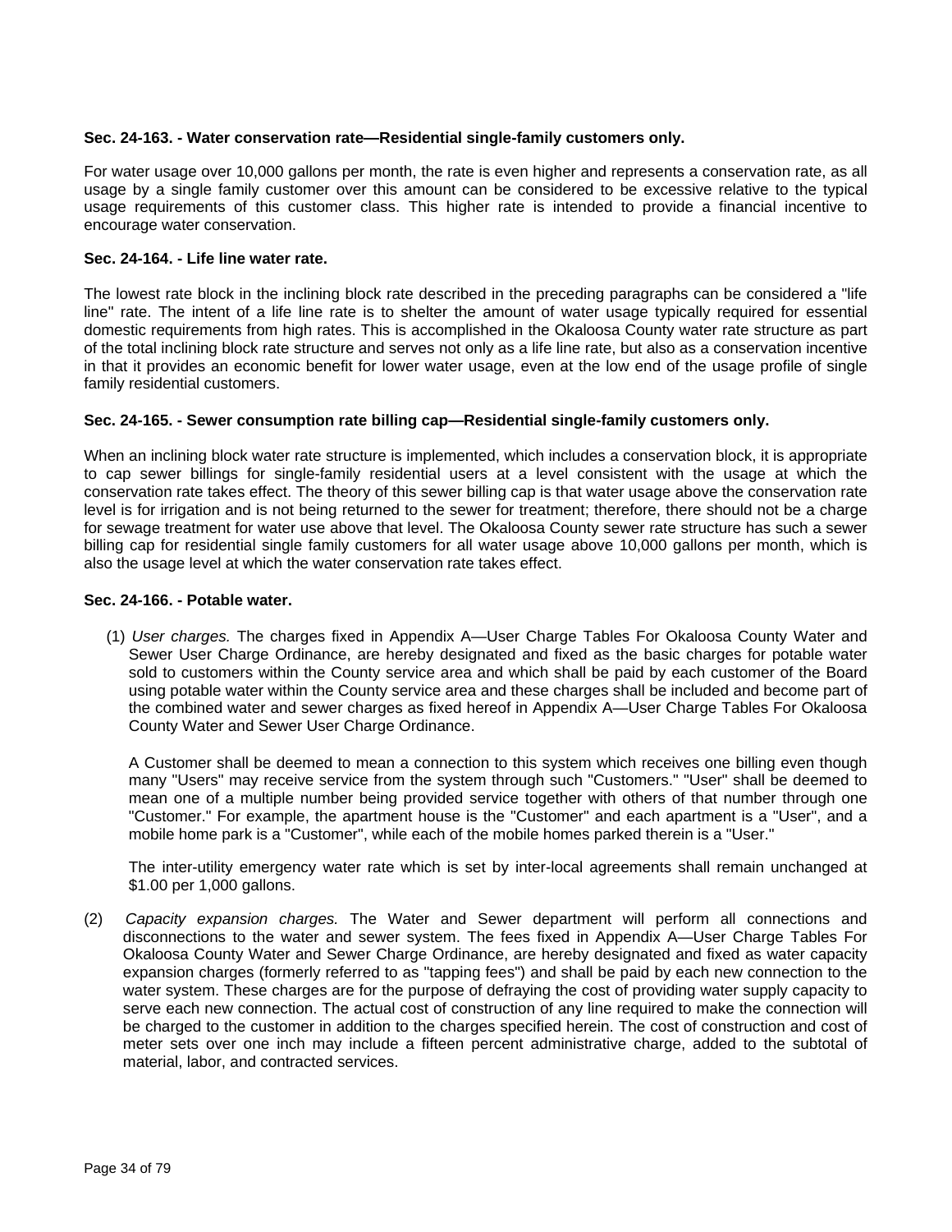**Sec. 24-163. - Water conservation rate—Residential single-family customers only.**

For water usage over 10,000 gallons per month, the rate is even higher and represents a conservation rate, as all usage by a single family customer over this amount can be considered to be excessive relative to the typical usage requirements of this customer class. This higher rate is intended to provide a financial incentive to encourage water conservation.

**Sec. 24-164. - Life line water rate.**

The lowest rate block in the inclining block rate described in the preceding paragraphs can be considered a "life line" rate. The intent of a life line rate is to shelter the amount of water usage typically required for essential domestic requirements from high rates. This is accomplished in the Okaloosa County water rate structure as part of the total inclining block rate structure and serves not only as a life line rate, but also as a conservation incentive in that it provides an economic benefit for lower water usage, even at the low end of the usage profile of single family residential customers.

**Sec. 24-165. - Sewer consumption rate billing cap—Residential single-family customers only.**

When an inclining block water rate structure is implemented, which includes a conservation block, it is appropriate to cap sewer billings for single-family residential users at a level consistent with the usage at which the conservation rate takes effect. The theory of this sewer billing cap is that water usage above the conservation rate level is for irrigation and is not being returned to the sewer for treatment; therefore, there should not be a charge for sewage treatment for water use above that level. The Okaloosa County sewer rate structure has such a sewer billing cap for residential single family customers for all water usage above 10,000 gallons per month, which is also the usage level at which the water conservation rate takes effect.

**Sec. 24-166. - Potable water.**

(1) *User charges.* The charges fixed in Appendix A—User Charge Tables For Okaloosa County Water and Sewer User Charge Ordinance, are hereby designated and fixed as the basic charges for potable water sold to customers within the County service area and which shall be paid by each customer of the Board using potable water within the County service area and these charges shall be included and become part of the combined water and sewer charges as fixed hereof in Appendix A—User Charge Tables For Okaloosa County Water and Sewer User Charge Ordinance.

A Customer shall be deemed to mean a connection to this system which receives one billing even though many "Users" may receive service from the system through such "Customers." "User" shall be deemed to mean one of a multiple number being provided service together with others of that number through one "Customer." For example, the apartment house is the "Customer" and each apartment is a "User", and a mobile home park is a "Customer", while each of the mobile homes parked therein is a "User."

The inter-utility emergency water rate which is set by inter-local agreements shall remain unchanged at $1.00 per 1,000 gallons.

(2) *Capacity expansion charges.* The Water and Sewer department will perform all connections and disconnections to the water and sewer system. The fees fixed in Appendix A—User Charge Tables For Okaloosa County Water and Sewer Charge Ordinance, are hereby designated and fixed as water capacity expansion charges (formerly referred to as "tapping fees") and shall be paid by each new connection to the water system. These charges are for the purpose of defraying the cost of providing water supply capacity to serve each new connection. The actual cost of construction of any line required to make the connection will be charged to the customer in addition to the charges specified herein. The cost of construction and cost of meter sets over one inch may include a fifteen percent administrative charge, added to the subtotal of material, labor, and contracted services.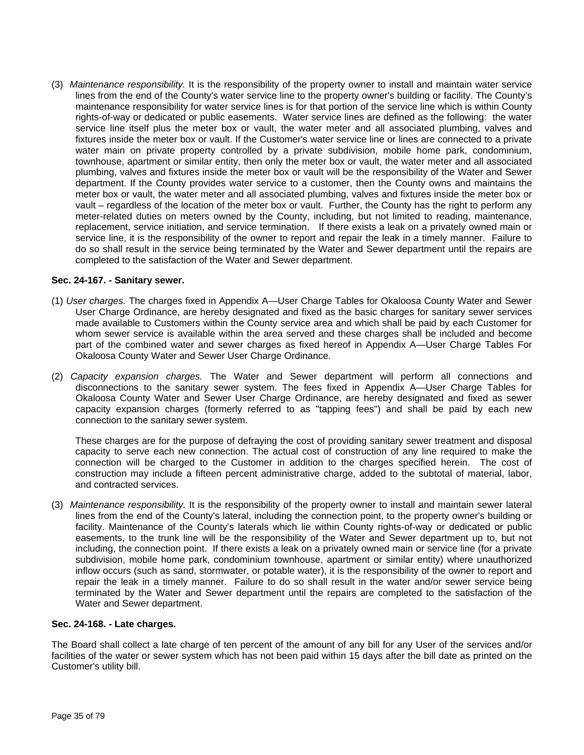(3) *Maintenance responsibility.* It is the responsibility of the property owner to install and maintain water service lines from the end of the County's water service line to the property owner's building or facility. The County's maintenance responsibility for water service lines is for that portion of the service line which is within County rights-of-way or dedicated or public easements. Water service lines are defined as the following: the water service line itself plus the meter box or vault, the water meter and all associated plumbing, valves and fixtures inside the meter box or vault. If the Customer's water service line or lines are connected to a private water main on private property controlled by a private subdivision, mobile home park, condominium, townhouse, apartment or similar entity, then only the meter box or vault, the water meter and all associated plumbing, valves and fixtures inside the meter box or vault will be the responsibility of the Water and Sewer department. If the County provides water service to a customer, then the County owns and maintains the meter box or vault, the water meter and all associated plumbing, valves and fixtures inside the meter box or vault – regardless of the location of the meter box or vault. Further, the County has the right to perform any meter-related duties on meters owned by the County, including, but not limited to reading, maintenance, replacement, service initiation, and service termination. If there exists a leak on a privately owned main or service line, it is the responsibility of the owner to report and repair the leak in a timely manner. Failure to do so shall result in the service being terminated by the Water and Sewer department until the repairs are completed to the satisfaction of the Water and Sewer department.

**Sec. 24-167. - Sanitary sewer.**

(1) *User charges.* The charges fixed in Appendix A—User Charge Tables for Okaloosa County Water and Sewer User Charge Ordinance, are hereby designated and fixed as the basic charges for sanitary sewer services made available to Customers within the County service area and which shall be paid by each Customer for whom sewer service is available within the area served and these charges shall be included and become part of the combined water and sewer charges as fixed hereof in Appendix A—User Charge Tables For Okaloosa County Water and Sewer User Charge Ordinance.

(2) *Capacity expansion charges.* The Water and Sewer department will perform all connections and disconnections to the sanitary sewer system. The fees fixed in Appendix A—User Charge Tables for Okaloosa County Water and Sewer User Charge Ordinance, are hereby designated and fixed as sewer capacity expansion charges (formerly referred to as "tapping fees") and shall be paid by each new connection to the sanitary sewer system.

These charges are for the purpose of defraying the cost of providing sanitary sewer treatment and disposal capacity to serve each new connection. The actual cost of construction of any line required to make the connection will be charged to the Customer in addition to the charges specified herein. The cost of construction may include a fifteen percent administrative charge, added to the subtotal of material, labor, and contracted services.

(3) *Maintenance responsibility.* It is the responsibility of the property owner to install and maintain sewer lateral lines from the end of the County's lateral, including the connection point, to the property owner's building or facility. Maintenance of the County's laterals which lie within County rights-of-way or dedicated or public easements, to the trunk line will be the responsibility of the Water and Sewer department up to, but not including, the connection point. If there exists a leak on a privately owned main or service line (for a private subdivision, mobile home park, condominium townhouse, apartment or similar entity) where unauthorized inflow occurs (such as sand, stormwater, or potable water), it is the responsibility of the owner to report and repair the leak in a timely manner. Failure to do so shall result in the water and/or sewer service being terminated by the Water and Sewer department until the repairs are completed to the satisfaction of the Water and Sewer department.

**Sec. 24-168. - Late charges.**

The Board shall collect a late charge of ten percent of the amount of any bill for any User of the services and/or facilities of the water or sewer system which has not been paid within 15 days after the bill date as printed on the Customer's utility bill.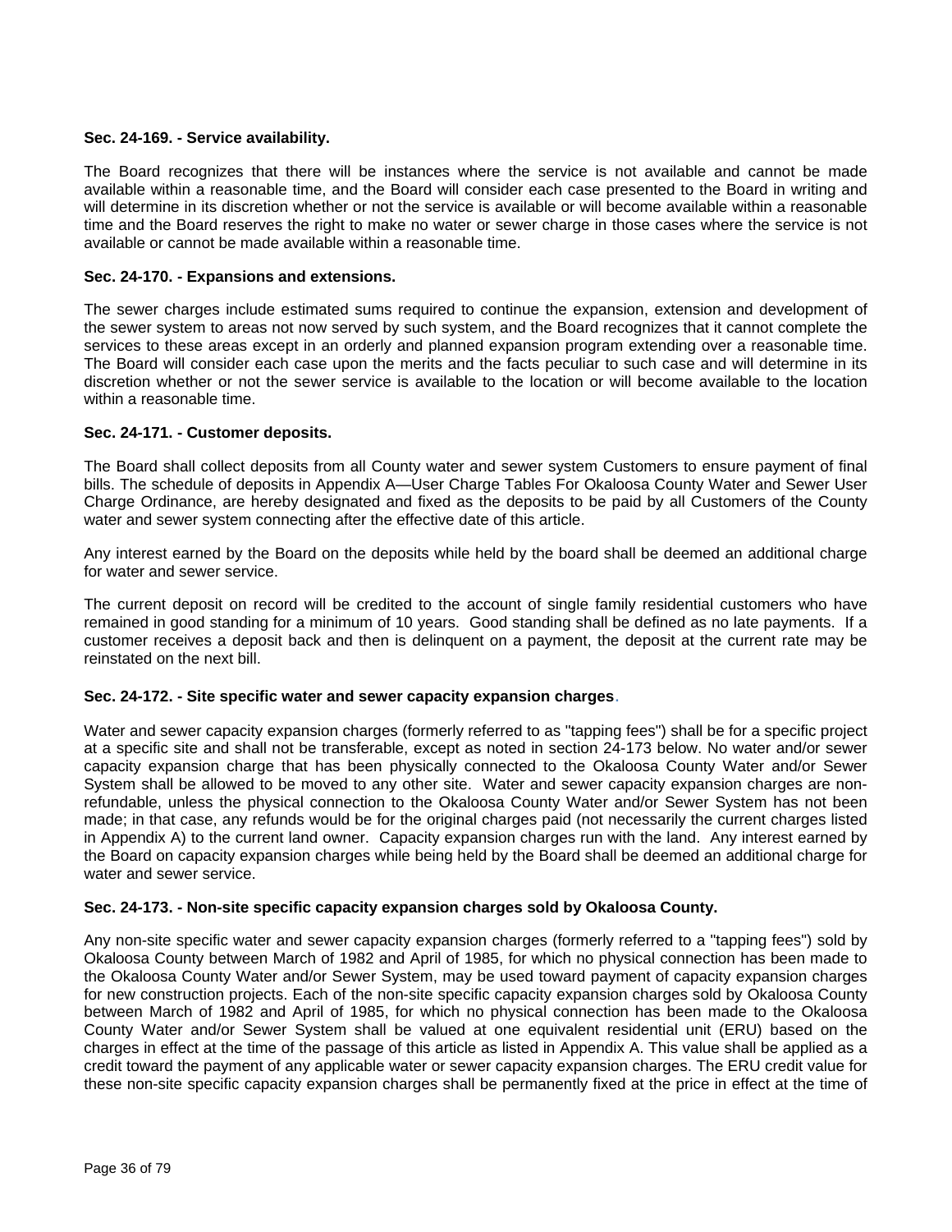**Sec. 24-169. - Service availability.**

The Board recognizes that there will be instances where the service is not available and cannot be made available within a reasonable time, and the Board will consider each case presented to the Board in writing and will determine in its discretion whether or not the service is available or will become available within a reasonable time and the Board reserves the right to make no water or sewer charge in those cases where the service is not available or cannot be made available within a reasonable time.

**Sec. 24-170. - Expansions and extensions.**

The sewer charges include estimated sums required to continue the expansion, extension and development of the sewer system to areas not now served by such system, and the Board recognizes that it cannot complete the services to these areas except in an orderly and planned expansion program extending over a reasonable time. The Board will consider each case upon the merits and the facts peculiar to such case and will determine in its discretion whether or not the sewer service is available to the location or will become available to the location within a reasonable time.

**Sec. 24-171. - Customer deposits.**

The Board shall collect deposits from all County water and sewer system Customers to ensure payment of final bills. The schedule of deposits in Appendix A—User Charge Tables For Okaloosa County Water and Sewer User Charge Ordinance, are hereby designated and fixed as the deposits to be paid by all Customers of the County water and sewer system connecting after the effective date of this article.

Any interest earned by the Board on the deposits while held by the board shall be deemed an additional charge for water and sewer service.

The current deposit on record will be credited to the account of single family residential customers who have remained in good standing for a minimum of 10 years. Good standing shall be defined as no late payments. If a customer receives a deposit back and then is delinquent on a payment, the deposit at the current rate may be reinstated on the next bill.

**Sec. 24-172. - Site specific water and sewer capacity expansion charges.**

Water and sewer capacity expansion charges (formerly referred to as "tapping fees") shall be for a specific project at a specific site and shall not be transferable, except as noted in section 24-173 below. No water and/or sewer capacity expansion charge that has been physically connected to the Okaloosa County Water and/or Sewer System shall be allowed to be moved to any other site. Water and sewer capacity expansion charges are non-refundable, unless the physical connection to the Okaloosa County Water and/or Sewer System has not been made; in that case, any refunds would be for the original charges paid (not necessarily the current charges listed in Appendix A) to the current land owner. Capacity expansion charges run with the land. Any interest earned by the Board on capacity expansion charges while being held by the Board shall be deemed an additional charge for water and sewer service.

**Sec. 24-173. - Non-site specific capacity expansion charges sold by Okaloosa County.**

Any non-site specific water and sewer capacity expansion charges (formerly referred to a "tapping fees") sold by Okaloosa County between March of 1982 and April of 1985, for which no physical connection has been made to the Okaloosa County Water and/or Sewer System, may be used toward payment of capacity expansion charges for new construction projects. Each of the non-site specific capacity expansion charges sold by Okaloosa County between March of 1982 and April of 1985, for which no physical connection has been made to the Okaloosa County Water and/or Sewer System shall be valued at one equivalent residential unit (ERU) based on the charges in effect at the time of the passage of this article as listed in Appendix A. This value shall be applied as a credit toward the payment of any applicable water or sewer capacity expansion charges. The ERU credit value for these non-site specific capacity expansion charges shall be permanently fixed at the price in effect at the time of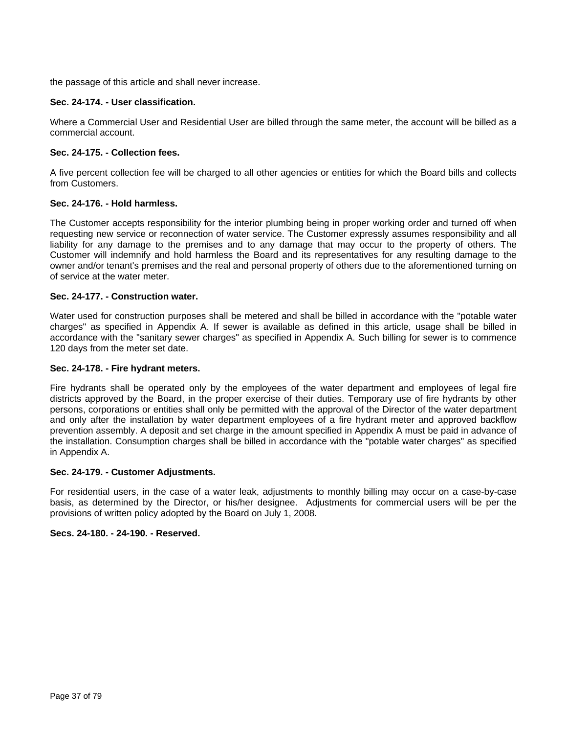the passage of this article and shall never increase.

**Sec. 24-174. - User classification.**

Where a Commercial User and Residential User are billed through the same meter, the account will be billed as a commercial account.

**Sec. 24-175. - Collection fees.**

A five percent collection fee will be charged to all other agencies or entities for which the Board bills and collects from Customers.

**Sec. 24-176. - Hold harmless.**

The Customer accepts responsibility for the interior plumbing being in proper working order and turned off when requesting new service or reconnection of water service. The Customer expressly assumes responsibility and all liability for any damage to the premises and to any damage that may occur to the property of others. The Customer will indemnify and hold harmless the Board and its representatives for any resulting damage to the owner and/or tenant's premises and the real and personal property of others due to the aforementioned turning on of service at the water meter.

**Sec. 24-177. - Construction water.**

Water used for construction purposes shall be metered and shall be billed in accordance with the "potable water charges" as specified in Appendix A. If sewer is available as defined in this article, usage shall be billed in accordance with the "sanitary sewer charges" as specified in Appendix A. Such billing for sewer is to commence 120 days from the meter set date.

**Sec. 24-178. - Fire hydrant meters.**

Fire hydrants shall be operated only by the employees of the water department and employees of legal fire districts approved by the Board, in the proper exercise of their duties. Temporary use of fire hydrants by other persons, corporations or entities shall only be permitted with the approval of the Director of the water department and only after the installation by water department employees of a fire hydrant meter and approved backflow prevention assembly. A deposit and set charge in the amount specified in Appendix A must be paid in advance of the installation. Consumption charges shall be billed in accordance with the "potable water charges" as specified in Appendix A.

**Sec. 24-179. - Customer Adjustments.**

For residential users, in the case of a water leak, adjustments to monthly billing may occur on a case-by-case basis, as determined by the Director, or his/her designee. Adjustments for commercial users will be per the provisions of written policy adopted by the Board on July 1, 2008.

**Secs. 24-180. - 24-190. - Reserved.**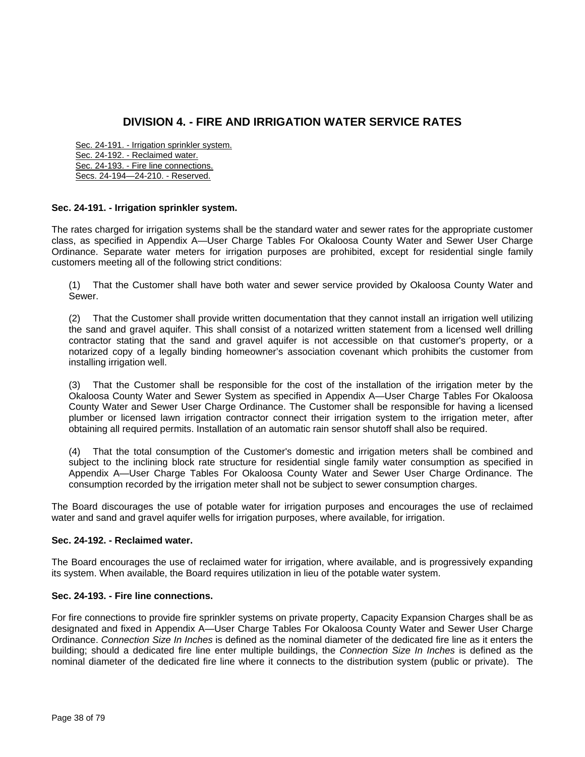# DIVISION 4. - FIRE AND IRRIGATION WATER SERVICE RATES

Sec. 24-191. - Irrigation sprinkler system.
Sec. 24-192. - Reclaimed water.
Sec. 24-193. - Fire line connections.
Secs. 24-194—24-210. - Reserved.

**Sec. 24-191. - Irrigation sprinkler system.**

The rates charged for irrigation systems shall be the standard water and sewer rates for the appropriate customer class, as specified in Appendix A—User Charge Tables For Okaloosa County Water and Sewer User Charge Ordinance. Separate water meters for irrigation purposes are prohibited, except for residential single family customers meeting all of the following strict conditions:

(1) That the Customer shall have both water and sewer service provided by Okaloosa County Water and Sewer.

(2) That the Customer shall provide written documentation that they cannot install an irrigation well utilizing the sand and gravel aquifer. This shall consist of a notarized written statement from a licensed well drilling contractor stating that the sand and gravel aquifer is not accessible on that customer's property, or a notarized copy of a legally binding homeowner's association covenant which prohibits the customer from installing irrigation well.

(3) That the Customer shall be responsible for the cost of the installation of the irrigation meter by the Okaloosa County Water and Sewer System as specified in Appendix A—User Charge Tables For Okaloosa County Water and Sewer User Charge Ordinance. The Customer shall be responsible for having a licensed plumber or licensed lawn irrigation contractor connect their irrigation system to the irrigation meter, after obtaining all required permits. Installation of an automatic rain sensor shutoff shall also be required.

(4) That the total consumption of the Customer's domestic and irrigation meters shall be combined and subject to the inclining block rate structure for residential single family water consumption as specified in Appendix A—User Charge Tables For Okaloosa County Water and Sewer User Charge Ordinance. The consumption recorded by the irrigation meter shall not be subject to sewer consumption charges.

The Board discourages the use of potable water for irrigation purposes and encourages the use of reclaimed water and sand and gravel aquifer wells for irrigation purposes, where available, for irrigation.

**Sec. 24-192. - Reclaimed water.**

The Board encourages the use of reclaimed water for irrigation, where available, and is progressively expanding its system. When available, the Board requires utilization in lieu of the potable water system.

**Sec. 24-193. - Fire line connections.**

For fire connections to provide fire sprinkler systems on private property, Capacity Expansion Charges shall be as designated and fixed in Appendix A—User Charge Tables For Okaloosa County Water and Sewer User Charge Ordinance. *Connection Size In Inches* is defined as the nominal diameter of the dedicated fire line as it enters the building; should a dedicated fire line enter multiple buildings, the *Connection Size In Inches* is defined as the nominal diameter of the dedicated fire line where it connects to the distribution system (public or private). The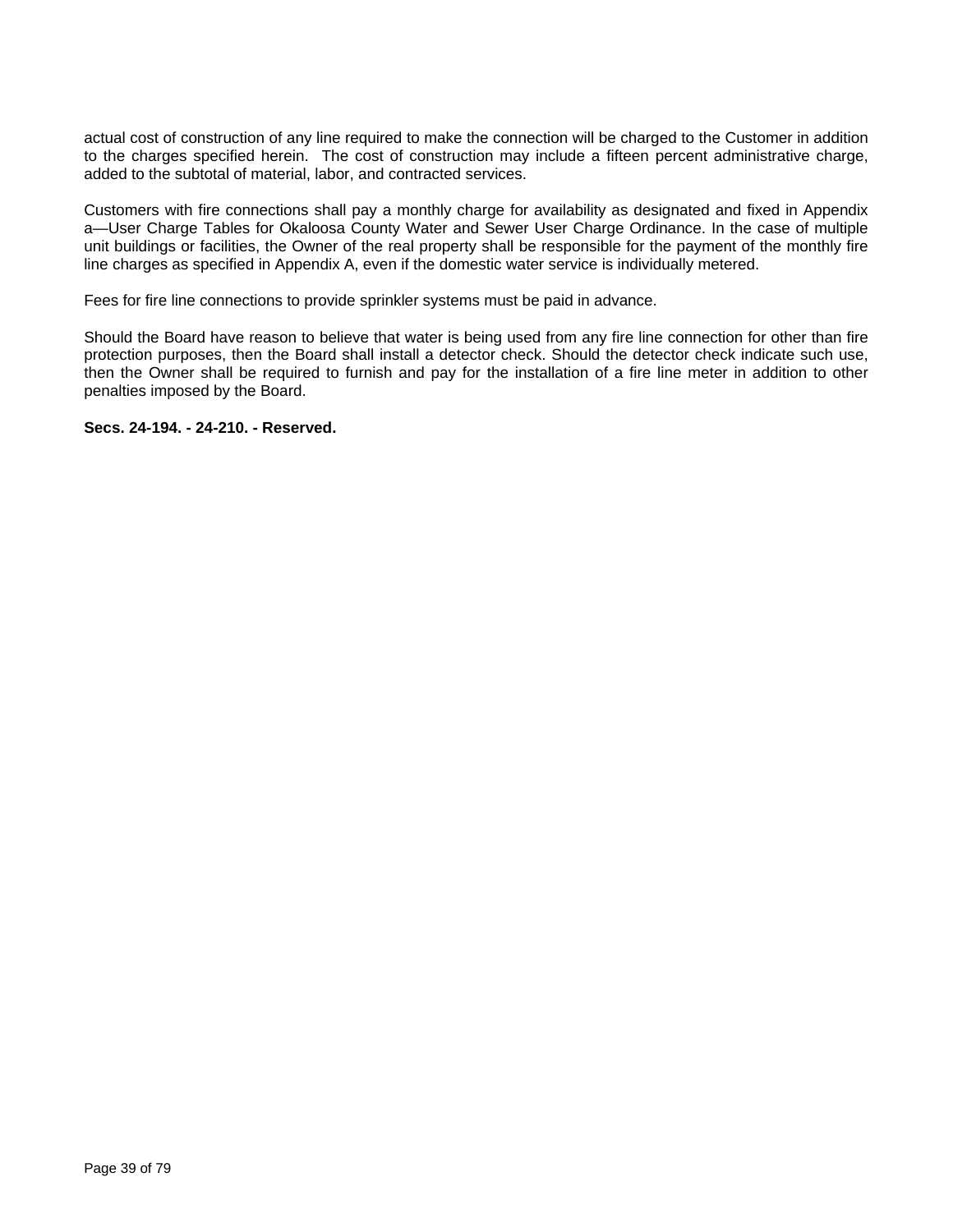actual cost of construction of any line required to make the connection will be charged to the Customer in addition to the charges specified herein. The cost of construction may include a fifteen percent administrative charge, added to the subtotal of material, labor, and contracted services.

Customers with fire connections shall pay a monthly charge for availability as designated and fixed in Appendix a—User Charge Tables for Okaloosa County Water and Sewer User Charge Ordinance. In the case of multiple unit buildings or facilities, the Owner of the real property shall be responsible for the payment of the monthly fire line charges as specified in Appendix A, even if the domestic water service is individually metered.

Fees for fire line connections to provide sprinkler systems must be paid in advance.

Should the Board have reason to believe that water is being used from any fire line connection for other than fire protection purposes, then the Board shall install a detector check. Should the detector check indicate such use, then the Owner shall be required to furnish and pay for the installation of a fire line meter in addition to other penalties imposed by the Board.

**Secs. 24-194. - 24-210. - Reserved.**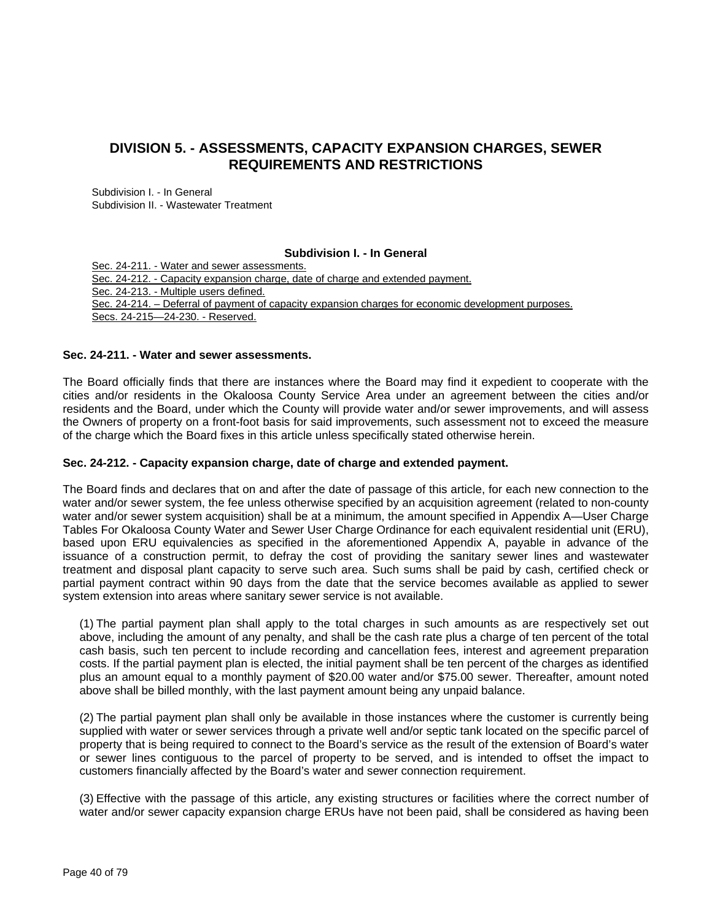## DIVISION 5. - ASSESSMENTS, CAPACITY EXPANSION CHARGES, SEWER REQUIREMENTS AND RESTRICTIONS

Subdivision I. - In General
Subdivision II. - Wastewater Treatment

### Subdivision I. - In General

Sec. 24-211. - Water and sewer assessments.
Sec. 24-212. - Capacity expansion charge, date of charge and extended payment.
Sec. 24-213. - Multiple users defined.
Sec. 24-214. – Deferral of payment of capacity expansion charges for economic development purposes.
Secs. 24-215—24-230. - Reserved.

**Sec. 24-211. - Water and sewer assessments.**

The Board officially finds that there are instances where the Board may find it expedient to cooperate with the cities and/or residents in the Okaloosa County Service Area under an agreement between the cities and/or residents and the Board, under which the County will provide water and/or sewer improvements, and will assess the Owners of property on a front-foot basis for said improvements, such assessment not to exceed the measure of the charge which the Board fixes in this article unless specifically stated otherwise herein.

**Sec. 24-212. - Capacity expansion charge, date of charge and extended payment.**

The Board finds and declares that on and after the date of passage of this article, for each new connection to the water and/or sewer system, the fee unless otherwise specified by an acquisition agreement (related to non-county water and/or sewer system acquisition) shall be at a minimum, the amount specified in Appendix A—User Charge Tables For Okaloosa County Water and Sewer User Charge Ordinance for each equivalent residential unit (ERU), based upon ERU equivalencies as specified in the aforementioned Appendix A, payable in advance of the issuance of a construction permit, to defray the cost of providing the sanitary sewer lines and wastewater treatment and disposal plant capacity to serve such area. Such sums shall be paid by cash, certified check or partial payment contract within 90 days from the date that the service becomes available as applied to sewer system extension into areas where sanitary sewer service is not available.

(1) The partial payment plan shall apply to the total charges in such amounts as are respectively set out above, including the amount of any penalty, and shall be the cash rate plus a charge of ten percent of the total cash basis, such ten percent to include recording and cancellation fees, interest and agreement preparation costs. If the partial payment plan is elected, the initial payment shall be ten percent of the charges as identified plus an amount equal to a monthly payment of $20.00 water and/or $75.00 sewer. Thereafter, amount noted above shall be billed monthly, with the last payment amount being any unpaid balance.

(2) The partial payment plan shall only be available in those instances where the customer is currently being supplied with water or sewer services through a private well and/or septic tank located on the specific parcel of property that is being required to connect to the Board's service as the result of the extension of Board's water or sewer lines contiguous to the parcel of property to be served, and is intended to offset the impact to customers financially affected by the Board's water and sewer connection requirement.

(3) Effective with the passage of this article, any existing structures or facilities where the correct number of water and/or sewer capacity expansion charge ERUs have not been paid, shall be considered as having been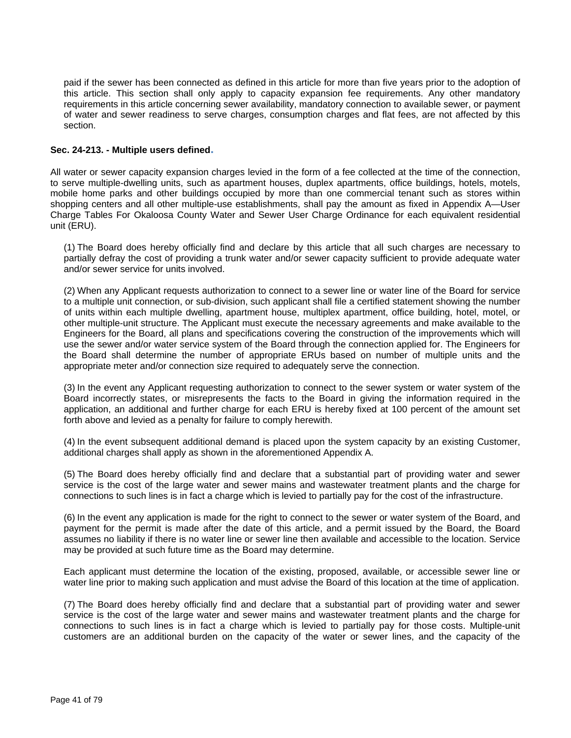paid if the sewer has been connected as defined in this article for more than five years prior to the adoption of this article. This section shall only apply to capacity expansion fee requirements. Any other mandatory requirements in this article concerning sewer availability, mandatory connection to available sewer, or payment of water and sewer readiness to serve charges, consumption charges and flat fees, are not affected by this section.

### Sec. 24-213. - Multiple users defined.

All water or sewer capacity expansion charges levied in the form of a fee collected at the time of the connection, to serve multiple-dwelling units, such as apartment houses, duplex apartments, office buildings, hotels, motels, mobile home parks and other buildings occupied by more than one commercial tenant such as stores within shopping centers and all other multiple-use establishments, shall pay the amount as fixed in Appendix A—User Charge Tables For Okaloosa County Water and Sewer User Charge Ordinance for each equivalent residential unit (ERU).

(1) The Board does hereby officially find and declare by this article that all such charges are necessary to partially defray the cost of providing a trunk water and/or sewer capacity sufficient to provide adequate water and/or sewer service for units involved.

(2) When any Applicant requests authorization to connect to a sewer line or water line of the Board for service to a multiple unit connection, or sub-division, such applicant shall file a certified statement showing the number of units within each multiple dwelling, apartment house, multiplex apartment, office building, hotel, motel, or other multiple-unit structure. The Applicant must execute the necessary agreements and make available to the Engineers for the Board, all plans and specifications covering the construction of the improvements which will use the sewer and/or water service system of the Board through the connection applied for. The Engineers for the Board shall determine the number of appropriate ERUs based on number of multiple units and the appropriate meter and/or connection size required to adequately serve the connection.

(3) In the event any Applicant requesting authorization to connect to the sewer system or water system of the Board incorrectly states, or misrepresents the facts to the Board in giving the information required in the application, an additional and further charge for each ERU is hereby fixed at 100 percent of the amount set forth above and levied as a penalty for failure to comply herewith.

(4) In the event subsequent additional demand is placed upon the system capacity by an existing Customer, additional charges shall apply as shown in the aforementioned Appendix A.

(5) The Board does hereby officially find and declare that a substantial part of providing water and sewer service is the cost of the large water and sewer mains and wastewater treatment plants and the charge for connections to such lines is in fact a charge which is levied to partially pay for the cost of the infrastructure.

(6) In the event any application is made for the right to connect to the sewer or water system of the Board, and payment for the permit is made after the date of this article, and a permit issued by the Board, the Board assumes no liability if there is no water line or sewer line then available and accessible to the location. Service may be provided at such future time as the Board may determine.

Each applicant must determine the location of the existing, proposed, available, or accessible sewer line or water line prior to making such application and must advise the Board of this location at the time of application.

(7) The Board does hereby officially find and declare that a substantial part of providing water and sewer service is the cost of the large water and sewer mains and wastewater treatment plants and the charge for connections to such lines is in fact a charge which is levied to partially pay for those costs. Multiple-unit customers are an additional burden on the capacity of the water or sewer lines, and the capacity of the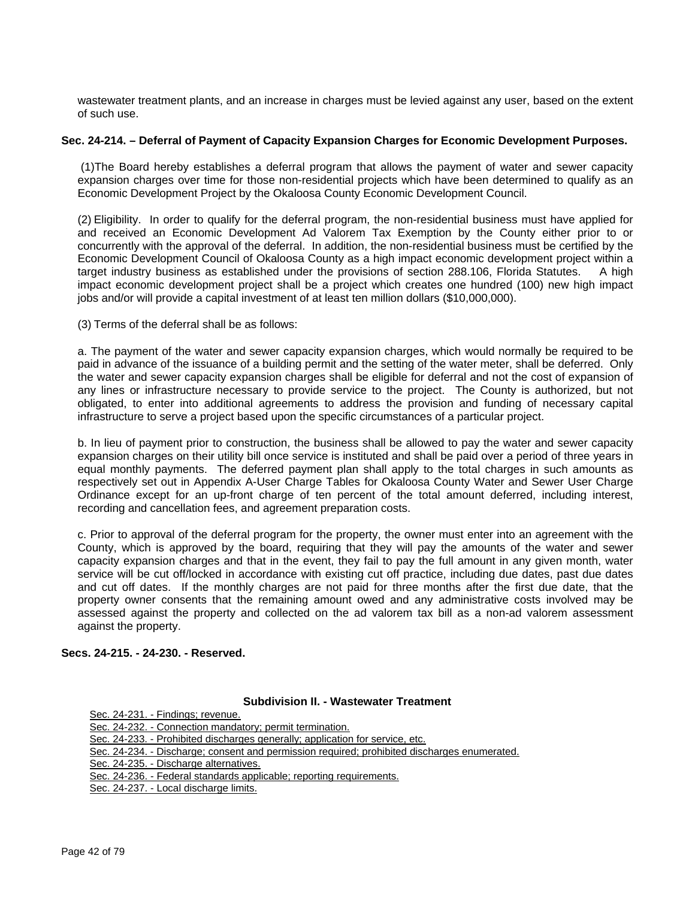wastewater treatment plants, and an increase in charges must be levied against any user, based on the extent of such use.

### Sec. 24-214. – Deferral of Payment of Capacity Expansion Charges for Economic Development Purposes.

(1)The Board hereby establishes a deferral program that allows the payment of water and sewer capacity expansion charges over time for those non-residential projects which have been determined to qualify as an Economic Development Project by the Okaloosa County Economic Development Council.

(2) Eligibility. In order to qualify for the deferral program, the non-residential business must have applied for and received an Economic Development Ad Valorem Tax Exemption by the County either prior to or concurrently with the approval of the deferral. In addition, the non-residential business must be certified by the Economic Development Council of Okaloosa County as a high impact economic development project within a target industry business as established under the provisions of section 288.106, Florida Statutes. A high impact economic development project shall be a project which creates one hundred (100) new high impact jobs and/or will provide a capital investment of at least ten million dollars ($10,000,000).

(3) Terms of the deferral shall be as follows:

a. The payment of the water and sewer capacity expansion charges, which would normally be required to be paid in advance of the issuance of a building permit and the setting of the water meter, shall be deferred. Only the water and sewer capacity expansion charges shall be eligible for deferral and not the cost of expansion of any lines or infrastructure necessary to provide service to the project. The County is authorized, but not obligated, to enter into additional agreements to address the provision and funding of necessary capital infrastructure to serve a project based upon the specific circumstances of a particular project.

b. In lieu of payment prior to construction, the business shall be allowed to pay the water and sewer capacity expansion charges on their utility bill once service is instituted and shall be paid over a period of three years in equal monthly payments. The deferred payment plan shall apply to the total charges in such amounts as respectively set out in Appendix A-User Charge Tables for Okaloosa County Water and Sewer User Charge Ordinance except for an up-front charge of ten percent of the total amount deferred, including interest, recording and cancellation fees, and agreement preparation costs.

c. Prior to approval of the deferral program for the property, the owner must enter into an agreement with the County, which is approved by the board, requiring that they will pay the amounts of the water and sewer capacity expansion charges and that in the event, they fail to pay the full amount in any given month, water service will be cut off/locked in accordance with existing cut off practice, including due dates, past due dates and cut off dates. If the monthly charges are not paid for three months after the first due date, that the property owner consents that the remaining amount owed and any administrative costs involved may be assessed against the property and collected on the ad valorem tax bill as a non-ad valorem assessment against the property.

### Secs. 24-215. - 24-230. - Reserved.

## Subdivision II. - Wastewater Treatment

Sec. 24-231. - Findings; revenue.
Sec. 24-232. - Connection mandatory; permit termination.
Sec. 24-233. - Prohibited discharges generally; application for service, etc.
Sec. 24-234. - Discharge; consent and permission required; prohibited discharges enumerated.
Sec. 24-235. - Discharge alternatives.
Sec. 24-236. - Federal standards applicable; reporting requirements.
Sec. 24-237. - Local discharge limits.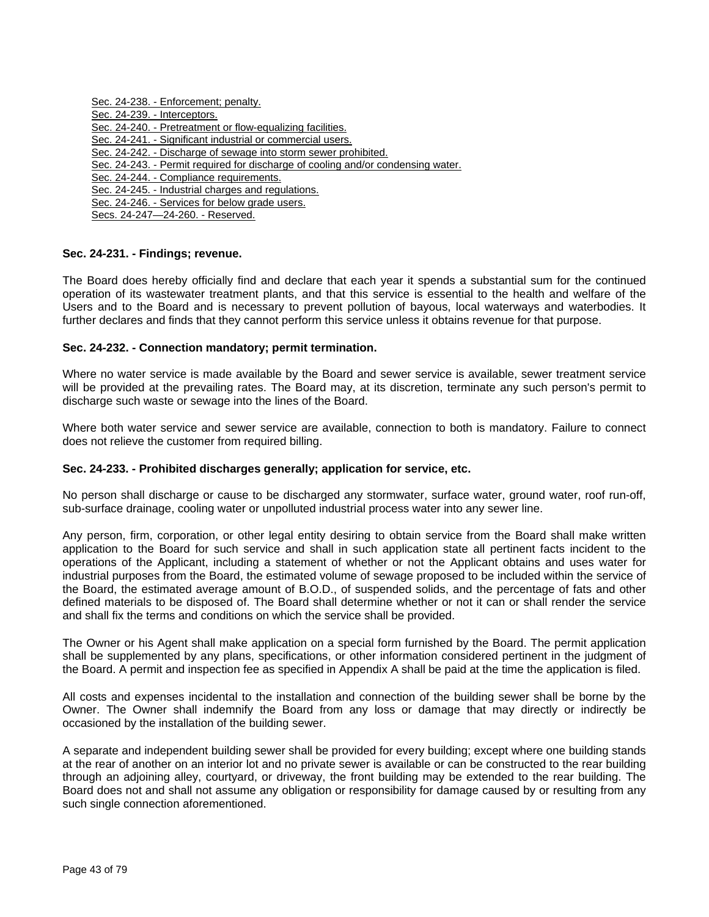Sec. 24-238. - Enforcement; penalty.
Sec. 24-239. - Interceptors.
Sec. 24-240. - Pretreatment or flow-equalizing facilities.
Sec. 24-241. - Significant industrial or commercial users.
Sec. 24-242. - Discharge of sewage into storm sewer prohibited.
Sec. 24-243. - Permit required for discharge of cooling and/or condensing water.
Sec. 24-244. - Compliance requirements.
Sec. 24-245. - Industrial charges and regulations.
Sec. 24-246. - Services for below grade users.
Secs. 24-247—24-260. - Reserved.

**Sec. 24-231. - Findings; revenue.**

The Board does hereby officially find and declare that each year it spends a substantial sum for the continued operation of its wastewater treatment plants, and that this service is essential to the health and welfare of the Users and to the Board and is necessary to prevent pollution of bayous, local waterways and waterbodies. It further declares and finds that they cannot perform this service unless it obtains revenue for that purpose.

**Sec. 24-232. - Connection mandatory; permit termination.**

Where no water service is made available by the Board and sewer service is available, sewer treatment service will be provided at the prevailing rates. The Board may, at its discretion, terminate any such person's permit to discharge such waste or sewage into the lines of the Board.

Where both water service and sewer service are available, connection to both is mandatory. Failure to connect does not relieve the customer from required billing.

**Sec. 24-233. - Prohibited discharges generally; application for service, etc.**

No person shall discharge or cause to be discharged any stormwater, surface water, ground water, roof run-off, sub-surface drainage, cooling water or unpolluted industrial process water into any sewer line.

Any person, firm, corporation, or other legal entity desiring to obtain service from the Board shall make written application to the Board for such service and shall in such application state all pertinent facts incident to the operations of the Applicant, including a statement of whether or not the Applicant obtains and uses water for industrial purposes from the Board, the estimated volume of sewage proposed to be included within the service of the Board, the estimated average amount of B.O.D., of suspended solids, and the percentage of fats and other defined materials to be disposed of. The Board shall determine whether or not it can or shall render the service and shall fix the terms and conditions on which the service shall be provided.

The Owner or his Agent shall make application on a special form furnished by the Board. The permit application shall be supplemented by any plans, specifications, or other information considered pertinent in the judgment of the Board. A permit and inspection fee as specified in Appendix A shall be paid at the time the application is filed.

All costs and expenses incidental to the installation and connection of the building sewer shall be borne by the Owner. The Owner shall indemnify the Board from any loss or damage that may directly or indirectly be occasioned by the installation of the building sewer.

A separate and independent building sewer shall be provided for every building; except where one building stands at the rear of another on an interior lot and no private sewer is available or can be constructed to the rear building through an adjoining alley, courtyard, or driveway, the front building may be extended to the rear building. The Board does not and shall not assume any obligation or responsibility for damage caused by or resulting from any such single connection aforementioned.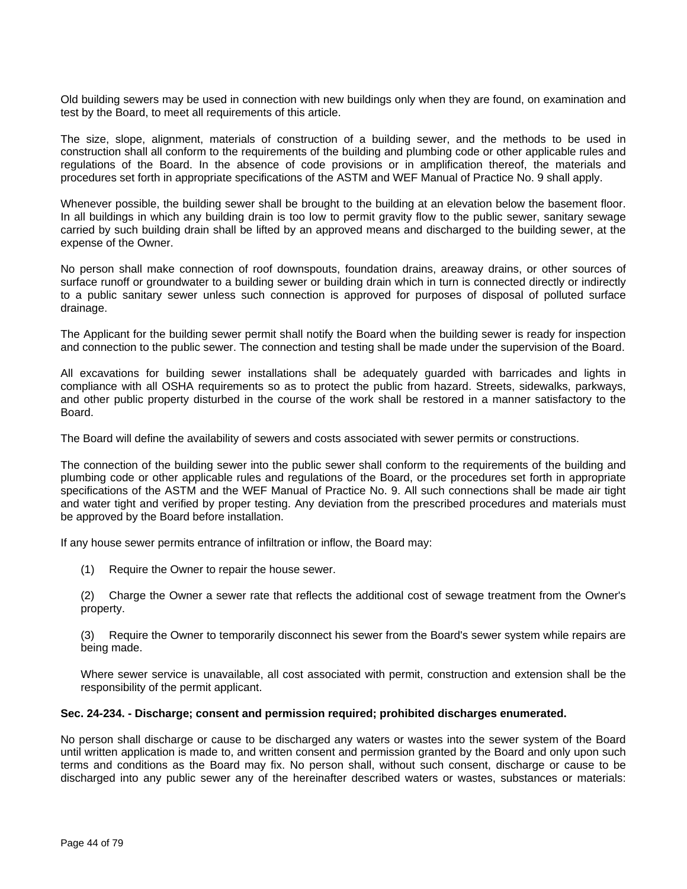Old building sewers may be used in connection with new buildings only when they are found, on examination and test by the Board, to meet all requirements of this article.

The size, slope, alignment, materials of construction of a building sewer, and the methods to be used in construction shall all conform to the requirements of the building and plumbing code or other applicable rules and regulations of the Board. In the absence of code provisions or in amplification thereof, the materials and procedures set forth in appropriate specifications of the ASTM and WEF Manual of Practice No. 9 shall apply.

Whenever possible, the building sewer shall be brought to the building at an elevation below the basement floor. In all buildings in which any building drain is too low to permit gravity flow to the public sewer, sanitary sewage carried by such building drain shall be lifted by an approved means and discharged to the building sewer, at the expense of the Owner.

No person shall make connection of roof downspouts, foundation drains, areaway drains, or other sources of surface runoff or groundwater to a building sewer or building drain which in turn is connected directly or indirectly to a public sanitary sewer unless such connection is approved for purposes of disposal of polluted surface drainage.

The Applicant for the building sewer permit shall notify the Board when the building sewer is ready for inspection and connection to the public sewer. The connection and testing shall be made under the supervision of the Board.

All excavations for building sewer installations shall be adequately guarded with barricades and lights in compliance with all OSHA requirements so as to protect the public from hazard. Streets, sidewalks, parkways, and other public property disturbed in the course of the work shall be restored in a manner satisfactory to the Board.

The Board will define the availability of sewers and costs associated with sewer permits or constructions.

The connection of the building sewer into the public sewer shall conform to the requirements of the building and plumbing code or other applicable rules and regulations of the Board, or the procedures set forth in appropriate specifications of the ASTM and the WEF Manual of Practice No. 9. All such connections shall be made air tight and water tight and verified by proper testing. Any deviation from the prescribed procedures and materials must be approved by the Board before installation.

If any house sewer permits entrance of infiltration or inflow, the Board may:

(1) Require the Owner to repair the house sewer.

(2) Charge the Owner a sewer rate that reflects the additional cost of sewage treatment from the Owner's property.

(3) Require the Owner to temporarily disconnect his sewer from the Board's sewer system while repairs are being made.

Where sewer service is unavailable, all cost associated with permit, construction and extension shall be the responsibility of the permit applicant.

**Sec. 24-234. - Discharge; consent and permission required; prohibited discharges enumerated.**

No person shall discharge or cause to be discharged any waters or wastes into the sewer system of the Board until written application is made to, and written consent and permission granted by the Board and only upon such terms and conditions as the Board may fix. No person shall, without such consent, discharge or cause to be discharged into any public sewer any of the hereinafter described waters or wastes, substances or materials: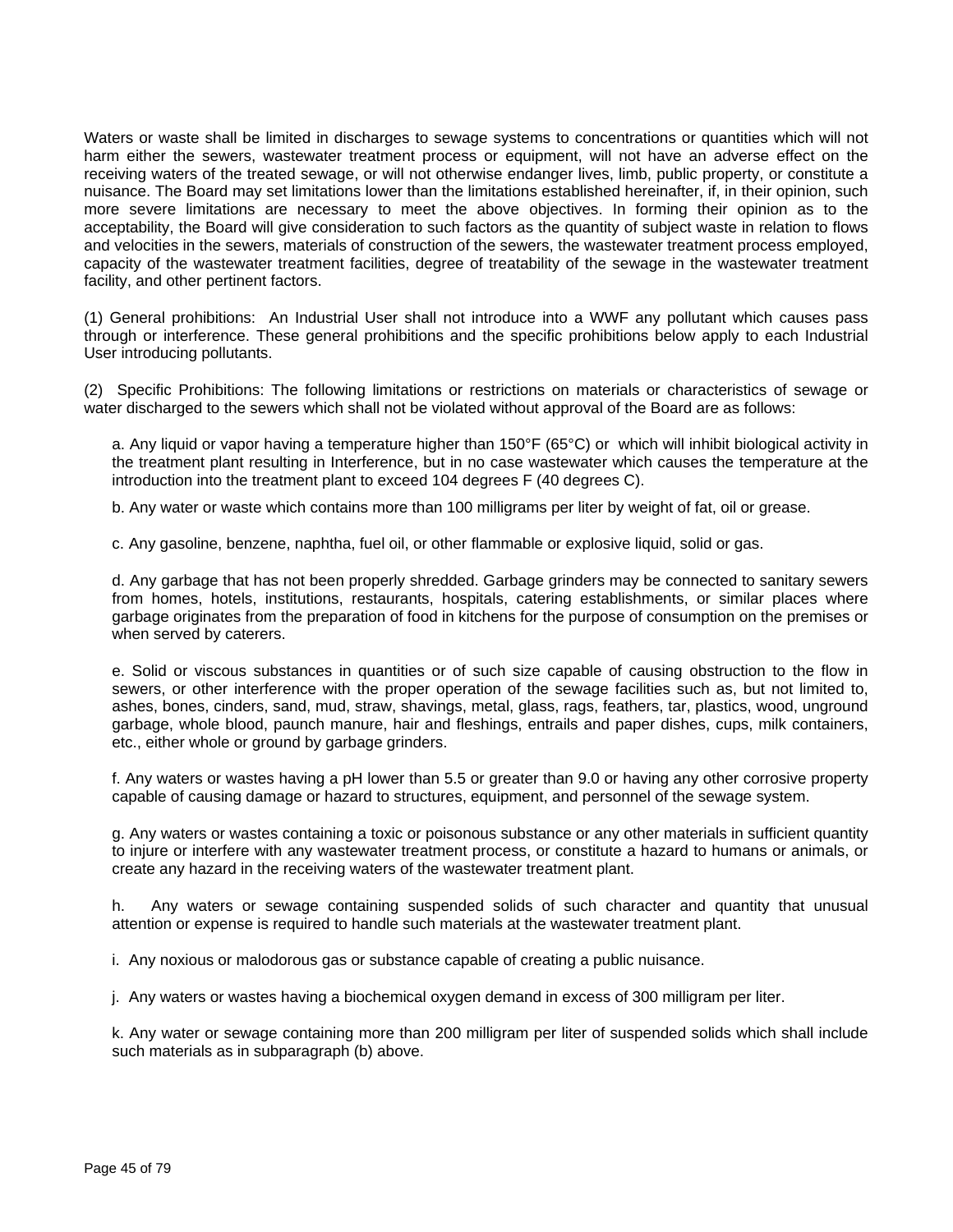Waters or waste shall be limited in discharges to sewage systems to concentrations or quantities which will not harm either the sewers, wastewater treatment process or equipment, will not have an adverse effect on the receiving waters of the treated sewage, or will not otherwise endanger lives, limb, public property, or constitute a nuisance. The Board may set limitations lower than the limitations established hereinafter, if, in their opinion, such more severe limitations are necessary to meet the above objectives. In forming their opinion as to the acceptability, the Board will give consideration to such factors as the quantity of subject waste in relation to flows and velocities in the sewers, materials of construction of the sewers, the wastewater treatment process employed, capacity of the wastewater treatment facilities, degree of treatability of the sewage in the wastewater treatment facility, and other pertinent factors.

(1) General prohibitions: An Industrial User shall not introduce into a WWF any pollutant which causes pass through or interference. These general prohibitions and the specific prohibitions below apply to each Industrial User introducing pollutants.

(2) Specific Prohibitions: The following limitations or restrictions on materials or characteristics of sewage or water discharged to the sewers which shall not be violated without approval of the Board are as follows:

a. Any liquid or vapor having a temperature higher than 150°F (65°C) or which will inhibit biological activity in the treatment plant resulting in Interference, but in no case wastewater which causes the temperature at the introduction into the treatment plant to exceed 104 degrees F (40 degrees C).

b. Any water or waste which contains more than 100 milligrams per liter by weight of fat, oil or grease.

c. Any gasoline, benzene, naphtha, fuel oil, or other flammable or explosive liquid, solid or gas.

d. Any garbage that has not been properly shredded. Garbage grinders may be connected to sanitary sewers from homes, hotels, institutions, restaurants, hospitals, catering establishments, or similar places where garbage originates from the preparation of food in kitchens for the purpose of consumption on the premises or when served by caterers.

e. Solid or viscous substances in quantities or of such size capable of causing obstruction to the flow in sewers, or other interference with the proper operation of the sewage facilities such as, but not limited to, ashes, bones, cinders, sand, mud, straw, shavings, metal, glass, rags, feathers, tar, plastics, wood, unground garbage, whole blood, paunch manure, hair and fleshings, entrails and paper dishes, cups, milk containers, etc., either whole or ground by garbage grinders.

f. Any waters or wastes having a pH lower than 5.5 or greater than 9.0 or having any other corrosive property capable of causing damage or hazard to structures, equipment, and personnel of the sewage system.

g. Any waters or wastes containing a toxic or poisonous substance or any other materials in sufficient quantity to injure or interfere with any wastewater treatment process, or constitute a hazard to humans or animals, or create any hazard in the receiving waters of the wastewater treatment plant.

h. Any waters or sewage containing suspended solids of such character and quantity that unusual attention or expense is required to handle such materials at the wastewater treatment plant.

i. Any noxious or malodorous gas or substance capable of creating a public nuisance.

j. Any waters or wastes having a biochemical oxygen demand in excess of 300 milligram per liter.

k. Any water or sewage containing more than 200 milligram per liter of suspended solids which shall include such materials as in subparagraph (b) above.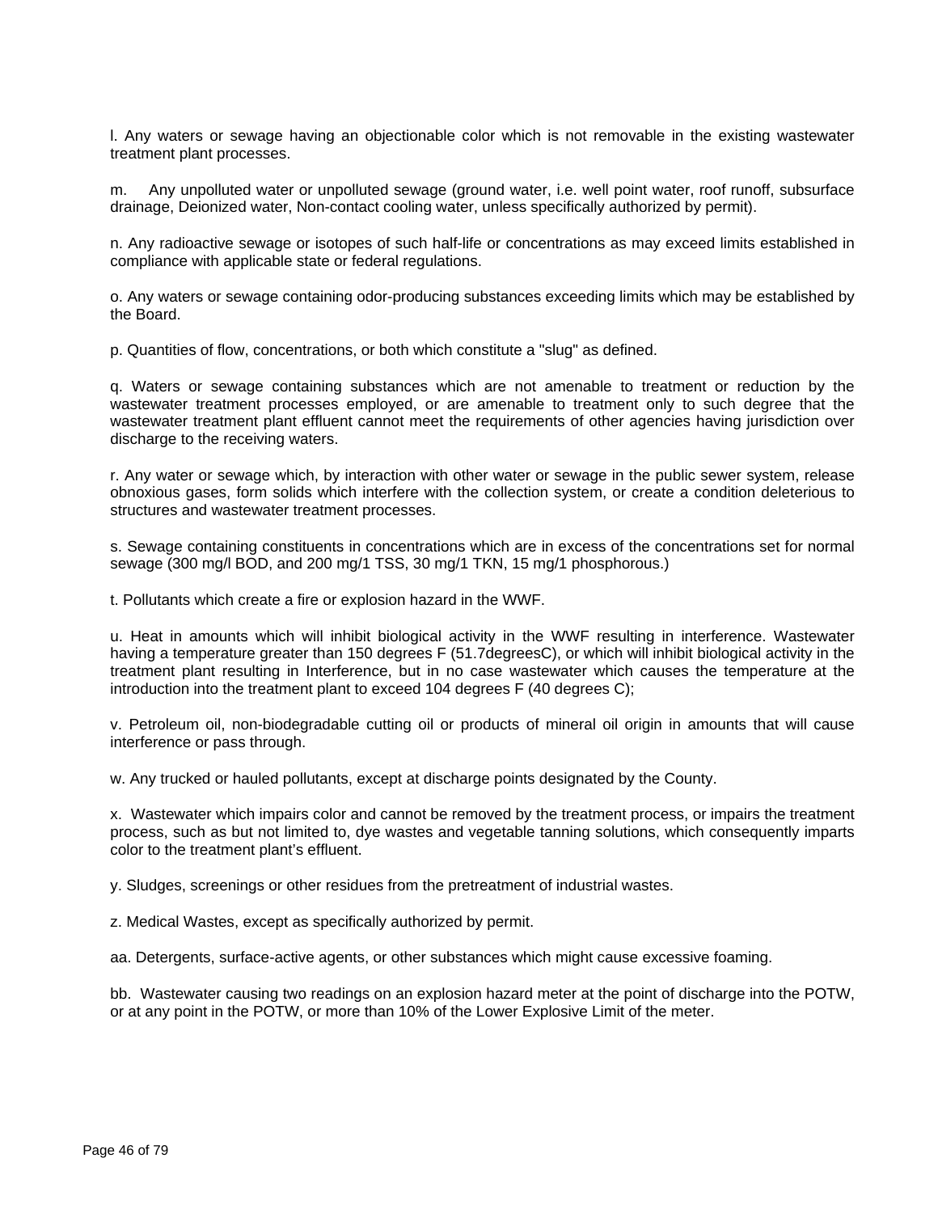l. Any waters or sewage having an objectionable color which is not removable in the existing wastewater treatment plant processes.

m. Any unpolluted water or unpolluted sewage (ground water, i.e. well point water, roof runoff, subsurface drainage, Deionized water, Non-contact cooling water, unless specifically authorized by permit).

n. Any radioactive sewage or isotopes of such half-life or concentrations as may exceed limits established in compliance with applicable state or federal regulations.

o. Any waters or sewage containing odor-producing substances exceeding limits which may be established by the Board.

p. Quantities of flow, concentrations, or both which constitute a "slug" as defined.

q. Waters or sewage containing substances which are not amenable to treatment or reduction by the wastewater treatment processes employed, or are amenable to treatment only to such degree that the wastewater treatment plant effluent cannot meet the requirements of other agencies having jurisdiction over discharge to the receiving waters.

r. Any water or sewage which, by interaction with other water or sewage in the public sewer system, release obnoxious gases, form solids which interfere with the collection system, or create a condition deleterious to structures and wastewater treatment processes.

s. Sewage containing constituents in concentrations which are in excess of the concentrations set for normal sewage (300 mg/l BOD, and 200 mg/1 TSS, 30 mg/1 TKN, 15 mg/1 phosphorous.)

t. Pollutants which create a fire or explosion hazard in the WWF.

u. Heat in amounts which will inhibit biological activity in the WWF resulting in interference. Wastewater having a temperature greater than 150 degrees F (51.7degreesC), or which will inhibit biological activity in the treatment plant resulting in Interference, but in no case wastewater which causes the temperature at the introduction into the treatment plant to exceed 104 degrees F (40 degrees C);

v. Petroleum oil, non-biodegradable cutting oil or products of mineral oil origin in amounts that will cause interference or pass through.

w. Any trucked or hauled pollutants, except at discharge points designated by the County.

x. Wastewater which impairs color and cannot be removed by the treatment process, or impairs the treatment process, such as but not limited to, dye wastes and vegetable tanning solutions, which consequently imparts color to the treatment plant's effluent.

y. Sludges, screenings or other residues from the pretreatment of industrial wastes.

z. Medical Wastes, except as specifically authorized by permit.

aa. Detergents, surface-active agents, or other substances which might cause excessive foaming.

bb. Wastewater causing two readings on an explosion hazard meter at the point of discharge into the POTW, or at any point in the POTW, or more than 10% of the Lower Explosive Limit of the meter.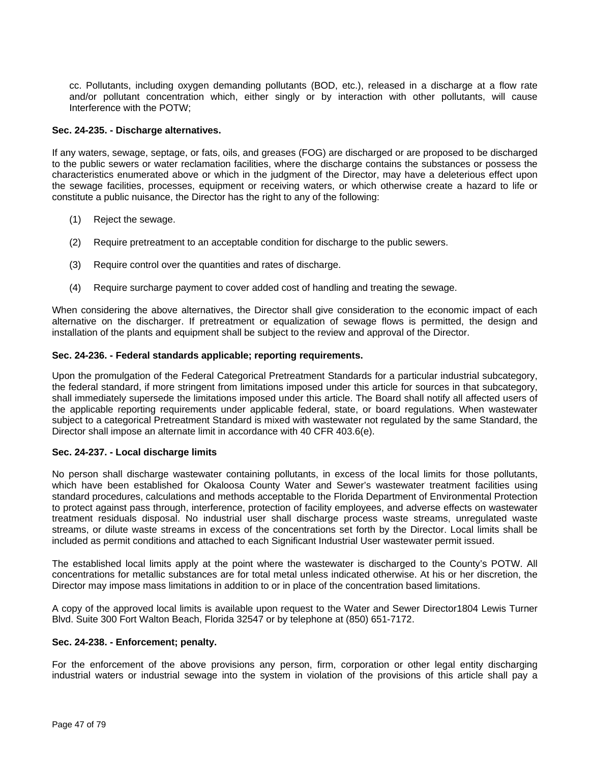cc. Pollutants, including oxygen demanding pollutants (BOD, etc.), released in a discharge at a flow rate and/or pollutant concentration which, either singly or by interaction with other pollutants, will cause Interference with the POTW;

**Sec. 24-235. - Discharge alternatives.**

If any waters, sewage, septage, or fats, oils, and greases (FOG) are discharged or are proposed to be discharged to the public sewers or water reclamation facilities, where the discharge contains the substances or possess the characteristics enumerated above or which in the judgment of the Director, may have a deleterious effect upon the sewage facilities, processes, equipment or receiving waters, or which otherwise create a hazard to life or constitute a public nuisance, the Director has the right to any of the following:

(1) Reject the sewage.

(2) Require pretreatment to an acceptable condition for discharge to the public sewers.

(3) Require control over the quantities and rates of discharge.

(4) Require surcharge payment to cover added cost of handling and treating the sewage.

When considering the above alternatives, the Director shall give consideration to the economic impact of each alternative on the discharger. If pretreatment or equalization of sewage flows is permitted, the design and installation of the plants and equipment shall be subject to the review and approval of the Director.

**Sec. 24-236. - Federal standards applicable; reporting requirements.**

Upon the promulgation of the Federal Categorical Pretreatment Standards for a particular industrial subcategory, the federal standard, if more stringent from limitations imposed under this article for sources in that subcategory, shall immediately supersede the limitations imposed under this article. The Board shall notify all affected users of the applicable reporting requirements under applicable federal, state, or board regulations. When wastewater subject to a categorical Pretreatment Standard is mixed with wastewater not regulated by the same Standard, the Director shall impose an alternate limit in accordance with 40 CFR 403.6(e).

**Sec. 24-237. - Local discharge limits**

No person shall discharge wastewater containing pollutants, in excess of the local limits for those pollutants, which have been established for Okaloosa County Water and Sewer's wastewater treatment facilities using standard procedures, calculations and methods acceptable to the Florida Department of Environmental Protection to protect against pass through, interference, protection of facility employees, and adverse effects on wastewater treatment residuals disposal. No industrial user shall discharge process waste streams, unregulated waste streams, or dilute waste streams in excess of the concentrations set forth by the Director. Local limits shall be included as permit conditions and attached to each Significant Industrial User wastewater permit issued.

The established local limits apply at the point where the wastewater is discharged to the County's POTW. All concentrations for metallic substances are for total metal unless indicated otherwise. At his or her discretion, the Director may impose mass limitations in addition to or in place of the concentration based limitations.

A copy of the approved local limits is available upon request to the Water and Sewer Director1804 Lewis Turner Blvd. Suite 300 Fort Walton Beach, Florida 32547 or by telephone at (850) 651-7172.

**Sec. 24-238. - Enforcement; penalty.**

For the enforcement of the above provisions any person, firm, corporation or other legal entity discharging industrial waters or industrial sewage into the system in violation of the provisions of this article shall pay a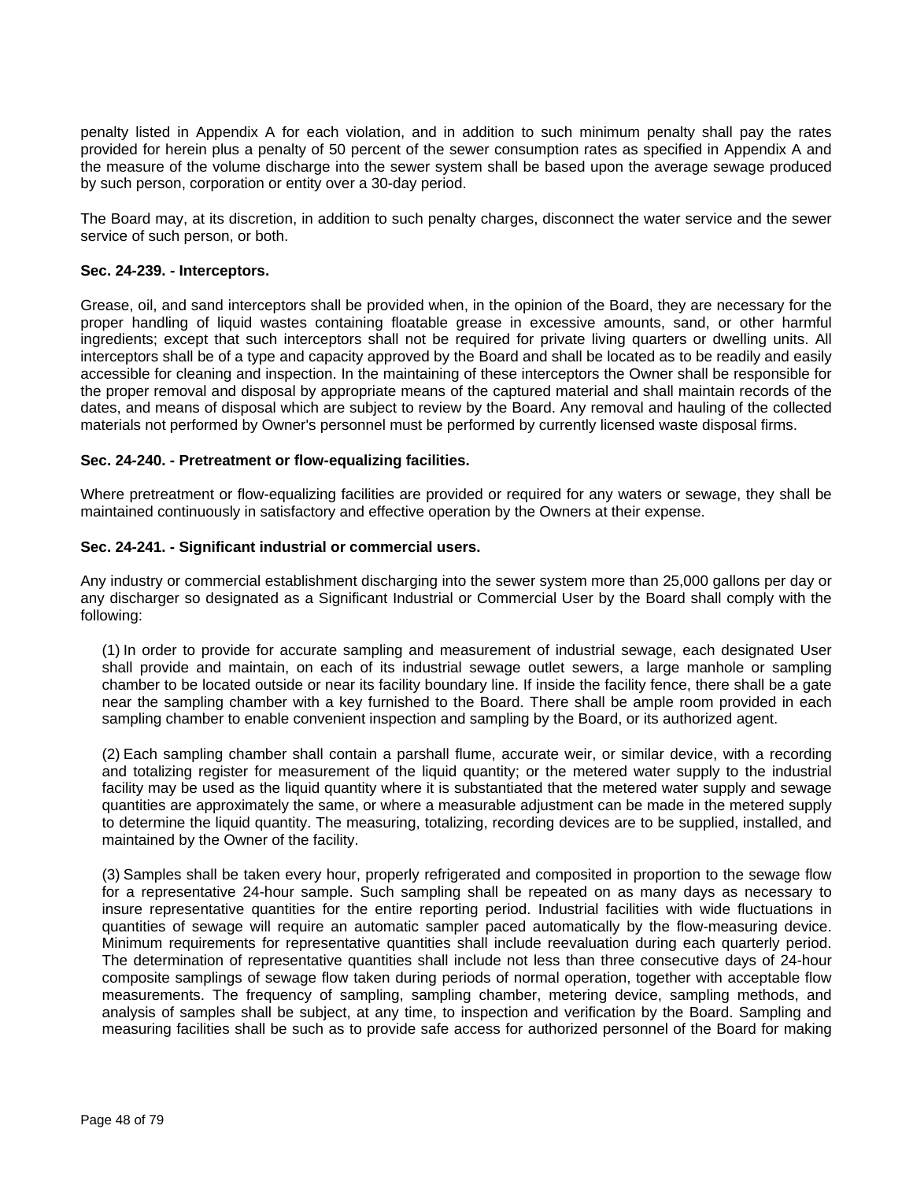penalty listed in Appendix A for each violation, and in addition to such minimum penalty shall pay the rates provided for herein plus a penalty of 50 percent of the sewer consumption rates as specified in Appendix A and the measure of the volume discharge into the sewer system shall be based upon the average sewage produced by such person, corporation or entity over a 30-day period.

The Board may, at its discretion, in addition to such penalty charges, disconnect the water service and the sewer service of such person, or both.

**Sec. 24-239. - Interceptors.**

Grease, oil, and sand interceptors shall be provided when, in the opinion of the Board, they are necessary for the proper handling of liquid wastes containing floatable grease in excessive amounts, sand, or other harmful ingredients; except that such interceptors shall not be required for private living quarters or dwelling units. All interceptors shall be of a type and capacity approved by the Board and shall be located as to be readily and easily accessible for cleaning and inspection. In the maintaining of these interceptors the Owner shall be responsible for the proper removal and disposal by appropriate means of the captured material and shall maintain records of the dates, and means of disposal which are subject to review by the Board. Any removal and hauling of the collected materials not performed by Owner's personnel must be performed by currently licensed waste disposal firms.

**Sec. 24-240. - Pretreatment or flow-equalizing facilities.**

Where pretreatment or flow-equalizing facilities are provided or required for any waters or sewage, they shall be maintained continuously in satisfactory and effective operation by the Owners at their expense.

**Sec. 24-241. - Significant industrial or commercial users.**

Any industry or commercial establishment discharging into the sewer system more than 25,000 gallons per day or any discharger so designated as a Significant Industrial or Commercial User by the Board shall comply with the following:

(1) In order to provide for accurate sampling and measurement of industrial sewage, each designated User shall provide and maintain, on each of its industrial sewage outlet sewers, a large manhole or sampling chamber to be located outside or near its facility boundary line. If inside the facility fence, there shall be a gate near the sampling chamber with a key furnished to the Board. There shall be ample room provided in each sampling chamber to enable convenient inspection and sampling by the Board, or its authorized agent.

(2) Each sampling chamber shall contain a parshall flume, accurate weir, or similar device, with a recording and totalizing register for measurement of the liquid quantity; or the metered water supply to the industrial facility may be used as the liquid quantity where it is substantiated that the metered water supply and sewage quantities are approximately the same, or where a measurable adjustment can be made in the metered supply to determine the liquid quantity. The measuring, totalizing, recording devices are to be supplied, installed, and maintained by the Owner of the facility.

(3) Samples shall be taken every hour, properly refrigerated and composited in proportion to the sewage flow for a representative 24-hour sample. Such sampling shall be repeated on as many days as necessary to insure representative quantities for the entire reporting period. Industrial facilities with wide fluctuations in quantities of sewage will require an automatic sampler paced automatically by the flow-measuring device. Minimum requirements for representative quantities shall include reevaluation during each quarterly period. The determination of representative quantities shall include not less than three consecutive days of 24-hour composite samplings of sewage flow taken during periods of normal operation, together with acceptable flow measurements. The frequency of sampling, sampling chamber, metering device, sampling methods, and analysis of samples shall be subject, at any time, to inspection and verification by the Board. Sampling and measuring facilities shall be such as to provide safe access for authorized personnel of the Board for making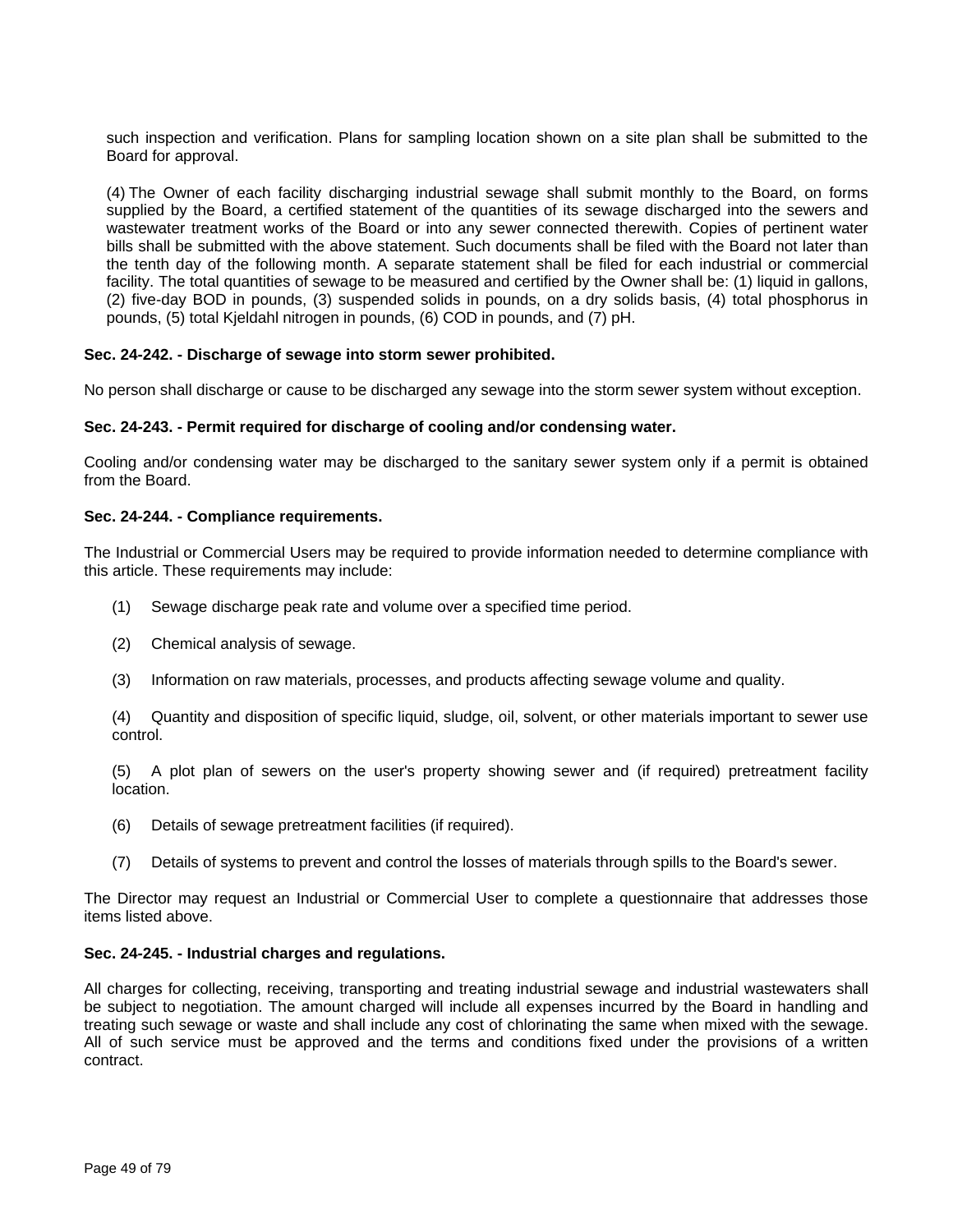such inspection and verification. Plans for sampling location shown on a site plan shall be submitted to the Board for approval.

(4) The Owner of each facility discharging industrial sewage shall submit monthly to the Board, on forms supplied by the Board, a certified statement of the quantities of its sewage discharged into the sewers and wastewater treatment works of the Board or into any sewer connected therewith. Copies of pertinent water bills shall be submitted with the above statement. Such documents shall be filed with the Board not later than the tenth day of the following month. A separate statement shall be filed for each industrial or commercial facility. The total quantities of sewage to be measured and certified by the Owner shall be: (1) liquid in gallons, (2) five-day BOD in pounds, (3) suspended solids in pounds, on a dry solids basis, (4) total phosphorus in pounds, (5) total Kjeldahl nitrogen in pounds, (6) COD in pounds, and (7) pH.

**Sec. 24-242. - Discharge of sewage into storm sewer prohibited.**

No person shall discharge or cause to be discharged any sewage into the storm sewer system without exception.

**Sec. 24-243. - Permit required for discharge of cooling and/or condensing water.**

Cooling and/or condensing water may be discharged to the sanitary sewer system only if a permit is obtained from the Board.

**Sec. 24-244. - Compliance requirements.**

The Industrial or Commercial Users may be required to provide information needed to determine compliance with this article. These requirements may include:

(1) Sewage discharge peak rate and volume over a specified time period.

(2) Chemical analysis of sewage.

(3) Information on raw materials, processes, and products affecting sewage volume and quality.

(4) Quantity and disposition of specific liquid, sludge, oil, solvent, or other materials important to sewer use control.

(5) A plot plan of sewers on the user's property showing sewer and (if required) pretreatment facility location.

(6) Details of sewage pretreatment facilities (if required).

(7) Details of systems to prevent and control the losses of materials through spills to the Board's sewer.

The Director may request an Industrial or Commercial User to complete a questionnaire that addresses those items listed above.

**Sec. 24-245. - Industrial charges and regulations.**

All charges for collecting, receiving, transporting and treating industrial sewage and industrial wastewaters shall be subject to negotiation. The amount charged will include all expenses incurred by the Board in handling and treating such sewage or waste and shall include any cost of chlorinating the same when mixed with the sewage. All of such service must be approved and the terms and conditions fixed under the provisions of a written contract.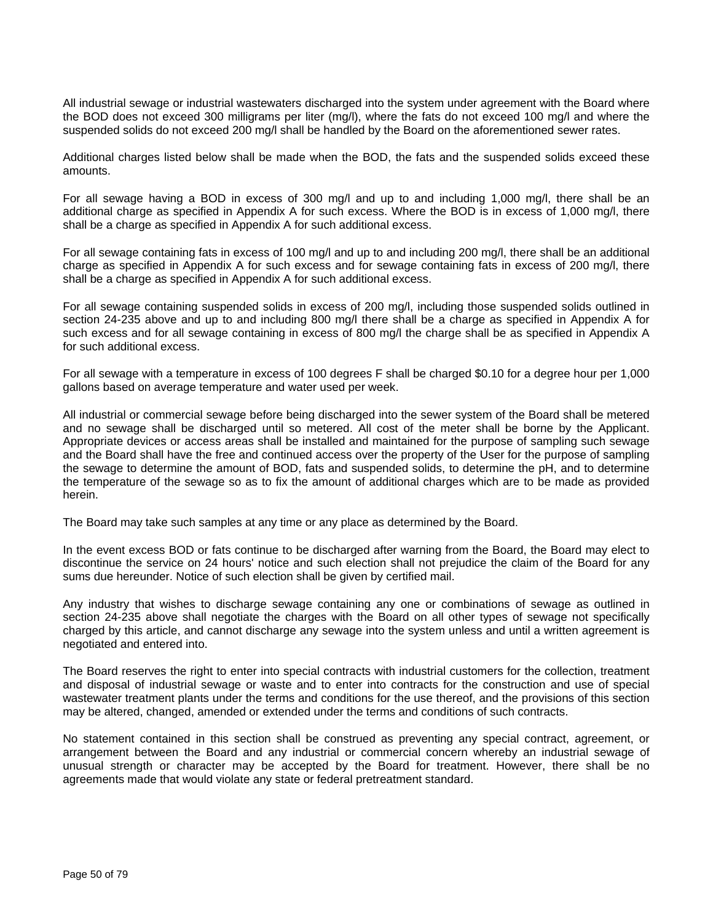All industrial sewage or industrial wastewaters discharged into the system under agreement with the Board where the BOD does not exceed 300 milligrams per liter (mg/l), where the fats do not exceed 100 mg/l and where the suspended solids do not exceed 200 mg/l shall be handled by the Board on the aforementioned sewer rates.

Additional charges listed below shall be made when the BOD, the fats and the suspended solids exceed these amounts.

For all sewage having a BOD in excess of 300 mg/l and up to and including 1,000 mg/l, there shall be an additional charge as specified in Appendix A for such excess. Where the BOD is in excess of 1,000 mg/l, there shall be a charge as specified in Appendix A for such additional excess.

For all sewage containing fats in excess of 100 mg/l and up to and including 200 mg/l, there shall be an additional charge as specified in Appendix A for such excess and for sewage containing fats in excess of 200 mg/l, there shall be a charge as specified in Appendix A for such additional excess.

For all sewage containing suspended solids in excess of 200 mg/l, including those suspended solids outlined in section 24-235 above and up to and including 800 mg/l there shall be a charge as specified in Appendix A for such excess and for all sewage containing in excess of 800 mg/l the charge shall be as specified in Appendix A for such additional excess.

For all sewage with a temperature in excess of 100 degrees F shall be charged $0.10 for a degree hour per 1,000 gallons based on average temperature and water used per week.

All industrial or commercial sewage before being discharged into the sewer system of the Board shall be metered and no sewage shall be discharged until so metered. All cost of the meter shall be borne by the Applicant. Appropriate devices or access areas shall be installed and maintained for the purpose of sampling such sewage and the Board shall have the free and continued access over the property of the User for the purpose of sampling the sewage to determine the amount of BOD, fats and suspended solids, to determine the pH, and to determine the temperature of the sewage so as to fix the amount of additional charges which are to be made as provided herein.

The Board may take such samples at any time or any place as determined by the Board.

In the event excess BOD or fats continue to be discharged after warning from the Board, the Board may elect to discontinue the service on 24 hours' notice and such election shall not prejudice the claim of the Board for any sums due hereunder. Notice of such election shall be given by certified mail.

Any industry that wishes to discharge sewage containing any one or combinations of sewage as outlined in section 24-235 above shall negotiate the charges with the Board on all other types of sewage not specifically charged by this article, and cannot discharge any sewage into the system unless and until a written agreement is negotiated and entered into.

The Board reserves the right to enter into special contracts with industrial customers for the collection, treatment and disposal of industrial sewage or waste and to enter into contracts for the construction and use of special wastewater treatment plants under the terms and conditions for the use thereof, and the provisions of this section may be altered, changed, amended or extended under the terms and conditions of such contracts.

No statement contained in this section shall be construed as preventing any special contract, agreement, or arrangement between the Board and any industrial or commercial concern whereby an industrial sewage of unusual strength or character may be accepted by the Board for treatment. However, there shall be no agreements made that would violate any state or federal pretreatment standard.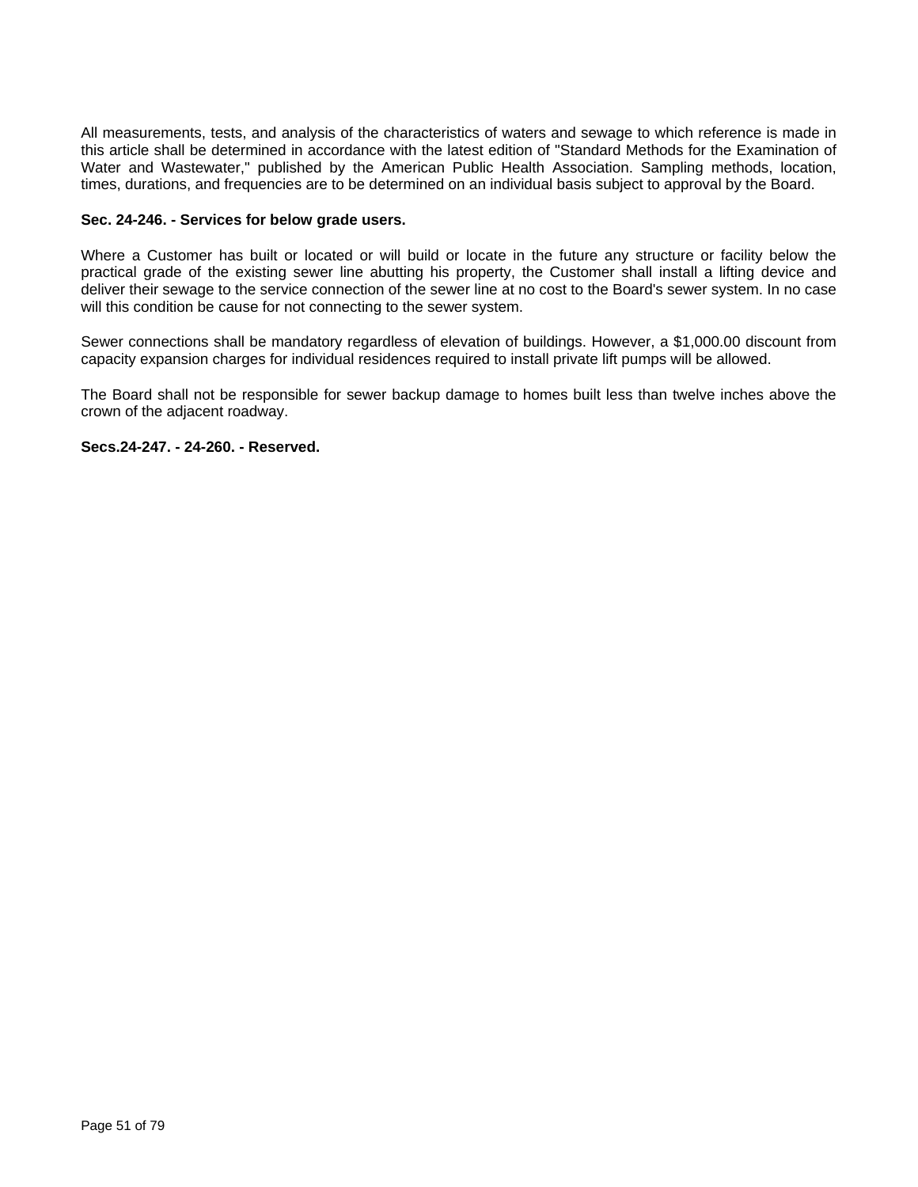All measurements, tests, and analysis of the characteristics of waters and sewage to which reference is made in this article shall be determined in accordance with the latest edition of "Standard Methods for the Examination of Water and Wastewater," published by the American Public Health Association. Sampling methods, location, times, durations, and frequencies are to be determined on an individual basis subject to approval by the Board.

**Sec. 24-246. - Services for below grade users.**

Where a Customer has built or located or will build or locate in the future any structure or facility below the practical grade of the existing sewer line abutting his property, the Customer shall install a lifting device and deliver their sewage to the service connection of the sewer line at no cost to the Board's sewer system. In no case will this condition be cause for not connecting to the sewer system.

Sewer connections shall be mandatory regardless of elevation of buildings. However, a $1,000.00 discount from capacity expansion charges for individual residences required to install private lift pumps will be allowed.

The Board shall not be responsible for sewer backup damage to homes built less than twelve inches above the crown of the adjacent roadway.

**Secs.24-247. - 24-260. - Reserved.**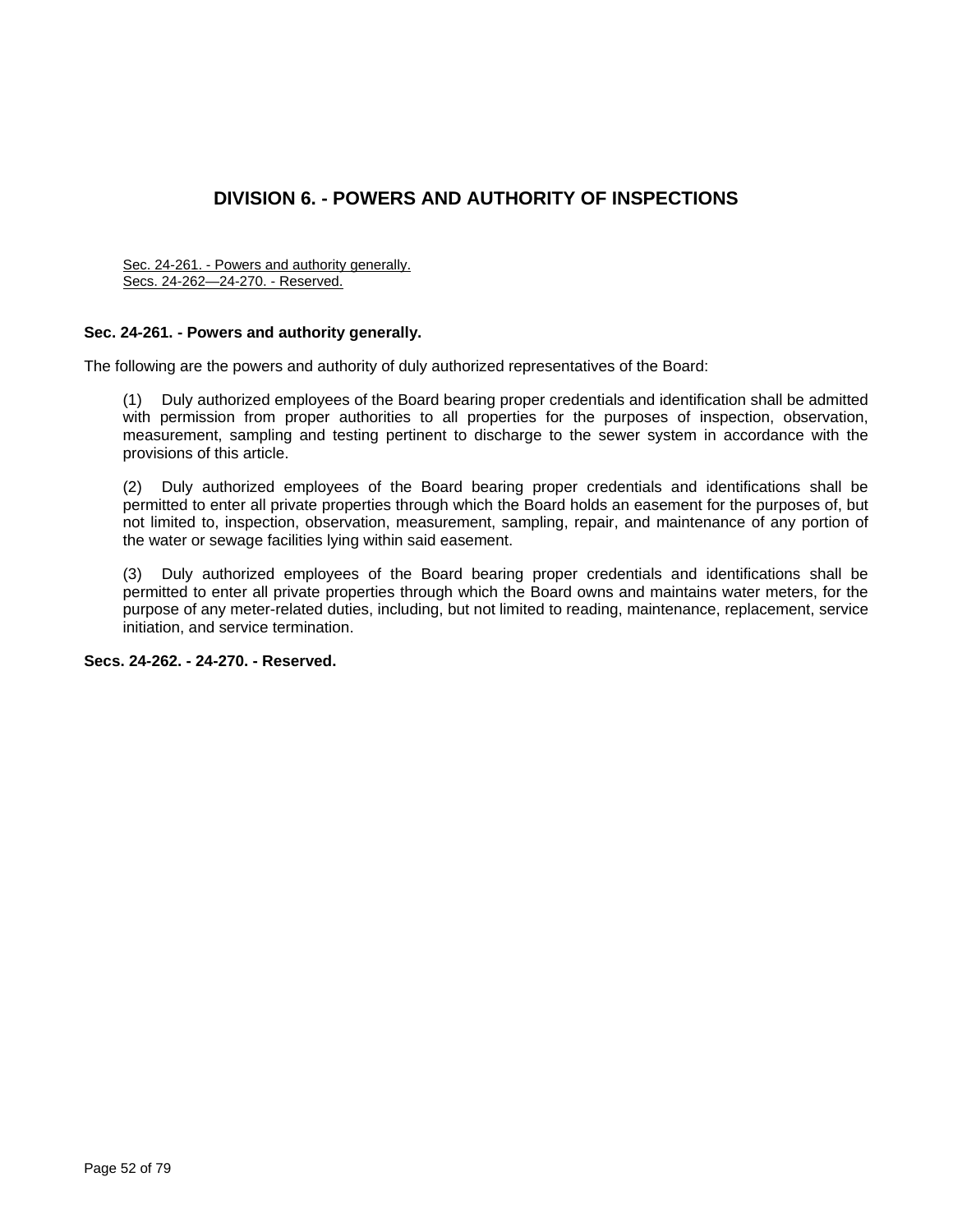# DIVISION 6. - POWERS AND AUTHORITY OF INSPECTIONS

Sec. 24-261. - Powers and authority generally.
Secs. 24-262—24-270. - Reserved.

**Sec. 24-261. - Powers and authority generally.**

The following are the powers and authority of duly authorized representatives of the Board:

(1) Duly authorized employees of the Board bearing proper credentials and identification shall be admitted with permission from proper authorities to all properties for the purposes of inspection, observation, measurement, sampling and testing pertinent to discharge to the sewer system in accordance with the provisions of this article.

(2) Duly authorized employees of the Board bearing proper credentials and identifications shall be permitted to enter all private properties through which the Board holds an easement for the purposes of, but not limited to, inspection, observation, measurement, sampling, repair, and maintenance of any portion of the water or sewage facilities lying within said easement.

(3) Duly authorized employees of the Board bearing proper credentials and identifications shall be permitted to enter all private properties through which the Board owns and maintains water meters, for the purpose of any meter-related duties, including, but not limited to reading, maintenance, replacement, service initiation, and service termination.

**Secs. 24-262. - 24-270. - Reserved.**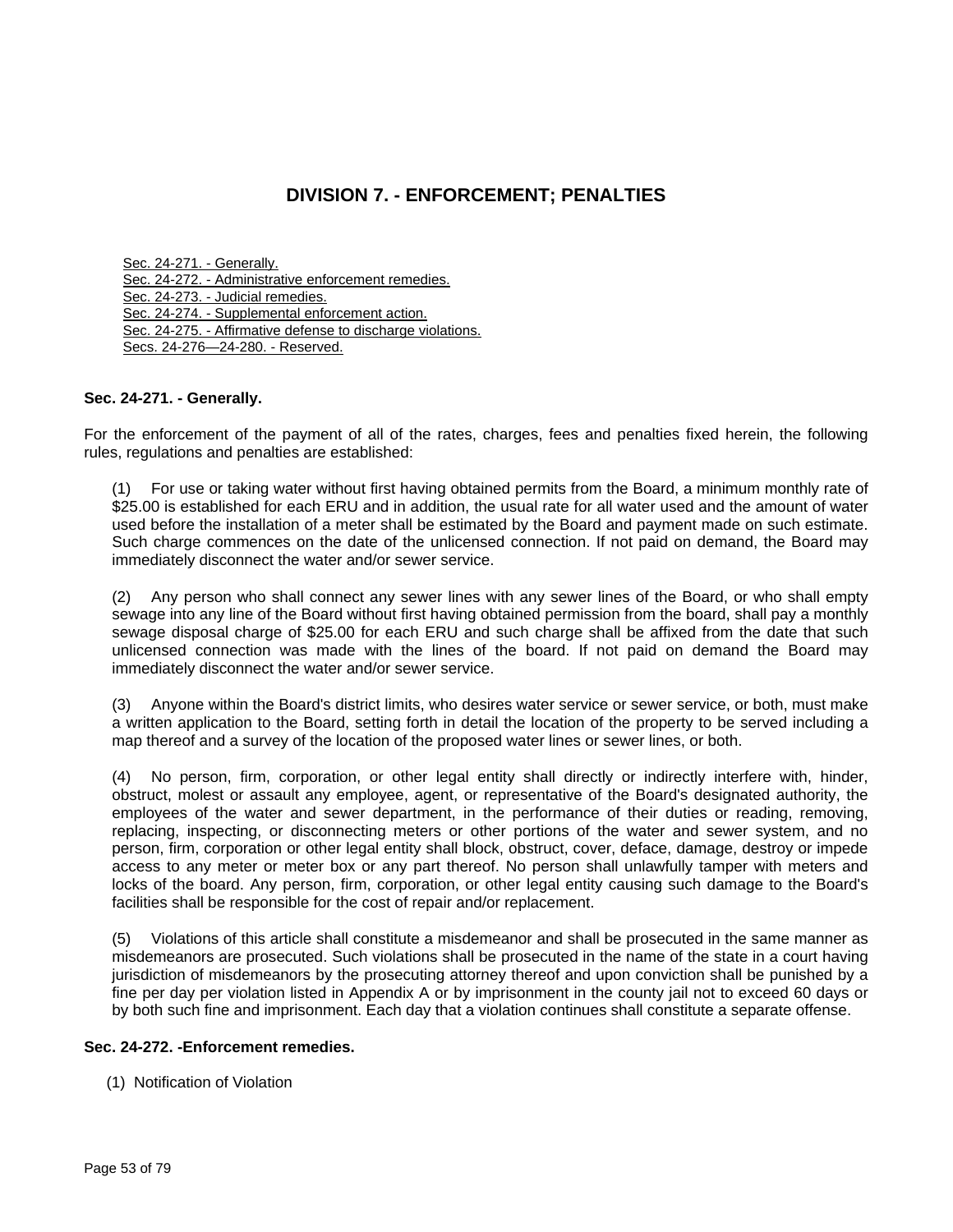# DIVISION 7. - ENFORCEMENT; PENALTIES

Sec. 24-271. - Generally.
Sec. 24-272. - Administrative enforcement remedies.
Sec. 24-273. - Judicial remedies.
Sec. 24-274. - Supplemental enforcement action.
Sec. 24-275. - Affirmative defense to discharge violations.
Secs. 24-276—24-280. - Reserved.

### Sec. 24-271. - Generally.

For the enforcement of the payment of all of the rates, charges, fees and penalties fixed herein, the following rules, regulations and penalties are established:

(1) For use or taking water without first having obtained permits from the Board, a minimum monthly rate of $25.00 is established for each ERU and in addition, the usual rate for all water used and the amount of water used before the installation of a meter shall be estimated by the Board and payment made on such estimate. Such charge commences on the date of the unlicensed connection. If not paid on demand, the Board may immediately disconnect the water and/or sewer service.

(2) Any person who shall connect any sewer lines with any sewer lines of the Board, or who shall empty sewage into any line of the Board without first having obtained permission from the board, shall pay a monthly sewage disposal charge of $25.00 for each ERU and such charge shall be affixed from the date that such unlicensed connection was made with the lines of the board. If not paid on demand the Board may immediately disconnect the water and/or sewer service.

(3) Anyone within the Board's district limits, who desires water service or sewer service, or both, must make a written application to the Board, setting forth in detail the location of the property to be served including a map thereof and a survey of the location of the proposed water lines or sewer lines, or both.

(4) No person, firm, corporation, or other legal entity shall directly or indirectly interfere with, hinder, obstruct, molest or assault any employee, agent, or representative of the Board's designated authority, the employees of the water and sewer department, in the performance of their duties or reading, removing, replacing, inspecting, or disconnecting meters or other portions of the water and sewer system, and no person, firm, corporation or other legal entity shall block, obstruct, cover, deface, damage, destroy or impede access to any meter or meter box or any part thereof. No person shall unlawfully tamper with meters and locks of the board. Any person, firm, corporation, or other legal entity causing such damage to the Board's facilities shall be responsible for the cost of repair and/or replacement.

(5) Violations of this article shall constitute a misdemeanor and shall be prosecuted in the same manner as misdemeanors are prosecuted. Such violations shall be prosecuted in the name of the state in a court having jurisdiction of misdemeanors by the prosecuting attorney thereof and upon conviction shall be punished by a fine per day per violation listed in Appendix A or by imprisonment in the county jail not to exceed 60 days or by both such fine and imprisonment. Each day that a violation continues shall constitute a separate offense.

### Sec. 24-272. -Enforcement remedies.

(1) Notification of Violation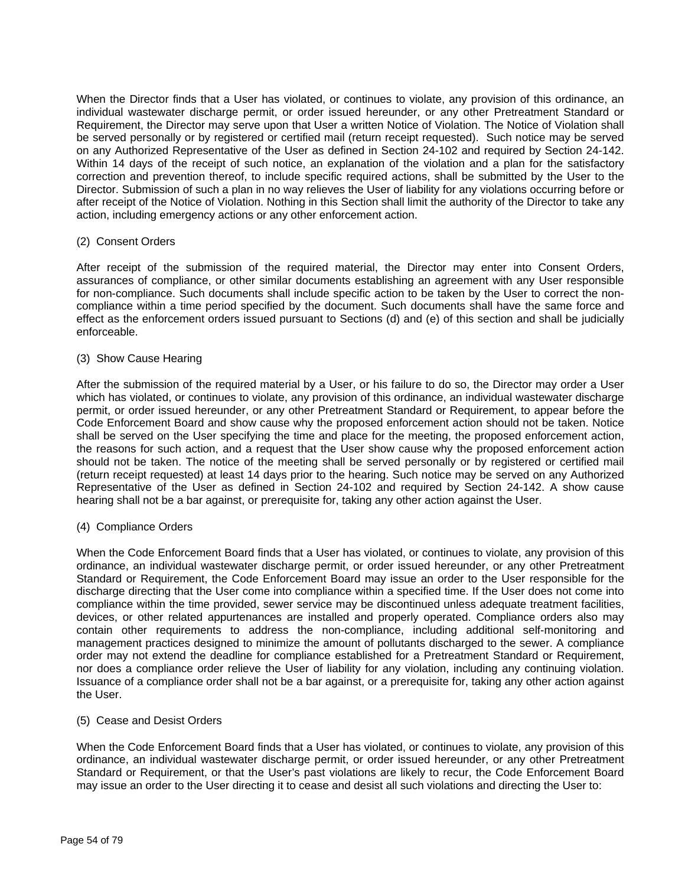When the Director finds that a User has violated, or continues to violate, any provision of this ordinance, an individual wastewater discharge permit, or order issued hereunder, or any other Pretreatment Standard or Requirement, the Director may serve upon that User a written Notice of Violation. The Notice of Violation shall be served personally or by registered or certified mail (return receipt requested). Such notice may be served on any Authorized Representative of the User as defined in Section 24-102 and required by Section 24-142. Within 14 days of the receipt of such notice, an explanation of the violation and a plan for the satisfactory correction and prevention thereof, to include specific required actions, shall be submitted by the User to the Director. Submission of such a plan in no way relieves the User of liability for any violations occurring before or after receipt of the Notice of Violation. Nothing in this Section shall limit the authority of the Director to take any action, including emergency actions or any other enforcement action.

(2) Consent Orders

After receipt of the submission of the required material, the Director may enter into Consent Orders, assurances of compliance, or other similar documents establishing an agreement with any User responsible for non-compliance. Such documents shall include specific action to be taken by the User to correct the non-compliance within a time period specified by the document. Such documents shall have the same force and effect as the enforcement orders issued pursuant to Sections (d) and (e) of this section and shall be judicially enforceable.

(3) Show Cause Hearing

After the submission of the required material by a User, or his failure to do so, the Director may order a User which has violated, or continues to violate, any provision of this ordinance, an individual wastewater discharge permit, or order issued hereunder, or any other Pretreatment Standard or Requirement, to appear before the Code Enforcement Board and show cause why the proposed enforcement action should not be taken. Notice shall be served on the User specifying the time and place for the meeting, the proposed enforcement action, the reasons for such action, and a request that the User show cause why the proposed enforcement action should not be taken. The notice of the meeting shall be served personally or by registered or certified mail (return receipt requested) at least 14 days prior to the hearing. Such notice may be served on any Authorized Representative of the User as defined in Section 24-102 and required by Section 24-142. A show cause hearing shall not be a bar against, or prerequisite for, taking any other action against the User.

(4) Compliance Orders

When the Code Enforcement Board finds that a User has violated, or continues to violate, any provision of this ordinance, an individual wastewater discharge permit, or order issued hereunder, or any other Pretreatment Standard or Requirement, the Code Enforcement Board may issue an order to the User responsible for the discharge directing that the User come into compliance within a specified time. If the User does not come into compliance within the time provided, sewer service may be discontinued unless adequate treatment facilities, devices, or other related appurtenances are installed and properly operated. Compliance orders also may contain other requirements to address the non-compliance, including additional self-monitoring and management practices designed to minimize the amount of pollutants discharged to the sewer. A compliance order may not extend the deadline for compliance established for a Pretreatment Standard or Requirement, nor does a compliance order relieve the User of liability for any violation, including any continuing violation. Issuance of a compliance order shall not be a bar against, or a prerequisite for, taking any other action against the User.

(5) Cease and Desist Orders

When the Code Enforcement Board finds that a User has violated, or continues to violate, any provision of this ordinance, an individual wastewater discharge permit, or order issued hereunder, or any other Pretreatment Standard or Requirement, or that the User's past violations are likely to recur, the Code Enforcement Board may issue an order to the User directing it to cease and desist all such violations and directing the User to: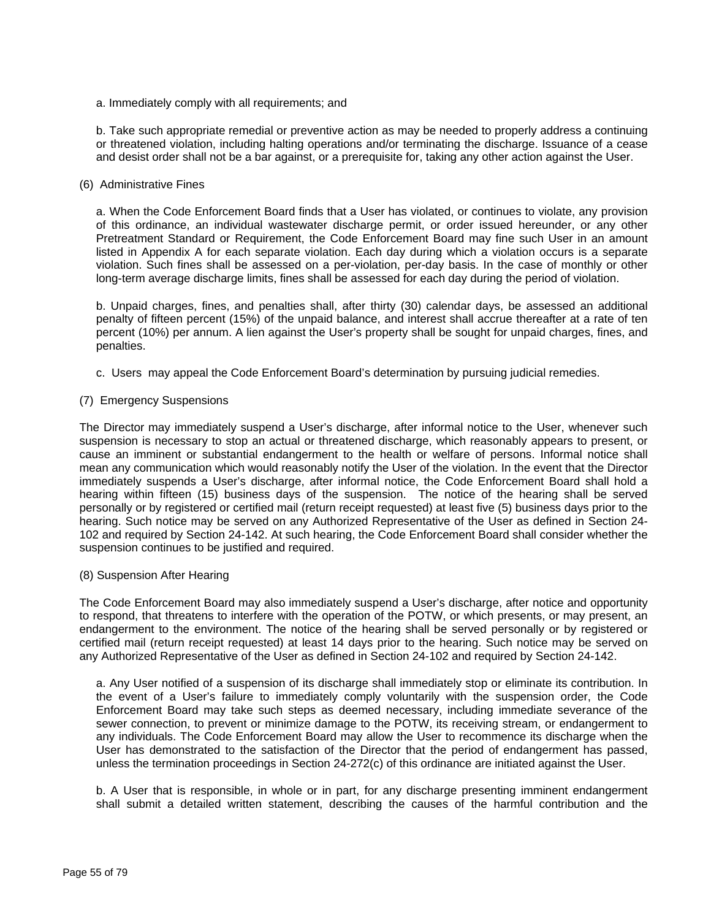a. Immediately comply with all requirements; and

b. Take such appropriate remedial or preventive action as may be needed to properly address a continuing or threatened violation, including halting operations and/or terminating the discharge. Issuance of a cease and desist order shall not be a bar against, or a prerequisite for, taking any other action against the User.

(6) Administrative Fines

a. When the Code Enforcement Board finds that a User has violated, or continues to violate, any provision of this ordinance, an individual wastewater discharge permit, or order issued hereunder, or any other Pretreatment Standard or Requirement, the Code Enforcement Board may fine such User in an amount listed in Appendix A for each separate violation. Each day during which a violation occurs is a separate violation. Such fines shall be assessed on a per-violation, per-day basis. In the case of monthly or other long-term average discharge limits, fines shall be assessed for each day during the period of violation.

b. Unpaid charges, fines, and penalties shall, after thirty (30) calendar days, be assessed an additional penalty of fifteen percent (15%) of the unpaid balance, and interest shall accrue thereafter at a rate of ten percent (10%) per annum. A lien against the User's property shall be sought for unpaid charges, fines, and penalties.

c. Users may appeal the Code Enforcement Board's determination by pursuing judicial remedies.

(7) Emergency Suspensions

The Director may immediately suspend a User's discharge, after informal notice to the User, whenever such suspension is necessary to stop an actual or threatened discharge, which reasonably appears to present, or cause an imminent or substantial endangerment to the health or welfare of persons. Informal notice shall mean any communication which would reasonably notify the User of the violation. In the event that the Director immediately suspends a User's discharge, after informal notice, the Code Enforcement Board shall hold a hearing within fifteen (15) business days of the suspension. The notice of the hearing shall be served personally or by registered or certified mail (return receipt requested) at least five (5) business days prior to the hearing. Such notice may be served on any Authorized Representative of the User as defined in Section 24-102 and required by Section 24-142. At such hearing, the Code Enforcement Board shall consider whether the suspension continues to be justified and required.

(8) Suspension After Hearing

The Code Enforcement Board may also immediately suspend a User's discharge, after notice and opportunity to respond, that threatens to interfere with the operation of the POTW, or which presents, or may present, an endangerment to the environment. The notice of the hearing shall be served personally or by registered or certified mail (return receipt requested) at least 14 days prior to the hearing. Such notice may be served on any Authorized Representative of the User as defined in Section 24-102 and required by Section 24-142.

a. Any User notified of a suspension of its discharge shall immediately stop or eliminate its contribution. In the event of a User's failure to immediately comply voluntarily with the suspension order, the Code Enforcement Board may take such steps as deemed necessary, including immediate severance of the sewer connection, to prevent or minimize damage to the POTW, its receiving stream, or endangerment to any individuals. The Code Enforcement Board may allow the User to recommence its discharge when the User has demonstrated to the satisfaction of the Director that the period of endangerment has passed, unless the termination proceedings in Section 24-272(c) of this ordinance are initiated against the User.

b. A User that is responsible, in whole or in part, for any discharge presenting imminent endangerment shall submit a detailed written statement, describing the causes of the harmful contribution and the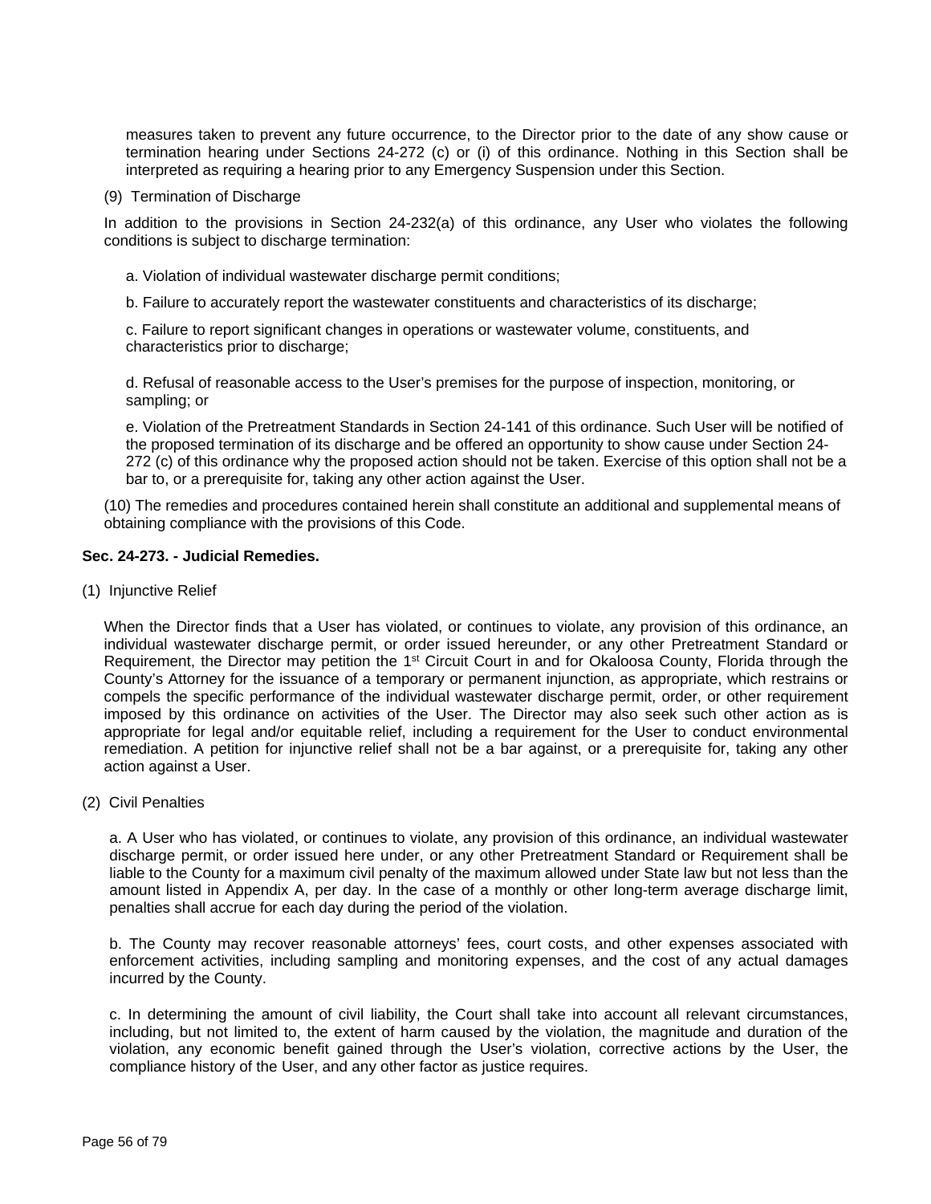measures taken to prevent any future occurrence, to the Director prior to the date of any show cause or termination hearing under Sections 24-272 (c) or (i) of this ordinance. Nothing in this Section shall be interpreted as requiring a hearing prior to any Emergency Suspension under this Section.

(9) Termination of Discharge

In addition to the provisions in Section 24-232(a) of this ordinance, any User who violates the following conditions is subject to discharge termination:

a. Violation of individual wastewater discharge permit conditions;

b. Failure to accurately report the wastewater constituents and characteristics of its discharge;

c. Failure to report significant changes in operations or wastewater volume, constituents, and characteristics prior to discharge;

d. Refusal of reasonable access to the User's premises for the purpose of inspection, monitoring, or sampling; or

e. Violation of the Pretreatment Standards in Section 24-141 of this ordinance. Such User will be notified of the proposed termination of its discharge and be offered an opportunity to show cause under Section 24-272 (c) of this ordinance why the proposed action should not be taken. Exercise of this option shall not be a bar to, or a prerequisite for, taking any other action against the User.

(10) The remedies and procedures contained herein shall constitute an additional and supplemental means of obtaining compliance with the provisions of this Code.

**Sec. 24-273. - Judicial Remedies.**

(1) Injunctive Relief

When the Director finds that a User has violated, or continues to violate, any provision of this ordinance, an individual wastewater discharge permit, or order issued hereunder, or any other Pretreatment Standard or Requirement, the Director may petition the 1st Circuit Court in and for Okaloosa County, Florida through the County's Attorney for the issuance of a temporary or permanent injunction, as appropriate, which restrains or compels the specific performance of the individual wastewater discharge permit, order, or other requirement imposed by this ordinance on activities of the User. The Director may also seek such other action as is appropriate for legal and/or equitable relief, including a requirement for the User to conduct environmental remediation. A petition for injunctive relief shall not be a bar against, or a prerequisite for, taking any other action against a User.

(2) Civil Penalties

a. A User who has violated, or continues to violate, any provision of this ordinance, an individual wastewater discharge permit, or order issued here under, or any other Pretreatment Standard or Requirement shall be liable to the County for a maximum civil penalty of the maximum allowed under State law but not less than the amount listed in Appendix A, per day. In the case of a monthly or other long-term average discharge limit, penalties shall accrue for each day during the period of the violation.

b. The County may recover reasonable attorneys' fees, court costs, and other expenses associated with enforcement activities, including sampling and monitoring expenses, and the cost of any actual damages incurred by the County.

c. In determining the amount of civil liability, the Court shall take into account all relevant circumstances, including, but not limited to, the extent of harm caused by the violation, the magnitude and duration of the violation, any economic benefit gained through the User's violation, corrective actions by the User, the compliance history of the User, and any other factor as justice requires.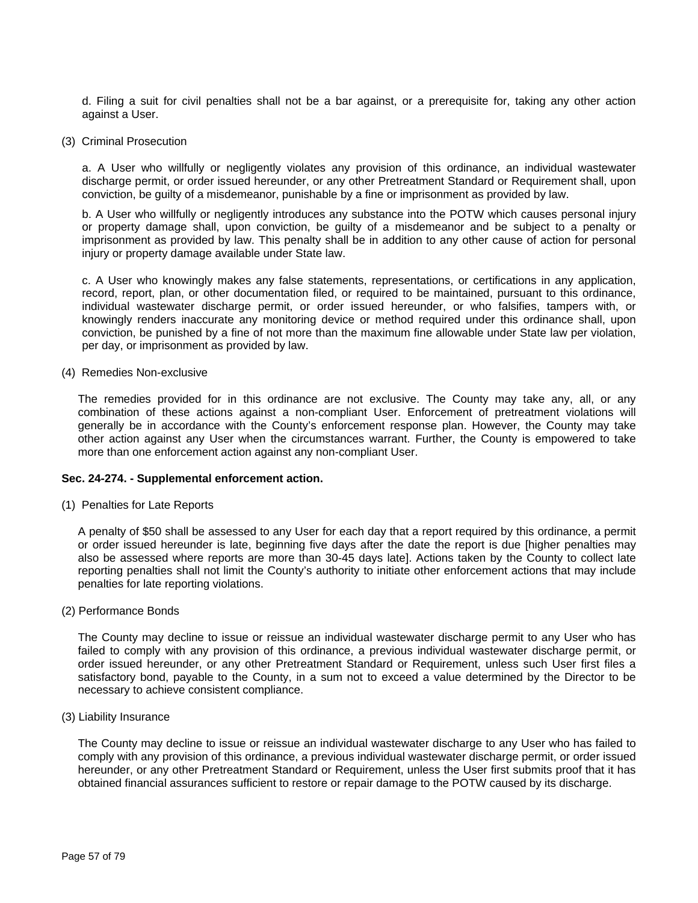d. Filing a suit for civil penalties shall not be a bar against, or a prerequisite for, taking any other action against a User.

(3) Criminal Prosecution

a. A User who willfully or negligently violates any provision of this ordinance, an individual wastewater discharge permit, or order issued hereunder, or any other Pretreatment Standard or Requirement shall, upon conviction, be guilty of a misdemeanor, punishable by a fine or imprisonment as provided by law.

b. A User who willfully or negligently introduces any substance into the POTW which causes personal injury or property damage shall, upon conviction, be guilty of a misdemeanor and be subject to a penalty or imprisonment as provided by law. This penalty shall be in addition to any other cause of action for personal injury or property damage available under State law.

c. A User who knowingly makes any false statements, representations, or certifications in any application, record, report, plan, or other documentation filed, or required to be maintained, pursuant to this ordinance, individual wastewater discharge permit, or order issued hereunder, or who falsifies, tampers with, or knowingly renders inaccurate any monitoring device or method required under this ordinance shall, upon conviction, be punished by a fine of not more than the maximum fine allowable under State law per violation, per day, or imprisonment as provided by law.

(4) Remedies Non-exclusive

The remedies provided for in this ordinance are not exclusive. The County may take any, all, or any combination of these actions against a non-compliant User. Enforcement of pretreatment violations will generally be in accordance with the County's enforcement response plan. However, the County may take other action against any User when the circumstances warrant. Further, the County is empowered to take more than one enforcement action against any non-compliant User.

**Sec. 24-274. - Supplemental enforcement action.**

(1) Penalties for Late Reports

A penalty of $50 shall be assessed to any User for each day that a report required by this ordinance, a permit or order issued hereunder is late, beginning five days after the date the report is due [higher penalties may also be assessed where reports are more than 30-45 days late]. Actions taken by the County to collect late reporting penalties shall not limit the County's authority to initiate other enforcement actions that may include penalties for late reporting violations.

(2) Performance Bonds

The County may decline to issue or reissue an individual wastewater discharge permit to any User who has failed to comply with any provision of this ordinance, a previous individual wastewater discharge permit, or order issued hereunder, or any other Pretreatment Standard or Requirement, unless such User first files a satisfactory bond, payable to the County, in a sum not to exceed a value determined by the Director to be necessary to achieve consistent compliance.

(3) Liability Insurance

The County may decline to issue or reissue an individual wastewater discharge to any User who has failed to comply with any provision of this ordinance, a previous individual wastewater discharge permit, or order issued hereunder, or any other Pretreatment Standard or Requirement, unless the User first submits proof that it has obtained financial assurances sufficient to restore or repair damage to the POTW caused by its discharge.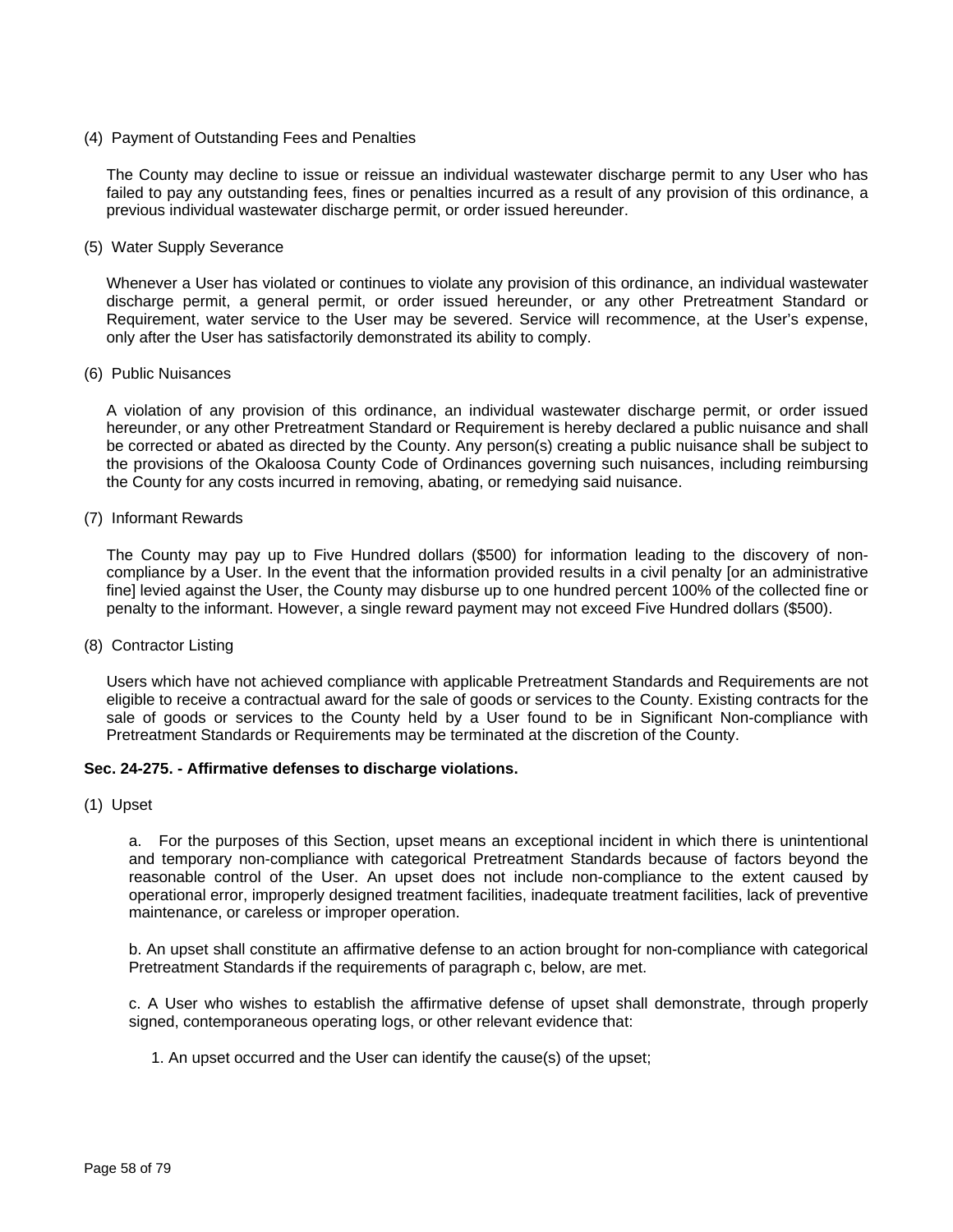(4) Payment of Outstanding Fees and Penalties

The County may decline to issue or reissue an individual wastewater discharge permit to any User who has failed to pay any outstanding fees, fines or penalties incurred as a result of any provision of this ordinance, a previous individual wastewater discharge permit, or order issued hereunder.

(5) Water Supply Severance

Whenever a User has violated or continues to violate any provision of this ordinance, an individual wastewater discharge permit, a general permit, or order issued hereunder, or any other Pretreatment Standard or Requirement, water service to the User may be severed. Service will recommence, at the User's expense, only after the User has satisfactorily demonstrated its ability to comply.

(6) Public Nuisances

A violation of any provision of this ordinance, an individual wastewater discharge permit, or order issued hereunder, or any other Pretreatment Standard or Requirement is hereby declared a public nuisance and shall be corrected or abated as directed by the County. Any person(s) creating a public nuisance shall be subject to the provisions of the Okaloosa County Code of Ordinances governing such nuisances, including reimbursing the County for any costs incurred in removing, abating, or remedying said nuisance.

(7) Informant Rewards

The County may pay up to Five Hundred dollars ($500) for information leading to the discovery of non-compliance by a User. In the event that the information provided results in a civil penalty [or an administrative fine] levied against the User, the County may disburse up to one hundred percent 100% of the collected fine or penalty to the informant. However, a single reward payment may not exceed Five Hundred dollars ($500).

(8) Contractor Listing

Users which have not achieved compliance with applicable Pretreatment Standards and Requirements are not eligible to receive a contractual award for the sale of goods or services to the County. Existing contracts for the sale of goods or services to the County held by a User found to be in Significant Non-compliance with Pretreatment Standards or Requirements may be terminated at the discretion of the County.

**Sec. 24-275. - Affirmative defenses to discharge violations.**

(1) Upset

a. For the purposes of this Section, upset means an exceptional incident in which there is unintentional and temporary non-compliance with categorical Pretreatment Standards because of factors beyond the reasonable control of the User. An upset does not include non-compliance to the extent caused by operational error, improperly designed treatment facilities, inadequate treatment facilities, lack of preventive maintenance, or careless or improper operation.

b. An upset shall constitute an affirmative defense to an action brought for non-compliance with categorical Pretreatment Standards if the requirements of paragraph c, below, are met.

c. A User who wishes to establish the affirmative defense of upset shall demonstrate, through properly signed, contemporaneous operating logs, or other relevant evidence that:

1. An upset occurred and the User can identify the cause(s) of the upset;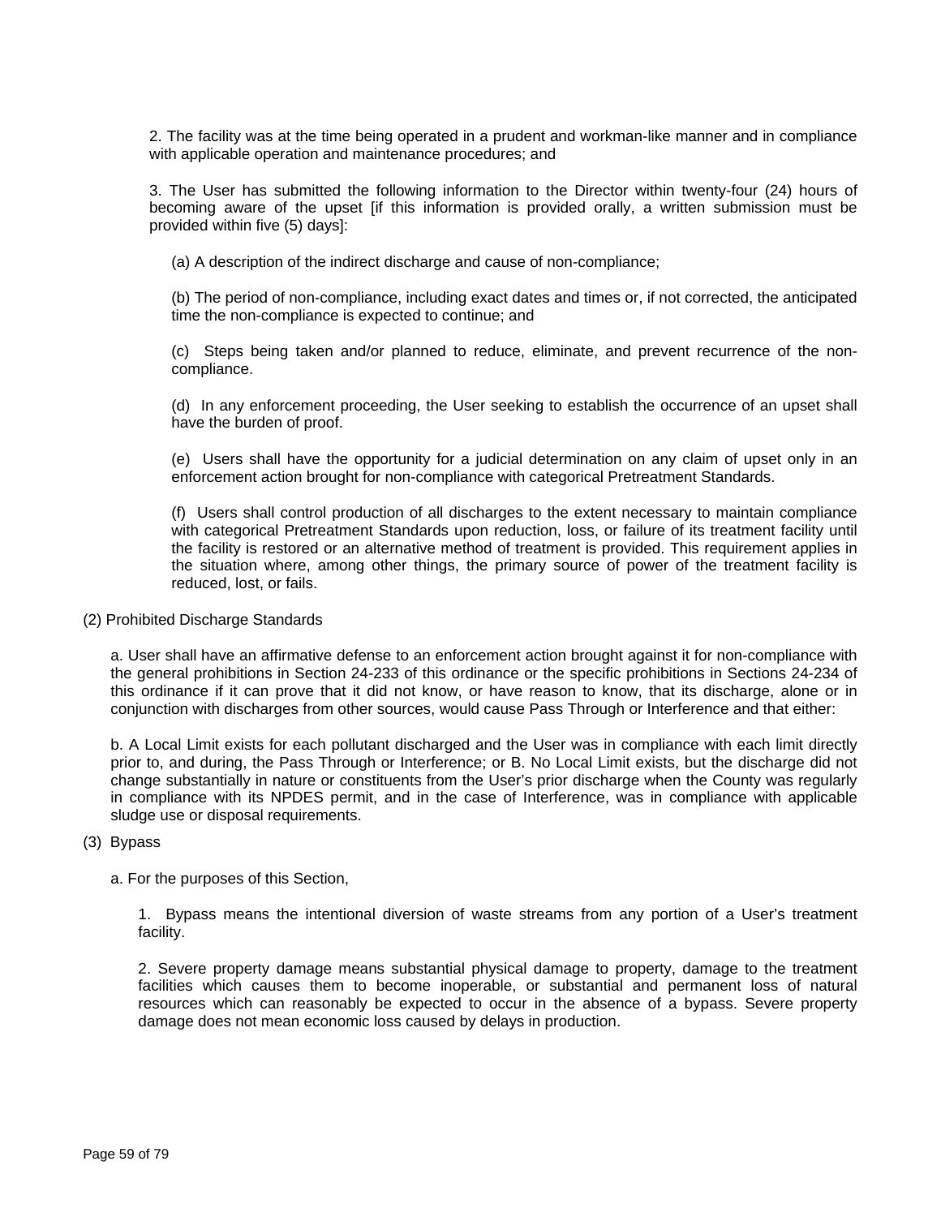2. The facility was at the time being operated in a prudent and workman-like manner and in compliance with applicable operation and maintenance procedures; and

3. The User has submitted the following information to the Director within twenty-four (24) hours of becoming aware of the upset [if this information is provided orally, a written submission must be provided within five (5) days]:

(a) A description of the indirect discharge and cause of non-compliance;

(b) The period of non-compliance, including exact dates and times or, if not corrected, the anticipated time the non-compliance is expected to continue; and

(c) Steps being taken and/or planned to reduce, eliminate, and prevent recurrence of the non-compliance.

(d) In any enforcement proceeding, the User seeking to establish the occurrence of an upset shall have the burden of proof.

(e) Users shall have the opportunity for a judicial determination on any claim of upset only in an enforcement action brought for non-compliance with categorical Pretreatment Standards.

(f) Users shall control production of all discharges to the extent necessary to maintain compliance with categorical Pretreatment Standards upon reduction, loss, or failure of its treatment facility until the facility is restored or an alternative method of treatment is provided. This requirement applies in the situation where, among other things, the primary source of power of the treatment facility is reduced, lost, or fails.

(2) Prohibited Discharge Standards

a. User shall have an affirmative defense to an enforcement action brought against it for non-compliance with the general prohibitions in Section 24-233 of this ordinance or the specific prohibitions in Sections 24-234 of this ordinance if it can prove that it did not know, or have reason to know, that its discharge, alone or in conjunction with discharges from other sources, would cause Pass Through or Interference and that either:

b. A Local Limit exists for each pollutant discharged and the User was in compliance with each limit directly prior to, and during, the Pass Through or Interference; or B. No Local Limit exists, but the discharge did not change substantially in nature or constituents from the User's prior discharge when the County was regularly in compliance with its NPDES permit, and in the case of Interference, was in compliance with applicable sludge use or disposal requirements.

(3) Bypass

a. For the purposes of this Section,

1. Bypass means the intentional diversion of waste streams from any portion of a User's treatment facility.

2. Severe property damage means substantial physical damage to property, damage to the treatment facilities which causes them to become inoperable, or substantial and permanent loss of natural resources which can reasonably be expected to occur in the absence of a bypass. Severe property damage does not mean economic loss caused by delays in production.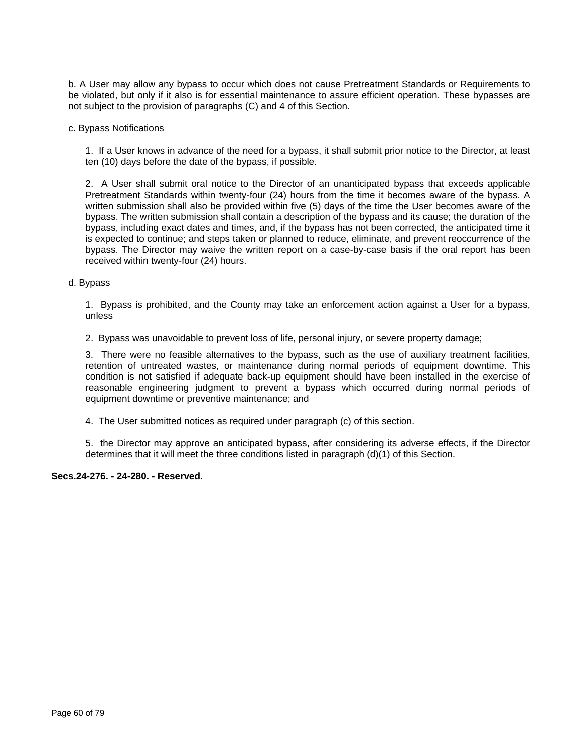b. A User may allow any bypass to occur which does not cause Pretreatment Standards or Requirements to be violated, but only if it also is for essential maintenance to assure efficient operation. These bypasses are not subject to the provision of paragraphs (C) and 4 of this Section.

c. Bypass Notifications

1. If a User knows in advance of the need for a bypass, it shall submit prior notice to the Director, at least ten (10) days before the date of the bypass, if possible.

2. A User shall submit oral notice to the Director of an unanticipated bypass that exceeds applicable Pretreatment Standards within twenty-four (24) hours from the time it becomes aware of the bypass. A written submission shall also be provided within five (5) days of the time the User becomes aware of the bypass. The written submission shall contain a description of the bypass and its cause; the duration of the bypass, including exact dates and times, and, if the bypass has not been corrected, the anticipated time it is expected to continue; and steps taken or planned to reduce, eliminate, and prevent reoccurrence of the bypass. The Director may waive the written report on a case-by-case basis if the oral report has been received within twenty-four (24) hours.

d. Bypass

1. Bypass is prohibited, and the County may take an enforcement action against a User for a bypass, unless

2. Bypass was unavoidable to prevent loss of life, personal injury, or severe property damage;

3. There were no feasible alternatives to the bypass, such as the use of auxiliary treatment facilities, retention of untreated wastes, or maintenance during normal periods of equipment downtime. This condition is not satisfied if adequate back-up equipment should have been installed in the exercise of reasonable engineering judgment to prevent a bypass which occurred during normal periods of equipment downtime or preventive maintenance; and

4. The User submitted notices as required under paragraph (c) of this section.

5. the Director may approve an anticipated bypass, after considering its adverse effects, if the Director determines that it will meet the three conditions listed in paragraph (d)(1) of this Section.

**Secs.24-276. - 24-280. - Reserved.**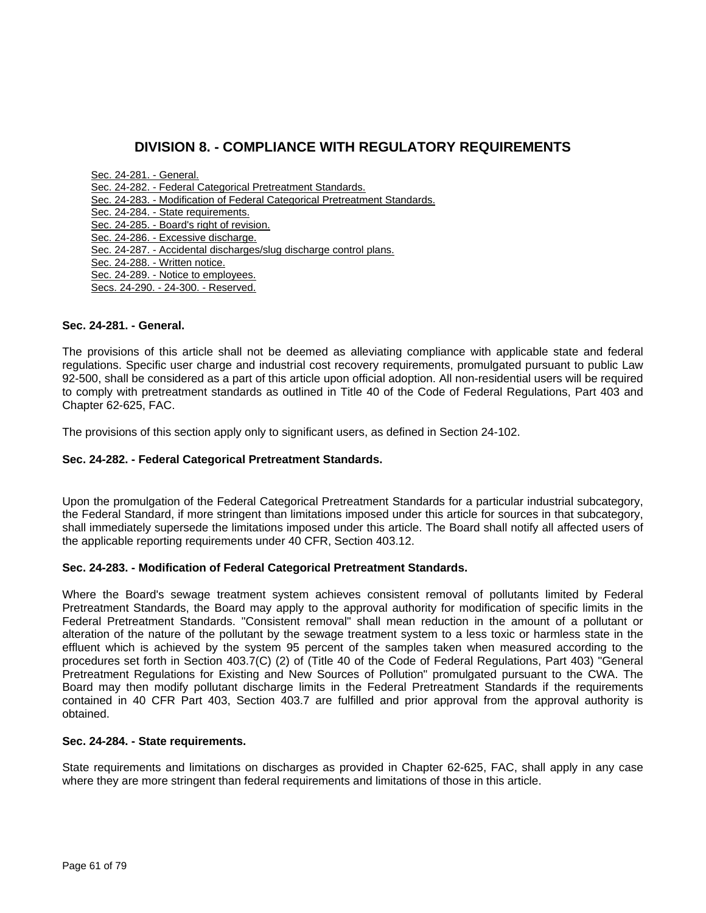## DIVISION 8. - COMPLIANCE WITH REGULATORY REQUIREMENTS

Sec. 24-281. - General.
Sec. 24-282. - Federal Categorical Pretreatment Standards.
Sec. 24-283. - Modification of Federal Categorical Pretreatment Standards.
Sec. 24-284. - State requirements.
Sec. 24-285. - Board's right of revision.
Sec. 24-286. - Excessive discharge.
Sec. 24-287. - Accidental discharges/slug discharge control plans.
Sec. 24-288. - Written notice.
Sec. 24-289. - Notice to employees.
Secs. 24-290. - 24-300. - Reserved.

**Sec. 24-281. - General.**

The provisions of this article shall not be deemed as alleviating compliance with applicable state and federal regulations. Specific user charge and industrial cost recovery requirements, promulgated pursuant to public Law 92-500, shall be considered as a part of this article upon official adoption. All non-residential users will be required to comply with pretreatment standards as outlined in Title 40 of the Code of Federal Regulations, Part 403 and Chapter 62-625, FAC.

The provisions of this section apply only to significant users, as defined in Section 24-102.

**Sec. 24-282. - Federal Categorical Pretreatment Standards.**

Upon the promulgation of the Federal Categorical Pretreatment Standards for a particular industrial subcategory, the Federal Standard, if more stringent than limitations imposed under this article for sources in that subcategory, shall immediately supersede the limitations imposed under this article. The Board shall notify all affected users of the applicable reporting requirements under 40 CFR, Section 403.12.

**Sec. 24-283. - Modification of Federal Categorical Pretreatment Standards.**

Where the Board's sewage treatment system achieves consistent removal of pollutants limited by Federal Pretreatment Standards, the Board may apply to the approval authority for modification of specific limits in the Federal Pretreatment Standards. "Consistent removal" shall mean reduction in the amount of a pollutant or alteration of the nature of the pollutant by the sewage treatment system to a less toxic or harmless state in the effluent which is achieved by the system 95 percent of the samples taken when measured according to the procedures set forth in Section 403.7(C) (2) of (Title 40 of the Code of Federal Regulations, Part 403) "General Pretreatment Regulations for Existing and New Sources of Pollution" promulgated pursuant to the CWA. The Board may then modify pollutant discharge limits in the Federal Pretreatment Standards if the requirements contained in 40 CFR Part 403, Section 403.7 are fulfilled and prior approval from the approval authority is obtained.

**Sec. 24-284. - State requirements.**

State requirements and limitations on discharges as provided in Chapter 62-625, FAC, shall apply in any case where they are more stringent than federal requirements and limitations of those in this article.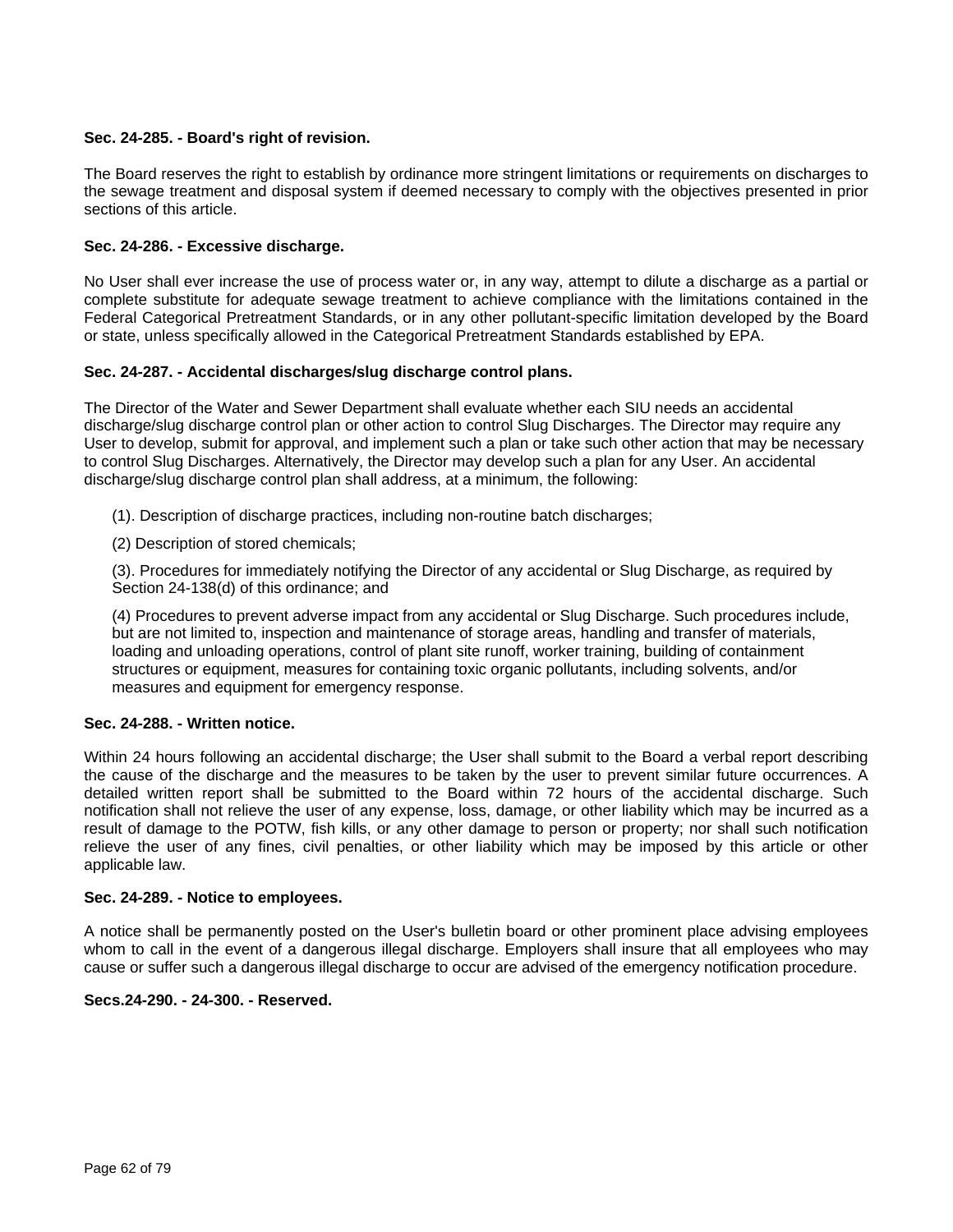**Sec. 24-285. - Board's right of revision.**

The Board reserves the right to establish by ordinance more stringent limitations or requirements on discharges to the sewage treatment and disposal system if deemed necessary to comply with the objectives presented in prior sections of this article.

**Sec. 24-286. - Excessive discharge.**

No User shall ever increase the use of process water or, in any way, attempt to dilute a discharge as a partial or complete substitute for adequate sewage treatment to achieve compliance with the limitations contained in the Federal Categorical Pretreatment Standards, or in any other pollutant-specific limitation developed by the Board or state, unless specifically allowed in the Categorical Pretreatment Standards established by EPA.

**Sec. 24-287. - Accidental discharges/slug discharge control plans.**

The Director of the Water and Sewer Department shall evaluate whether each SIU needs an accidental discharge/slug discharge control plan or other action to control Slug Discharges. The Director may require any User to develop, submit for approval, and implement such a plan or take such other action that may be necessary to control Slug Discharges. Alternatively, the Director may develop such a plan for any User. An accidental discharge/slug discharge control plan shall address, at a minimum, the following:

(1). Description of discharge practices, including non-routine batch discharges;

(2) Description of stored chemicals;

(3). Procedures for immediately notifying the Director of any accidental or Slug Discharge, as required by Section 24-138(d) of this ordinance; and

(4) Procedures to prevent adverse impact from any accidental or Slug Discharge. Such procedures include, but are not limited to, inspection and maintenance of storage areas, handling and transfer of materials, loading and unloading operations, control of plant site runoff, worker training, building of containment structures or equipment, measures for containing toxic organic pollutants, including solvents, and/or measures and equipment for emergency response.

**Sec. 24-288. - Written notice.**

Within 24 hours following an accidental discharge; the User shall submit to the Board a verbal report describing the cause of the discharge and the measures to be taken by the user to prevent similar future occurrences. A detailed written report shall be submitted to the Board within 72 hours of the accidental discharge. Such notification shall not relieve the user of any expense, loss, damage, or other liability which may be incurred as a result of damage to the POTW, fish kills, or any other damage to person or property; nor shall such notification relieve the user of any fines, civil penalties, or other liability which may be imposed by this article or other applicable law.

**Sec. 24-289. - Notice to employees.**

A notice shall be permanently posted on the User's bulletin board or other prominent place advising employees whom to call in the event of a dangerous illegal discharge. Employers shall insure that all employees who may cause or suffer such a dangerous illegal discharge to occur are advised of the emergency notification procedure.

**Secs.24-290. - 24-300. - Reserved.**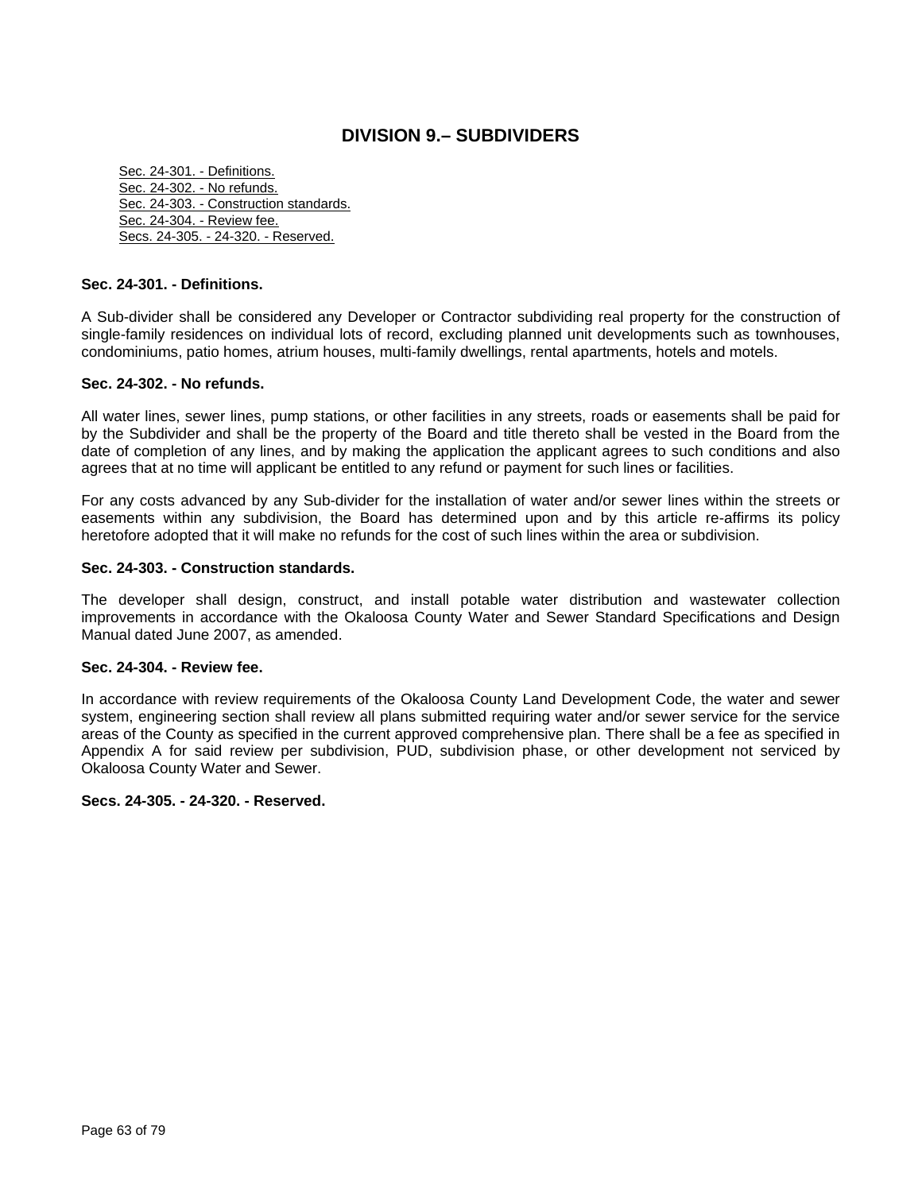# DIVISION 9.– SUBDIVIDERS

Sec. 24-301. - Definitions.
Sec. 24-302. - No refunds.
Sec. 24-303. - Construction standards.
Sec. 24-304. - Review fee.
Secs. 24-305. - 24-320. - Reserved.

### Sec. 24-301. - Definitions.

A Sub-divider shall be considered any Developer or Contractor subdividing real property for the construction of single-family residences on individual lots of record, excluding planned unit developments such as townhouses, condominiums, patio homes, atrium houses, multi-family dwellings, rental apartments, hotels and motels.

### Sec. 24-302. - No refunds.

All water lines, sewer lines, pump stations, or other facilities in any streets, roads or easements shall be paid for by the Subdivider and shall be the property of the Board and title thereto shall be vested in the Board from the date of completion of any lines, and by making the application the applicant agrees to such conditions and also agrees that at no time will applicant be entitled to any refund or payment for such lines or facilities.

For any costs advanced by any Sub-divider for the installation of water and/or sewer lines within the streets or easements within any subdivision, the Board has determined upon and by this article re-affirms its policy heretofore adopted that it will make no refunds for the cost of such lines within the area or subdivision.

### Sec. 24-303. - Construction standards.

The developer shall design, construct, and install potable water distribution and wastewater collection improvements in accordance with the Okaloosa County Water and Sewer Standard Specifications and Design Manual dated June 2007, as amended.

### Sec. 24-304. - Review fee.

In accordance with review requirements of the Okaloosa County Land Development Code, the water and sewer system, engineering section shall review all plans submitted requiring water and/or sewer service for the service areas of the County as specified in the current approved comprehensive plan. There shall be a fee as specified in Appendix A for said review per subdivision, PUD, subdivision phase, or other development not serviced by Okaloosa County Water and Sewer.

### Secs. 24-305. - 24-320. - Reserved.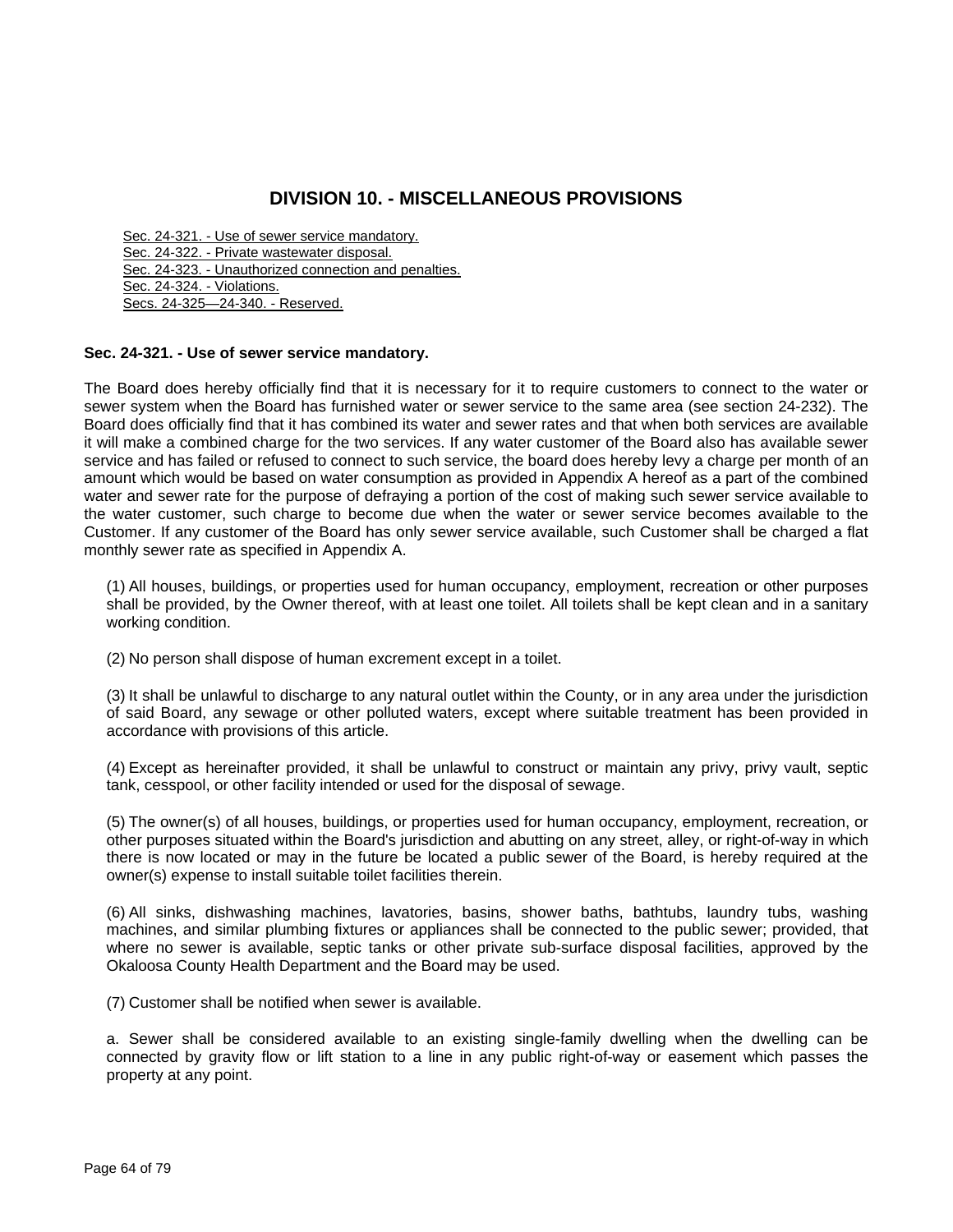# DIVISION 10. - MISCELLANEOUS PROVISIONS

Sec. 24-321. - Use of sewer service mandatory.
Sec. 24-322. - Private wastewater disposal.
Sec. 24-323. - Unauthorized connection and penalties.
Sec. 24-324. - Violations.
Secs. 24-325—24-340. - Reserved.

**Sec. 24-321. - Use of sewer service mandatory.**

The Board does hereby officially find that it is necessary for it to require customers to connect to the water or sewer system when the Board has furnished water or sewer service to the same area (see section 24-232). The Board does officially find that it has combined its water and sewer rates and that when both services are available it will make a combined charge for the two services. If any water customer of the Board also has available sewer service and has failed or refused to connect to such service, the board does hereby levy a charge per month of an amount which would be based on water consumption as provided in Appendix A hereof as a part of the combined water and sewer rate for the purpose of defraying a portion of the cost of making such sewer service available to the water customer, such charge to become due when the water or sewer service becomes available to the Customer. If any customer of the Board has only sewer service available, such Customer shall be charged a flat monthly sewer rate as specified in Appendix A.

(1) All houses, buildings, or properties used for human occupancy, employment, recreation or other purposes shall be provided, by the Owner thereof, with at least one toilet. All toilets shall be kept clean and in a sanitary working condition.

(2) No person shall dispose of human excrement except in a toilet.

(3) It shall be unlawful to discharge to any natural outlet within the County, or in any area under the jurisdiction of said Board, any sewage or other polluted waters, except where suitable treatment has been provided in accordance with provisions of this article.

(4) Except as hereinafter provided, it shall be unlawful to construct or maintain any privy, privy vault, septic tank, cesspool, or other facility intended or used for the disposal of sewage.

(5) The owner(s) of all houses, buildings, or properties used for human occupancy, employment, recreation, or other purposes situated within the Board's jurisdiction and abutting on any street, alley, or right-of-way in which there is now located or may in the future be located a public sewer of the Board, is hereby required at the owner(s) expense to install suitable toilet facilities therein.

(6) All sinks, dishwashing machines, lavatories, basins, shower baths, bathtubs, laundry tubs, washing machines, and similar plumbing fixtures or appliances shall be connected to the public sewer; provided, that where no sewer is available, septic tanks or other private sub-surface disposal facilities, approved by the Okaloosa County Health Department and the Board may be used.

(7) Customer shall be notified when sewer is available.

a. Sewer shall be considered available to an existing single-family dwelling when the dwelling can be connected by gravity flow or lift station to a line in any public right-of-way or easement which passes the property at any point.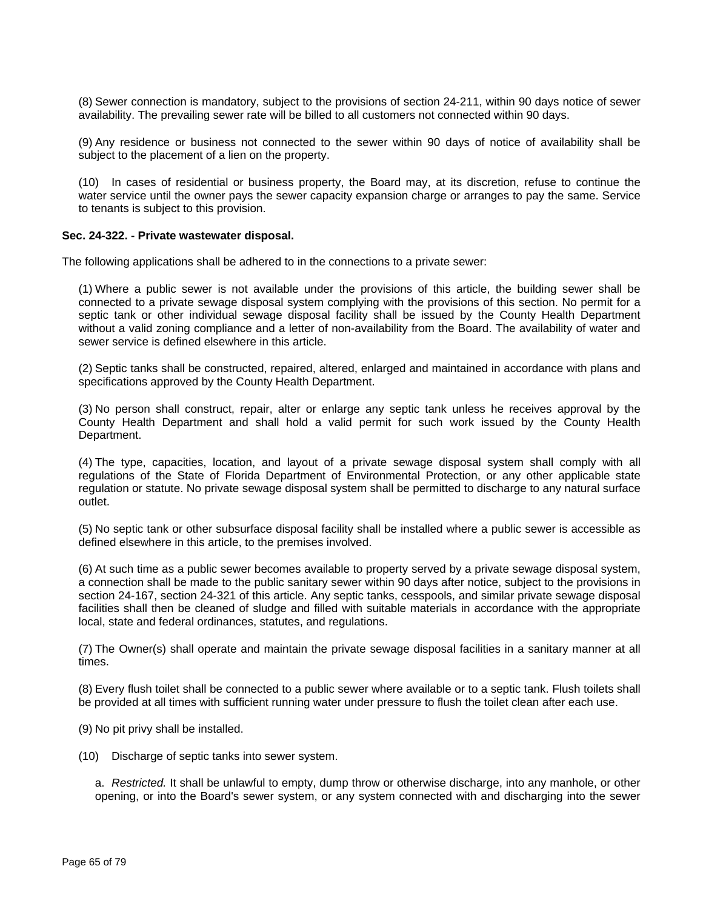(8) Sewer connection is mandatory, subject to the provisions of section 24-211, within 90 days notice of sewer availability. The prevailing sewer rate will be billed to all customers not connected within 90 days.

(9) Any residence or business not connected to the sewer within 90 days of notice of availability shall be subject to the placement of a lien on the property.

(10) In cases of residential or business property, the Board may, at its discretion, refuse to continue the water service until the owner pays the sewer capacity expansion charge or arranges to pay the same. Service to tenants is subject to this provision.

**Sec. 24-322. - Private wastewater disposal.**

The following applications shall be adhered to in the connections to a private sewer:

(1) Where a public sewer is not available under the provisions of this article, the building sewer shall be connected to a private sewage disposal system complying with the provisions of this section. No permit for a septic tank or other individual sewage disposal facility shall be issued by the County Health Department without a valid zoning compliance and a letter of non-availability from the Board. The availability of water and sewer service is defined elsewhere in this article.

(2) Septic tanks shall be constructed, repaired, altered, enlarged and maintained in accordance with plans and specifications approved by the County Health Department.

(3) No person shall construct, repair, alter or enlarge any septic tank unless he receives approval by the County Health Department and shall hold a valid permit for such work issued by the County Health Department.

(4) The type, capacities, location, and layout of a private sewage disposal system shall comply with all regulations of the State of Florida Department of Environmental Protection, or any other applicable state regulation or statute. No private sewage disposal system shall be permitted to discharge to any natural surface outlet.

(5) No septic tank or other subsurface disposal facility shall be installed where a public sewer is accessible as defined elsewhere in this article, to the premises involved.

(6) At such time as a public sewer becomes available to property served by a private sewage disposal system, a connection shall be made to the public sanitary sewer within 90 days after notice, subject to the provisions in section 24-167, section 24-321 of this article. Any septic tanks, cesspools, and similar private sewage disposal facilities shall then be cleaned of sludge and filled with suitable materials in accordance with the appropriate local, state and federal ordinances, statutes, and regulations.

(7) The Owner(s) shall operate and maintain the private sewage disposal facilities in a sanitary manner at all times.

(8) Every flush toilet shall be connected to a public sewer where available or to a septic tank. Flush toilets shall be provided at all times with sufficient running water under pressure to flush the toilet clean after each use.

(9) No pit privy shall be installed.

(10) Discharge of septic tanks into sewer system.

a. *Restricted.* It shall be unlawful to empty, dump throw or otherwise discharge, into any manhole, or other opening, or into the Board's sewer system, or any system connected with and discharging into the sewer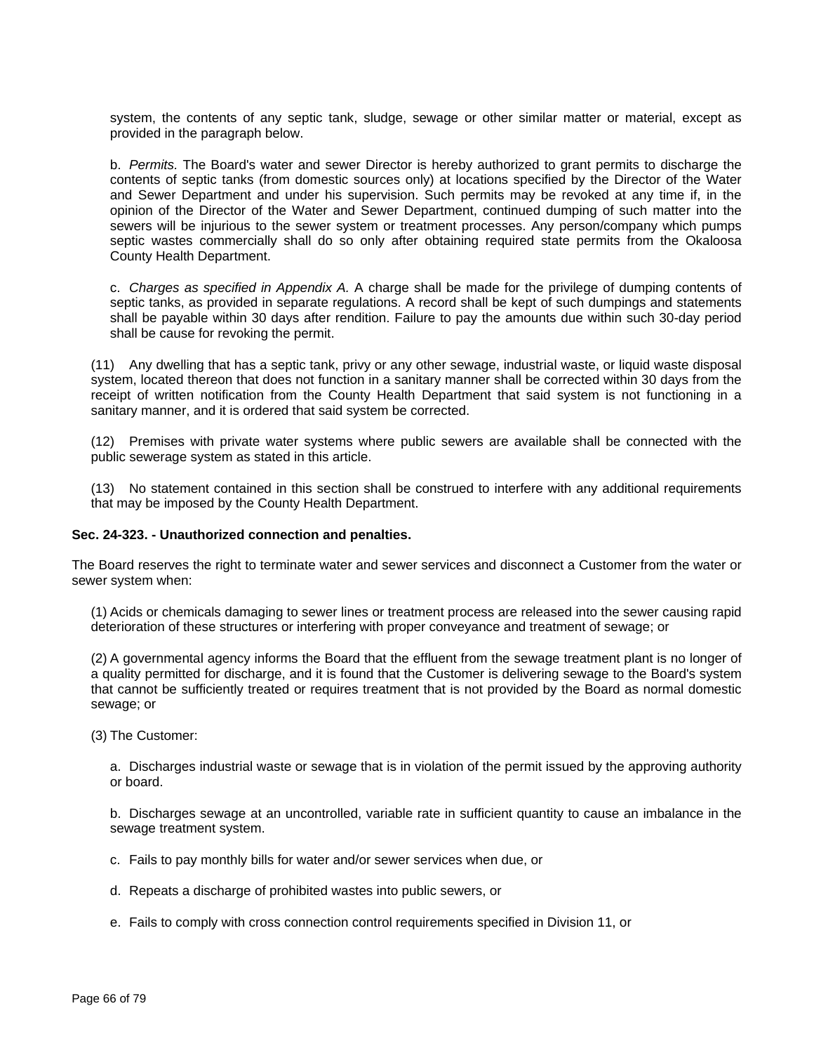system, the contents of any septic tank, sludge, sewage or other similar matter or material, except as provided in the paragraph below.

b. *Permits.* The Board's water and sewer Director is hereby authorized to grant permits to discharge the contents of septic tanks (from domestic sources only) at locations specified by the Director of the Water and Sewer Department and under his supervision. Such permits may be revoked at any time if, in the opinion of the Director of the Water and Sewer Department, continued dumping of such matter into the sewers will be injurious to the sewer system or treatment processes. Any person/company which pumps septic wastes commercially shall do so only after obtaining required state permits from the Okaloosa County Health Department.

c. *Charges as specified in Appendix A.* A charge shall be made for the privilege of dumping contents of septic tanks, as provided in separate regulations. A record shall be kept of such dumpings and statements shall be payable within 30 days after rendition. Failure to pay the amounts due within such 30-day period shall be cause for revoking the permit.

(11) Any dwelling that has a septic tank, privy or any other sewage, industrial waste, or liquid waste disposal system, located thereon that does not function in a sanitary manner shall be corrected within 30 days from the receipt of written notification from the County Health Department that said system is not functioning in a sanitary manner, and it is ordered that said system be corrected.

(12) Premises with private water systems where public sewers are available shall be connected with the public sewerage system as stated in this article.

(13) No statement contained in this section shall be construed to interfere with any additional requirements that may be imposed by the County Health Department.

**Sec. 24-323. - Unauthorized connection and penalties.**

The Board reserves the right to terminate water and sewer services and disconnect a Customer from the water or sewer system when:

(1) Acids or chemicals damaging to sewer lines or treatment process are released into the sewer causing rapid deterioration of these structures or interfering with proper conveyance and treatment of sewage; or

(2) A governmental agency informs the Board that the effluent from the sewage treatment plant is no longer of a quality permitted for discharge, and it is found that the Customer is delivering sewage to the Board's system that cannot be sufficiently treated or requires treatment that is not provided by the Board as normal domestic sewage; or

(3) The Customer:

a. Discharges industrial waste or sewage that is in violation of the permit issued by the approving authority or board.

b. Discharges sewage at an uncontrolled, variable rate in sufficient quantity to cause an imbalance in the sewage treatment system.

c. Fails to pay monthly bills for water and/or sewer services when due, or

d. Repeats a discharge of prohibited wastes into public sewers, or

e. Fails to comply with cross connection control requirements specified in Division 11, or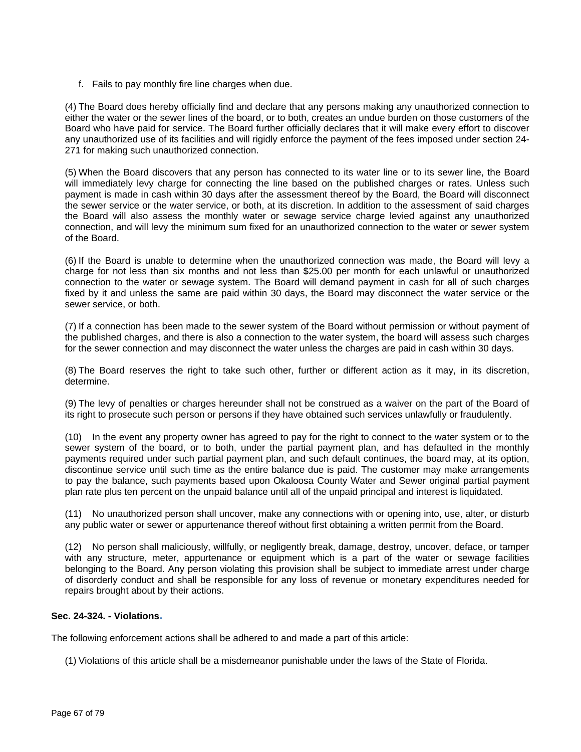f. Fails to pay monthly fire line charges when due.

(4) The Board does hereby officially find and declare that any persons making any unauthorized connection to either the water or the sewer lines of the board, or to both, creates an undue burden on those customers of the Board who have paid for service. The Board further officially declares that it will make every effort to discover any unauthorized use of its facilities and will rigidly enforce the payment of the fees imposed under section 24-271 for making such unauthorized connection.

(5) When the Board discovers that any person has connected to its water line or to its sewer line, the Board will immediately levy charge for connecting the line based on the published charges or rates. Unless such payment is made in cash within 30 days after the assessment thereof by the Board, the Board will disconnect the sewer service or the water service, or both, at its discretion. In addition to the assessment of said charges the Board will also assess the monthly water or sewage service charge levied against any unauthorized connection, and will levy the minimum sum fixed for an unauthorized connection to the water or sewer system of the Board.

(6) If the Board is unable to determine when the unauthorized connection was made, the Board will levy a charge for not less than six months and not less than $25.00 per month for each unlawful or unauthorized connection to the water or sewage system. The Board will demand payment in cash for all of such charges fixed by it and unless the same are paid within 30 days, the Board may disconnect the water service or the sewer service, or both.

(7) If a connection has been made to the sewer system of the Board without permission or without payment of the published charges, and there is also a connection to the water system, the board will assess such charges for the sewer connection and may disconnect the water unless the charges are paid in cash within 30 days.

(8) The Board reserves the right to take such other, further or different action as it may, in its discretion, determine.

(9) The levy of penalties or charges hereunder shall not be construed as a waiver on the part of the Board of its right to prosecute such person or persons if they have obtained such services unlawfully or fraudulently.

(10) In the event any property owner has agreed to pay for the right to connect to the water system or to the sewer system of the board, or to both, under the partial payment plan, and has defaulted in the monthly payments required under such partial payment plan, and such default continues, the board may, at its option, discontinue service until such time as the entire balance due is paid. The customer may make arrangements to pay the balance, such payments based upon Okaloosa County Water and Sewer original partial payment plan rate plus ten percent on the unpaid balance until all of the unpaid principal and interest is liquidated.

(11) No unauthorized person shall uncover, make any connections with or opening into, use, alter, or disturb any public water or sewer or appurtenance thereof without first obtaining a written permit from the Board.

(12) No person shall maliciously, willfully, or negligently break, damage, destroy, uncover, deface, or tamper with any structure, meter, appurtenance or equipment which is a part of the water or sewage facilities belonging to the Board. Any person violating this provision shall be subject to immediate arrest under charge of disorderly conduct and shall be responsible for any loss of revenue or monetary expenditures needed for repairs brought about by their actions.

**Sec. 24-324. - Violations.**

The following enforcement actions shall be adhered to and made a part of this article:

(1) Violations of this article shall be a misdemeanor punishable under the laws of the State of Florida.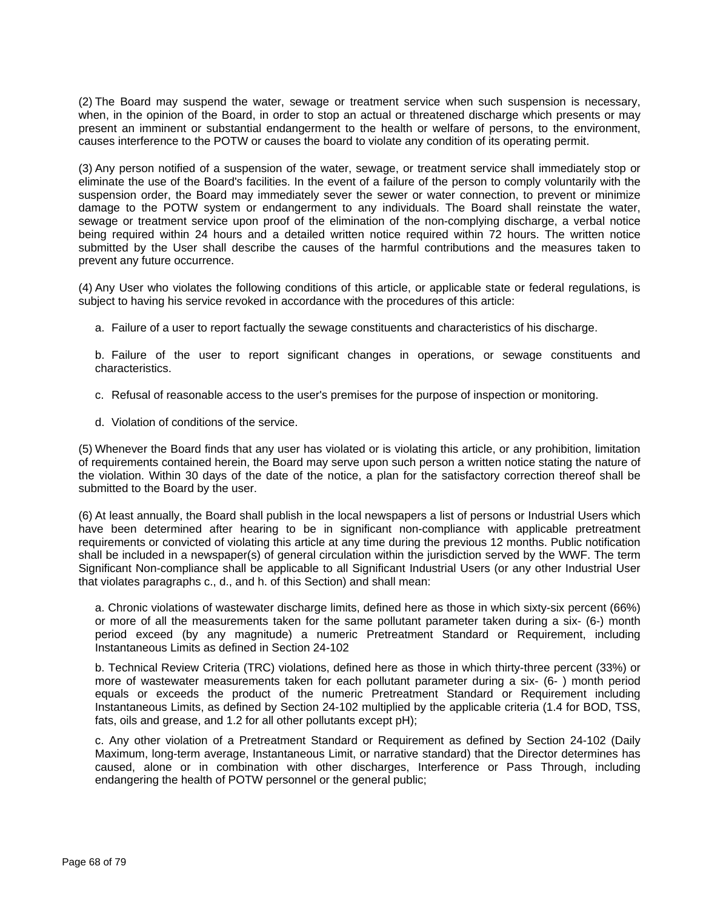(2) The Board may suspend the water, sewage or treatment service when such suspension is necessary, when, in the opinion of the Board, in order to stop an actual or threatened discharge which presents or may present an imminent or substantial endangerment to the health or welfare of persons, to the environment, causes interference to the POTW or causes the board to violate any condition of its operating permit.

(3) Any person notified of a suspension of the water, sewage, or treatment service shall immediately stop or eliminate the use of the Board's facilities. In the event of a failure of the person to comply voluntarily with the suspension order, the Board may immediately sever the sewer or water connection, to prevent or minimize damage to the POTW system or endangerment to any individuals. The Board shall reinstate the water, sewage or treatment service upon proof of the elimination of the non-complying discharge, a verbal notice being required within 24 hours and a detailed written notice required within 72 hours. The written notice submitted by the User shall describe the causes of the harmful contributions and the measures taken to prevent any future occurrence.

(4) Any User who violates the following conditions of this article, or applicable state or federal regulations, is subject to having his service revoked in accordance with the procedures of this article:

a. Failure of a user to report factually the sewage constituents and characteristics of his discharge.

b. Failure of the user to report significant changes in operations, or sewage constituents and characteristics.

c. Refusal of reasonable access to the user's premises for the purpose of inspection or monitoring.

d. Violation of conditions of the service.

(5) Whenever the Board finds that any user has violated or is violating this article, or any prohibition, limitation of requirements contained herein, the Board may serve upon such person a written notice stating the nature of the violation. Within 30 days of the date of the notice, a plan for the satisfactory correction thereof shall be submitted to the Board by the user.

(6) At least annually, the Board shall publish in the local newspapers a list of persons or Industrial Users which have been determined after hearing to be in significant non-compliance with applicable pretreatment requirements or convicted of violating this article at any time during the previous 12 months. Public notification shall be included in a newspaper(s) of general circulation within the jurisdiction served by the WWF. The term Significant Non-compliance shall be applicable to all Significant Industrial Users (or any other Industrial User that violates paragraphs c., d., and h. of this Section) and shall mean:

a. Chronic violations of wastewater discharge limits, defined here as those in which sixty-six percent (66%) or more of all the measurements taken for the same pollutant parameter taken during a six- (6-) month period exceed (by any magnitude) a numeric Pretreatment Standard or Requirement, including Instantaneous Limits as defined in Section 24-102

b. Technical Review Criteria (TRC) violations, defined here as those in which thirty-three percent (33%) or more of wastewater measurements taken for each pollutant parameter during a six- (6- ) month period equals or exceeds the product of the numeric Pretreatment Standard or Requirement including Instantaneous Limits, as defined by Section 24-102 multiplied by the applicable criteria (1.4 for BOD, TSS, fats, oils and grease, and 1.2 for all other pollutants except pH);

c. Any other violation of a Pretreatment Standard or Requirement as defined by Section 24-102 (Daily Maximum, long-term average, Instantaneous Limit, or narrative standard) that the Director determines has caused, alone or in combination with other discharges, Interference or Pass Through, including endangering the health of POTW personnel or the general public;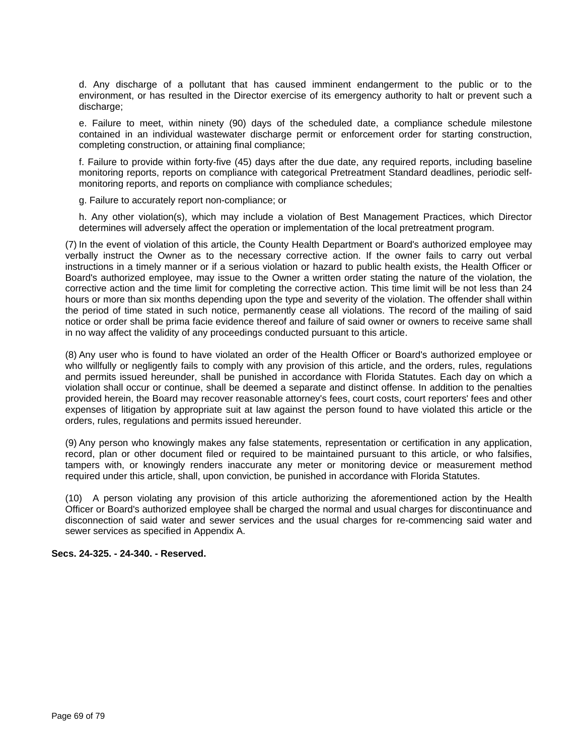d. Any discharge of a pollutant that has caused imminent endangerment to the public or to the environment, or has resulted in the Director exercise of its emergency authority to halt or prevent such a discharge;

e. Failure to meet, within ninety (90) days of the scheduled date, a compliance schedule milestone contained in an individual wastewater discharge permit or enforcement order for starting construction, completing construction, or attaining final compliance;

f. Failure to provide within forty-five (45) days after the due date, any required reports, including baseline monitoring reports, reports on compliance with categorical Pretreatment Standard deadlines, periodic self-monitoring reports, and reports on compliance with compliance schedules;

g. Failure to accurately report non-compliance; or

h. Any other violation(s), which may include a violation of Best Management Practices, which Director determines will adversely affect the operation or implementation of the local pretreatment program.

(7) In the event of violation of this article, the County Health Department or Board's authorized employee may verbally instruct the Owner as to the necessary corrective action. If the owner fails to carry out verbal instructions in a timely manner or if a serious violation or hazard to public health exists, the Health Officer or Board's authorized employee, may issue to the Owner a written order stating the nature of the violation, the corrective action and the time limit for completing the corrective action. This time limit will be not less than 24 hours or more than six months depending upon the type and severity of the violation. The offender shall within the period of time stated in such notice, permanently cease all violations. The record of the mailing of said notice or order shall be prima facie evidence thereof and failure of said owner or owners to receive same shall in no way affect the validity of any proceedings conducted pursuant to this article.

(8) Any user who is found to have violated an order of the Health Officer or Board's authorized employee or who willfully or negligently fails to comply with any provision of this article, and the orders, rules, regulations and permits issued hereunder, shall be punished in accordance with Florida Statutes. Each day on which a violation shall occur or continue, shall be deemed a separate and distinct offense. In addition to the penalties provided herein, the Board may recover reasonable attorney's fees, court costs, court reporters' fees and other expenses of litigation by appropriate suit at law against the person found to have violated this article or the orders, rules, regulations and permits issued hereunder.

(9) Any person who knowingly makes any false statements, representation or certification in any application, record, plan or other document filed or required to be maintained pursuant to this article, or who falsifies, tampers with, or knowingly renders inaccurate any meter or monitoring device or measurement method required under this article, shall, upon conviction, be punished in accordance with Florida Statutes.

(10) A person violating any provision of this article authorizing the aforementioned action by the Health Officer or Board's authorized employee shall be charged the normal and usual charges for discontinuance and disconnection of said water and sewer services and the usual charges for re-commencing said water and sewer services as specified in Appendix A.

**Secs. 24-325. - 24-340. - Reserved.**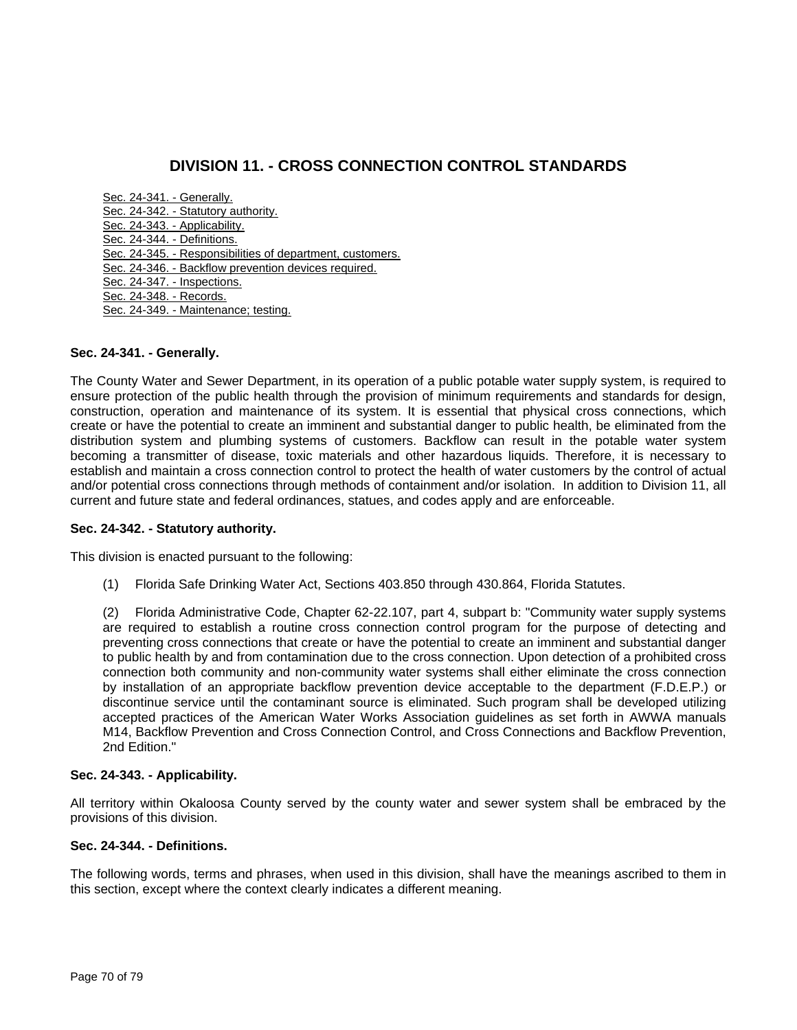# DIVISION 11. - CROSS CONNECTION CONTROL STANDARDS

Sec. 24-341. - Generally.
Sec. 24-342. - Statutory authority.
Sec. 24-343. - Applicability.
Sec. 24-344. - Definitions.
Sec. 24-345. - Responsibilities of department, customers.
Sec. 24-346. - Backflow prevention devices required.
Sec. 24-347. - Inspections.
Sec. 24-348. - Records.
Sec. 24-349. - Maintenance; testing.

**Sec. 24-341. - Generally.**

The County Water and Sewer Department, in its operation of a public potable water supply system, is required to ensure protection of the public health through the provision of minimum requirements and standards for design, construction, operation and maintenance of its system. It is essential that physical cross connections, which create or have the potential to create an imminent and substantial danger to public health, be eliminated from the distribution system and plumbing systems of customers. Backflow can result in the potable water system becoming a transmitter of disease, toxic materials and other hazardous liquids. Therefore, it is necessary to establish and maintain a cross connection control to protect the health of water customers by the control of actual and/or potential cross connections through methods of containment and/or isolation. In addition to Division 11, all current and future state and federal ordinances, statues, and codes apply and are enforceable.

**Sec. 24-342. - Statutory authority.**

This division is enacted pursuant to the following:

(1) Florida Safe Drinking Water Act, Sections 403.850 through 430.864, Florida Statutes.

(2) Florida Administrative Code, Chapter 62-22.107, part 4, subpart b: "Community water supply systems are required to establish a routine cross connection control program for the purpose of detecting and preventing cross connections that create or have the potential to create an imminent and substantial danger to public health by and from contamination due to the cross connection. Upon detection of a prohibited cross connection both community and non-community water systems shall either eliminate the cross connection by installation of an appropriate backflow prevention device acceptable to the department (F.D.E.P.) or discontinue service until the contaminant source is eliminated. Such program shall be developed utilizing accepted practices of the American Water Works Association guidelines as set forth in AWWA manuals M14, Backflow Prevention and Cross Connection Control, and Cross Connections and Backflow Prevention, 2nd Edition."

**Sec. 24-343. - Applicability.**

All territory within Okaloosa County served by the county water and sewer system shall be embraced by the provisions of this division.

**Sec. 24-344. - Definitions.**

The following words, terms and phrases, when used in this division, shall have the meanings ascribed to them in this section, except where the context clearly indicates a different meaning.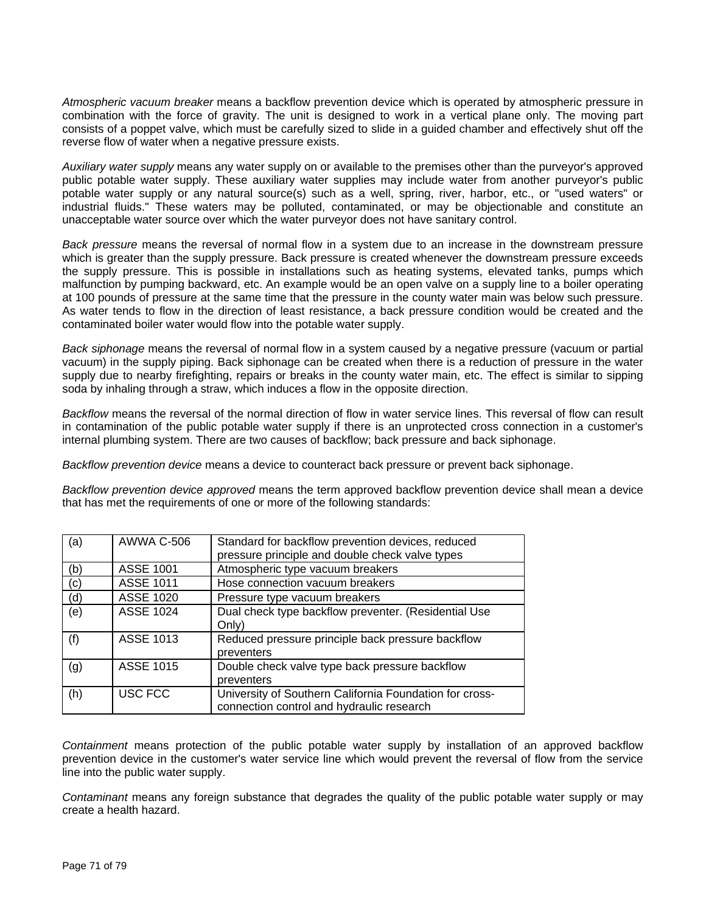*Atmospheric vacuum breaker* means a backflow prevention device which is operated by atmospheric pressure in combination with the force of gravity. The unit is designed to work in a vertical plane only. The moving part consists of a poppet valve, which must be carefully sized to slide in a guided chamber and effectively shut off the reverse flow of water when a negative pressure exists.

*Auxiliary water supply* means any water supply on or available to the premises other than the purveyor's approved public potable water supply. These auxiliary water supplies may include water from another purveyor's public potable water supply or any natural source(s) such as a well, spring, river, harbor, etc., or "used waters" or industrial fluids." These waters may be polluted, contaminated, or may be objectionable and constitute an unacceptable water source over which the water purveyor does not have sanitary control.

*Back pressure* means the reversal of normal flow in a system due to an increase in the downstream pressure which is greater than the supply pressure. Back pressure is created whenever the downstream pressure exceeds the supply pressure. This is possible in installations such as heating systems, elevated tanks, pumps which malfunction by pumping backward, etc. An example would be an open valve on a supply line to a boiler operating at 100 pounds of pressure at the same time that the pressure in the county water main was below such pressure. As water tends to flow in the direction of least resistance, a back pressure condition would be created and the contaminated boiler water would flow into the potable water supply.

*Back siphonage* means the reversal of normal flow in a system caused by a negative pressure (vacuum or partial vacuum) in the supply piping. Back siphonage can be created when there is a reduction of pressure in the water supply due to nearby firefighting, repairs or breaks in the county water main, etc. The effect is similar to sipping soda by inhaling through a straw, which induces a flow in the opposite direction.

*Backflow* means the reversal of the normal direction of flow in water service lines. This reversal of flow can result in contamination of the public potable water supply if there is an unprotected cross connection in a customer's internal plumbing system. There are two causes of backflow; back pressure and back siphonage.

*Backflow prevention device* means a device to counteract back pressure or prevent back siphonage.

*Backflow prevention device approved* means the term approved backflow prevention device shall mean a device that has met the requirements of one or more of the following standards:

| | | |
|---|---|---|
| (a) | AWWA C-506 | Standard for backflow prevention devices, reduced pressure principle and double check valve types |
| (b) | ASSE 1001 | Atmospheric type vacuum breakers |
| (c) | ASSE 1011 | Hose connection vacuum breakers |
| (d) | ASSE 1020 | Pressure type vacuum breakers |
| (e) | ASSE 1024 | Dual check type backflow preventer. (Residential Use Only) |
| (f) | ASSE 1013 | Reduced pressure principle back pressure backflow preventers |
| (g) | ASSE 1015 | Double check valve type back pressure backflow preventers |
| (h) | USC FCC | University of Southern California Foundation for cross-connection control and hydraulic research |

*Containment* means protection of the public potable water supply by installation of an approved backflow prevention device in the customer's water service line which would prevent the reversal of flow from the service line into the public water supply.

*Contaminant* means any foreign substance that degrades the quality of the public potable water supply or may create a health hazard.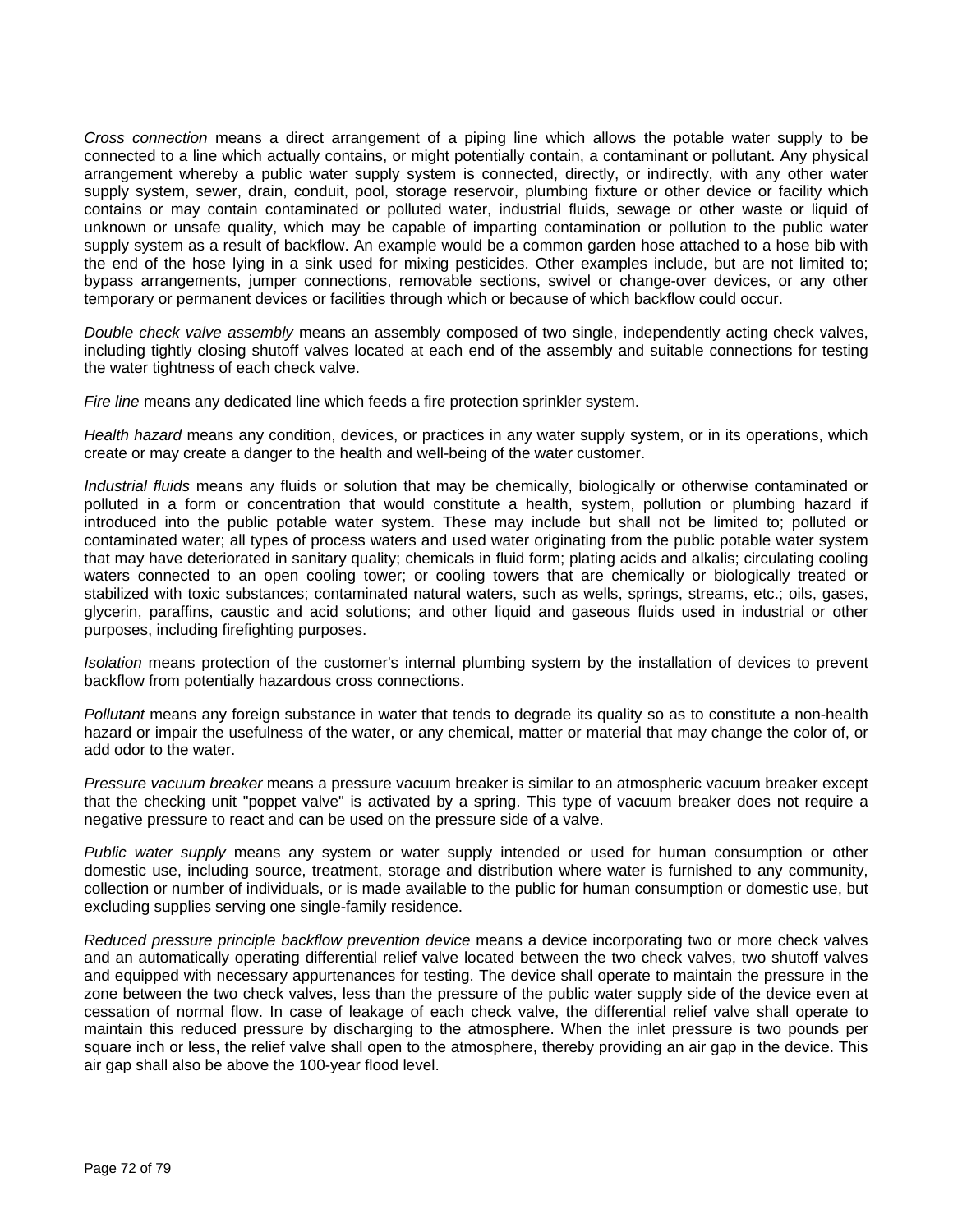*Cross connection* means a direct arrangement of a piping line which allows the potable water supply to be connected to a line which actually contains, or might potentially contain, a contaminant or pollutant. Any physical arrangement whereby a public water supply system is connected, directly, or indirectly, with any other water supply system, sewer, drain, conduit, pool, storage reservoir, plumbing fixture or other device or facility which contains or may contain contaminated or polluted water, industrial fluids, sewage or other waste or liquid of unknown or unsafe quality, which may be capable of imparting contamination or pollution to the public water supply system as a result of backflow. An example would be a common garden hose attached to a hose bib with the end of the hose lying in a sink used for mixing pesticides. Other examples include, but are not limited to; bypass arrangements, jumper connections, removable sections, swivel or change-over devices, or any other temporary or permanent devices or facilities through which or because of which backflow could occur.

*Double check valve assembly* means an assembly composed of two single, independently acting check valves, including tightly closing shutoff valves located at each end of the assembly and suitable connections for testing the water tightness of each check valve.

*Fire line* means any dedicated line which feeds a fire protection sprinkler system.

*Health hazard* means any condition, devices, or practices in any water supply system, or in its operations, which create or may create a danger to the health and well-being of the water customer.

*Industrial fluids* means any fluids or solution that may be chemically, biologically or otherwise contaminated or polluted in a form or concentration that would constitute a health, system, pollution or plumbing hazard if introduced into the public potable water system. These may include but shall not be limited to; polluted or contaminated water; all types of process waters and used water originating from the public potable water system that may have deteriorated in sanitary quality; chemicals in fluid form; plating acids and alkalis; circulating cooling waters connected to an open cooling tower; or cooling towers that are chemically or biologically treated or stabilized with toxic substances; contaminated natural waters, such as wells, springs, streams, etc.; oils, gases, glycerin, paraffins, caustic and acid solutions; and other liquid and gaseous fluids used in industrial or other purposes, including firefighting purposes.

*Isolation* means protection of the customer's internal plumbing system by the installation of devices to prevent backflow from potentially hazardous cross connections.

*Pollutant* means any foreign substance in water that tends to degrade its quality so as to constitute a non-health hazard or impair the usefulness of the water, or any chemical, matter or material that may change the color of, or add odor to the water.

*Pressure vacuum breaker* means a pressure vacuum breaker is similar to an atmospheric vacuum breaker except that the checking unit "poppet valve" is activated by a spring. This type of vacuum breaker does not require a negative pressure to react and can be used on the pressure side of a valve.

*Public water supply* means any system or water supply intended or used for human consumption or other domestic use, including source, treatment, storage and distribution where water is furnished to any community, collection or number of individuals, or is made available to the public for human consumption or domestic use, but excluding supplies serving one single-family residence.

*Reduced pressure principle backflow prevention device* means a device incorporating two or more check valves and an automatically operating differential relief valve located between the two check valves, two shutoff valves and equipped with necessary appurtenances for testing. The device shall operate to maintain the pressure in the zone between the two check valves, less than the pressure of the public water supply side of the device even at cessation of normal flow. In case of leakage of each check valve, the differential relief valve shall operate to maintain this reduced pressure by discharging to the atmosphere. When the inlet pressure is two pounds per square inch or less, the relief valve shall open to the atmosphere, thereby providing an air gap in the device. This air gap shall also be above the 100-year flood level.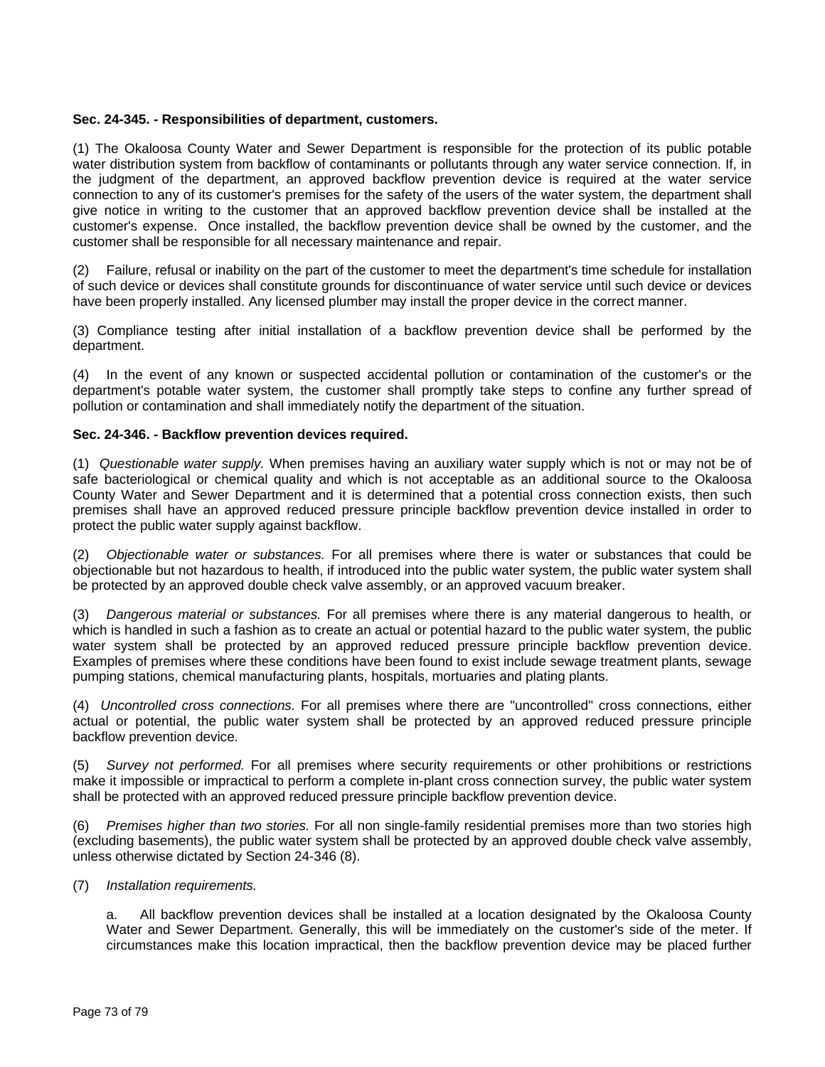**Sec. 24-345. - Responsibilities of department, customers.**

(1) The Okaloosa County Water and Sewer Department is responsible for the protection of its public potable water distribution system from backflow of contaminants or pollutants through any water service connection. If, in the judgment of the department, an approved backflow prevention device is required at the water service connection to any of its customer's premises for the safety of the users of the water system, the department shall give notice in writing to the customer that an approved backflow prevention device shall be installed at the customer's expense. Once installed, the backflow prevention device shall be owned by the customer, and the customer shall be responsible for all necessary maintenance and repair.

(2) Failure, refusal or inability on the part of the customer to meet the department's time schedule for installation of such device or devices shall constitute grounds for discontinuance of water service until such device or devices have been properly installed. Any licensed plumber may install the proper device in the correct manner.

(3) Compliance testing after initial installation of a backflow prevention device shall be performed by the department.

(4) In the event of any known or suspected accidental pollution or contamination of the customer's or the department's potable water system, the customer shall promptly take steps to confine any further spread of pollution or contamination and shall immediately notify the department of the situation.

**Sec. 24-346. - Backflow prevention devices required.**

(1) *Questionable water supply.* When premises having an auxiliary water supply which is not or may not be of safe bacteriological or chemical quality and which is not acceptable as an additional source to the Okaloosa County Water and Sewer Department and it is determined that a potential cross connection exists, then such premises shall have an approved reduced pressure principle backflow prevention device installed in order to protect the public water supply against backflow.

(2) *Objectionable water or substances.* For all premises where there is water or substances that could be objectionable but not hazardous to health, if introduced into the public water system, the public water system shall be protected by an approved double check valve assembly, or an approved vacuum breaker.

(3) *Dangerous material or substances.* For all premises where there is any material dangerous to health, or which is handled in such a fashion as to create an actual or potential hazard to the public water system, the public water system shall be protected by an approved reduced pressure principle backflow prevention device. Examples of premises where these conditions have been found to exist include sewage treatment plants, sewage pumping stations, chemical manufacturing plants, hospitals, mortuaries and plating plants.

(4) *Uncontrolled cross connections.* For all premises where there are "uncontrolled" cross connections, either actual or potential, the public water system shall be protected by an approved reduced pressure principle backflow prevention device.

(5) *Survey not performed.* For all premises where security requirements or other prohibitions or restrictions make it impossible or impractical to perform a complete in-plant cross connection survey, the public water system shall be protected with an approved reduced pressure principle backflow prevention device.

(6) *Premises higher than two stories.* For all non single-family residential premises more than two stories high (excluding basements), the public water system shall be protected by an approved double check valve assembly, unless otherwise dictated by Section 24-346 (8).

(7) *Installation requirements.*

a. All backflow prevention devices shall be installed at a location designated by the Okaloosa County Water and Sewer Department. Generally, this will be immediately on the customer's side of the meter. If circumstances make this location impractical, then the backflow prevention device may be placed further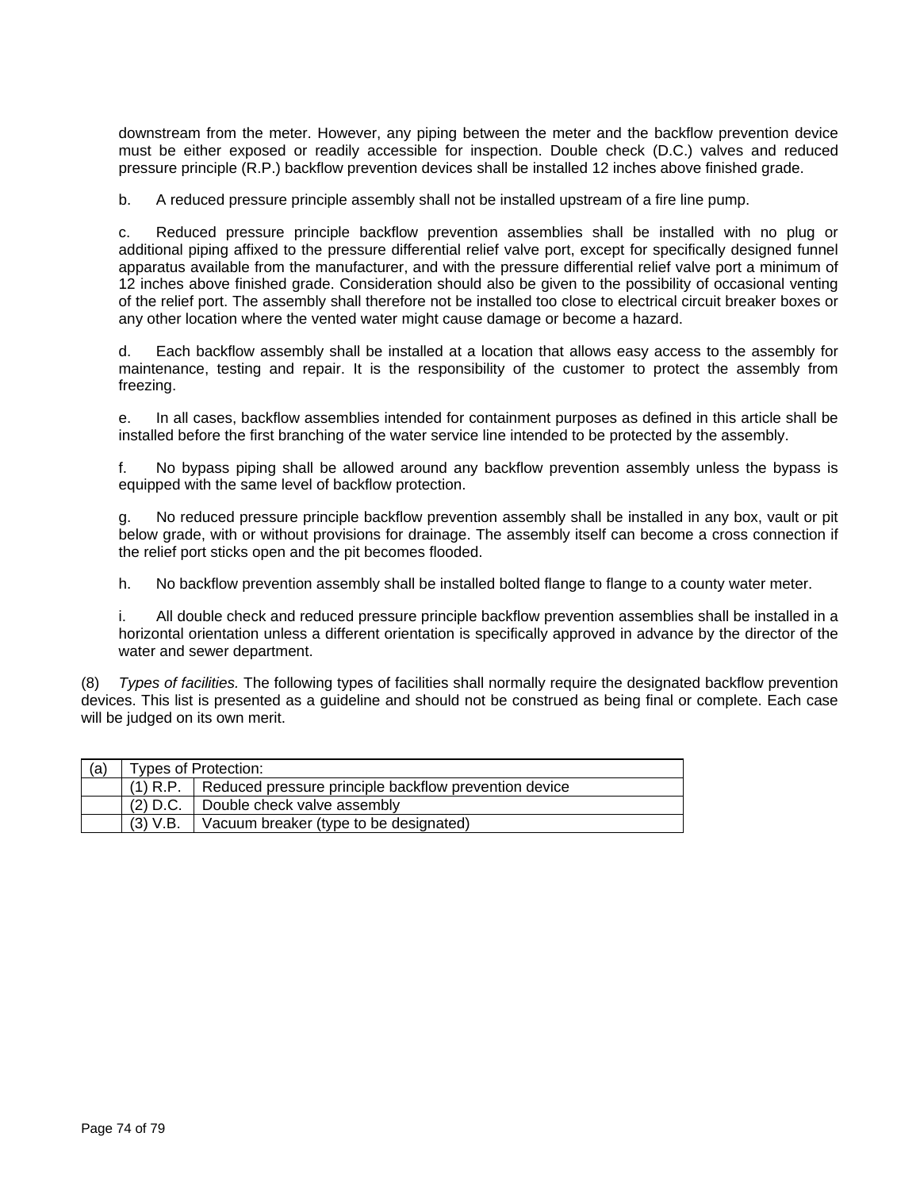downstream from the meter. However, any piping between the meter and the backflow prevention device must be either exposed or readily accessible for inspection. Double check (D.C.) valves and reduced pressure principle (R.P.) backflow prevention devices shall be installed 12 inches above finished grade.

b. A reduced pressure principle assembly shall not be installed upstream of a fire line pump.

c. Reduced pressure principle backflow prevention assemblies shall be installed with no plug or additional piping affixed to the pressure differential relief valve port, except for specifically designed funnel apparatus available from the manufacturer, and with the pressure differential relief valve port a minimum of 12 inches above finished grade. Consideration should also be given to the possibility of occasional venting of the relief port. The assembly shall therefore not be installed too close to electrical circuit breaker boxes or any other location where the vented water might cause damage or become a hazard.

d. Each backflow assembly shall be installed at a location that allows easy access to the assembly for maintenance, testing and repair. It is the responsibility of the customer to protect the assembly from freezing.

e. In all cases, backflow assemblies intended for containment purposes as defined in this article shall be installed before the first branching of the water service line intended to be protected by the assembly.

f. No bypass piping shall be allowed around any backflow prevention assembly unless the bypass is equipped with the same level of backflow protection.

g. No reduced pressure principle backflow prevention assembly shall be installed in any box, vault or pit below grade, with or without provisions for drainage. The assembly itself can become a cross connection if the relief port sticks open and the pit becomes flooded.

h. No backflow prevention assembly shall be installed bolted flange to flange to a county water meter.

i. All double check and reduced pressure principle backflow prevention assemblies shall be installed in a horizontal orientation unless a different orientation is specifically approved in advance by the director of the water and sewer department.

(8) *Types of facilities.* The following types of facilities shall normally require the designated backflow prevention devices. This list is presented as a guideline and should not be construed as being final or complete. Each case will be judged on its own merit.

| (a) | Types of Protection: | |
|---|---|---|
| | (1) R.P. | Reduced pressure principle backflow prevention device |
| | (2) D.C. | Double check valve assembly |
| | (3) V.B. | Vacuum breaker (type to be designated) |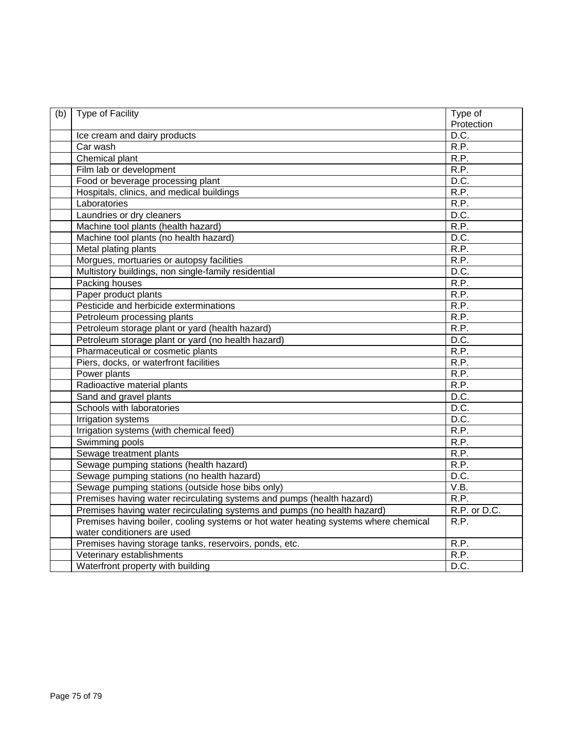| (b) | Type of Facility | Type of Protection |
|---|---|---|
| | Ice cream and dairy products | D.C. |
| | Car wash | R.P. |
| | Chemical plant | R.P. |
| | Film lab or development | R.P. |
| | Food or beverage processing plant | D.C. |
| | Hospitals, clinics, and medical buildings | R.P. |
| | Laboratories | R.P. |
| | Laundries or dry cleaners | D.C. |
| | Machine tool plants (health hazard) | R.P. |
| | Machine tool plants (no health hazard) | D.C. |
| | Metal plating plants | R.P. |
| | Morgues, mortuaries or autopsy facilities | R.P. |
| | Multistory buildings, non single-family residential | D.C. |
| | Packing houses | R.P. |
| | Paper product plants | R.P. |
| | Pesticide and herbicide exterminations | R.P. |
| | Petroleum processing plants | R.P. |
| | Petroleum storage plant or yard (health hazard) | R.P. |
| | Petroleum storage plant or yard (no health hazard) | D.C. |
| | Pharmaceutical or cosmetic plants | R.P. |
| | Piers, docks, or waterfront facilities | R.P. |
| | Power plants | R.P. |
| | Radioactive material plants | R.P. |
| | Sand and gravel plants | D.C. |
| | Schools with laboratories | D.C. |
| | Irrigation systems | D.C. |
| | Irrigation systems (with chemical feed) | R.P. |
| | Swimming pools | R.P. |
| | Sewage treatment plants | R.P. |
| | Sewage pumping stations (health hazard) | R.P. |
| | Sewage pumping stations (no health hazard) | D.C. |
| | Sewage pumping stations (outside hose bibs only) | V.B. |
| | Premises having water recirculating systems and pumps (health hazard) | R.P. |
| | Premises having water recirculating systems and pumps (no health hazard) | R.P. or D.C. |
| | Premises having boiler, cooling systems or hot water heating systems where chemical water conditioners are used | R.P. |
| | Premises having storage tanks, reservoirs, ponds, etc. | R.P. |
| | Veterinary establishments | R.P. |
| | Waterfront property with building | D.C. |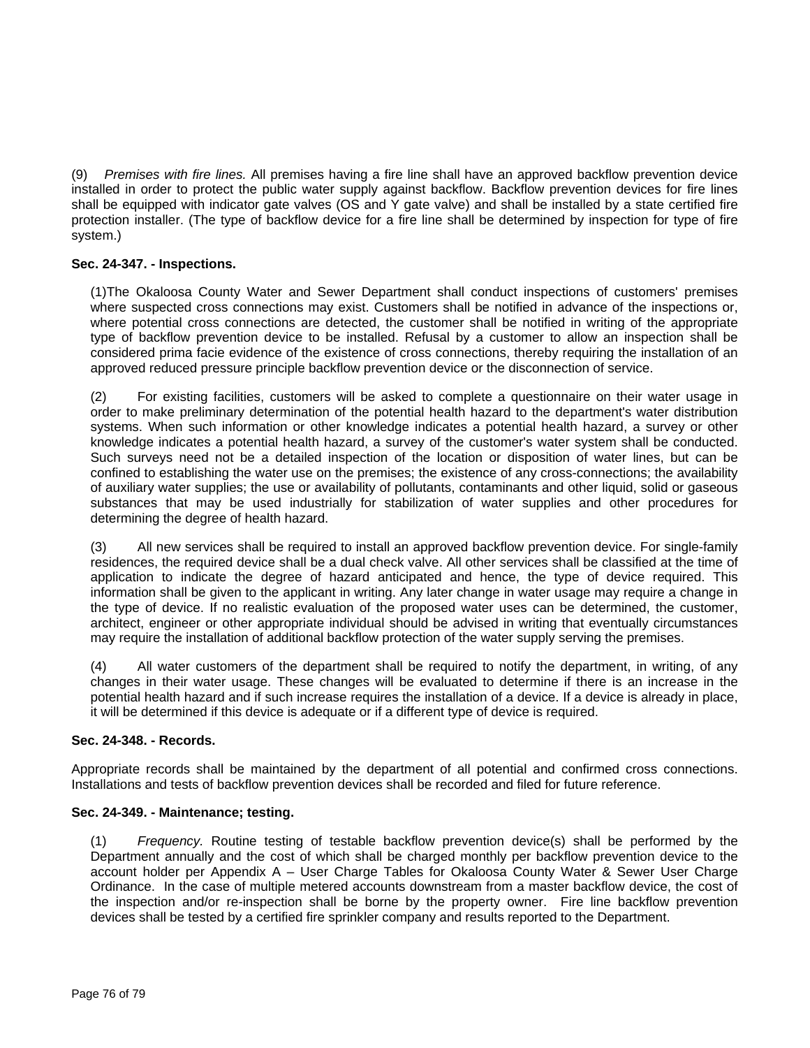(9) *Premises with fire lines.* All premises having a fire line shall have an approved backflow prevention device installed in order to protect the public water supply against backflow. Backflow prevention devices for fire lines shall be equipped with indicator gate valves (OS and Y gate valve) and shall be installed by a state certified fire protection installer. (The type of backflow device for a fire line shall be determined by inspection for type of fire system.)

**Sec. 24-347. - Inspections.**

(1)The Okaloosa County Water and Sewer Department shall conduct inspections of customers' premises where suspected cross connections may exist. Customers shall be notified in advance of the inspections or, where potential cross connections are detected, the customer shall be notified in writing of the appropriate type of backflow prevention device to be installed. Refusal by a customer to allow an inspection shall be considered prima facie evidence of the existence of cross connections, thereby requiring the installation of an approved reduced pressure principle backflow prevention device or the disconnection of service.

(2) For existing facilities, customers will be asked to complete a questionnaire on their water usage in order to make preliminary determination of the potential health hazard to the department's water distribution systems. When such information or other knowledge indicates a potential health hazard, a survey or other knowledge indicates a potential health hazard, a survey of the customer's water system shall be conducted. Such surveys need not be a detailed inspection of the location or disposition of water lines, but can be confined to establishing the water use on the premises; the existence of any cross-connections; the availability of auxiliary water supplies; the use or availability of pollutants, contaminants and other liquid, solid or gaseous substances that may be used industrially for stabilization of water supplies and other procedures for determining the degree of health hazard.

(3) All new services shall be required to install an approved backflow prevention device. For single-family residences, the required device shall be a dual check valve. All other services shall be classified at the time of application to indicate the degree of hazard anticipated and hence, the type of device required. This information shall be given to the applicant in writing. Any later change in water usage may require a change in the type of device. If no realistic evaluation of the proposed water uses can be determined, the customer, architect, engineer or other appropriate individual should be advised in writing that eventually circumstances may require the installation of additional backflow protection of the water supply serving the premises.

(4) All water customers of the department shall be required to notify the department, in writing, of any changes in their water usage. These changes will be evaluated to determine if there is an increase in the potential health hazard and if such increase requires the installation of a device. If a device is already in place, it will be determined if this device is adequate or if a different type of device is required.

**Sec. 24-348. - Records.**

Appropriate records shall be maintained by the department of all potential and confirmed cross connections. Installations and tests of backflow prevention devices shall be recorded and filed for future reference.

**Sec. 24-349. - Maintenance; testing.**

(1) *Frequency.* Routine testing of testable backflow prevention device(s) shall be performed by the Department annually and the cost of which shall be charged monthly per backflow prevention device to the account holder per Appendix A – User Charge Tables for Okaloosa County Water & Sewer User Charge Ordinance. In the case of multiple metered accounts downstream from a master backflow device, the cost of the inspection and/or re-inspection shall be borne by the property owner. Fire line backflow prevention devices shall be tested by a certified fire sprinkler company and results reported to the Department.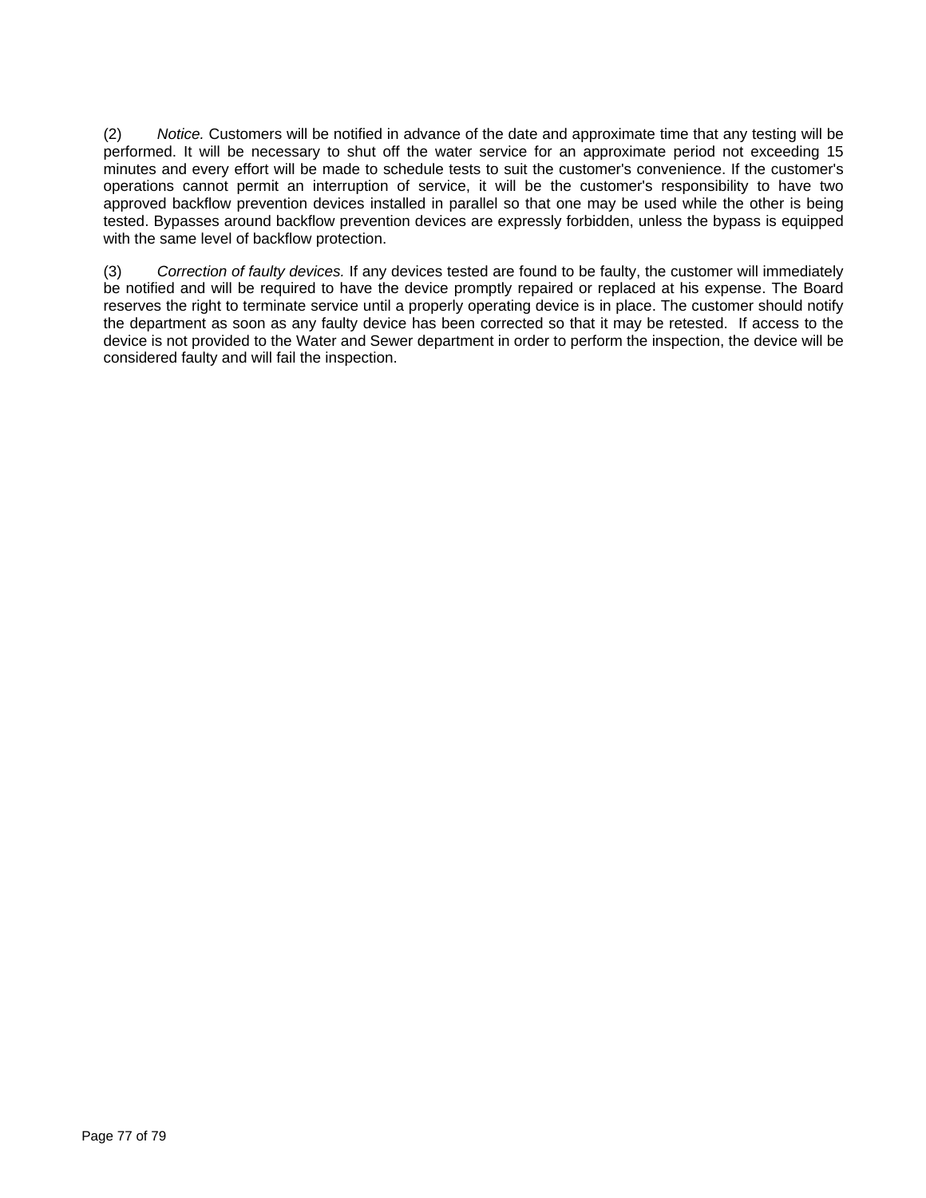(2) *Notice.* Customers will be notified in advance of the date and approximate time that any testing will be performed. It will be necessary to shut off the water service for an approximate period not exceeding 15 minutes and every effort will be made to schedule tests to suit the customer's convenience. If the customer's operations cannot permit an interruption of service, it will be the customer's responsibility to have two approved backflow prevention devices installed in parallel so that one may be used while the other is being tested. Bypasses around backflow prevention devices are expressly forbidden, unless the bypass is equipped with the same level of backflow protection.

(3) *Correction of faulty devices.* If any devices tested are found to be faulty, the customer will immediately be notified and will be required to have the device promptly repaired or replaced at his expense. The Board reserves the right to terminate service until a properly operating device is in place. The customer should notify the department as soon as any faulty device has been corrected so that it may be retested. If access to the device is not provided to the Water and Sewer department in order to perform the inspection, the device will be considered faulty and will fail the inspection.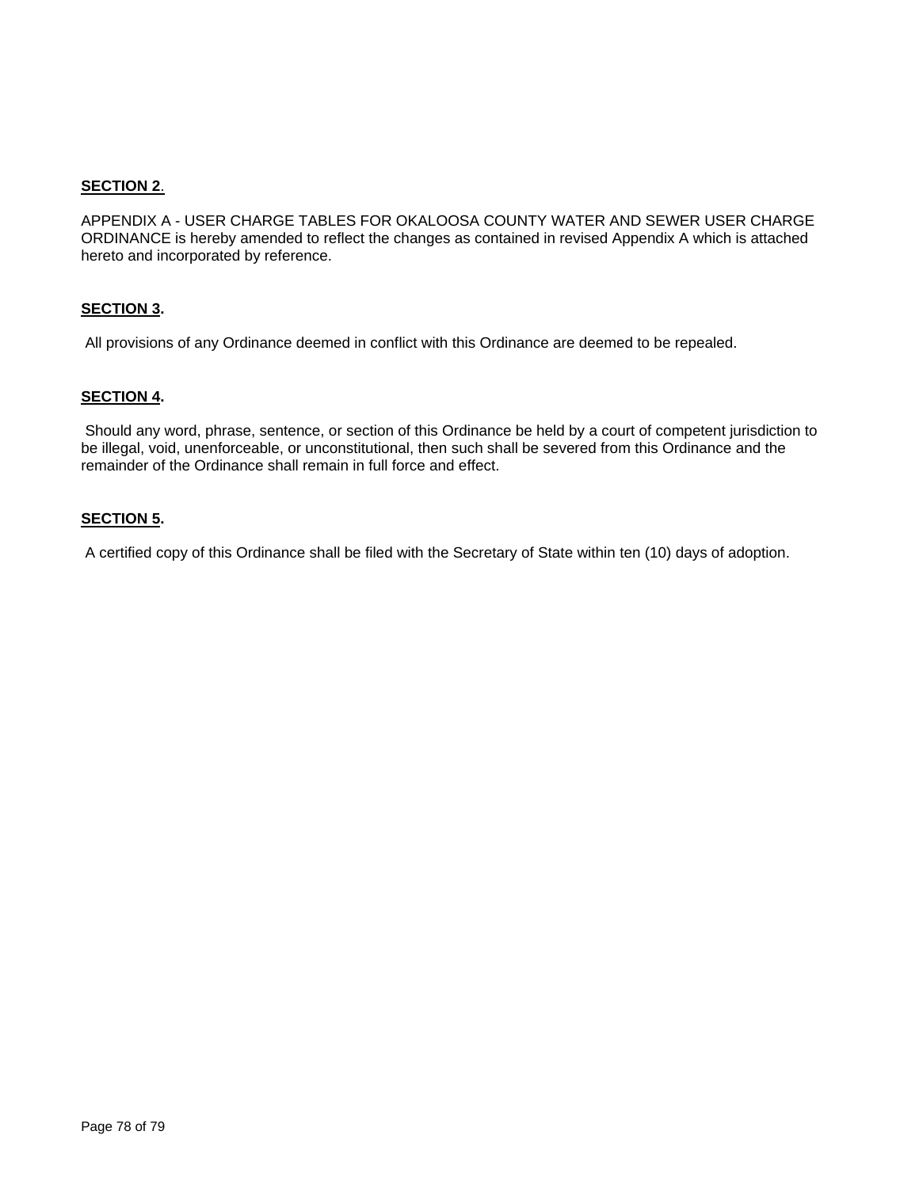**SECTION 2**.

APPENDIX A - USER CHARGE TABLES FOR OKALOOSA COUNTY WATER AND SEWER USER CHARGE ORDINANCE is hereby amended to reflect the changes as contained in revised Appendix A which is attached hereto and incorporated by reference.

**SECTION 3.**

All provisions of any Ordinance deemed in conflict with this Ordinance are deemed to be repealed.

**SECTION 4.**

Should any word, phrase, sentence, or section of this Ordinance be held by a court of competent jurisdiction to be illegal, void, unenforceable, or unconstitutional, then such shall be severed from this Ordinance and the remainder of the Ordinance shall remain in full force and effect.

**SECTION 5.**

A certified copy of this Ordinance shall be filed with the Secretary of State within ten (10) days of adoption.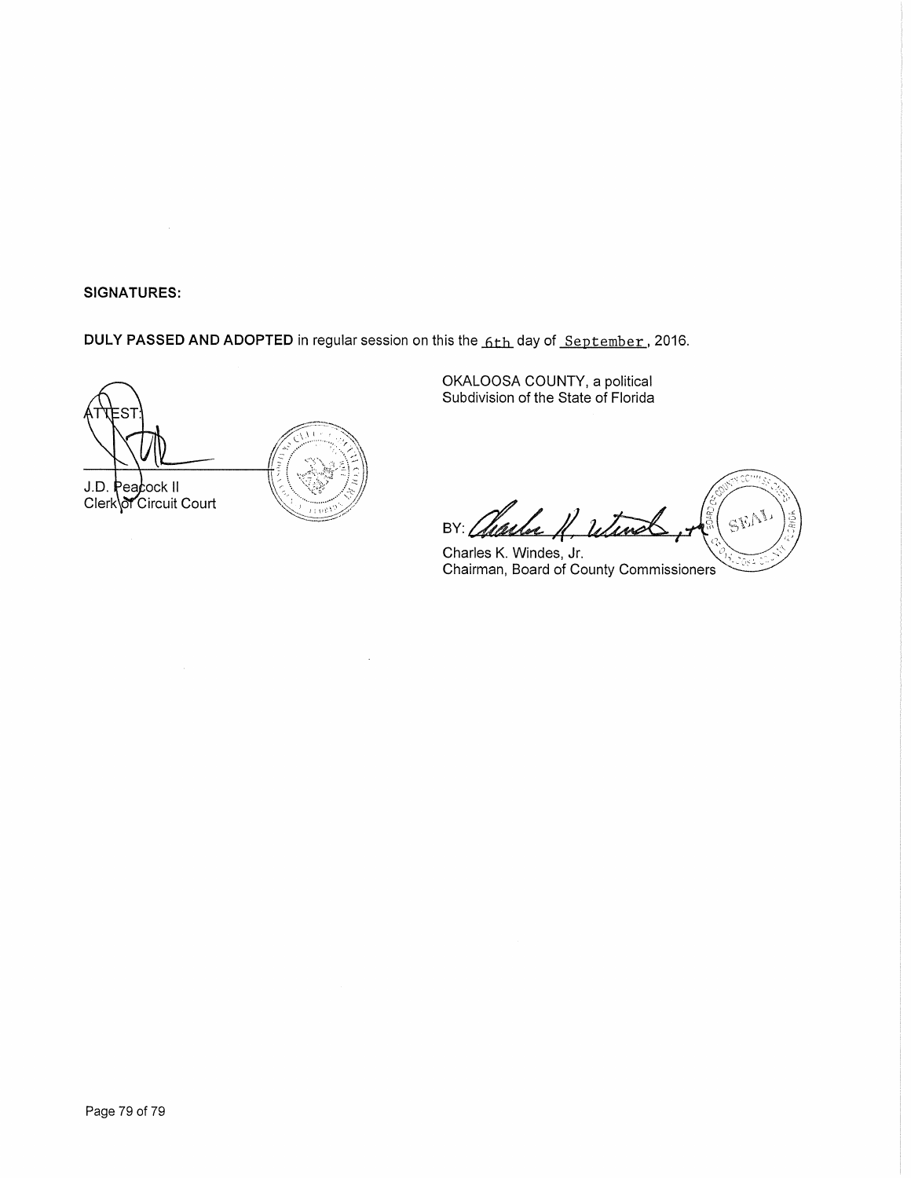**SIGNATURES:**

**DULY PASSED AND ADOPTED** in regular session on this the 6th day of September, 2016.

ATTEST:

J.D. Peacock II
Clerk of Circuit Court

OKALOOSA COUNTY, a political Subdivision of the State of Florida

BY:

Charles K. Windes, Jr.
Chairman, Board of County Commissioners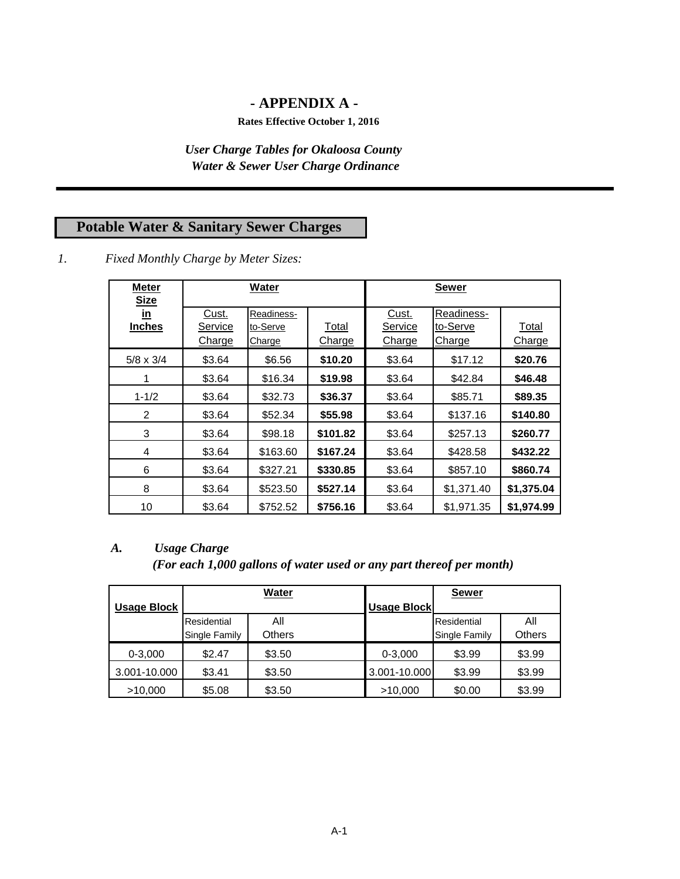# - APPENDIX A -

**Rates Effective October 1, 2016**

***User Charge Tables for Okaloosa County Water & Sewer User Charge Ordinance***

## Potable Water & Sanitary Sewer Charges

*1. Fixed Monthly Charge by Meter Sizes:*

| Meter Size in Inches | Water | | | Sewer | | |
|---|---|---|---|---|---|---|
| | Cust. Service Charge | Readiness-to-Serve Charge | Total Charge | Cust. Service Charge | Readiness-to-Serve Charge | Total Charge |
| 5/8 x 3/4 | $3.64 | $6.56 | **$10.20** | $3.64 | $17.12 | **$20.76** |
| 1 | $3.64 | $16.34 | **$19.98** | $3.64 | $42.84 | **$46.48** |
| 1-1/2 | $3.64 | $32.73 | **$36.37** | $3.64 | $85.71 | **$89.35** |
| 2 | $3.64 | $52.34 | **$55.98** | $3.64 | $137.16 | **$140.80** |
| 3 | $3.64 | $98.18 | **$101.82** | $3.64 | $257.13 | **$260.77** |
| 4 | $3.64 | $163.60 | **$167.24** | $3.64 | $428.58 | **$432.22** |
| 6 | $3.64 | $327.21 | **$330.85** | $3.64 | $857.10 | **$860.74** |
| 8 | $3.64 | $523.50 | **$527.14** | $3.64 | $1,371.40 | **$1,375.04** |
| 10 | $3.64 | $752.52 | **$756.16** | $3.64 | $1,971.35 | **$1,974.99** |

***A. Usage Charge***

***(For each 1,000 gallons of water used or any part thereof per month)***

| Usage Block | Water | | Usage Block | Sewer | |
|---|---|---|---|---|---|
| | Residential Single Family | All Others | | Residential Single Family | All Others |
| 0-3,000 | $2.47 | $3.50 | 0-3,000 | $3.99 | $3.99 |
| 3.001-10.000 | $3.41 | $3.50 | 3.001-10.000 | $3.99 | $3.99 |
| >10,000 | $5.08 | $3.50 | >10,000 | $0.00 | $3.99 |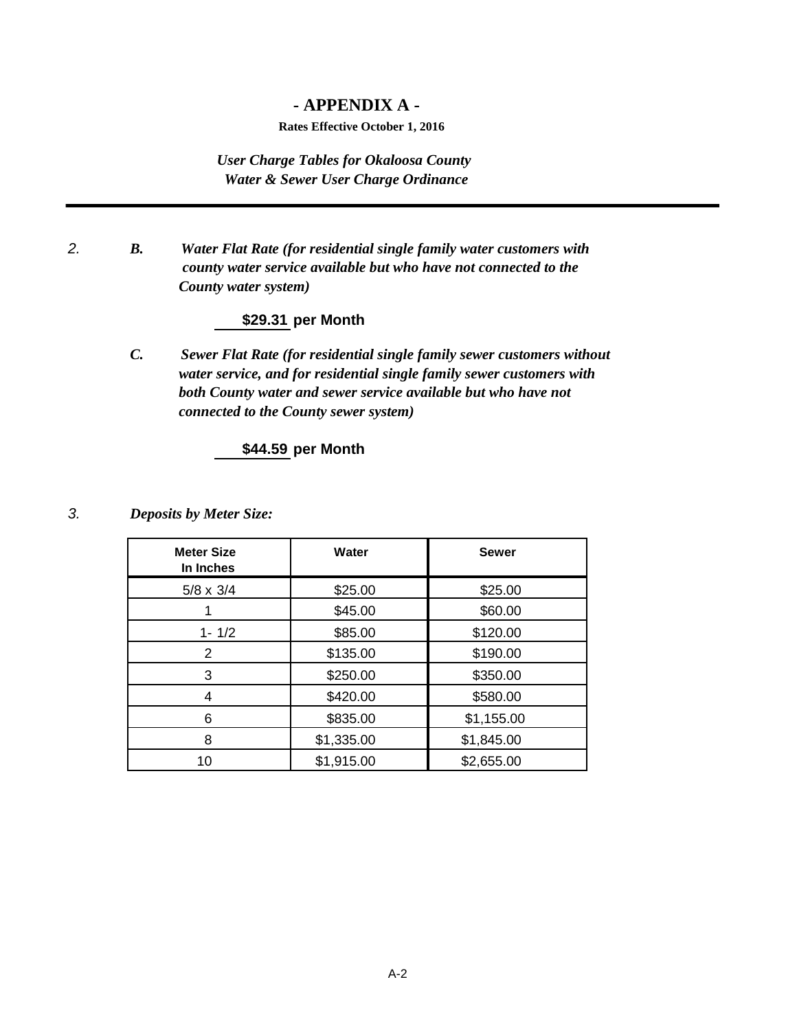# - APPENDIX A -

**Rates Effective October 1, 2016**

***User Charge Tables for Okaloosa County Water & Sewer User Charge Ordinance***

---

2. ***B.*** ***Water Flat Rate (for residential single family water customers with county water service available but who have not connected to the County water system)***

**$29.31 per Month**

***C.*** ***Sewer Flat Rate (for residential single family sewer customers without water service, and for residential single family sewer customers with both County water and sewer service available but who have not connected to the County sewer system)***

**$44.59 per Month**

3. ***Deposits by Meter Size:***

| Meter Size In Inches | Water | Sewer |
|---|---|---|
| 5/8 x 3/4 | $25.00 | $25.00 |
| 1 | $45.00 | $60.00 |
| 1- 1/2 | $85.00 | $120.00 |
| 2 | $135.00 | $190.00 |
| 3 | $250.00 | $350.00 |
| 4 | $420.00 | $580.00 |
| 6 | $835.00 | $1,155.00 |
| 8 | $1,335.00 | $1,845.00 |
| 10 | $1,915.00 | $2,655.00 |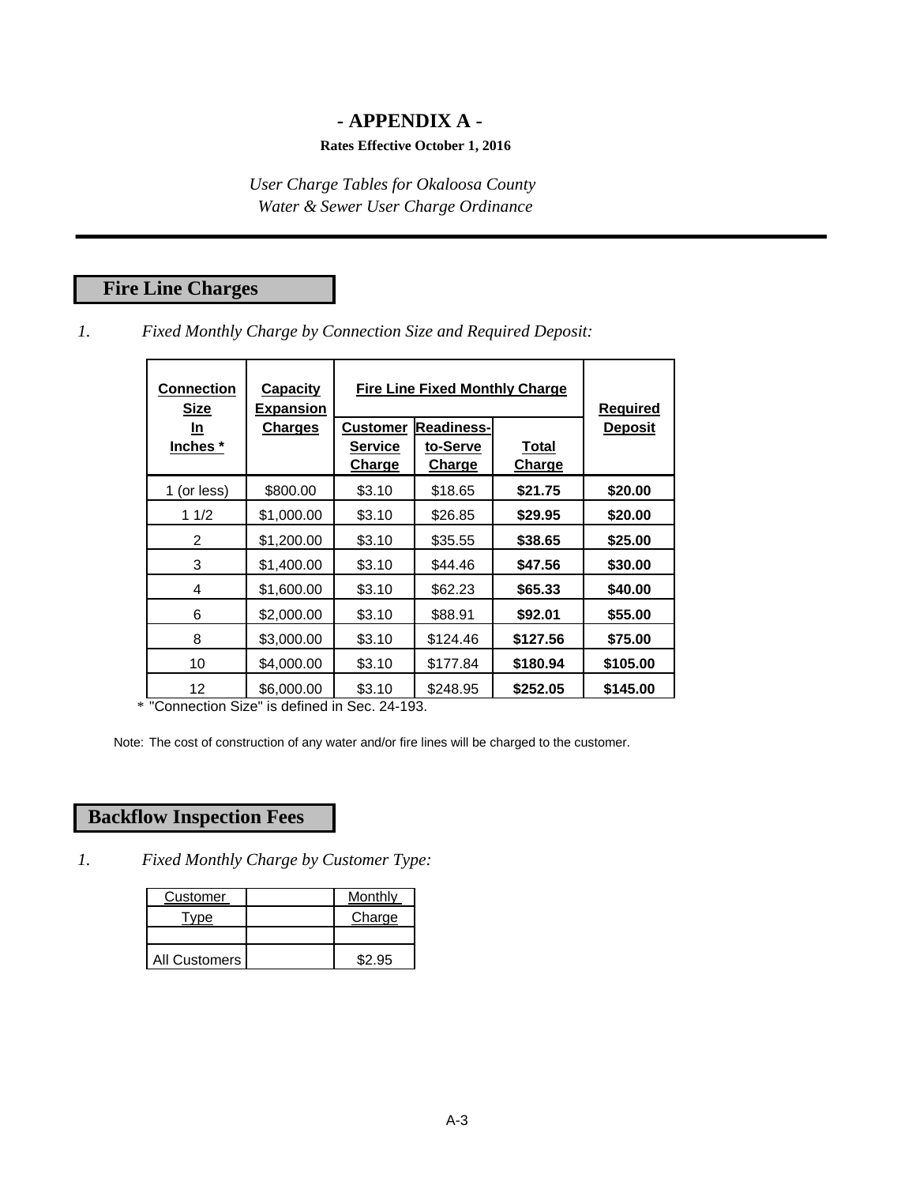# - APPENDIX A -

**Rates Effective October 1, 2016**

*User Charge Tables for Okaloosa County*
*Water & Sewer User Charge Ordinance*

## Fire Line Charges

*1. Fixed Monthly Charge by Connection Size and Required Deposit:*

| Connection Size In Inches * | Capacity Expansion Charges | Fire Line Fixed Monthly Charge | | | Required Deposit |
|---|---|---|---|---|---|
| | | Customer Service Charge | Readiness-to-Serve Charge | Total Charge | |
| 1 (or less) | $800.00 | $3.10 | $18.65 | **$21.75** | **$20.00** |
| 1 1/2 | $1,000.00 | $3.10 | $26.85 | **$29.95** | **$20.00** |
| 2 | $1,200.00 | $3.10 | $35.55 | **$38.65** | **$25.00** |
| 3 | $1,400.00 | $3.10 | $44.46 | **$47.56** | **$30.00** |
| 4 | $1,600.00 | $3.10 | $62.23 | **$65.33** | **$40.00** |
| 6 | $2,000.00 | $3.10 | $88.91 | **$92.01** | **$55.00** |
| 8 | $3,000.00 | $3.10 | $124.46 | **$127.56** | **$75.00** |
| 10 | $4,000.00 | $3.10 | $177.84 | **$180.94** | **$105.00** |
| 12 | $6,000.00 | $3.10 | $248.95 | **$252.05** | **$145.00** |

* "Connection Size" is defined in Sec. 24-193.

Note: The cost of construction of any water and/or fire lines will be charged to the customer.

## Backflow Inspection Fees

*1. Fixed Monthly Charge by Customer Type:*

| Customer Type | | Monthly Charge |
|---|---|---|
| | | |
| All Customers | | $2.95 |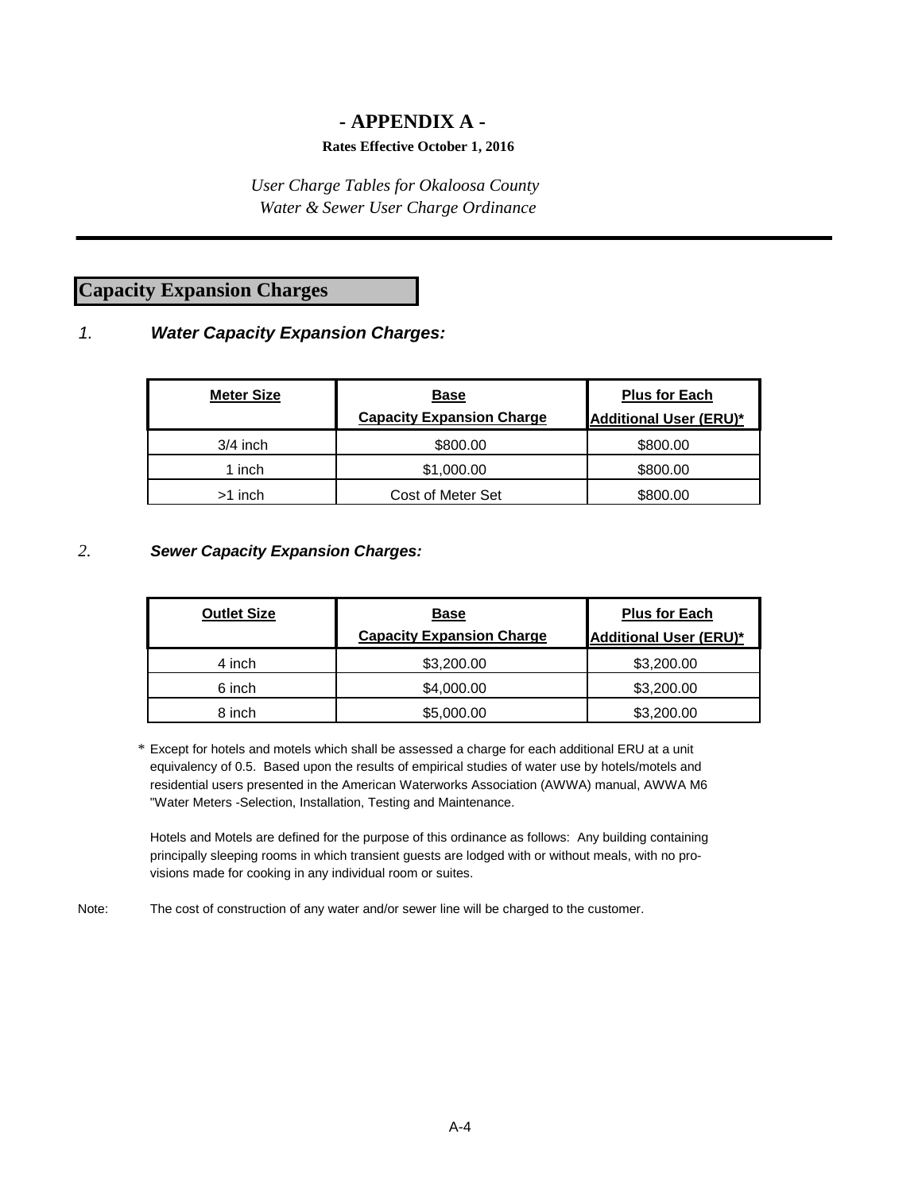# - APPENDIX A -

**Rates Effective October 1, 2016**

*User Charge Tables for Okaloosa County*
*Water & Sewer User Charge Ordinance*

## Capacity Expansion Charges

### *1. Water Capacity Expansion Charges:*

| Meter Size | Base Capacity Expansion Charge | Plus for Each Additional User (ERU)* |
|---|---|---|
| 3/4 inch | $800.00 | $800.00 |
| 1 inch | $1,000.00 | $800.00 |
| >1 inch | Cost of Meter Set | $800.00 |

### *2. Sewer Capacity Expansion Charges:*

| Outlet Size | Base Capacity Expansion Charge | Plus for Each Additional User (ERU)* |
|---|---|---|
| 4 inch | $3,200.00 | $3,200.00 |
| 6 inch | $4,000.00 | $3,200.00 |
| 8 inch | $5,000.00 | $3,200.00 |

\* Except for hotels and motels which shall be assessed a charge for each additional ERU at a unit equivalency of 0.5. Based upon the results of empirical studies of water use by hotels/motels and residential users presented in the American Waterworks Association (AWWA) manual, AWWA M6 "Water Meters -Selection, Installation, Testing and Maintenance.

Hotels and Motels are defined for the purpose of this ordinance as follows: Any building containing principally sleeping rooms in which transient guests are lodged with or without meals, with no provisions made for cooking in any individual room or suites.

Note: The cost of construction of any water and/or sewer line will be charged to the customer.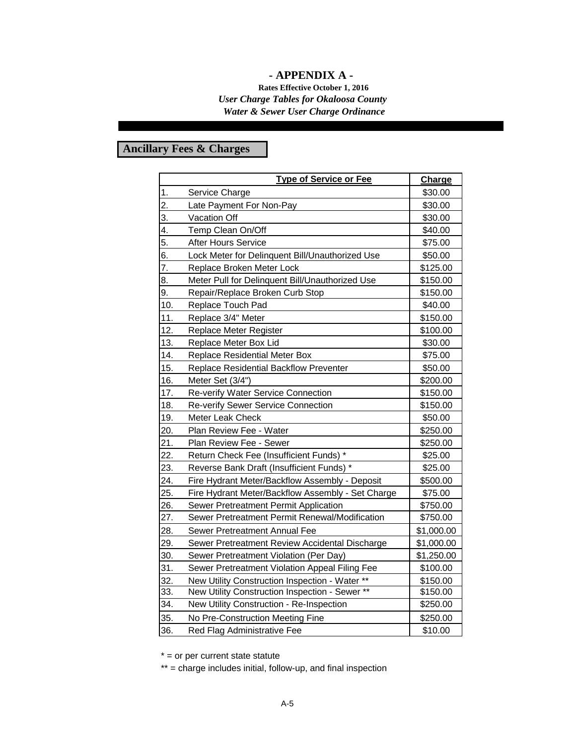# - APPENDIX A -

**Rates Effective October 1, 2016**

***User Charge Tables for Okaloosa County***

***Water & Sewer User Charge Ordinance***

## Ancillary Fees & Charges

| | Type of Service or Fee | Charge |
|---|---|---|
| 1. | Service Charge | $30.00 |
| 2. | Late Payment For Non-Pay | $30.00 |
| 3. | Vacation Off | $30.00 |
| 4. | Temp Clean On/Off | $40.00 |
| 5. | After Hours Service | $75.00 |
| 6. | Lock Meter for Delinquent Bill/Unauthorized Use | $50.00 |
| 7. | Replace Broken Meter Lock | $125.00 |
| 8. | Meter Pull for Delinquent Bill/Unauthorized Use | $150.00 |
| 9. | Repair/Replace Broken Curb Stop | $150.00 |
| 10. | Replace Touch Pad | $40.00 |
| 11. | Replace 3/4" Meter | $150.00 |
| 12. | Replace Meter Register | $100.00 |
| 13. | Replace Meter Box Lid | $30.00 |
| 14. | Replace Residential Meter Box | $75.00 |
| 15. | Replace Residential Backflow Preventer | $50.00 |
| 16. | Meter Set (3/4") | $200.00 |
| 17. | Re-verify Water Service Connection | $150.00 |
| 18. | Re-verify Sewer Service Connection | $150.00 |
| 19. | Meter Leak Check | $50.00 |
| 20. | Plan Review Fee - Water | $250.00 |
| 21. | Plan Review Fee - Sewer | $250.00 |
| 22. | Return Check Fee (Insufficient Funds) * | $25.00 |
| 23. | Reverse Bank Draft (Insufficient Funds) * | $25.00 |
| 24. | Fire Hydrant Meter/Backflow Assembly - Deposit | $500.00 |
| 25. | Fire Hydrant Meter/Backflow Assembly - Set Charge | $75.00 |
| 26. | Sewer Pretreatment Permit Application | $750.00 |
| 27. | Sewer Pretreatment Permit Renewal/Modification | $750.00 |
| 28. | Sewer Pretreatment Annual Fee | $1,000.00 |
| 29. | Sewer Pretreatment Review Accidental Discharge | $1,000.00 |
| 30. | Sewer Pretreatment Violation (Per Day) | $1,250.00 |
| 31. | Sewer Pretreatment Violation Appeal Filing Fee | $100.00 |
| 32. | New Utility Construction Inspection - Water ** | $150.00 |
| 33. | New Utility Construction Inspection - Sewer ** | $150.00 |
| 34. | New Utility Construction - Re-Inspection | $250.00 |
| 35. | No Pre-Construction Meeting Fine | $250.00 |
| 36. | Red Flag Administrative Fee | $10.00 |

* = or per current state statute

** = charge includes initial, follow-up, and final inspection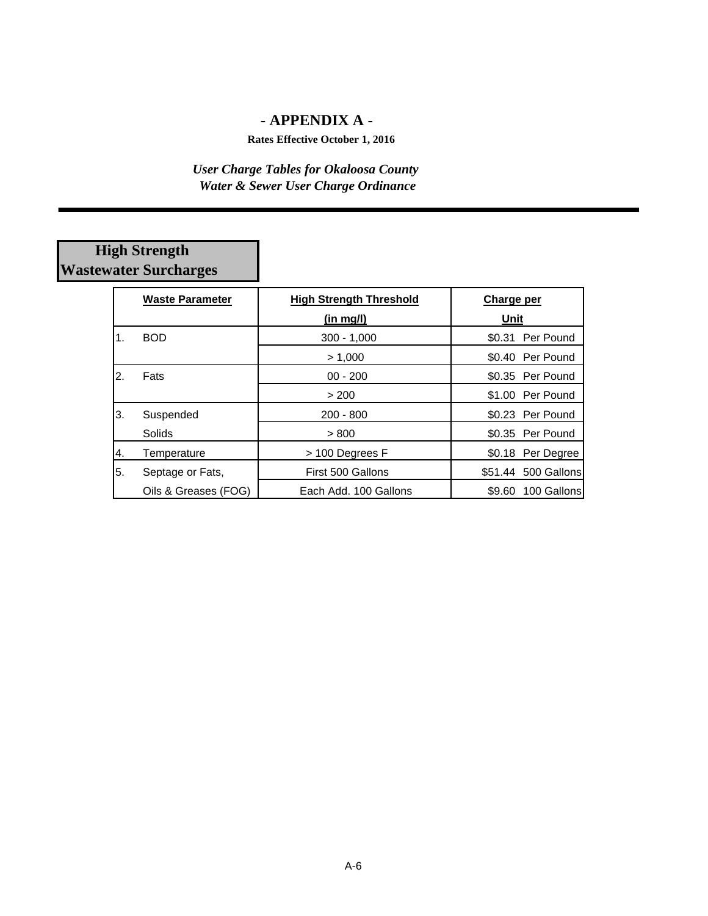# - APPENDIX A -

**Rates Effective October 1, 2016**

***User Charge Tables for Okaloosa County Water & Sewer User Charge Ordinance***

## High Strength Wastewater Surcharges

| | Waste Parameter | High Strength Threshold (in mg/l) | Charge per Unit |
|---|---|---|---|
| 1. | BOD | 300 - 1,000 | $0.31 Per Pound |
| | | > 1,000 | $0.40 Per Pound |
| 2. | Fats | 00 - 200 | $0.35 Per Pound |
| | | > 200 | $1.00 Per Pound |
| 3. | Suspended Solids | 200 - 800 | $0.23 Per Pound |
| | | > 800 | $0.35 Per Pound |
| 4. | Temperature | > 100 Degrees F | $0.18 Per Degree |
| 5. | Septage or Fats, Oils & Greases (FOG) | First 500 Gallons | $51.44 500 Gallons |
| | | Each Add. 100 Gallons | $9.60 100 Gallons |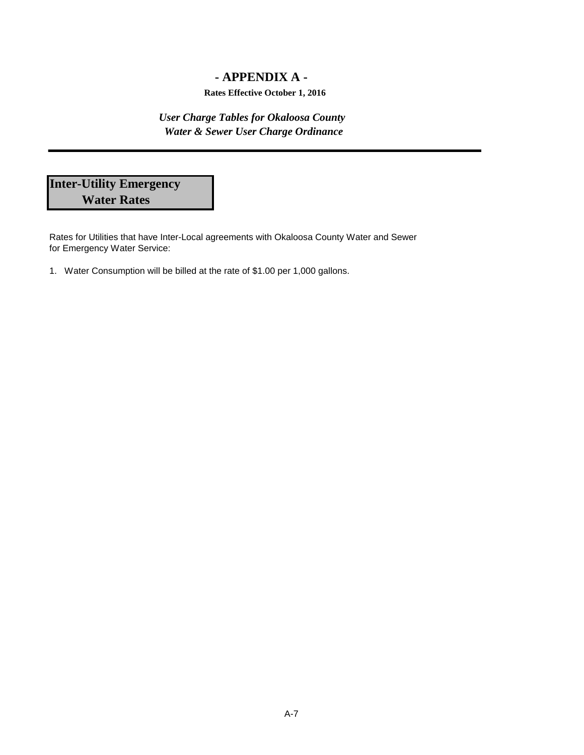# - APPENDIX A -

**Rates Effective October 1, 2016**

***User Charge Tables for Okaloosa County Water & Sewer User Charge Ordinance***

## Inter-Utility Emergency Water Rates

Rates for Utilities that have Inter-Local agreements with Okaloosa County Water and Sewer for Emergency Water Service:

1. Water Consumption will be billed at the rate of $1.00 per 1,000 gallons.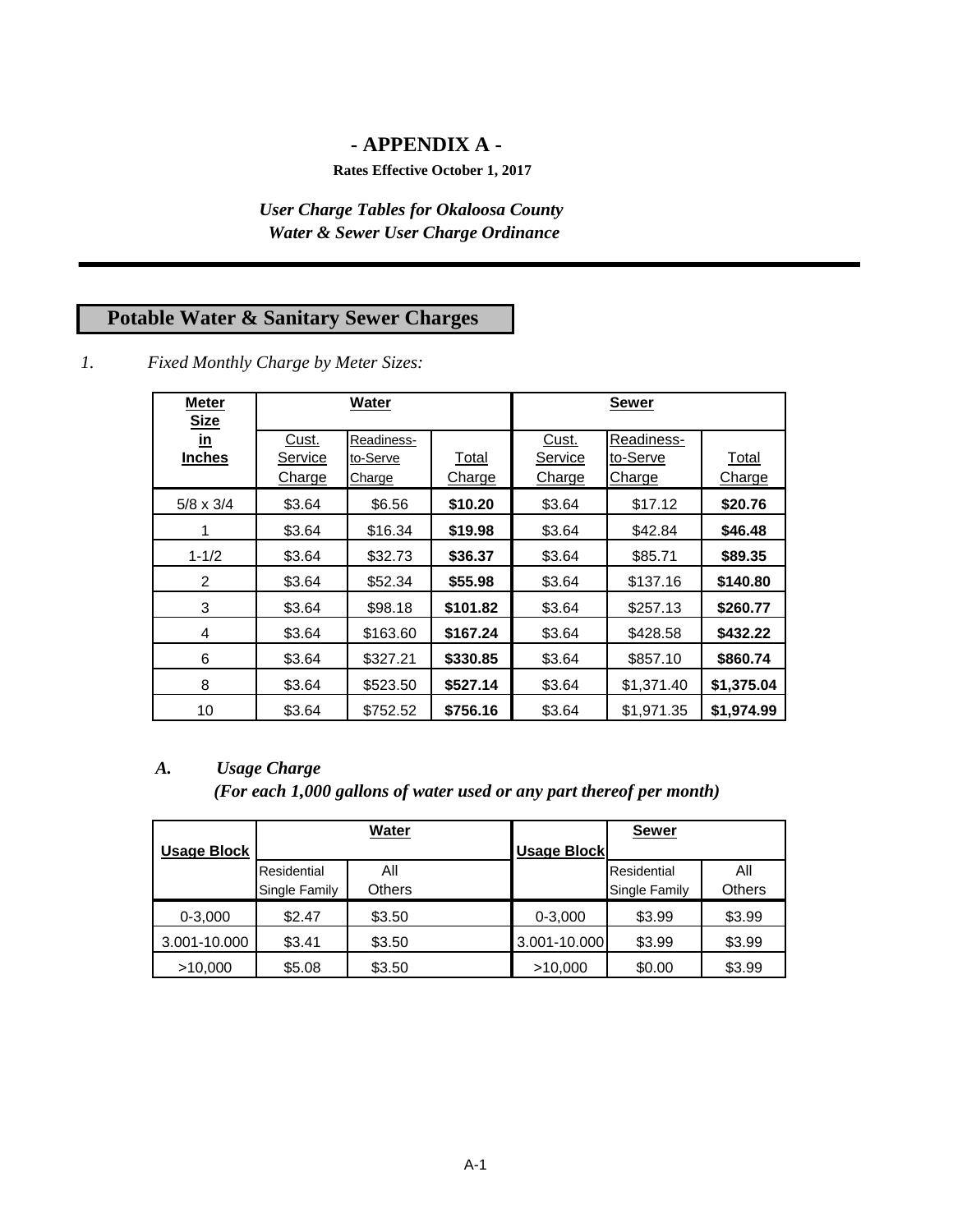# - APPENDIX A -

**Rates Effective October 1, 2017**

***User Charge Tables for Okaloosa County Water & Sewer User Charge Ordinance***

## Potable Water & Sanitary Sewer Charges

*1. Fixed Monthly Charge by Meter Sizes:*

| Meter Size in Inches | Water | | | Sewer | | |
|---|---|---|---|---|---|---|
| | Cust. Service Charge | Readiness-to-Serve Charge | Total Charge | Cust. Service Charge | Readiness-to-Serve Charge | Total Charge |
| 5/8 x 3/4 | $3.64 | $6.56 | **$10.20** | $3.64 | $17.12 | **$20.76** |
| 1 | $3.64 | $16.34 | **$19.98** | $3.64 | $42.84 | **$46.48** |
| 1-1/2 | $3.64 | $32.73 | **$36.37** | $3.64 | $85.71 | **$89.35** |
| 2 | $3.64 | $52.34 | **$55.98** | $3.64 | $137.16 | **$140.80** |
| 3 | $3.64 | $98.18 | **$101.82** | $3.64 | $257.13 | **$260.77** |
| 4 | $3.64 | $163.60 | **$167.24** | $3.64 | $428.58 | **$432.22** |
| 6 | $3.64 | $327.21 | **$330.85** | $3.64 | $857.10 | **$860.74** |
| 8 | $3.64 | $523.50 | **$527.14** | $3.64 | $1,371.40 | **$1,375.04** |
| 10 | $3.64 | $752.52 | **$756.16** | $3.64 | $1,971.35 | **$1,974.99** |

*A. Usage Charge*
*(For each 1,000 gallons of water used or any part thereof per month)*

| Usage Block | Water | | Usage Block | Sewer | |
|---|---|---|---|---|---|
| | Residential Single Family | All Others | | Residential Single Family | All Others |
| 0-3,000 | $2.47 | $3.50 | 0-3,000 | $3.99 | $3.99 |
| 3.001-10.000 | $3.41 | $3.50 | 3.001-10.000 | $3.99 | $3.99 |
| >10,000 | $5.08 | $3.50 | >10,000 | $0.00 | $3.99 |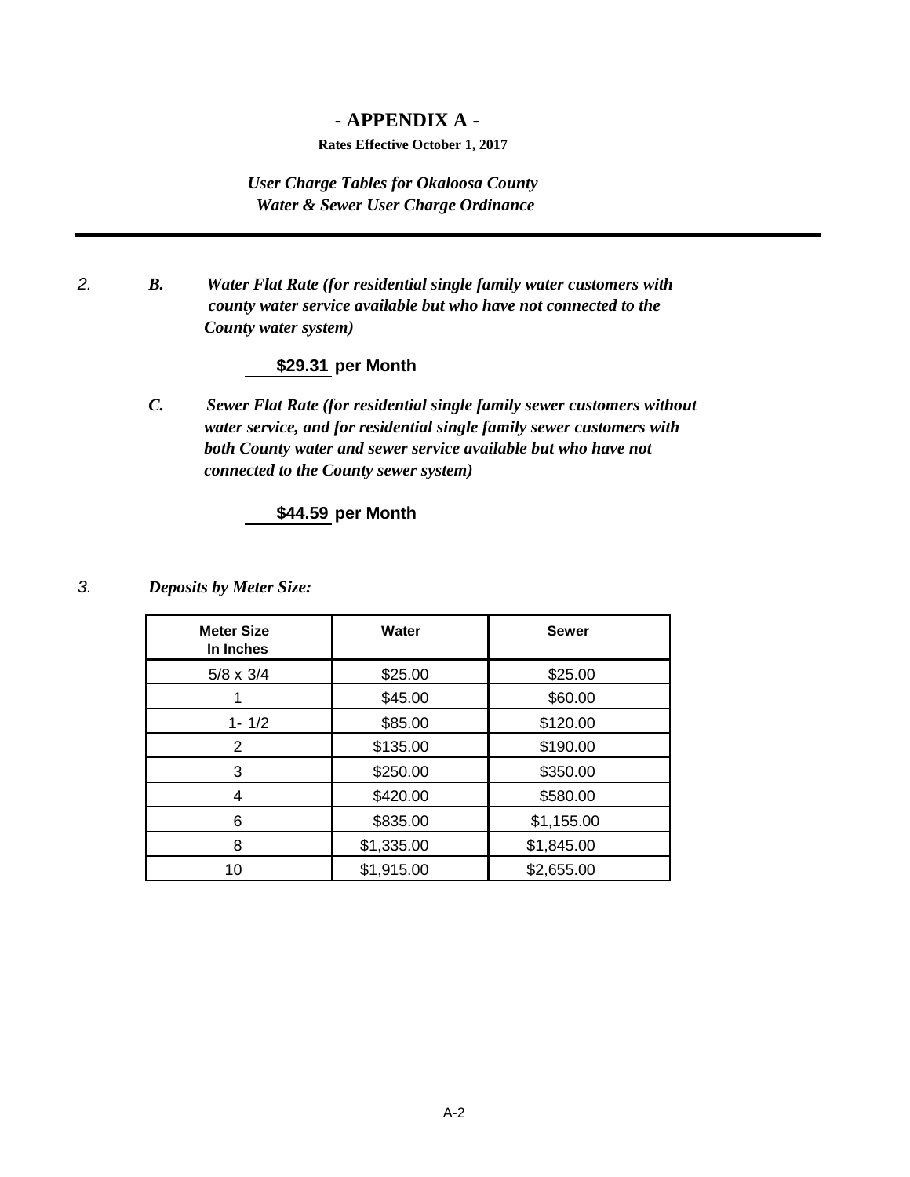# - APPENDIX A -

**Rates Effective October 1, 2017**

***User Charge Tables for Okaloosa County Water & Sewer User Charge Ordinance***

---

*2.* ***B.*** ***Water Flat Rate (for residential single family water customers with county water service available but who have not connected to the County water system)***

**$29.31 per Month**

***C.*** ***Sewer Flat Rate (for residential single family sewer customers without water service, and for residential single family sewer customers with both County water and sewer service available but who have not connected to the County sewer system)***

**$44.59 per Month**

*3.* ***Deposits by Meter Size:***

| Meter Size In Inches | Water | Sewer |
|---|---|---|
| 5/8 x 3/4 | $25.00 | $25.00 |
| 1 | $45.00 | $60.00 |
| 1- 1/2 | $85.00 | $120.00 |
| 2 | $135.00 | $190.00 |
| 3 | $250.00 | $350.00 |
| 4 | $420.00 | $580.00 |
| 6 | $835.00 | $1,155.00 |
| 8 | $1,335.00 | $1,845.00 |
| 10 | $1,915.00 | $2,655.00 |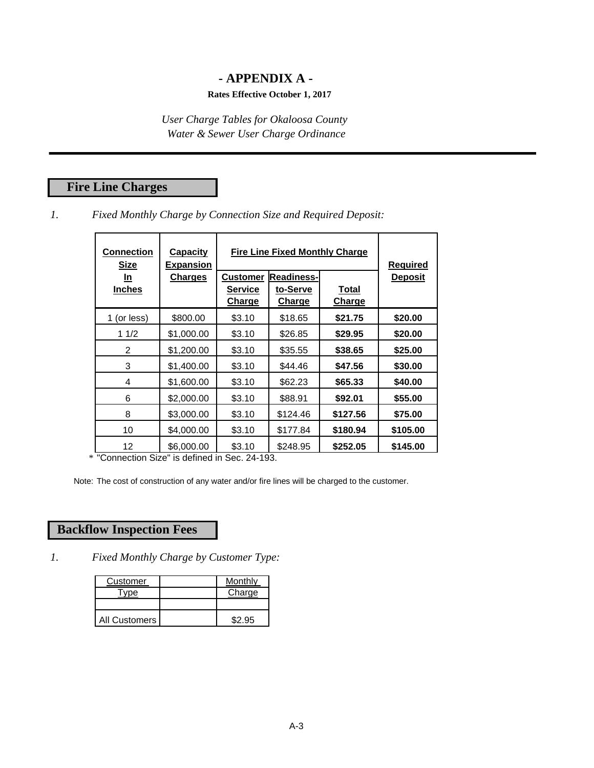# - APPENDIX A -

**Rates Effective October 1, 2017**

*User Charge Tables for Okaloosa County*
*Water & Sewer User Charge Ordinance*

## Fire Line Charges

*1. Fixed Monthly Charge by Connection Size and Required Deposit:*

| Connection Size In Inches | Capacity Expansion Charges | Fire Line Fixed Monthly Charge | | | Required Deposit |
|---|---|---|---|---|---|
| | | Customer Service Charge | Readiness-to-Serve Charge | Total Charge | |
| 1 (or less) | $800.00 | $3.10 | $18.65 | **$21.75** | **$20.00** |
| 1 1/2 | $1,000.00 | $3.10 | $26.85 | **$29.95** | **$20.00** |
| 2 | $1,200.00 | $3.10 | $35.55 | **$38.65** | **$25.00** |
| 3 | $1,400.00 | $3.10 | $44.46 | **$47.56** | **$30.00** |
| 4 | $1,600.00 | $3.10 | $62.23 | **$65.33** | **$40.00** |
| 6 | $2,000.00 | $3.10 | $88.91 | **$92.01** | **$55.00** |
| 8 | $3,000.00 | $3.10 | $124.46 | **$127.56** | **$75.00** |
| 10 | $4,000.00 | $3.10 | $177.84 | **$180.94** | **$105.00** |
| 12 | $6,000.00 | $3.10 | $248.95 | **$252.05** | **$145.00** |

* "Connection Size" is defined in Sec. 24-193.

Note: The cost of construction of any water and/or fire lines will be charged to the customer.

## Backflow Inspection Fees

*1. Fixed Monthly Charge by Customer Type:*

| Customer Type | | Monthly Charge |
|---|---|---|
| | | |
| All Customers | | $2.95 |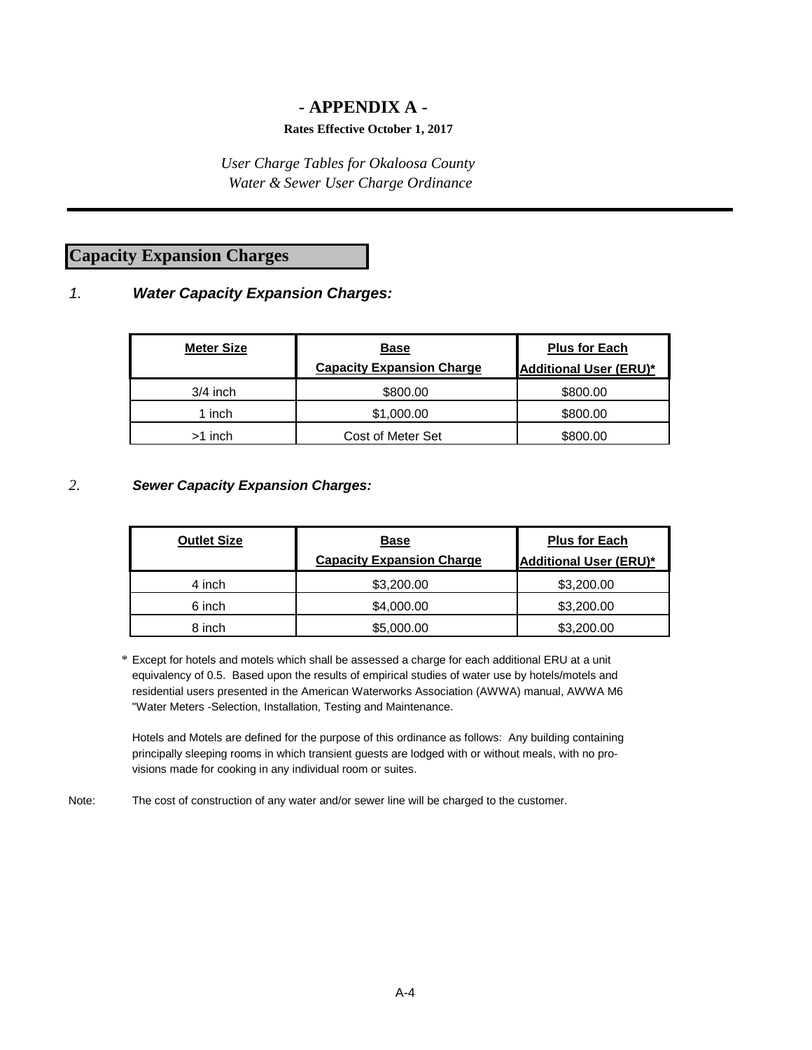# - APPENDIX A -

**Rates Effective October 1, 2017**

*User Charge Tables for Okaloosa County*
*Water & Sewer User Charge Ordinance*

## Capacity Expansion Charges

### *1. Water Capacity Expansion Charges:*

| Meter Size | Base Capacity Expansion Charge | Plus for Each Additional User (ERU)* |
|---|---|---|
| 3/4 inch | $800.00 | $800.00 |
| 1 inch | $1,000.00 | $800.00 |
| >1 inch | Cost of Meter Set | $800.00 |

### *2. Sewer Capacity Expansion Charges:*

| Outlet Size | Base Capacity Expansion Charge | Plus for Each Additional User (ERU)* |
|---|---|---|
| 4 inch | $3,200.00 | $3,200.00 |
| 6 inch | $4,000.00 | $3,200.00 |
| 8 inch | $5,000.00 | $3,200.00 |

\* Except for hotels and motels which shall be assessed a charge for each additional ERU at a unit equivalency of 0.5. Based upon the results of empirical studies of water use by hotels/motels and residential users presented in the American Waterworks Association (AWWA) manual, AWWA M6 "Water Meters -Selection, Installation, Testing and Maintenance.

Hotels and Motels are defined for the purpose of this ordinance as follows: Any building containing principally sleeping rooms in which transient guests are lodged with or without meals, with no provisions made for cooking in any individual room or suites.

Note: The cost of construction of any water and/or sewer line will be charged to the customer.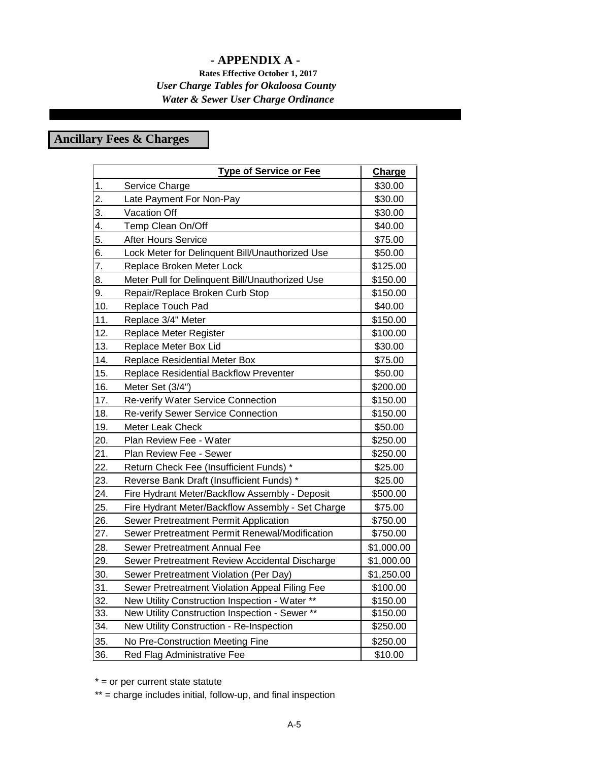# - APPENDIX A -

**Rates Effective October 1, 2017**

***User Charge Tables for Okaloosa County***
***Water & Sewer User Charge Ordinance***

## Ancillary Fees & Charges

| | Type of Service or Fee | Charge |
|---|---|---|
| 1. | Service Charge | $30.00 |
| 2. | Late Payment For Non-Pay | $30.00 |
| 3. | Vacation Off | $30.00 |
| 4. | Temp Clean On/Off | $40.00 |
| 5. | After Hours Service | $75.00 |
| 6. | Lock Meter for Delinquent Bill/Unauthorized Use | $50.00 |
| 7. | Replace Broken Meter Lock | $125.00 |
| 8. | Meter Pull for Delinquent Bill/Unauthorized Use | $150.00 |
| 9. | Repair/Replace Broken Curb Stop | $150.00 |
| 10. | Replace Touch Pad | $40.00 |
| 11. | Replace 3/4" Meter | $150.00 |
| 12. | Replace Meter Register | $100.00 |
| 13. | Replace Meter Box Lid | $30.00 |
| 14. | Replace Residential Meter Box | $75.00 |
| 15. | Replace Residential Backflow Preventer | $50.00 |
| 16. | Meter Set (3/4") | $200.00 |
| 17. | Re-verify Water Service Connection | $150.00 |
| 18. | Re-verify Sewer Service Connection | $150.00 |
| 19. | Meter Leak Check | $50.00 |
| 20. | Plan Review Fee - Water | $250.00 |
| 21. | Plan Review Fee - Sewer | $250.00 |
| 22. | Return Check Fee (Insufficient Funds) * | $25.00 |
| 23. | Reverse Bank Draft (Insufficient Funds) * | $25.00 |
| 24. | Fire Hydrant Meter/Backflow Assembly - Deposit | $500.00 |
| 25. | Fire Hydrant Meter/Backflow Assembly - Set Charge | $75.00 |
| 26. | Sewer Pretreatment Permit Application | $750.00 |
| 27. | Sewer Pretreatment Permit Renewal/Modification | $750.00 |
| 28. | Sewer Pretreatment Annual Fee | $1,000.00 |
| 29. | Sewer Pretreatment Review Accidental Discharge | $1,000.00 |
| 30. | Sewer Pretreatment Violation (Per Day) | $1,250.00 |
| 31. | Sewer Pretreatment Violation Appeal Filing Fee | $100.00 |
| 32. | New Utility Construction Inspection - Water ** | $150.00 |
| 33. | New Utility Construction Inspection - Sewer ** | $150.00 |
| 34. | New Utility Construction - Re-Inspection | $250.00 |
| 35. | No Pre-Construction Meeting Fine | $250.00 |
| 36. | Red Flag Administrative Fee | $10.00 |

* = or per current state statute

** = charge includes initial, follow-up, and final inspection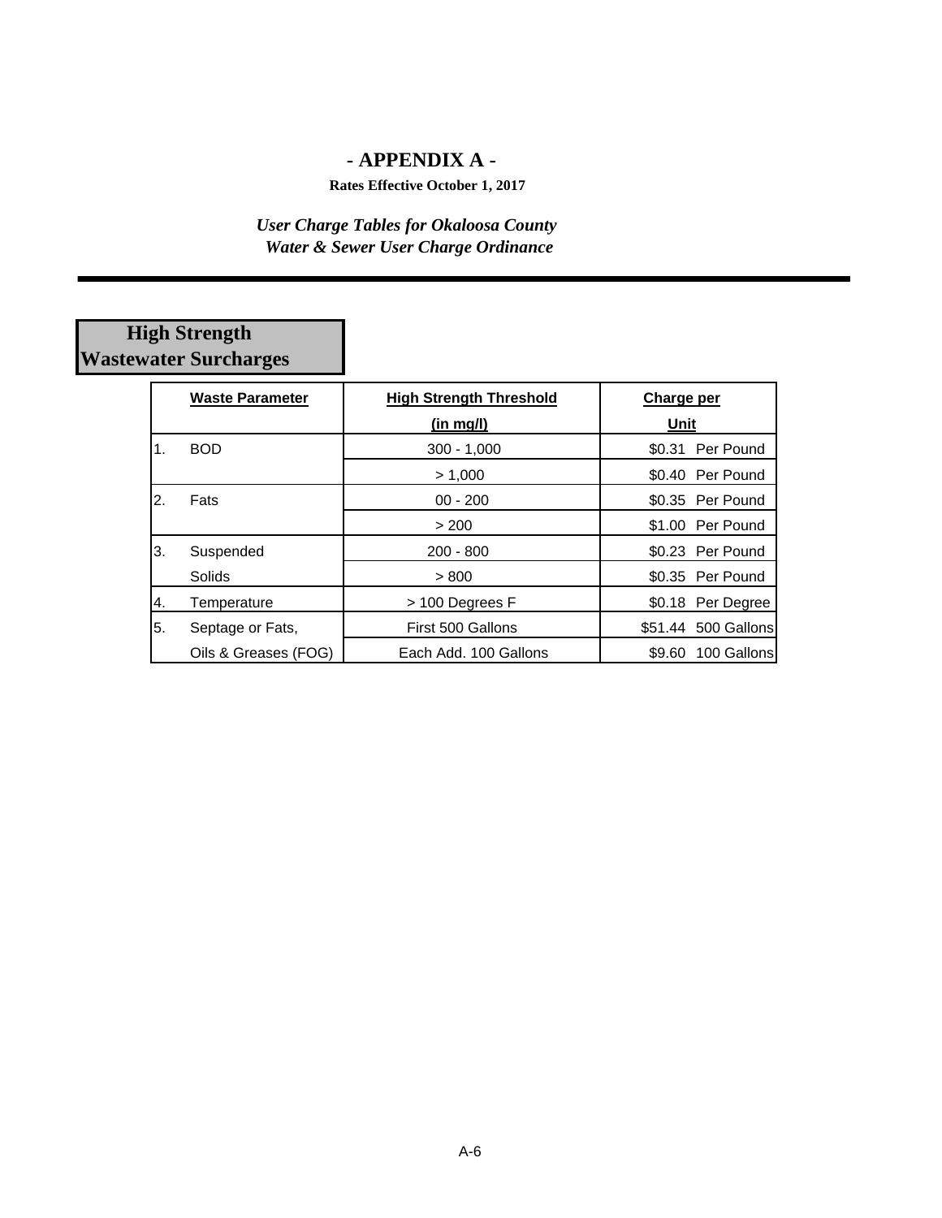# - APPENDIX A -

**Rates Effective October 1, 2017**

***User Charge Tables for Okaloosa County Water & Sewer User Charge Ordinance***

## High Strength Wastewater Surcharges

| | Waste Parameter | High Strength Threshold (in mg/l) | Charge per Unit | |
|---|---|---|---|---|
| 1. | BOD | 300 - 1,000 | $0.31 | Per Pound |
| | | > 1,000 | $0.40 | Per Pound |
| 2. | Fats | 00 - 200 | $0.35 | Per Pound |
| | | > 200 | $1.00 | Per Pound |
| 3. | Suspended | 200 - 800 | $0.23 | Per Pound |
| | Solids | > 800 | $0.35 | Per Pound |
| 4. | Temperature | > 100 Degrees F | $0.18 | Per Degree |
| 5. | Septage or Fats, | First 500 Gallons | $51.44 | 500 Gallons |
| | Oils & Greases (FOG) | Each Add. 100 Gallons | $9.60 | 100 Gallons |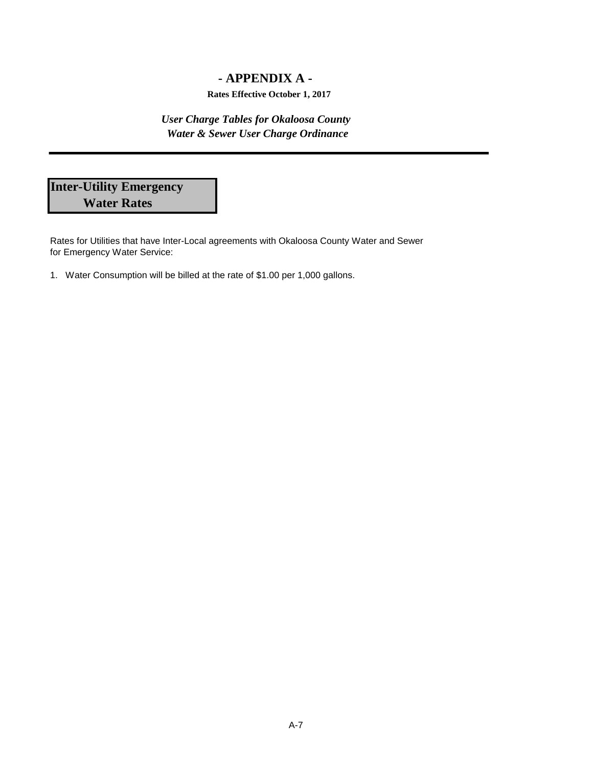# - APPENDIX A -

**Rates Effective October 1, 2017**

***User Charge Tables for Okaloosa County***
***Water & Sewer User Charge Ordinance***

## Inter-Utility Emergency Water Rates

Rates for Utilities that have Inter-Local agreements with Okaloosa County Water and Sewer for Emergency Water Service:

1. Water Consumption will be billed at the rate of $1.00 per 1,000 gallons.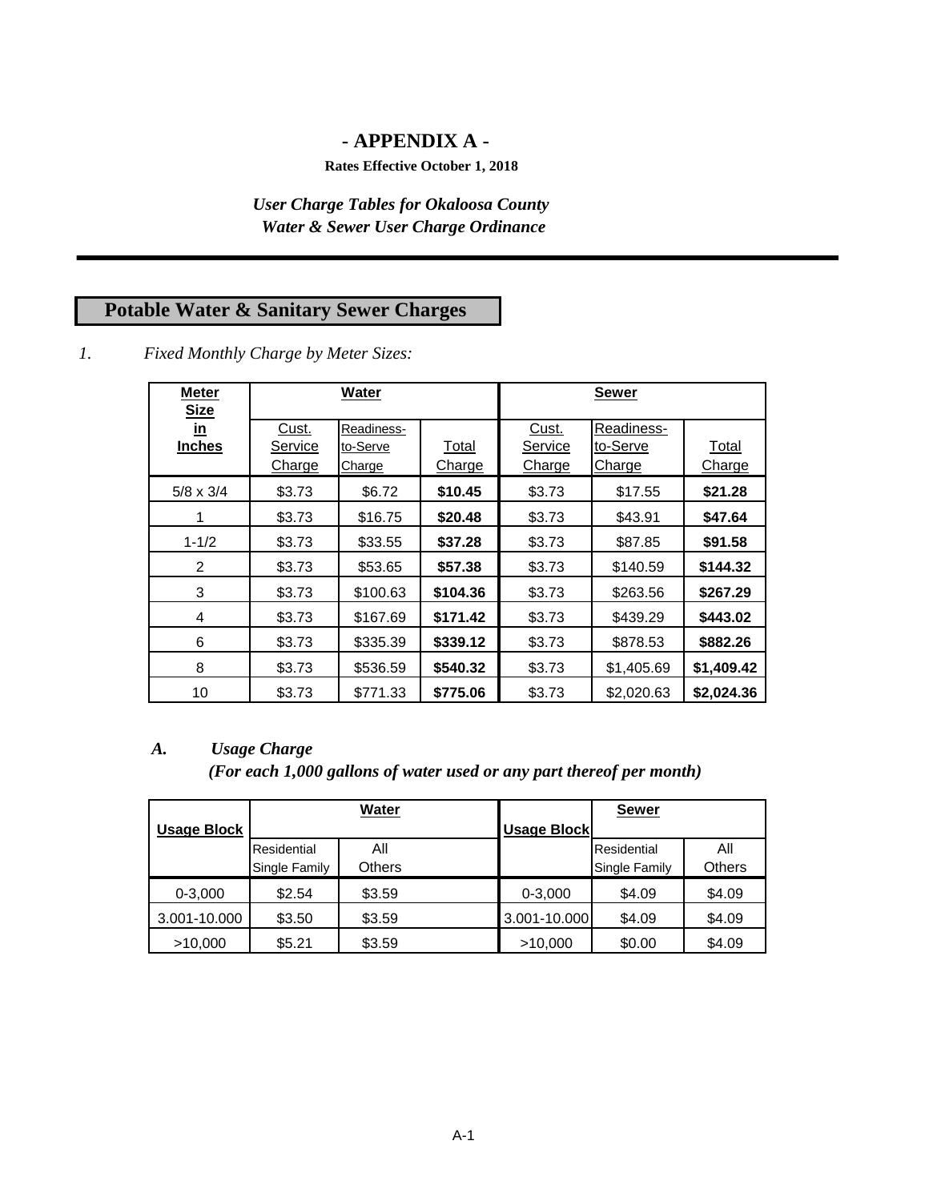# - APPENDIX A -

**Rates Effective October 1, 2018**

***User Charge Tables for Okaloosa County Water & Sewer User Charge Ordinance***

## Potable Water & Sanitary Sewer Charges

*1. Fixed Monthly Charge by Meter Sizes:*

| Meter Size in Inches | Water | | | Sewer | | |
|---|---|---|---|---|---|---|
| | Cust. Service Charge | Readiness-to-Serve Charge | Total Charge | Cust. Service Charge | Readiness-to-Serve Charge | Total Charge |
| 5/8 x 3/4 | $3.73 | $6.72 | **$10.45** | $3.73 | $17.55 | **$21.28** |
| 1 | $3.73 | $16.75 | **$20.48** | $3.73 | $43.91 | **$47.64** |
| 1-1/2 | $3.73 | $33.55 | **$37.28** | $3.73 | $87.85 | **$91.58** |
| 2 | $3.73 | $53.65 | **$57.38** | $3.73 | $140.59 | **$144.32** |
| 3 | $3.73 | $100.63 | **$104.36** | $3.73 | $263.56 | **$267.29** |
| 4 | $3.73 | $167.69 | **$171.42** | $3.73 | $439.29 | **$443.02** |
| 6 | $3.73 | $335.39 | **$339.12** | $3.73 | $878.53 | **$882.26** |
| 8 | $3.73 | $536.59 | **$540.32** | $3.73 | $1,405.69 | **$1,409.42** |
| 10 | $3.73 | $771.33 | **$775.06** | $3.73 | $2,020.63 | **$2,024.36** |

***A. Usage Charge***
***(For each 1,000 gallons of water used or any part thereof per month)***

| Usage Block | Water | | Usage Block | Sewer | |
|---|---|---|---|---|---|
| | Residential Single Family | All Others | | Residential Single Family | All Others |
| 0-3,000 | $2.54 | $3.59 | 0-3,000 | $4.09 | $4.09 |
| 3.001-10.000 | $3.50 | $3.59 | 3.001-10.000 | $4.09 | $4.09 |
| >10,000 | $5.21 | $3.59 | >10,000 | $0.00 | $4.09 |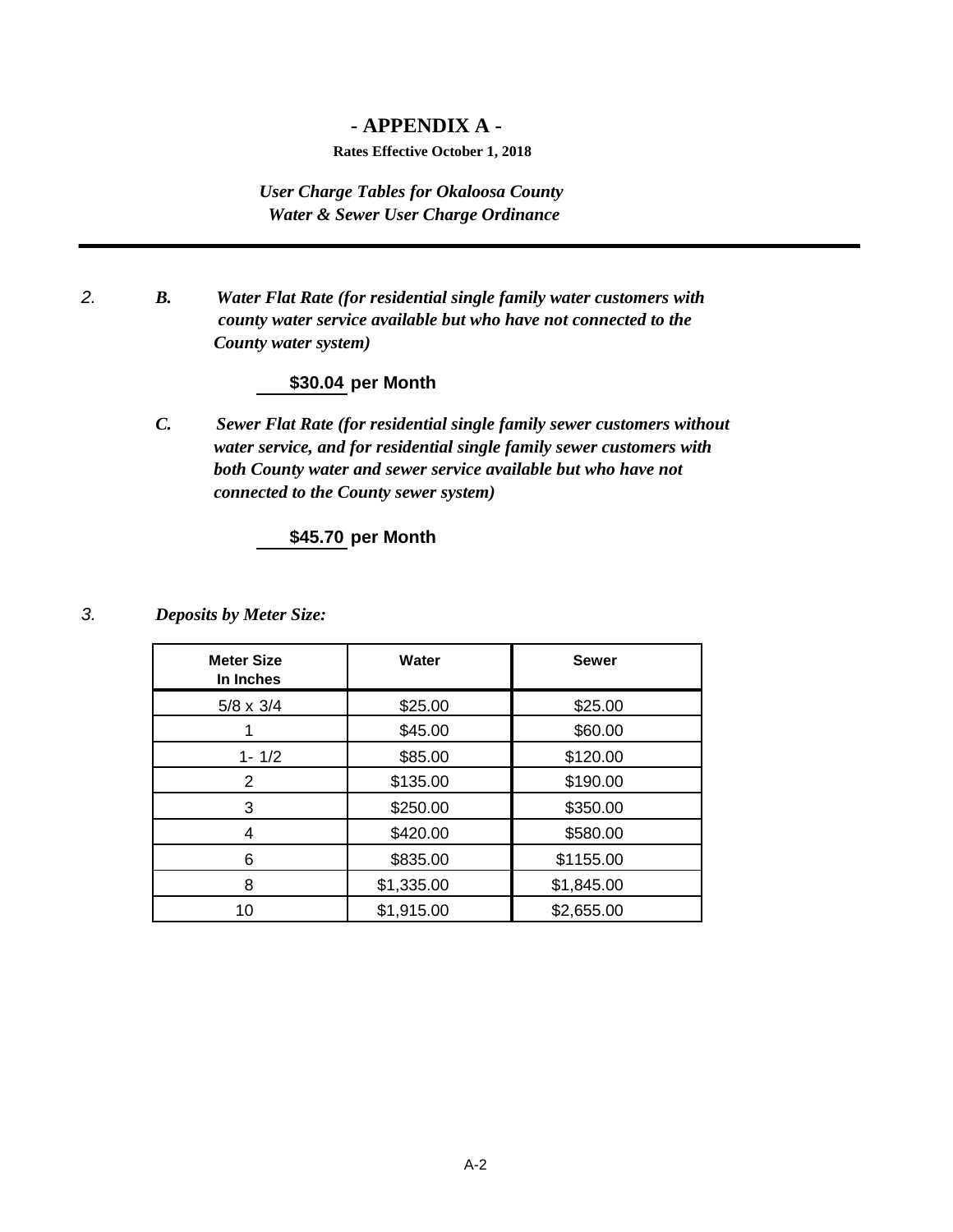# - APPENDIX A -

**Rates Effective October 1, 2018**

***User Charge Tables for Okaloosa County***
***Water & Sewer User Charge Ordinance***

---

2. ***B. Water Flat Rate (for residential single family water customers with county water service available but who have not connected to the County water system)***

**$30.04 per Month**

***C. Sewer Flat Rate (for residential single family sewer customers without water service, and for residential single family sewer customers with both County water and sewer service available but who have not connected to the County sewer system)***

**$45.70 per Month**

3. ***Deposits by Meter Size:***

| Meter Size In Inches | Water | Sewer |
|---|---|---|
| 5/8 x 3/4 | $25.00 | $25.00 |
| 1 | $45.00 | $60.00 |
| 1- 1/2 | $85.00 | $120.00 |
| 2 | $135.00 | $190.00 |
| 3 | $250.00 | $350.00 |
| 4 | $420.00 | $580.00 |
| 6 | $835.00 | $1155.00 |
| 8 | $1,335.00 | $1,845.00 |
| 10 | $1,915.00 | $2,655.00 |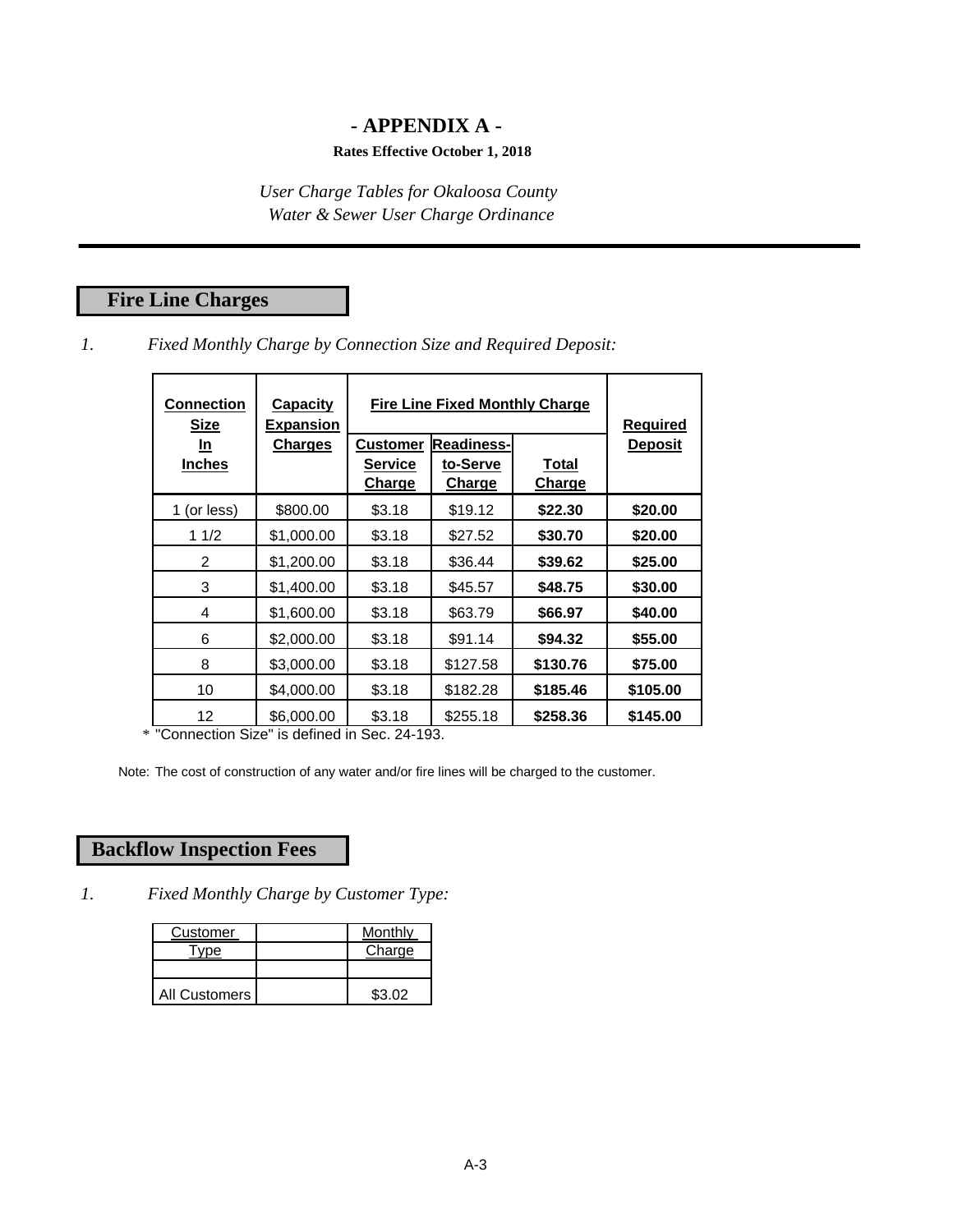# - APPENDIX A -

**Rates Effective October 1, 2018**

*User Charge Tables for Okaloosa County*
*Water & Sewer User Charge Ordinance*

## Fire Line Charges

*1. Fixed Monthly Charge by Connection Size and Required Deposit:*

| Connection Size In Inches | Capacity Expansion Charges | Fire Line Fixed Monthly Charge | | | Required Deposit |
|---|---|---|---|---|---|
| | | Customer Service Charge | Readiness-to-Serve Charge | Total Charge | |
| 1 (or less) | $800.00 | $3.18 | $19.12 | **$22.30** | **$20.00** |
| 1 1/2 | $1,000.00 | $3.18 | $27.52 | **$30.70** | **$20.00** |
| 2 | $1,200.00 | $3.18 | $36.44 | **$39.62** | **$25.00** |
| 3 | $1,400.00 | $3.18 | $45.57 | **$48.75** | **$30.00** |
| 4 | $1,600.00 | $3.18 | $63.79 | **$66.97** | **$40.00** |
| 6 | $2,000.00 | $3.18 | $91.14 | **$94.32** | **$55.00** |
| 8 | $3,000.00 | $3.18 | $127.58 | **$130.76** | **$75.00** |
| 10 | $4,000.00 | $3.18 | $182.28 | **$185.46** | **$105.00** |
| 12 | $6,000.00 | $3.18 | $255.18 | **$258.36** | **$145.00** |

* "Connection Size" is defined in Sec. 24-193.

Note: The cost of construction of any water and/or fire lines will be charged to the customer.

## Backflow Inspection Fees

*1. Fixed Monthly Charge by Customer Type:*

| Customer Type | | Monthly Charge |
|---|---|---|
| | | |
| All Customers | | $3.02 |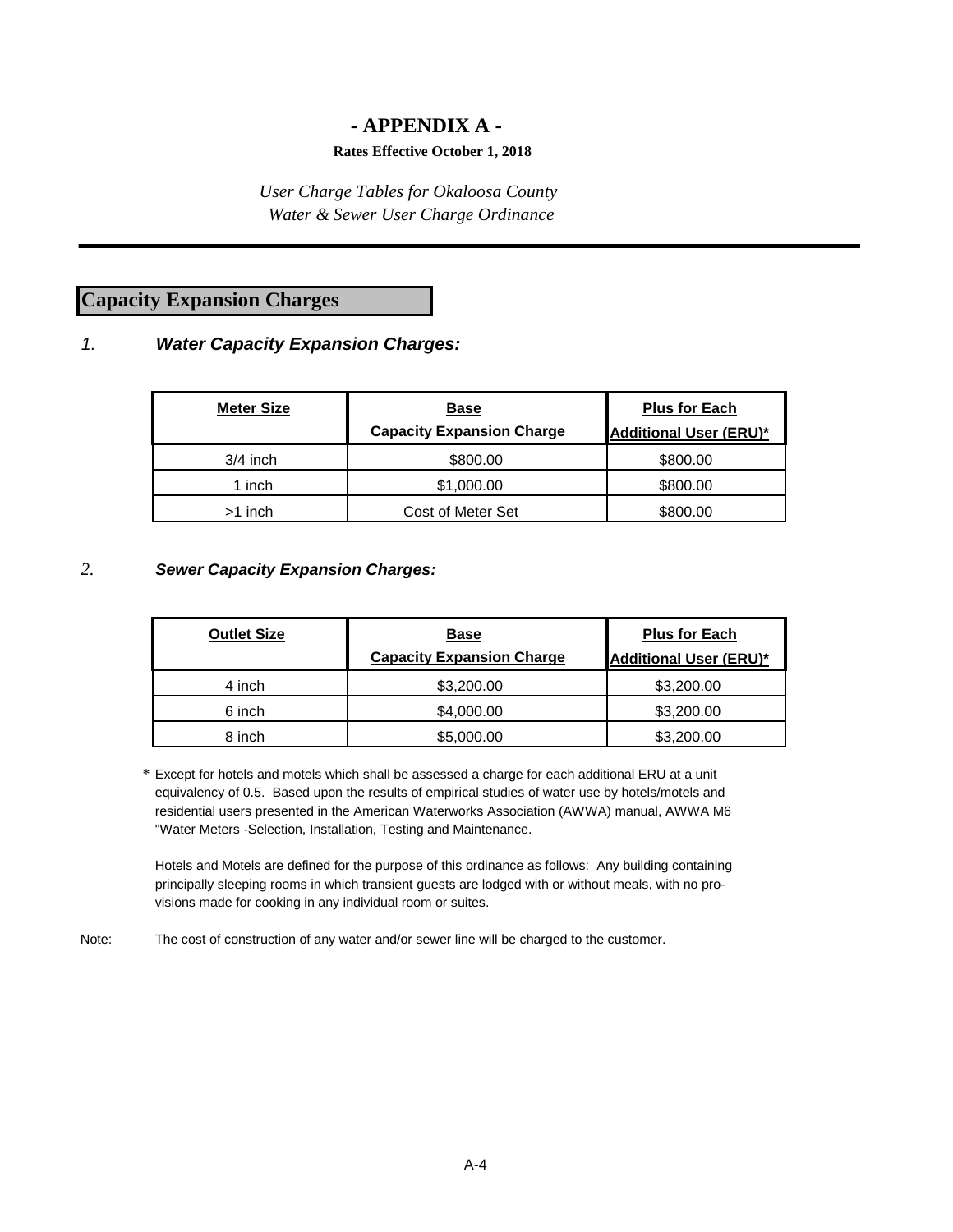# - APPENDIX A -

**Rates Effective October 1, 2018**

*User Charge Tables for Okaloosa County*
*Water & Sewer User Charge Ordinance*

---

## Capacity Expansion Charges

### *1. Water Capacity Expansion Charges:*

| Meter Size | Base Capacity Expansion Charge | Plus for Each Additional User (ERU)* |
|---|---|---|
| 3/4 inch | $800.00 | $800.00 |
| 1 inch | $1,000.00 | $800.00 |
| >1 inch | Cost of Meter Set | $800.00 |

### *2. Sewer Capacity Expansion Charges:*

| Outlet Size | Base Capacity Expansion Charge | Plus for Each Additional User (ERU)* |
|---|---|---|
| 4 inch | $3,200.00 | $3,200.00 |
| 6 inch | $4,000.00 | $3,200.00 |
| 8 inch | $5,000.00 | $3,200.00 |

* Except for hotels and motels which shall be assessed a charge for each additional ERU at a unit equivalency of 0.5. Based upon the results of empirical studies of water use by hotels/motels and residential users presented in the American Waterworks Association (AWWA) manual, AWWA M6 "Water Meters -Selection, Installation, Testing and Maintenance.

Hotels and Motels are defined for the purpose of this ordinance as follows: Any building containing principally sleeping rooms in which transient guests are lodged with or without meals, with no provisions made for cooking in any individual room or suites.

Note: The cost of construction of any water and/or sewer line will be charged to the customer.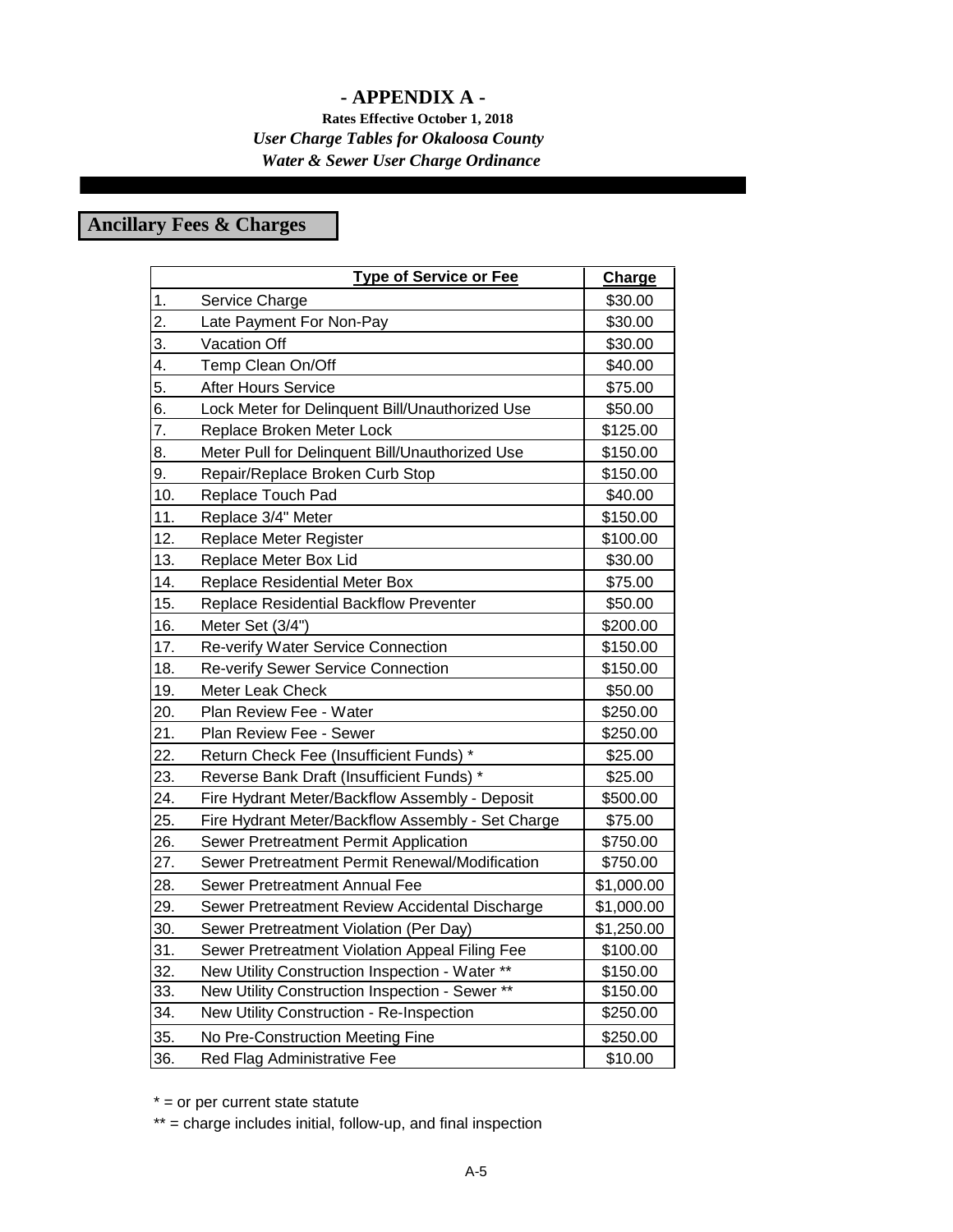# - APPENDIX A -

**Rates Effective October 1, 2018**

***User Charge Tables for Okaloosa County***

***Water & Sewer User Charge Ordinance***

## Ancillary Fees & Charges

| | Type of Service or Fee | Charge |
|---|---|---|
| 1. | Service Charge | $30.00 |
| 2. | Late Payment For Non-Pay | $30.00 |
| 3. | Vacation Off | $30.00 |
| 4. | Temp Clean On/Off | $40.00 |
| 5. | After Hours Service | $75.00 |
| 6. | Lock Meter for Delinquent Bill/Unauthorized Use | $50.00 |
| 7. | Replace Broken Meter Lock | $125.00 |
| 8. | Meter Pull for Delinquent Bill/Unauthorized Use | $150.00 |
| 9. | Repair/Replace Broken Curb Stop | $150.00 |
| 10. | Replace Touch Pad | $40.00 |
| 11. | Replace 3/4" Meter | $150.00 |
| 12. | Replace Meter Register | $100.00 |
| 13. | Replace Meter Box Lid | $30.00 |
| 14. | Replace Residential Meter Box | $75.00 |
| 15. | Replace Residential Backflow Preventer | $50.00 |
| 16. | Meter Set (3/4") | $200.00 |
| 17. | Re-verify Water Service Connection | $150.00 |
| 18. | Re-verify Sewer Service Connection | $150.00 |
| 19. | Meter Leak Check | $50.00 |
| 20. | Plan Review Fee - Water | $250.00 |
| 21. | Plan Review Fee - Sewer | $250.00 |
| 22. | Return Check Fee (Insufficient Funds) * | $25.00 |
| 23. | Reverse Bank Draft (Insufficient Funds) * | $25.00 |
| 24. | Fire Hydrant Meter/Backflow Assembly - Deposit | $500.00 |
| 25. | Fire Hydrant Meter/Backflow Assembly - Set Charge | $75.00 |
| 26. | Sewer Pretreatment Permit Application | $750.00 |
| 27. | Sewer Pretreatment Permit Renewal/Modification | $750.00 |
| 28. | Sewer Pretreatment Annual Fee | $1,000.00 |
| 29. | Sewer Pretreatment Review Accidental Discharge | $1,000.00 |
| 30. | Sewer Pretreatment Violation (Per Day) | $1,250.00 |
| 31. | Sewer Pretreatment Violation Appeal Filing Fee | $100.00 |
| 32. | New Utility Construction Inspection - Water ** | $150.00 |
| 33. | New Utility Construction Inspection - Sewer ** | $150.00 |
| 34. | New Utility Construction - Re-Inspection | $250.00 |
| 35. | No Pre-Construction Meeting Fine | $250.00 |
| 36. | Red Flag Administrative Fee | $10.00 |

* = or per current state statute

** = charge includes initial, follow-up, and final inspection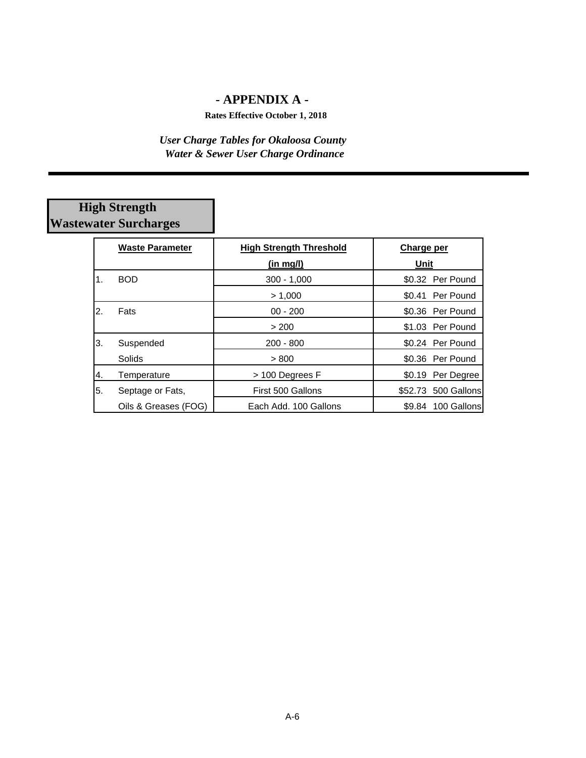# - APPENDIX A -

**Rates Effective October 1, 2018**

***User Charge Tables for Okaloosa County Water & Sewer User Charge Ordinance***

## High Strength Wastewater Surcharges

| | Waste Parameter | High Strength Threshold (in mg/l) | Charge per Unit |
|---|---|---|---|
| 1. | BOD | 300 - 1,000 | \$0.32 Per Pound |
| | | > 1,000 | \$0.41 Per Pound |
| 2. | Fats | 00 - 200 | \$0.36 Per Pound |
| | | > 200 | \$1.03 Per Pound |
| 3. | Suspended Solids | 200 - 800 | \$0.24 Per Pound |
| | | > 800 | \$0.36 Per Pound |
| 4. | Temperature | > 100 Degrees F | \$0.19 Per Degree |
| 5. | Septage or Fats, Oils & Greases (FOG) | First 500 Gallons | \$52.73 500 Gallons |
| | | Each Add. 100 Gallons | \$9.84 100 Gallons |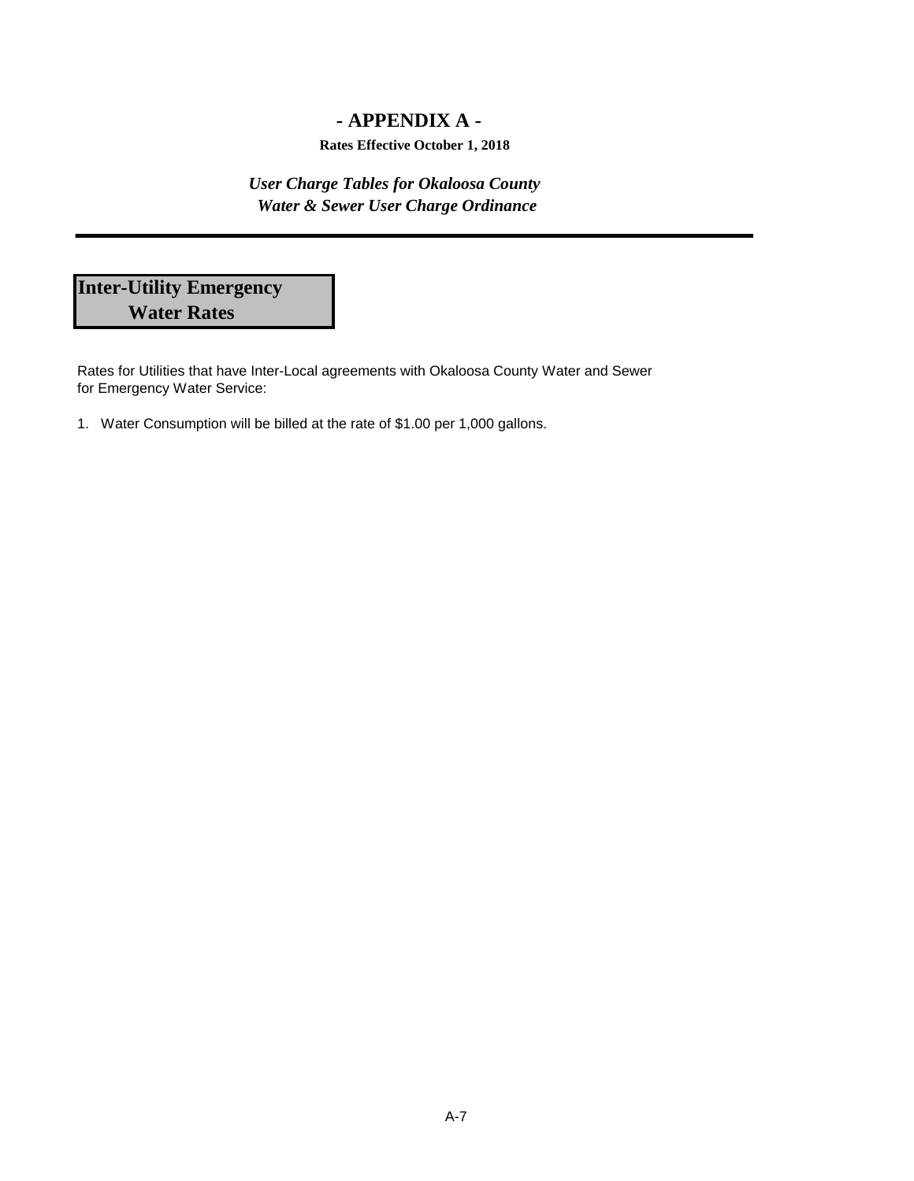# - APPENDIX A -

**Rates Effective October 1, 2018**

***User Charge Tables for Okaloosa County***
***Water & Sewer User Charge Ordinance***

## Inter-Utility Emergency Water Rates

Rates for Utilities that have Inter-Local agreements with Okaloosa County Water and Sewer for Emergency Water Service:

1. Water Consumption will be billed at the rate of $1.00 per 1,000 gallons.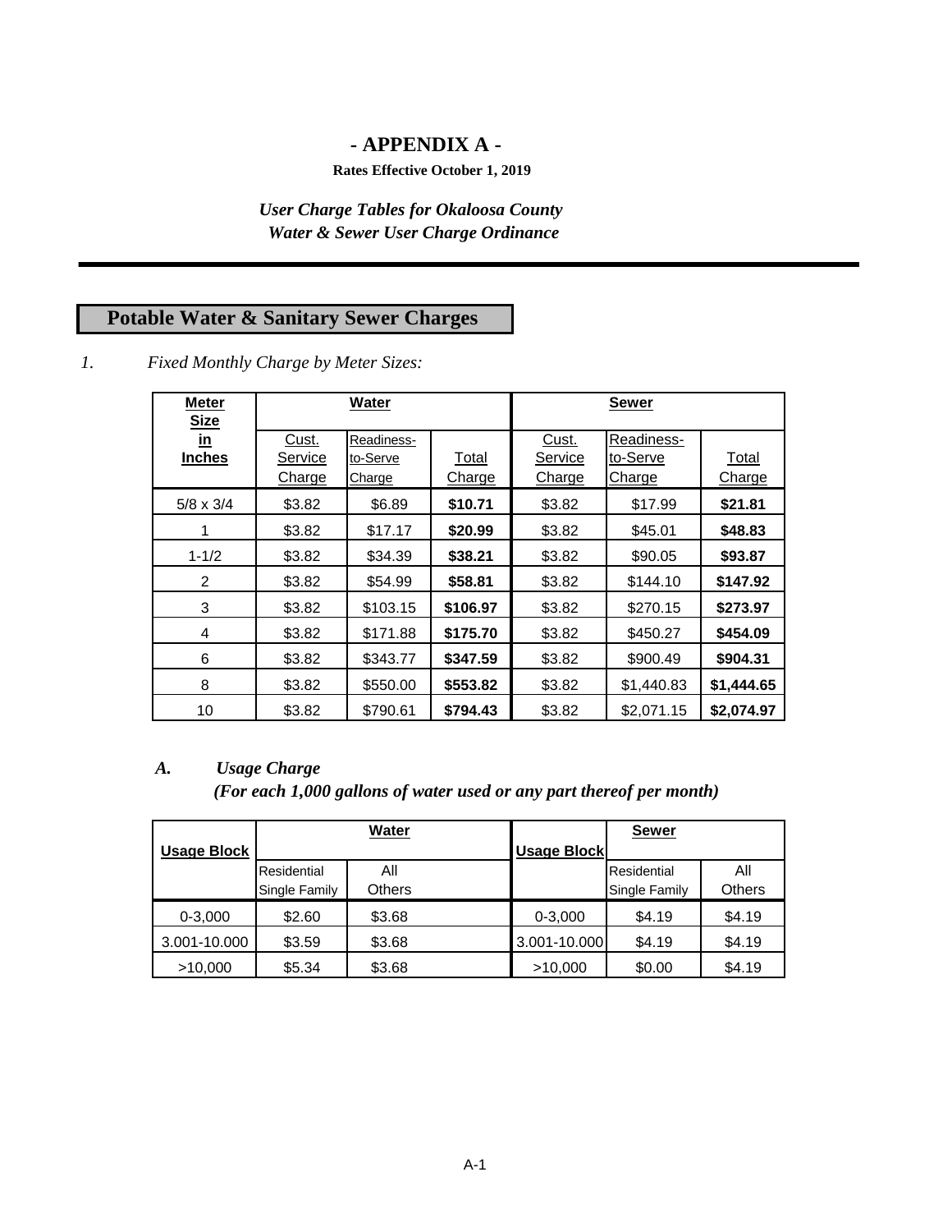# - APPENDIX A -

**Rates Effective October 1, 2019**

***User Charge Tables for Okaloosa County Water & Sewer User Charge Ordinance***

## Potable Water & Sanitary Sewer Charges

*1. Fixed Monthly Charge by Meter Sizes:*

| Meter Size in Inches | Water | | | Sewer | | |
|---|---|---|---|---|---|---|
| | Cust. Service Charge | Readiness-to-Serve Charge | Total Charge | Cust. Service Charge | Readiness-to-Serve Charge | Total Charge |
| 5/8 x 3/4 | $3.82 | $6.89 | **$10.71** | $3.82 | $17.99 | **$21.81** |
| 1 | $3.82 | $17.17 | **$20.99** | $3.82 | $45.01 | **$48.83** |
| 1-1/2 | $3.82 | $34.39 | **$38.21** | $3.82 | $90.05 | **$93.87** |
| 2 | $3.82 | $54.99 | **$58.81** | $3.82 | $144.10 | **$147.92** |
| 3 | $3.82 | $103.15 | **$106.97** | $3.82 | $270.15 | **$273.97** |
| 4 | $3.82 | $171.88 | **$175.70** | $3.82 | $450.27 | **$454.09** |
| 6 | $3.82 | $343.77 | **$347.59** | $3.82 | $900.49 | **$904.31** |
| 8 | $3.82 | $550.00 | **$553.82** | $3.82 | $1,440.83 | **$1,444.65** |
| 10 | $3.82 | $790.61 | **$794.43** | $3.82 | $2,071.15 | **$2,074.97** |

***A. Usage Charge***

***(For each 1,000 gallons of water used or any part thereof per month)***

| Usage Block | Water | | Usage Block | Sewer | |
|---|---|---|---|---|---|
| | Residential Single Family | All Others | | Residential Single Family | All Others |
| 0-3,000 | $2.60 | $3.68 | 0-3,000 | $4.19 | $4.19 |
| 3.001-10.000 | $3.59 | $3.68 | 3.001-10.000 | $4.19 | $4.19 |
| >10,000 | $5.34 | $3.68 | >10,000 | $0.00 | $4.19 |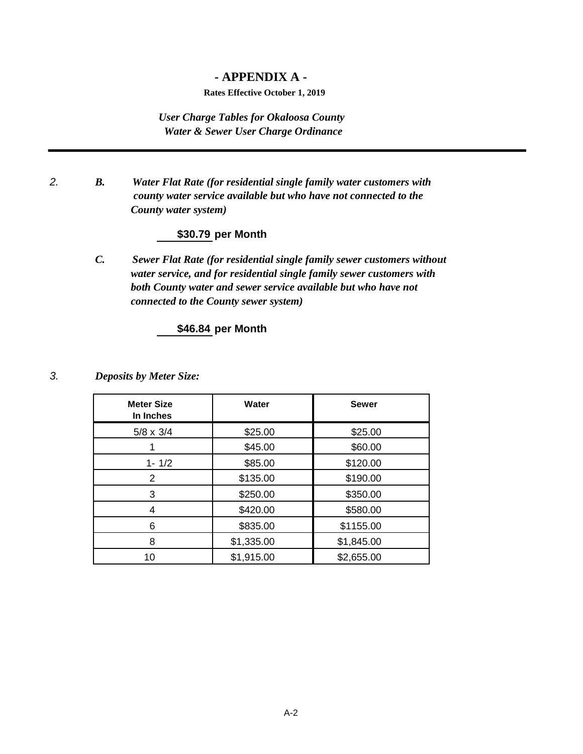# - APPENDIX A -

**Rates Effective October 1, 2019**

***User Charge Tables for Okaloosa County Water & Sewer User Charge Ordinance***

---

*2.* ***B.*** ***Water Flat Rate (for residential single family water customers with county water service available but who have not connected to the County water system)***

**$30.79 per Month**

***C.*** ***Sewer Flat Rate (for residential single family sewer customers without water service, and for residential single family sewer customers with both County water and sewer service available but who have not connected to the County sewer system)***

**$46.84 per Month**

*3.* ***Deposits by Meter Size:***

| Meter Size In Inches | Water | Sewer |
|---|---|---|
| 5/8 x 3/4 | $25.00 | $25.00 |
| 1 | $45.00 | $60.00 |
| 1- 1/2 | $85.00 | $120.00 |
| 2 | $135.00 | $190.00 |
| 3 | $250.00 | $350.00 |
| 4 | $420.00 | $580.00 |
| 6 | $835.00 | $1155.00 |
| 8 | $1,335.00 | $1,845.00 |
| 10 | $1,915.00 | $2,655.00 |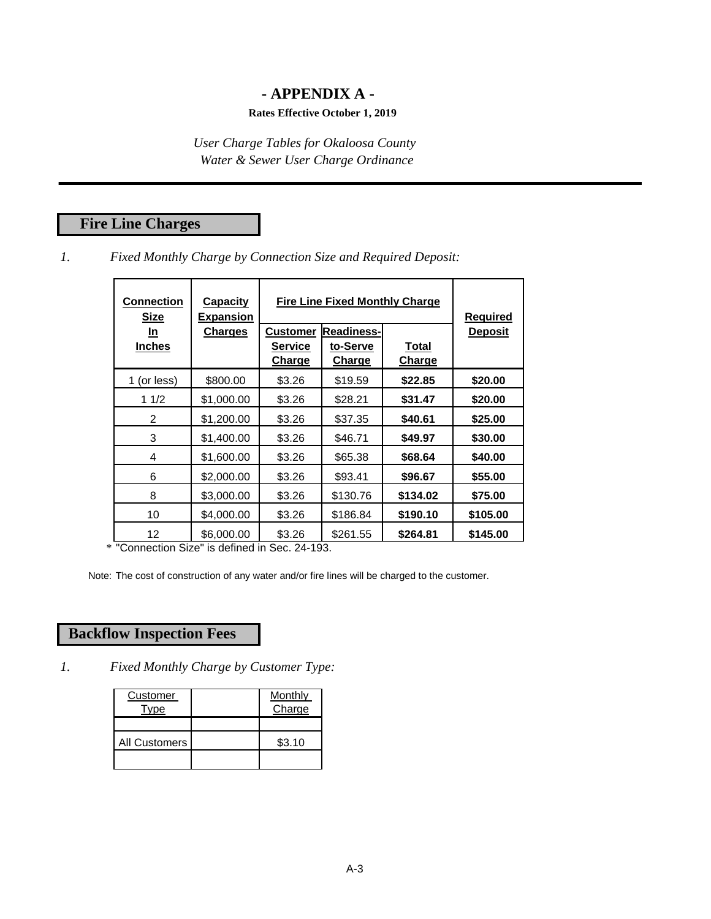# - APPENDIX A -

**Rates Effective October 1, 2019**

*User Charge Tables for Okaloosa County Water & Sewer User Charge Ordinance*

## Fire Line Charges

1. *Fixed Monthly Charge by Connection Size and Required Deposit:*

| Connection Size In Inches | Capacity Expansion Charges | Fire Line Fixed Monthly Charge | | | Required Deposit |
|---|---|---|---|---|---|
| | | Customer Service Charge | Readiness-to-Serve Charge | Total Charge | |
| 1 (or less) | $800.00 | $3.26 | $19.59 | **$22.85** | **$20.00** |
| 1 1/2 | $1,000.00 | $3.26 | $28.21 | **$31.47** | **$20.00** |
| 2 | $1,200.00 | $3.26 | $37.35 | **$40.61** | **$25.00** |
| 3 | $1,400.00 | $3.26 | $46.71 | **$49.97** | **$30.00** |
| 4 | $1,600.00 | $3.26 | $65.38 | **$68.64** | **$40.00** |
| 6 | $2,000.00 | $3.26 | $93.41 | **$96.67** | **$55.00** |
| 8 | $3,000.00 | $3.26 | $130.76 | **$134.02** | **$75.00** |
| 10 | $4,000.00 | $3.26 | $186.84 | **$190.10** | **$105.00** |
| 12 | $6,000.00 | $3.26 | $261.55 | **$264.81** | **$145.00** |

* "Connection Size" is defined in Sec. 24-193.

Note: The cost of construction of any water and/or fire lines will be charged to the customer.

## Backflow Inspection Fees

1. *Fixed Monthly Charge by Customer Type:*

| Customer Type | | Monthly Charge |
|---|---|---|
| | | |
| All Customers | | $3.10 |
| | | |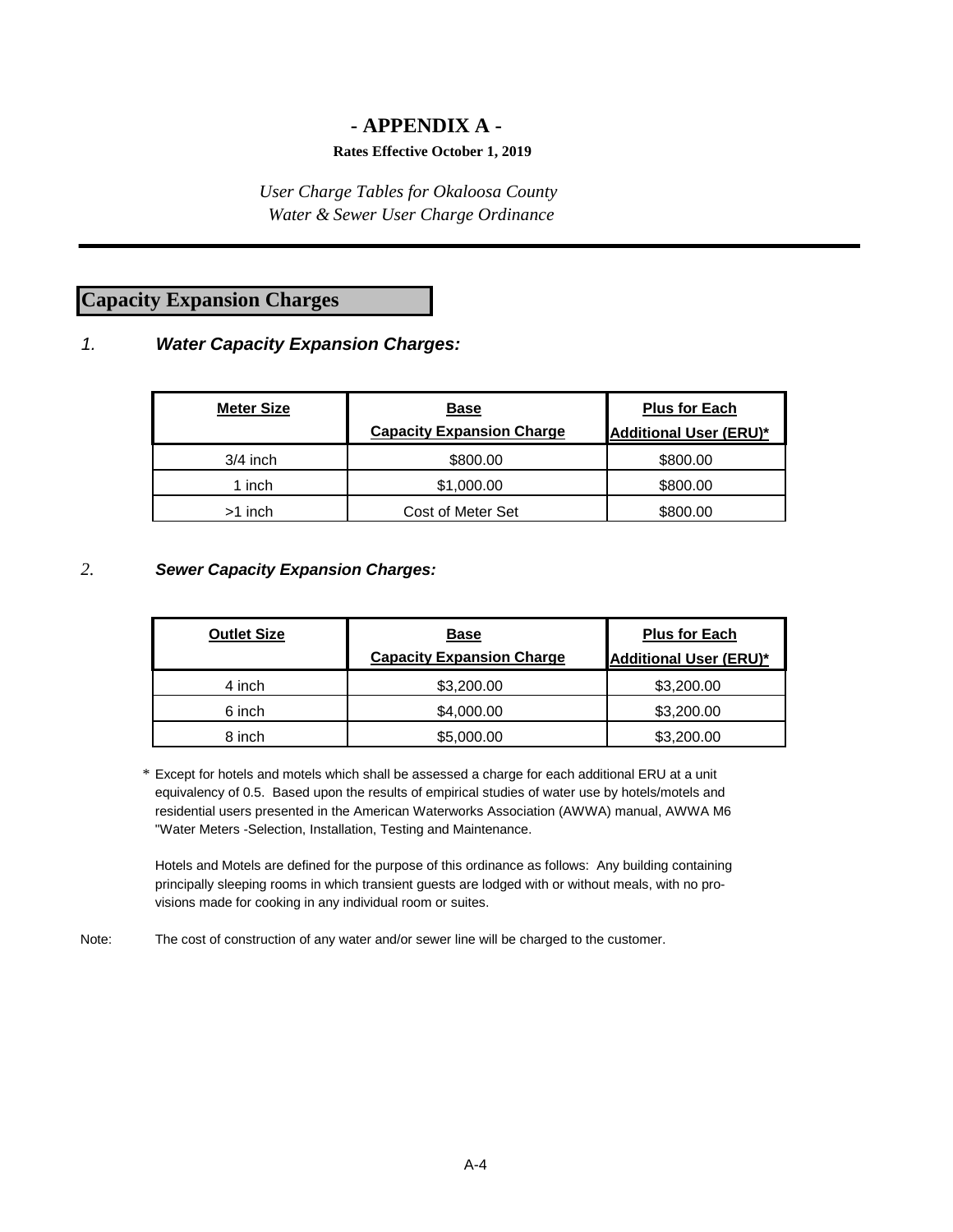# - APPENDIX A -

**Rates Effective October 1, 2019**

*User Charge Tables for Okaloosa County*
*Water & Sewer User Charge Ordinance*

## Capacity Expansion Charges

### *1.* ***Water Capacity Expansion Charges:***

| Meter Size | Base Capacity Expansion Charge | Plus for Each Additional User (ERU)* |
|---|---|---|
| 3/4 inch | $800.00 | $800.00 |
| 1 inch | $1,000.00 | $800.00 |
| >1 inch | Cost of Meter Set | $800.00 |

### *2.* ***Sewer Capacity Expansion Charges:***

| Outlet Size | Base Capacity Expansion Charge | Plus for Each Additional User (ERU)* |
|---|---|---|
| 4 inch | $3,200.00 | $3,200.00 |
| 6 inch | $4,000.00 | $3,200.00 |
| 8 inch | $5,000.00 | $3,200.00 |

\* Except for hotels and motels which shall be assessed a charge for each additional ERU at a unit equivalency of 0.5. Based upon the results of empirical studies of water use by hotels/motels and residential users presented in the American Waterworks Association (AWWA) manual, AWWA M6 "Water Meters -Selection, Installation, Testing and Maintenance.

Hotels and Motels are defined for the purpose of this ordinance as follows: Any building containing principally sleeping rooms in which transient guests are lodged with or without meals, with no provisions made for cooking in any individual room or suites.

Note: The cost of construction of any water and/or sewer line will be charged to the customer.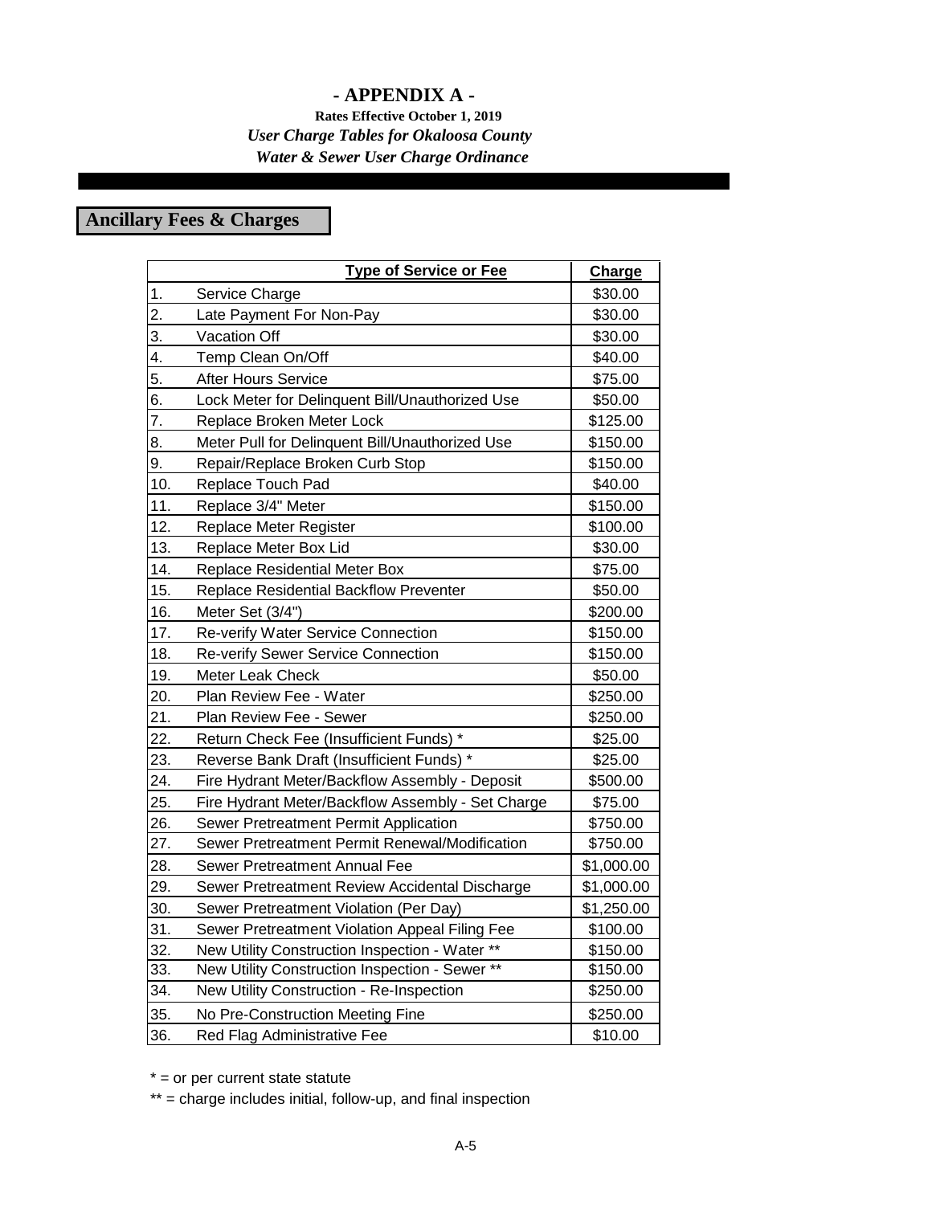# - APPENDIX A -

**Rates Effective October 1, 2019**

***User Charge Tables for Okaloosa County***

***Water & Sewer User Charge Ordinance***

## Ancillary Fees & Charges

| | Type of Service or Fee | Charge |
|---|---|---|
| 1. | Service Charge | $30.00 |
| 2. | Late Payment For Non-Pay | $30.00 |
| 3. | Vacation Off | $30.00 |
| 4. | Temp Clean On/Off | $40.00 |
| 5. | After Hours Service | $75.00 |
| 6. | Lock Meter for Delinquent Bill/Unauthorized Use | $50.00 |
| 7. | Replace Broken Meter Lock | $125.00 |
| 8. | Meter Pull for Delinquent Bill/Unauthorized Use | $150.00 |
| 9. | Repair/Replace Broken Curb Stop | $150.00 |
| 10. | Replace Touch Pad | $40.00 |
| 11. | Replace 3/4" Meter | $150.00 |
| 12. | Replace Meter Register | $100.00 |
| 13. | Replace Meter Box Lid | $30.00 |
| 14. | Replace Residential Meter Box | $75.00 |
| 15. | Replace Residential Backflow Preventer | $50.00 |
| 16. | Meter Set (3/4") | $200.00 |
| 17. | Re-verify Water Service Connection | $150.00 |
| 18. | Re-verify Sewer Service Connection | $150.00 |
| 19. | Meter Leak Check | $50.00 |
| 20. | Plan Review Fee - Water | $250.00 |
| 21. | Plan Review Fee - Sewer | $250.00 |
| 22. | Return Check Fee (Insufficient Funds) * | $25.00 |
| 23. | Reverse Bank Draft (Insufficient Funds) * | $25.00 |
| 24. | Fire Hydrant Meter/Backflow Assembly - Deposit | $500.00 |
| 25. | Fire Hydrant Meter/Backflow Assembly - Set Charge | $75.00 |
| 26. | Sewer Pretreatment Permit Application | $750.00 |
| 27. | Sewer Pretreatment Permit Renewal/Modification | $750.00 |
| 28. | Sewer Pretreatment Annual Fee | $1,000.00 |
| 29. | Sewer Pretreatment Review Accidental Discharge | $1,000.00 |
| 30. | Sewer Pretreatment Violation (Per Day) | $1,250.00 |
| 31. | Sewer Pretreatment Violation Appeal Filing Fee | $100.00 |
| 32. | New Utility Construction Inspection - Water ** | $150.00 |
| 33. | New Utility Construction Inspection - Sewer ** | $150.00 |
| 34. | New Utility Construction - Re-Inspection | $250.00 |
| 35. | No Pre-Construction Meeting Fine | $250.00 |
| 36. | Red Flag Administrative Fee | $10.00 |

* = or per current state statute

** = charge includes initial, follow-up, and final inspection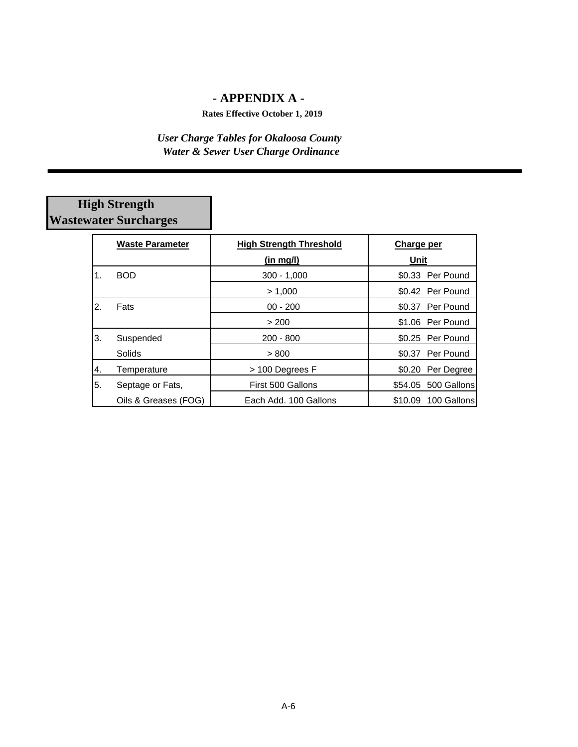# - APPENDIX A -

**Rates Effective October 1, 2019**

***User Charge Tables for Okaloosa County Water & Sewer User Charge Ordinance***

## High Strength Wastewater Surcharges

| | Waste Parameter | High Strength Threshold (in mg/l) | Charge per Unit | |
|---|---|---|---|---|
| 1. | BOD | 300 - 1,000 | $0.33 | Per Pound |
| | | > 1,000 | $0.42 | Per Pound |
| 2. | Fats | 00 - 200 | $0.37 | Per Pound |
| | | > 200 | $1.06 | Per Pound |
| 3. | Suspended Solids | 200 - 800 | $0.25 | Per Pound |
| | | > 800 | $0.37 | Per Pound |
| 4. | Temperature | > 100 Degrees F | $0.20 | Per Degree |
| 5. | Septage or Fats, Oils & Greases (FOG) | First 500 Gallons | $54.05 | 500 Gallons |
| | | Each Add. 100 Gallons | $10.09 | 100 Gallons |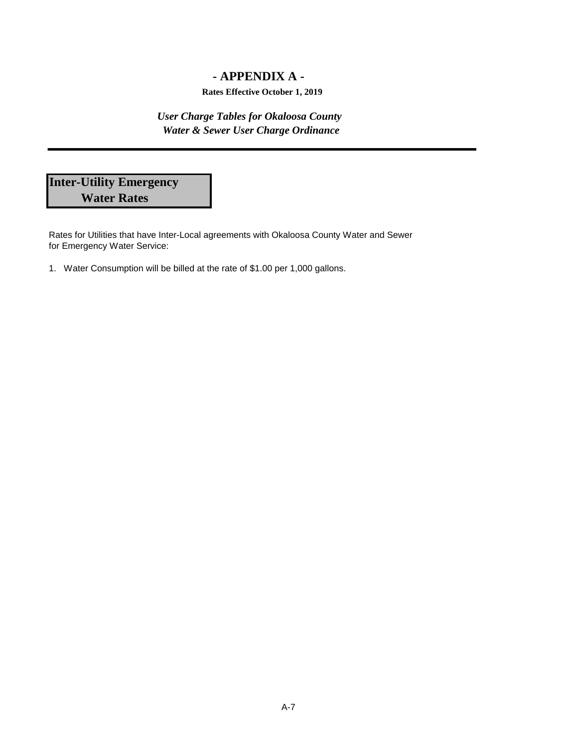# - APPENDIX A -

**Rates Effective October 1, 2019**

***User Charge Tables for Okaloosa County Water & Sewer User Charge Ordinance***

## Inter-Utility Emergency Water Rates

Rates for Utilities that have Inter-Local agreements with Okaloosa County Water and Sewer for Emergency Water Service:

1. Water Consumption will be billed at the rate of $1.00 per 1,000 gallons.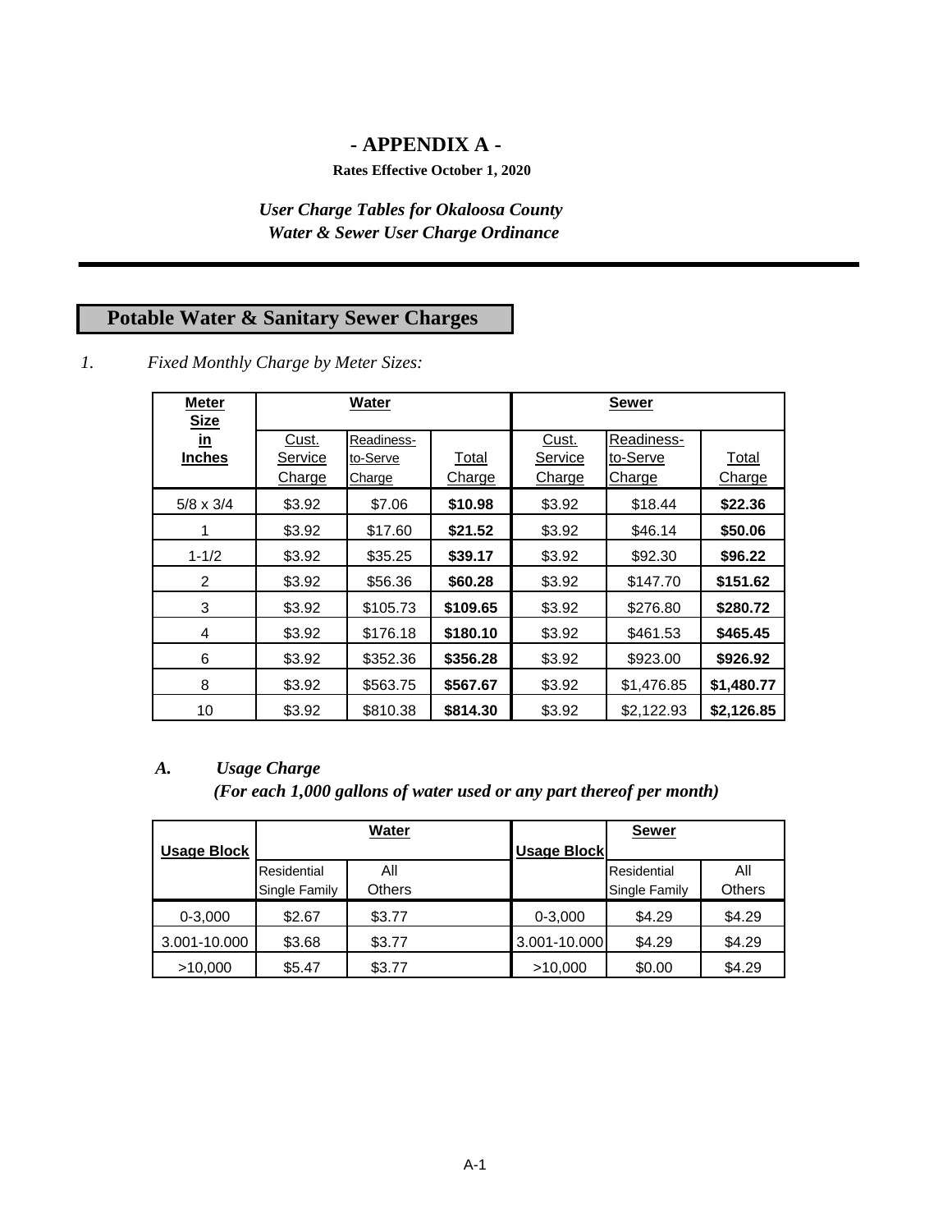# - APPENDIX A -

**Rates Effective October 1, 2020**

***User Charge Tables for Okaloosa County Water & Sewer User Charge Ordinance***

## Potable Water & Sanitary Sewer Charges

*1. Fixed Monthly Charge by Meter Sizes:*

| Meter Size in Inches | Water | | | Sewer | | |
|---|---|---|---|---|---|---|
| | Cust. Service Charge | Readiness-to-Serve Charge | Total Charge | Cust. Service Charge | Readiness-to-Serve Charge | Total Charge |
| 5/8 x 3/4 | $3.92 | $7.06 | **$10.98** | $3.92 | $18.44 | **$22.36** |
| 1 | $3.92 | $17.60 | **$21.52** | $3.92 | $46.14 | **$50.06** |
| 1-1/2 | $3.92 | $35.25 | **$39.17** | $3.92 | $92.30 | **$96.22** |
| 2 | $3.92 | $56.36 | **$60.28** | $3.92 | $147.70 | **$151.62** |
| 3 | $3.92 | $105.73 | **$109.65** | $3.92 | $276.80 | **$280.72** |
| 4 | $3.92 | $176.18 | **$180.10** | $3.92 | $461.53 | **$465.45** |
| 6 | $3.92 | $352.36 | **$356.28** | $3.92 | $923.00 | **$926.92** |
| 8 | $3.92 | $563.75 | **$567.67** | $3.92 | $1,476.85 | **$1,480.77** |
| 10 | $3.92 | $810.38 | **$814.30** | $3.92 | $2,122.93 | **$2,126.85** |

*A. Usage Charge*

***(For each 1,000 gallons of water used or any part thereof per month)***

| Usage Block | Water | | Usage Block | Sewer | |
|---|---|---|---|---|---|
| | Residential Single Family | All Others | | Residential Single Family | All Others |
| 0-3,000 | $2.67 | $3.77 | 0-3,000 | $4.29 | $4.29 |
| 3.001-10.000 | $3.68 | $3.77 | 3.001-10.000 | $4.29 | $4.29 |
| >10,000 | $5.47 | $3.77 | >10,000 | $0.00 | $4.29 |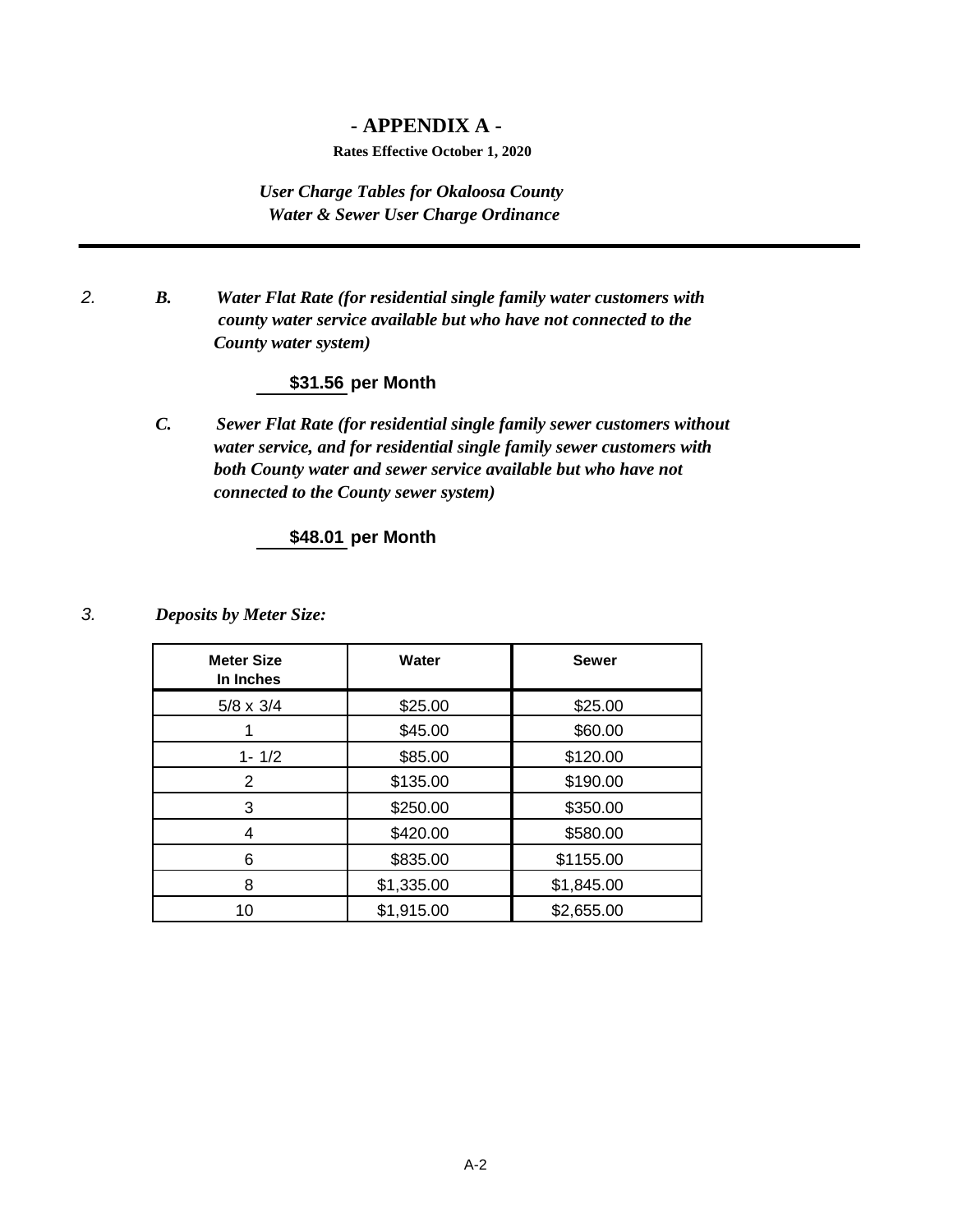# - APPENDIX A -

**Rates Effective October 1, 2020**

***User Charge Tables for Okaloosa County Water & Sewer User Charge Ordinance***

---

2. ***B.*** ***Water Flat Rate (for residential single family water customers with county water service available but who have not connected to the County water system)***

**$31.56 per Month**

***C.*** ***Sewer Flat Rate (for residential single family sewer customers without water service, and for residential single family sewer customers with both County water and sewer service available but who have not connected to the County sewer system)***

**$48.01 per Month**

3. ***Deposits by Meter Size:***

| Meter Size In Inches | Water | Sewer |
| --- | --- | --- |
| 5/8 x 3/4 | $25.00 | $25.00 |
| 1 | $45.00 | $60.00 |
| 1- 1/2 | $85.00 | $120.00 |
| 2 | $135.00 | $190.00 |
| 3 | $250.00 | $350.00 |
| 4 | $420.00 | $580.00 |
| 6 | $835.00 | $1155.00 |
| 8 | $1,335.00 | $1,845.00 |
| 10 | $1,915.00 | $2,655.00 |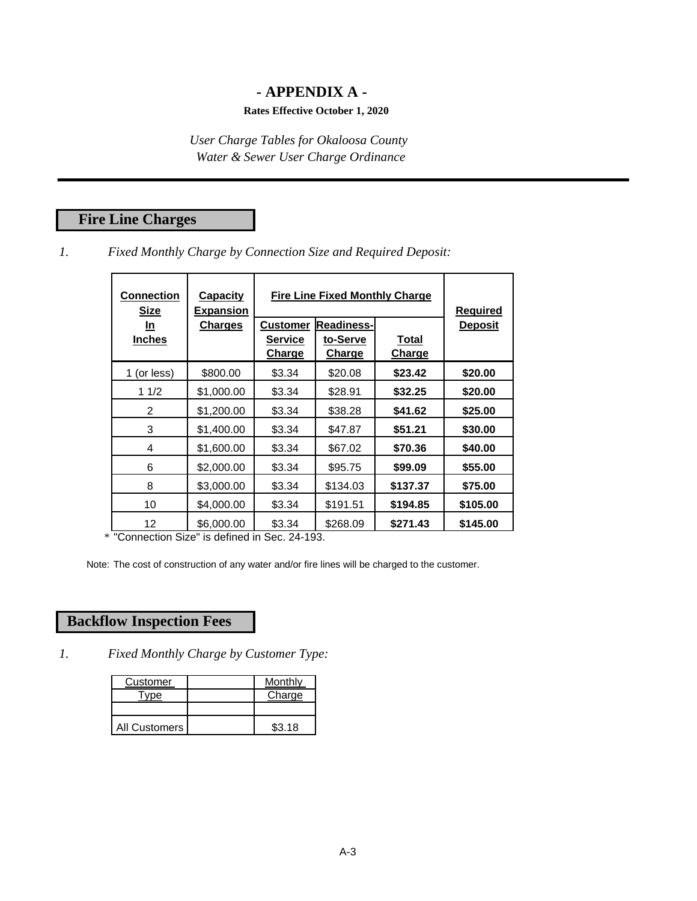# - APPENDIX A -

**Rates Effective October 1, 2020**

*User Charge Tables for Okaloosa County*
*Water & Sewer User Charge Ordinance*

---

## Fire Line Charges

*1. Fixed Monthly Charge by Connection Size and Required Deposit:*

| Connection Size In Inches | Capacity Expansion Charges | Fire Line Fixed Monthly Charge | | | Required Deposit |
|---|---|---|---|---|---|
| | | Customer Service Charge | Readiness-to-Serve Charge | Total Charge | |
| 1 (or less) | $800.00 | $3.34 | $20.08 | **$23.42** | **$20.00** |
| 1 1/2 | $1,000.00 | $3.34 | $28.91 | **$32.25** | **$20.00** |
| 2 | $1,200.00 | $3.34 | $38.28 | **$41.62** | **$25.00** |
| 3 | $1,400.00 | $3.34 | $47.87 | **$51.21** | **$30.00** |
| 4 | $1,600.00 | $3.34 | $67.02 | **$70.36** | **$40.00** |
| 6 | $2,000.00 | $3.34 | $95.75 | **$99.09** | **$55.00** |
| 8 | $3,000.00 | $3.34 | $134.03 | **$137.37** | **$75.00** |
| 10 | $4,000.00 | $3.34 | $191.51 | **$194.85** | **$105.00** |
| 12 | $6,000.00 | $3.34 | $268.09 | **$271.43** | **$145.00** |

* "Connection Size" is defined in Sec. 24-193.

Note: The cost of construction of any water and/or fire lines will be charged to the customer.

## Backflow Inspection Fees

*1. Fixed Monthly Charge by Customer Type:*

| Customer Type | | Monthly Charge |
|---|---|---|
| | | |
| All Customers | | $3.18 |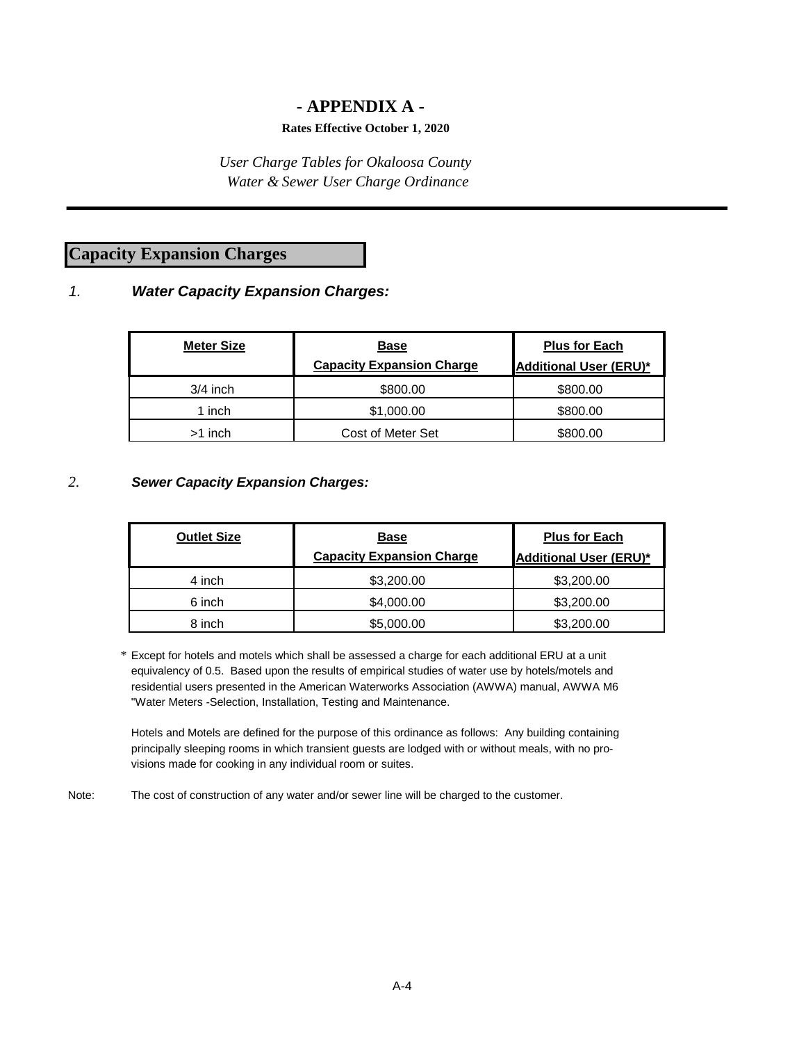# - APPENDIX A -

**Rates Effective October 1, 2020**

*User Charge Tables for Okaloosa County*
*Water & Sewer User Charge Ordinance*

## Capacity Expansion Charges

### *1. Water Capacity Expansion Charges:*

| Meter Size | Base Capacity Expansion Charge | Plus for Each Additional User (ERU)* |
|---|---|---|
| 3/4 inch | $800.00 | $800.00 |
| 1 inch | $1,000.00 | $800.00 |
| >1 inch | Cost of Meter Set | $800.00 |

### *2. Sewer Capacity Expansion Charges:*

| Outlet Size | Base Capacity Expansion Charge | Plus for Each Additional User (ERU)* |
|---|---|---|
| 4 inch | $3,200.00 | $3,200.00 |
| 6 inch | $4,000.00 | $3,200.00 |
| 8 inch | $5,000.00 | $3,200.00 |

\* Except for hotels and motels which shall be assessed a charge for each additional ERU at a unit equivalency of 0.5. Based upon the results of empirical studies of water use by hotels/motels and residential users presented in the American Waterworks Association (AWWA) manual, AWWA M6 "Water Meters -Selection, Installation, Testing and Maintenance.

Hotels and Motels are defined for the purpose of this ordinance as follows: Any building containing principally sleeping rooms in which transient guests are lodged with or without meals, with no provisions made for cooking in any individual room or suites.

Note: The cost of construction of any water and/or sewer line will be charged to the customer.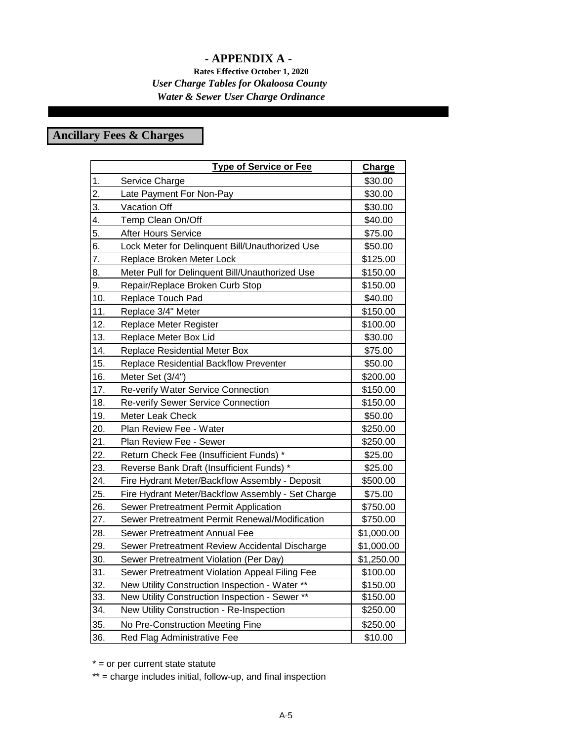# - APPENDIX A -

**Rates Effective October 1, 2020**

***User Charge Tables for Okaloosa County***

***Water & Sewer User Charge Ordinance***

## Ancillary Fees & Charges

| | Type of Service or Fee | Charge |
|---|---|---|
| 1. | Service Charge | $30.00 |
| 2. | Late Payment For Non-Pay | $30.00 |
| 3. | Vacation Off | $30.00 |
| 4. | Temp Clean On/Off | $40.00 |
| 5. | After Hours Service | $75.00 |
| 6. | Lock Meter for Delinquent Bill/Unauthorized Use | $50.00 |
| 7. | Replace Broken Meter Lock | $125.00 |
| 8. | Meter Pull for Delinquent Bill/Unauthorized Use | $150.00 |
| 9. | Repair/Replace Broken Curb Stop | $150.00 |
| 10. | Replace Touch Pad | $40.00 |
| 11. | Replace 3/4" Meter | $150.00 |
| 12. | Replace Meter Register | $100.00 |
| 13. | Replace Meter Box Lid | $30.00 |
| 14. | Replace Residential Meter Box | $75.00 |
| 15. | Replace Residential Backflow Preventer | $50.00 |
| 16. | Meter Set (3/4") | $200.00 |
| 17. | Re-verify Water Service Connection | $150.00 |
| 18. | Re-verify Sewer Service Connection | $150.00 |
| 19. | Meter Leak Check | $50.00 |
| 20. | Plan Review Fee - Water | $250.00 |
| 21. | Plan Review Fee - Sewer | $250.00 |
| 22. | Return Check Fee (Insufficient Funds) * | $25.00 |
| 23. | Reverse Bank Draft (Insufficient Funds) * | $25.00 |
| 24. | Fire Hydrant Meter/Backflow Assembly - Deposit | $500.00 |
| 25. | Fire Hydrant Meter/Backflow Assembly - Set Charge | $75.00 |
| 26. | Sewer Pretreatment Permit Application | $750.00 |
| 27. | Sewer Pretreatment Permit Renewal/Modification | $750.00 |
| 28. | Sewer Pretreatment Annual Fee | $1,000.00 |
| 29. | Sewer Pretreatment Review Accidental Discharge | $1,000.00 |
| 30. | Sewer Pretreatment Violation (Per Day) | $1,250.00 |
| 31. | Sewer Pretreatment Violation Appeal Filing Fee | $100.00 |
| 32. | New Utility Construction Inspection - Water ** | $150.00 |
| 33. | New Utility Construction Inspection - Sewer ** | $150.00 |
| 34. | New Utility Construction - Re-Inspection | $250.00 |
| 35. | No Pre-Construction Meeting Fine | $250.00 |
| 36. | Red Flag Administrative Fee | $10.00 |

* = or per current state statute

** = charge includes initial, follow-up, and final inspection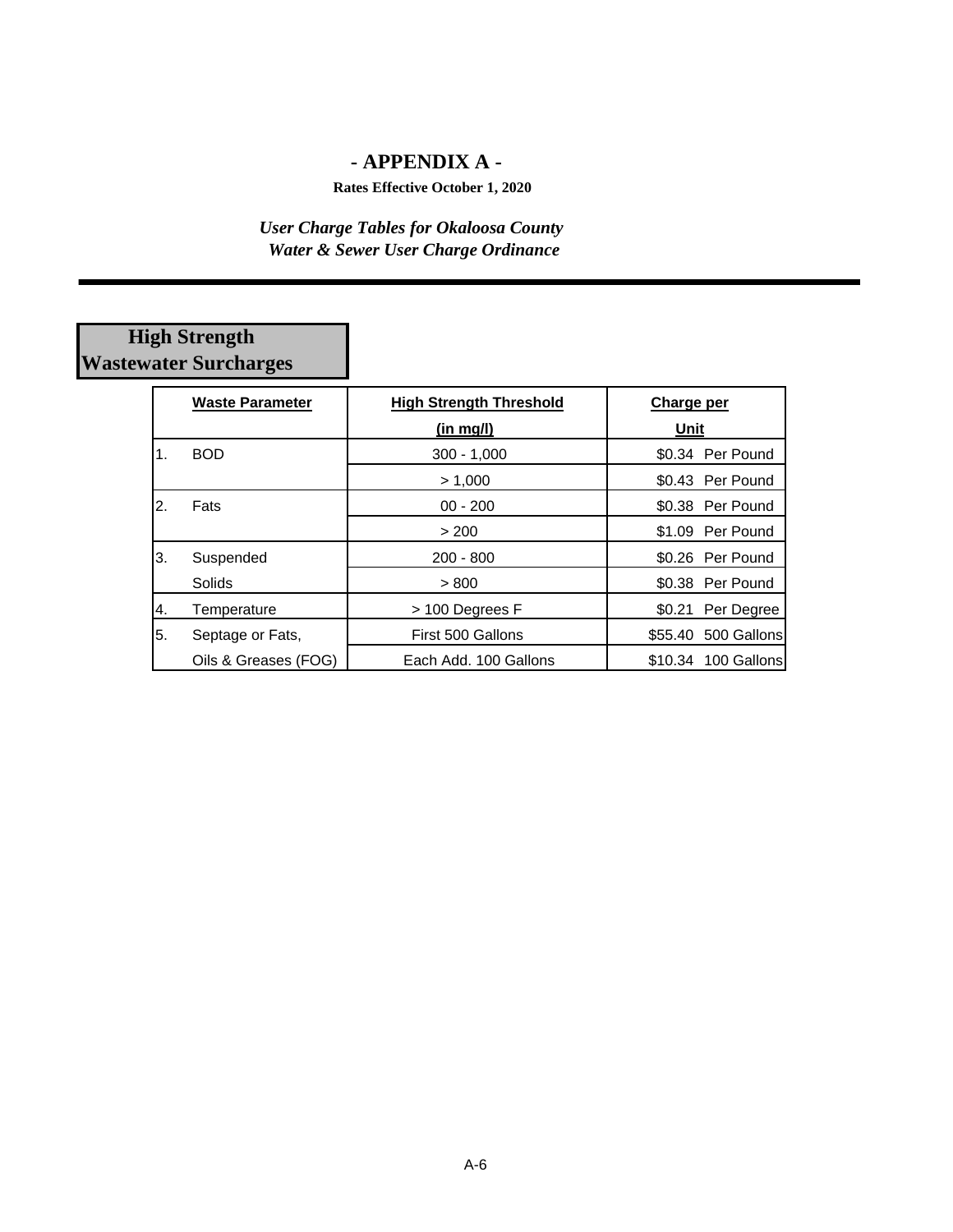# - APPENDIX A -

**Rates Effective October 1, 2020**

***User Charge Tables for Okaloosa County Water & Sewer User Charge Ordinance***

## High Strength Wastewater Surcharges

| | Waste Parameter | High Strength Threshold (in mg/l) | Charge per Unit |
|---|---|---|---|
| 1. | BOD | 300 - 1,000 | $0.34 Per Pound |
| | | > 1,000 | $0.43 Per Pound |
| 2. | Fats | 00 - 200 | $0.38 Per Pound |
| | | > 200 | $1.09 Per Pound |
| 3. | Suspended Solids | 200 - 800 | $0.26 Per Pound |
| | | > 800 | $0.38 Per Pound |
| 4. | Temperature | > 100 Degrees F | $0.21 Per Degree |
| 5. | Septage or Fats, Oils & Greases (FOG) | First 500 Gallons | $55.40 500 Gallons |
| | | Each Add. 100 Gallons | $10.34 100 Gallons |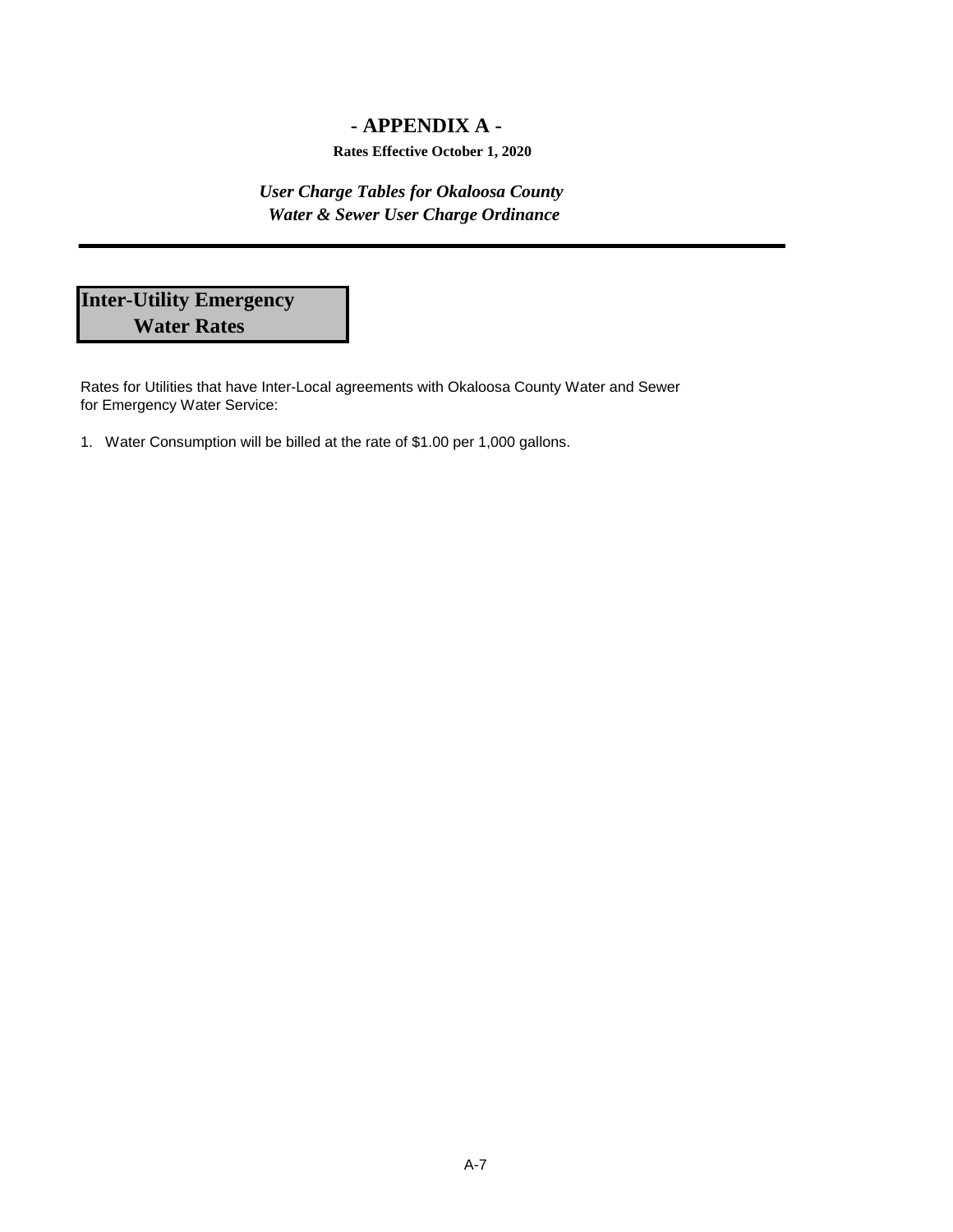# - APPENDIX A -

**Rates Effective October 1, 2020**

***User Charge Tables for Okaloosa County***
***Water & Sewer User Charge Ordinance***

## Inter-Utility Emergency Water Rates

Rates for Utilities that have Inter-Local agreements with Okaloosa County Water and Sewer for Emergency Water Service:

1. Water Consumption will be billed at the rate of $1.00 per 1,000 gallons.